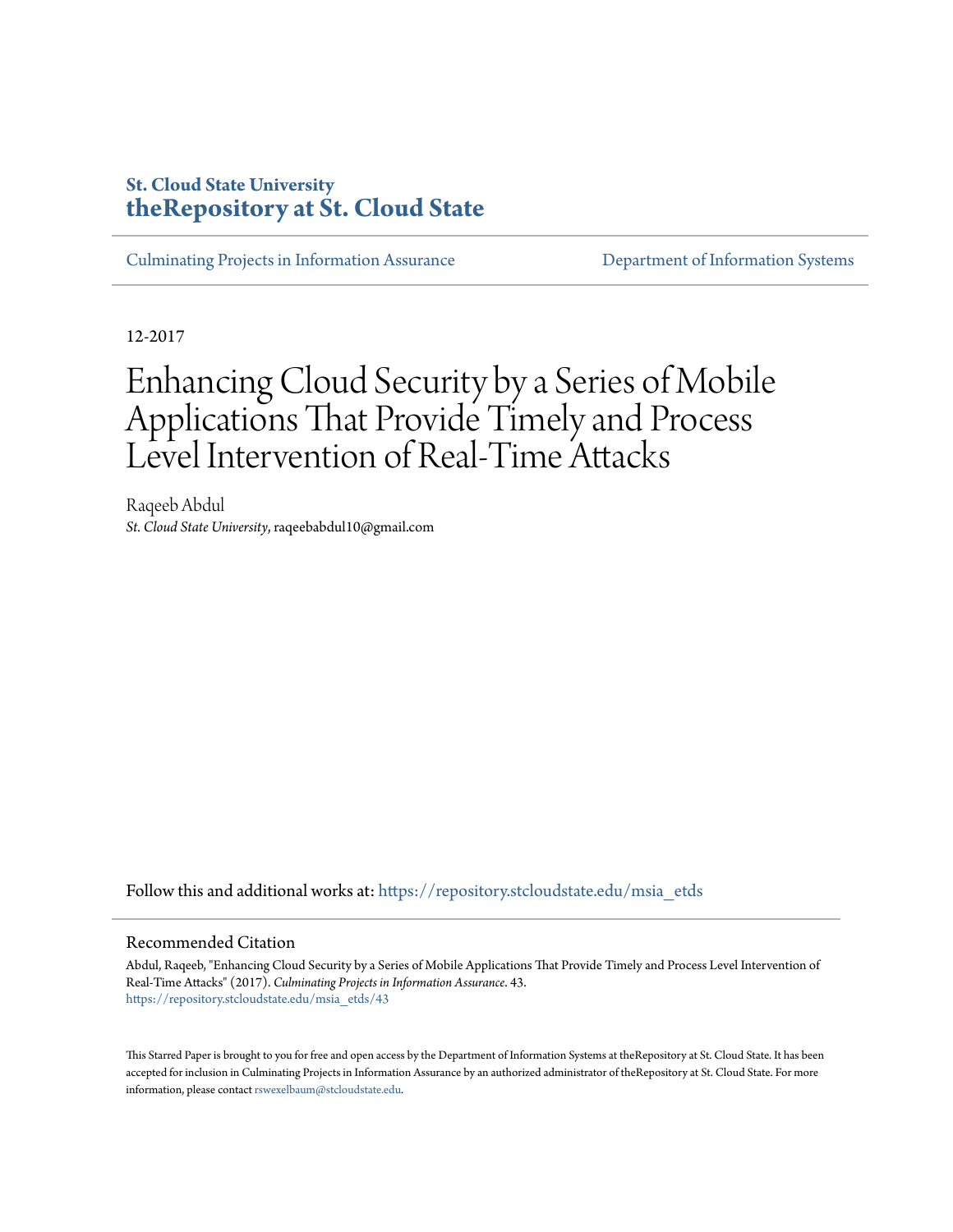**St. Cloud State University**
**theRepository at St. Cloud State**

Culminating Projects in Information Assurance | Department of Information Systems

12-2017

# Enhancing Cloud Security by a Series of Mobile Applications That Provide Timely and Process Level Intervention of Real-Time Attacks

Raqeeb Abdul
*St. Cloud State University*, raqeebabdul10@gmail.com

Follow this and additional works at: https://repository.stcloudstate.edu/msia_etds

## Recommended Citation

Abdul, Raqeeb, "Enhancing Cloud Security by a Series of Mobile Applications That Provide Timely and Process Level Intervention of Real-Time Attacks" (2017). *Culminating Projects in Information Assurance*. 43.
https://repository.stcloudstate.edu/msia_etds/43

This Starred Paper is brought to you for free and open access by the Department of Information Systems at theRepository at St. Cloud State. It has been accepted for inclusion in Culminating Projects in Information Assurance by an authorized administrator of theRepository at St. Cloud State. For more information, please contact rswexelbaum@stcloudstate.edu.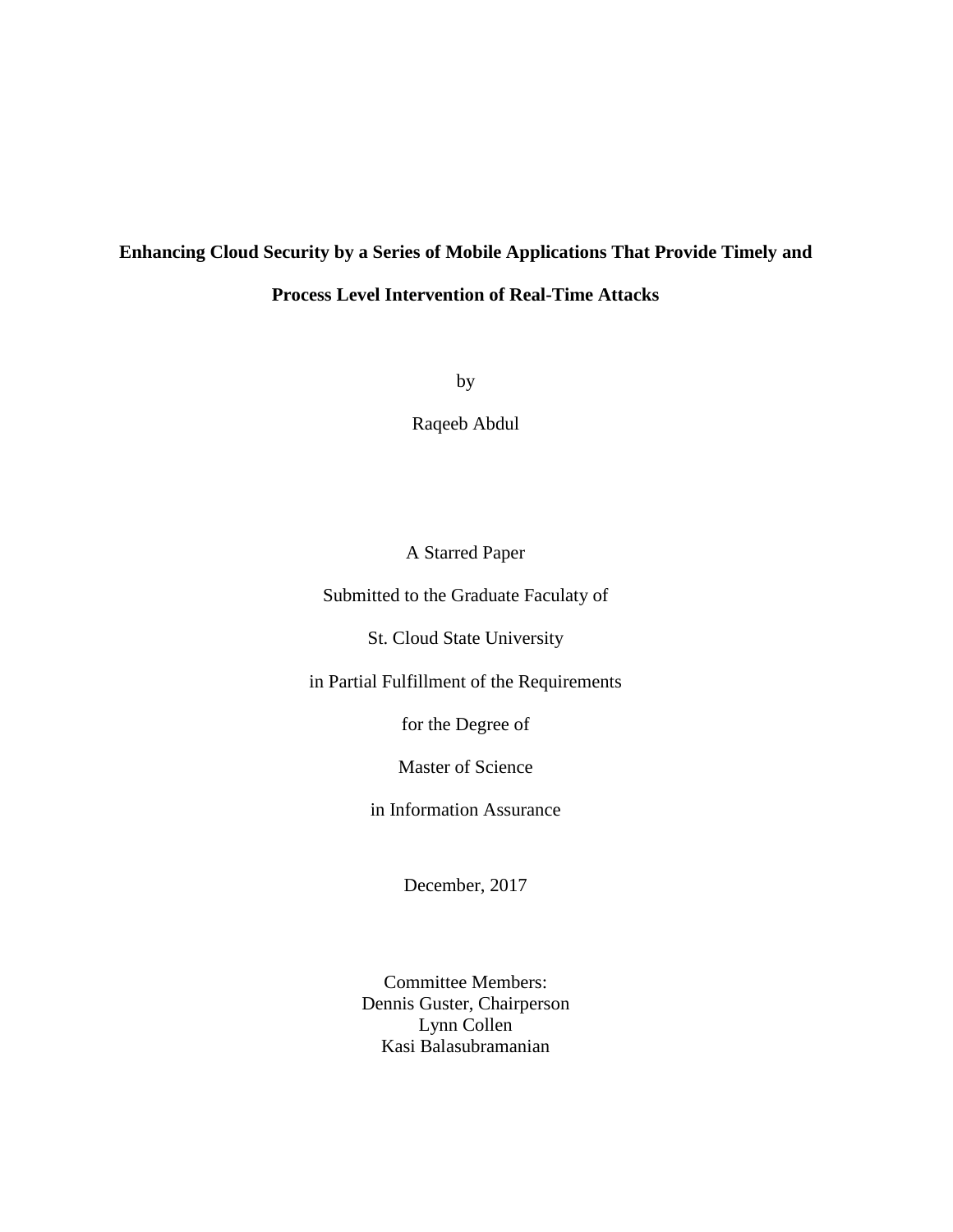**Enhancing Cloud Security by a Series of Mobile Applications That Provide Timely and Process Level Intervention of Real-Time Attacks**

by

Raqeeb Abdul

A Starred Paper

Submitted to the Graduate Faculaty of

St. Cloud State University

in Partial Fulfillment of the Requirements

for the Degree of

Master of Science

in Information Assurance

December, 2017

Committee Members:
Dennis Guster, Chairperson
Lynn Collen
Kasi Balasubramanian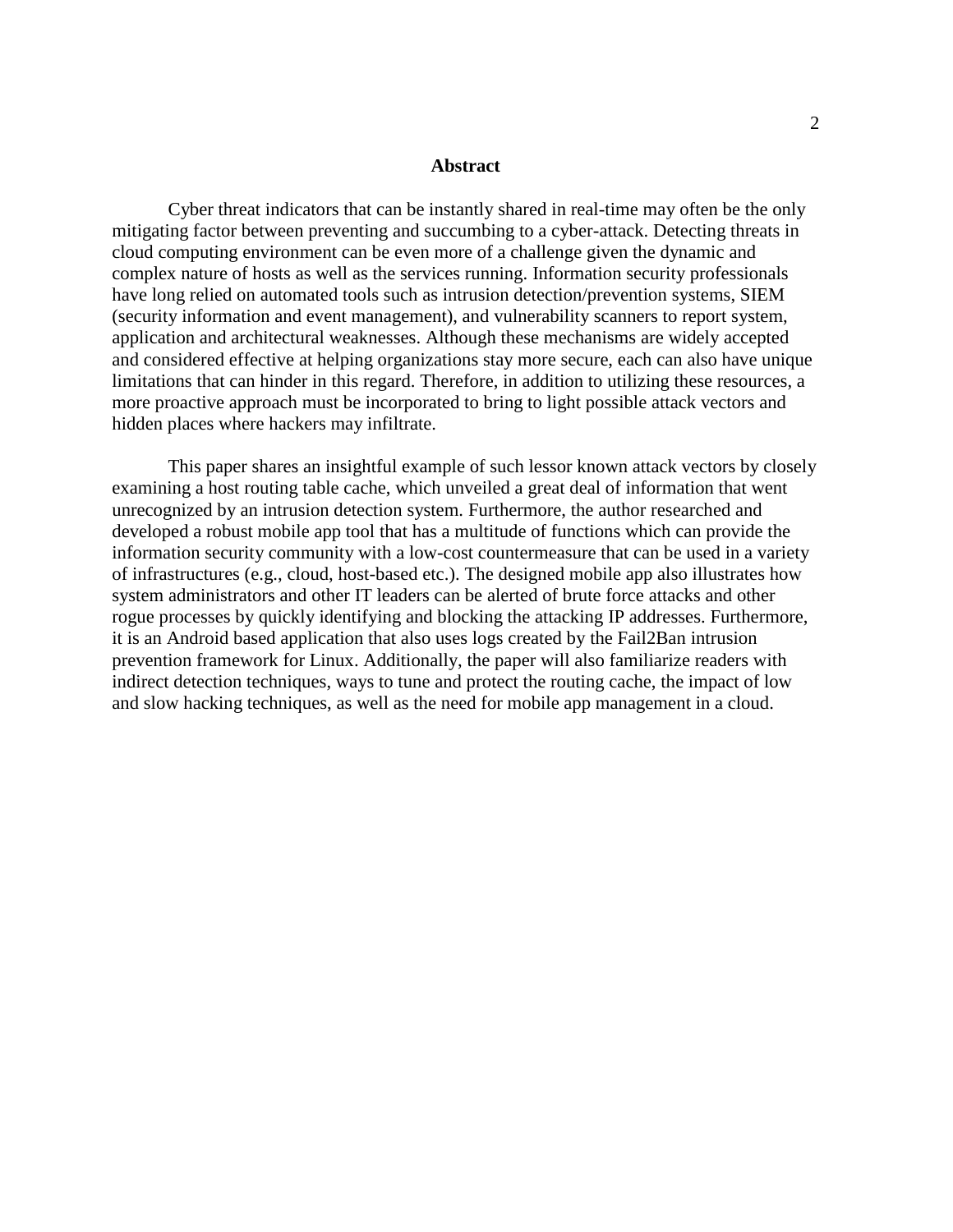# Abstract

Cyber threat indicators that can be instantly shared in real-time may often be the only mitigating factor between preventing and succumbing to a cyber-attack. Detecting threats in cloud computing environment can be even more of a challenge given the dynamic and complex nature of hosts as well as the services running. Information security professionals have long relied on automated tools such as intrusion detection/prevention systems, SIEM (security information and event management), and vulnerability scanners to report system, application and architectural weaknesses. Although these mechanisms are widely accepted and considered effective at helping organizations stay more secure, each can also have unique limitations that can hinder in this regard. Therefore, in addition to utilizing these resources, a more proactive approach must be incorporated to bring to light possible attack vectors and hidden places where hackers may infiltrate.

This paper shares an insightful example of such lessor known attack vectors by closely examining a host routing table cache, which unveiled a great deal of information that went unrecognized by an intrusion detection system. Furthermore, the author researched and developed a robust mobile app tool that has a multitude of functions which can provide the information security community with a low-cost countermeasure that can be used in a variety of infrastructures (e.g., cloud, host-based etc.). The designed mobile app also illustrates how system administrators and other IT leaders can be alerted of brute force attacks and other rogue processes by quickly identifying and blocking the attacking IP addresses. Furthermore, it is an Android based application that also uses logs created by the Fail2Ban intrusion prevention framework for Linux. Additionally, the paper will also familiarize readers with indirect detection techniques, ways to tune and protect the routing cache, the impact of low and slow hacking techniques, as well as the need for mobile app management in a cloud.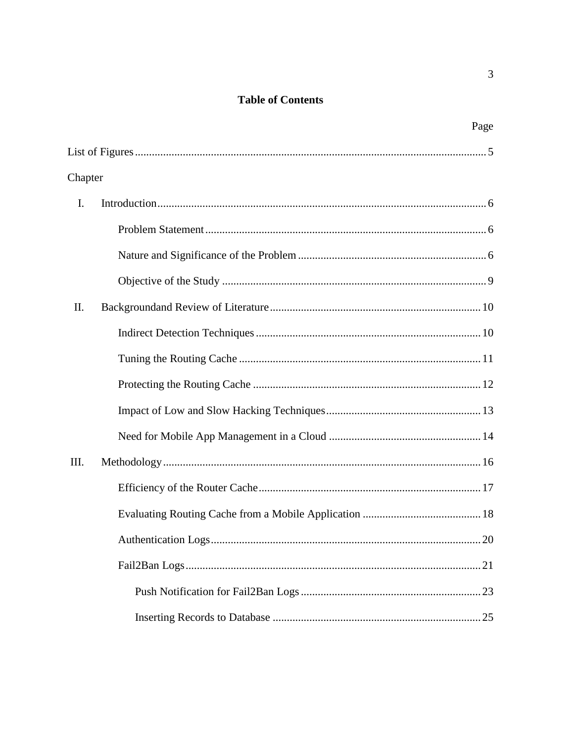# Table of Contents

| | Page |
|---|---|
| List of Figures | 5 |
| Chapter | |
| I. Introduction | 6 |
| Problem Statement | 6 |
| Nature and Significance of the Problem | 6 |
| Objective of the Study | 9 |
| II. Backgroundand Review of Literature | 10 |
| Indirect Detection Techniques | 10 |
| Tuning the Routing Cache | 11 |
| Protecting the Routing Cache | 12 |
| Impact of Low and Slow Hacking Techniques | 13 |
| Need for Mobile App Management in a Cloud | 14 |
| III. Methodology | 16 |
| Efficiency of the Router Cache | 17 |
| Evaluating Routing Cache from a Mobile Application | 18 |
| Authentication Logs | 20 |
| Fail2Ban Logs | 21 |
| Push Notification for Fail2Ban Logs | 23 |
| Inserting Records to Database | 25 |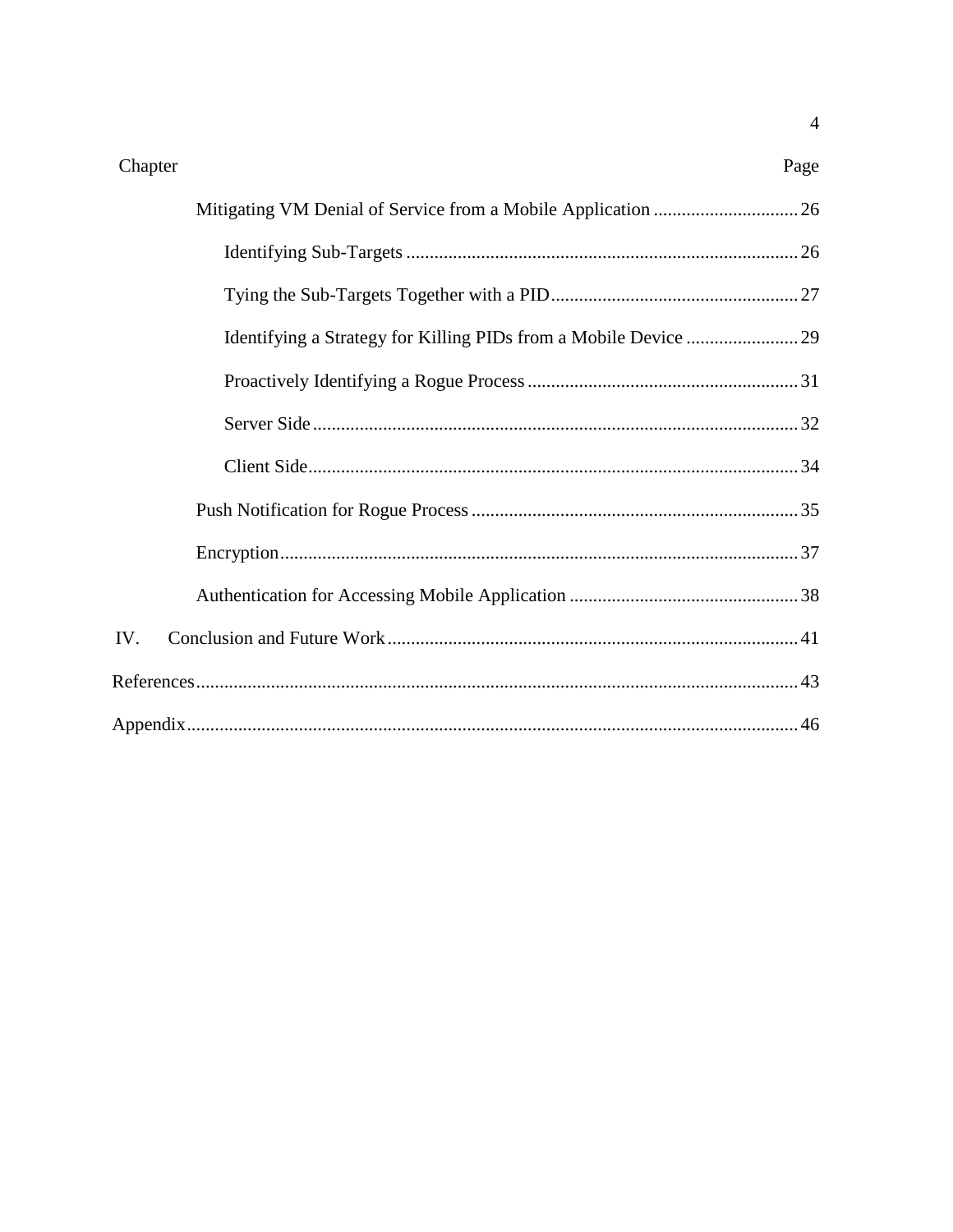Chapter Page

- Mitigating VM Denial of Service from a Mobile Application ............................... 26
  - Identifying Sub-Targets ................................................................................... 26
  - Tying the Sub-Targets Together with a PID..................................................... 27
  - Identifying a Strategy for Killing PIDs from a Mobile Device ........................ 29
  - Proactively Identifying a Rogue Process .......................................................... 31
  - Server Side ........................................................................................................ 32
  - Client Side......................................................................................................... 34
- Push Notification for Rogue Process ...................................................................... 35
- Encryption............................................................................................................... 37
- Authentication for Accessing Mobile Application ................................................. 38

IV. Conclusion and Future Work ........................................................................................ 41

References................................................................................................................................ 43

Appendix.................................................................................................................................. 46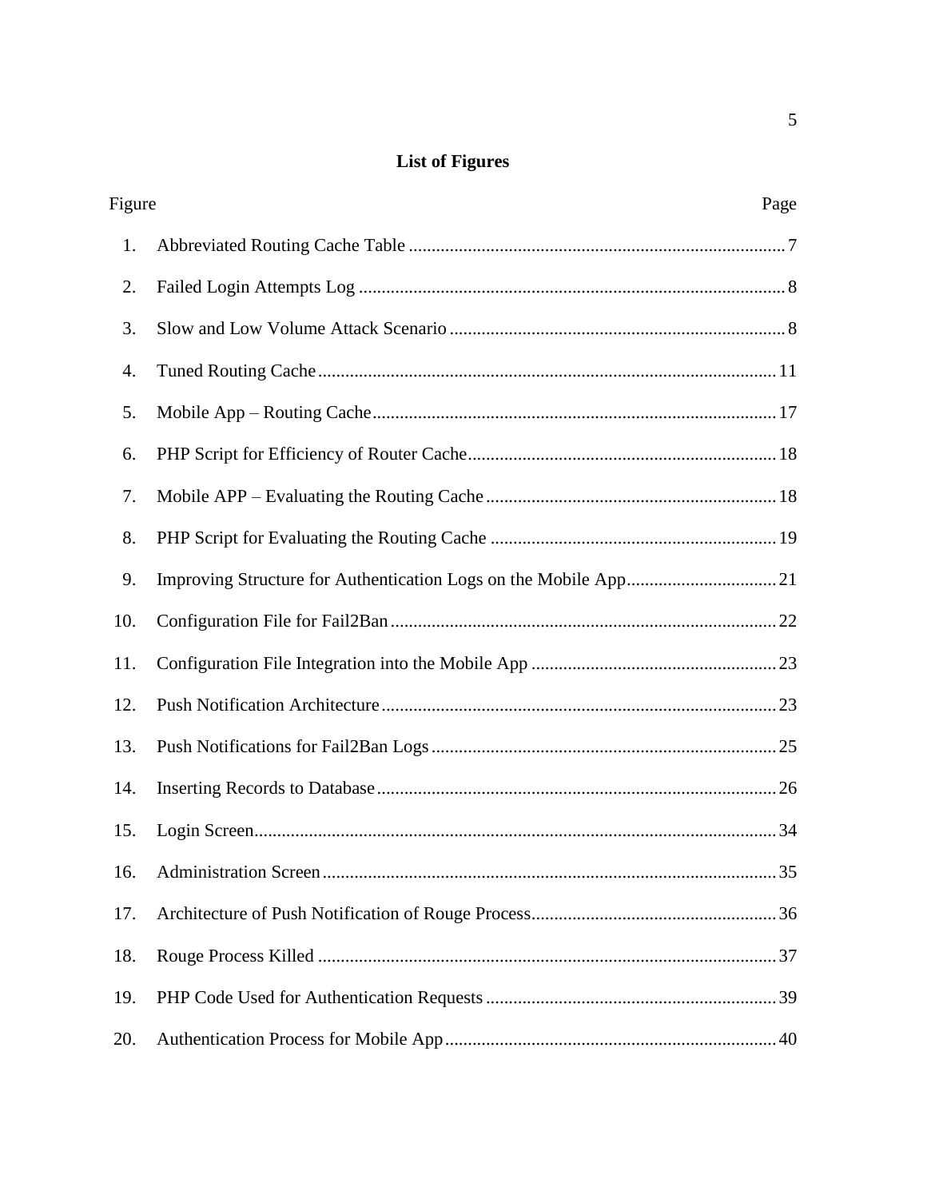# List of Figures

| Figure | | Page |
|---|---|---|
| 1. | Abbreviated Routing Cache Table | 7 |
| 2. | Failed Login Attempts Log | 8 |
| 3. | Slow and Low Volume Attack Scenario | 8 |
| 4. | Tuned Routing Cache | 11 |
| 5. | Mobile App – Routing Cache | 17 |
| 6. | PHP Script for Efficiency of Router Cache | 18 |
| 7. | Mobile APP – Evaluating the Routing Cache | 18 |
| 8. | PHP Script for Evaluating the Routing Cache | 19 |
| 9. | Improving Structure for Authentication Logs on the Mobile App | 21 |
| 10. | Configuration File for Fail2Ban | 22 |
| 11. | Configuration File Integration into the Mobile App | 23 |
| 12. | Push Notification Architecture | 23 |
| 13. | Push Notifications for Fail2Ban Logs | 25 |
| 14. | Inserting Records to Database | 26 |
| 15. | Login Screen | 34 |
| 16. | Administration Screen | 35 |
| 17. | Architecture of Push Notification of Rouge Process | 36 |
| 18. | Rouge Process Killed | 37 |
| 19. | PHP Code Used for Authentication Requests | 39 |
| 20. | Authentication Process for Mobile App | 40 |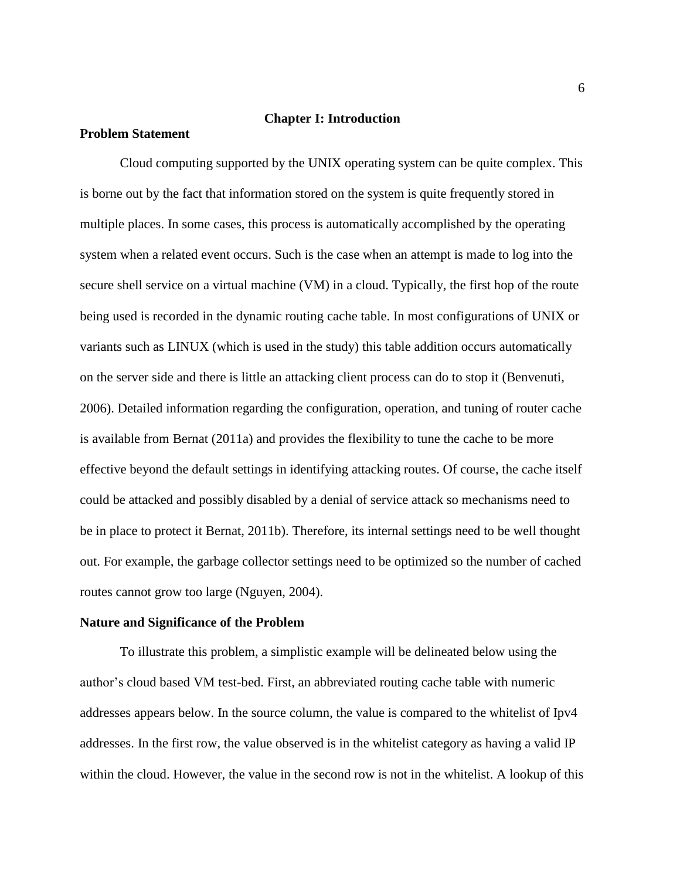# Chapter I: Introduction

## Problem Statement

Cloud computing supported by the UNIX operating system can be quite complex. This is borne out by the fact that information stored on the system is quite frequently stored in multiple places. In some cases, this process is automatically accomplished by the operating system when a related event occurs. Such is the case when an attempt is made to log into the secure shell service on a virtual machine (VM) in a cloud. Typically, the first hop of the route being used is recorded in the dynamic routing cache table. In most configurations of UNIX or variants such as LINUX (which is used in the study) this table addition occurs automatically on the server side and there is little an attacking client process can do to stop it (Benvenuti, 2006). Detailed information regarding the configuration, operation, and tuning of router cache is available from Bernat (2011a) and provides the flexibility to tune the cache to be more effective beyond the default settings in identifying attacking routes. Of course, the cache itself could be attacked and possibly disabled by a denial of service attack so mechanisms need to be in place to protect it Bernat, 2011b). Therefore, its internal settings need to be well thought out. For example, the garbage collector settings need to be optimized so the number of cached routes cannot grow too large (Nguyen, 2004).

## Nature and Significance of the Problem

To illustrate this problem, a simplistic example will be delineated below using the author's cloud based VM test-bed. First, an abbreviated routing cache table with numeric addresses appears below. In the source column, the value is compared to the whitelist of Ipv4 addresses. In the first row, the value observed is in the whitelist category as having a valid IP within the cloud. However, the value in the second row is not in the whitelist. A lookup of this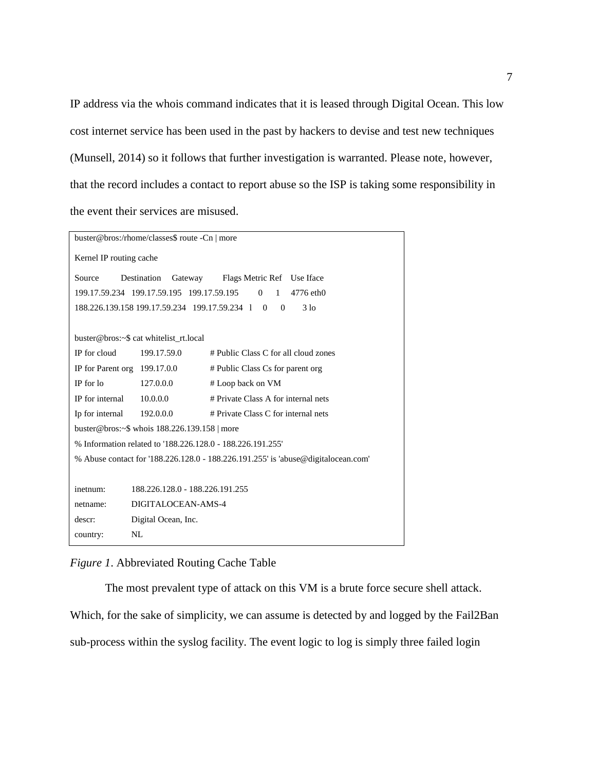IP address via the whois command indicates that it is leased through Digital Ocean. This low cost internet service has been used in the past by hackers to devise and test new techniques (Munsell, 2014) so it follows that further investigation is warranted. Please note, however, that the record includes a contact to report abuse so the ISP is taking some responsibility in the event their services are misused.

```
buster@bros:/rhome/classes$ route -Cn | more
Kernel IP routing cache
Source          Destination     Gateway         Flags Metric Ref    Use Iface
199.17.59.234   199.17.59.195   199.17.59.195         0      1     4776 eth0
188.226.139.158 199.17.59.234   199.17.59.234   l     0      0        3 lo

buster@bros:~$ cat whitelist_rt.local
IP for cloud        199.17.59.0     # Public Class C for all cloud zones
IP for Parent org   199.17.0.0      # Public Class Cs for parent org
IP for lo           127.0.0.0       # Loop back on VM
IP for internal     10.0.0.0        # Private Class A for internal nets
Ip for internal     192.0.0.0       # Private Class C for internal nets
buster@bros:~$ whois 188.226.139.158 | more
% Information related to '188.226.128.0 - 188.226.191.255'
% Abuse contact for '188.226.128.0 - 188.226.191.255' is 'abuse@digitalocean.com'

inetnum:        188.226.128.0 - 188.226.191.255
netname:        DIGITALOCEAN-AMS-4
descr:          Digital Ocean, Inc.
country:        NL
```

*Figure 1*. Abbreviated Routing Cache Table

The most prevalent type of attack on this VM is a brute force secure shell attack. Which, for the sake of simplicity, we can assume is detected by and logged by the Fail2Ban sub-process within the syslog facility. The event logic to log is simply three failed login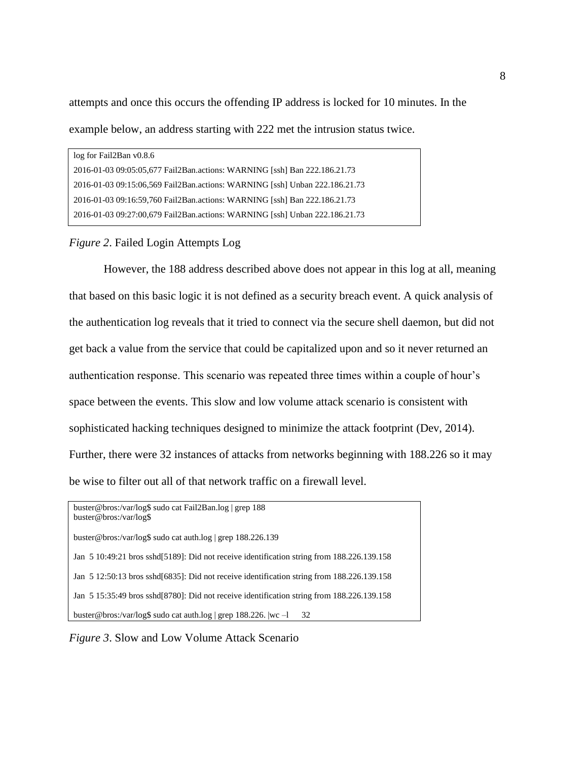attempts and once this occurs the offending IP address is locked for 10 minutes. In the example below, an address starting with 222 met the intrusion status twice.

```
log for Fail2Ban v0.8.6
2016-01-03 09:05:05,677 Fail2Ban.actions: WARNING [ssh] Ban 222.186.21.73
2016-01-03 09:15:06,569 Fail2Ban.actions: WARNING [ssh] Unban 222.186.21.73
2016-01-03 09:16:59,760 Fail2Ban.actions: WARNING [ssh] Ban 222.186.21.73
2016-01-03 09:27:00,679 Fail2Ban.actions: WARNING [ssh] Unban 222.186.21.73
```

*Figure 2*. Failed Login Attempts Log

However, the 188 address described above does not appear in this log at all, meaning that based on this basic logic it is not defined as a security breach event. A quick analysis of the authentication log reveals that it tried to connect via the secure shell daemon, but did not get back a value from the service that could be capitalized upon and so it never returned an authentication response. This scenario was repeated three times within a couple of hour's space between the events. This slow and low volume attack scenario is consistent with sophisticated hacking techniques designed to minimize the attack footprint (Dev, 2014). Further, there were 32 instances of attacks from networks beginning with 188.226 so it may be wise to filter out all of that network traffic on a firewall level.

```
buster@bros:/var/log$ sudo cat Fail2Ban.log | grep 188
buster@bros:/var/log$

buster@bros:/var/log$ sudo cat auth.log | grep 188.226.139

Jan  5 10:49:21 bros sshd[5189]: Did not receive identification string from 188.226.139.158

Jan  5 12:50:13 bros sshd[6835]: Did not receive identification string from 188.226.139.158

Jan  5 15:35:49 bros sshd[8780]: Did not receive identification string from 188.226.139.158

buster@bros:/var/log$ sudo cat auth.log | grep 188.226. |wc –l      32
```

*Figure 3*. Slow and Low Volume Attack Scenario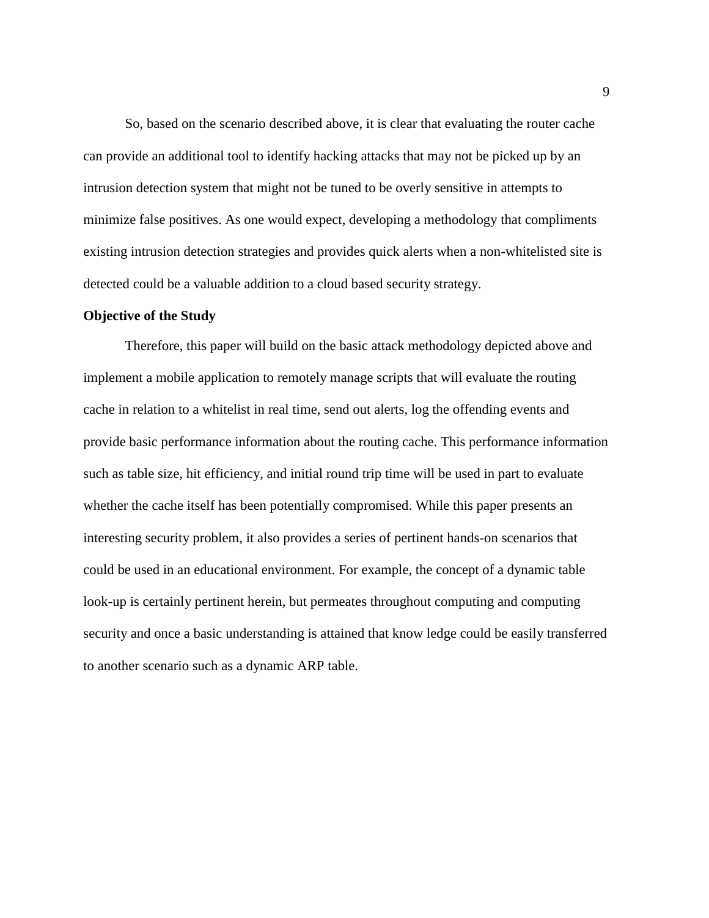So, based on the scenario described above, it is clear that evaluating the router cache can provide an additional tool to identify hacking attacks that may not be picked up by an intrusion detection system that might not be tuned to be overly sensitive in attempts to minimize false positives. As one would expect, developing a methodology that compliments existing intrusion detection strategies and provides quick alerts when a non-whitelisted site is detected could be a valuable addition to a cloud based security strategy.

**Objective of the Study**

Therefore, this paper will build on the basic attack methodology depicted above and implement a mobile application to remotely manage scripts that will evaluate the routing cache in relation to a whitelist in real time, send out alerts, log the offending events and provide basic performance information about the routing cache. This performance information such as table size, hit efficiency, and initial round trip time will be used in part to evaluate whether the cache itself has been potentially compromised. While this paper presents an interesting security problem, it also provides a series of pertinent hands-on scenarios that could be used in an educational environment. For example, the concept of a dynamic table look-up is certainly pertinent herein, but permeates throughout computing and computing security and once a basic understanding is attained that know ledge could be easily transferred to another scenario such as a dynamic ARP table.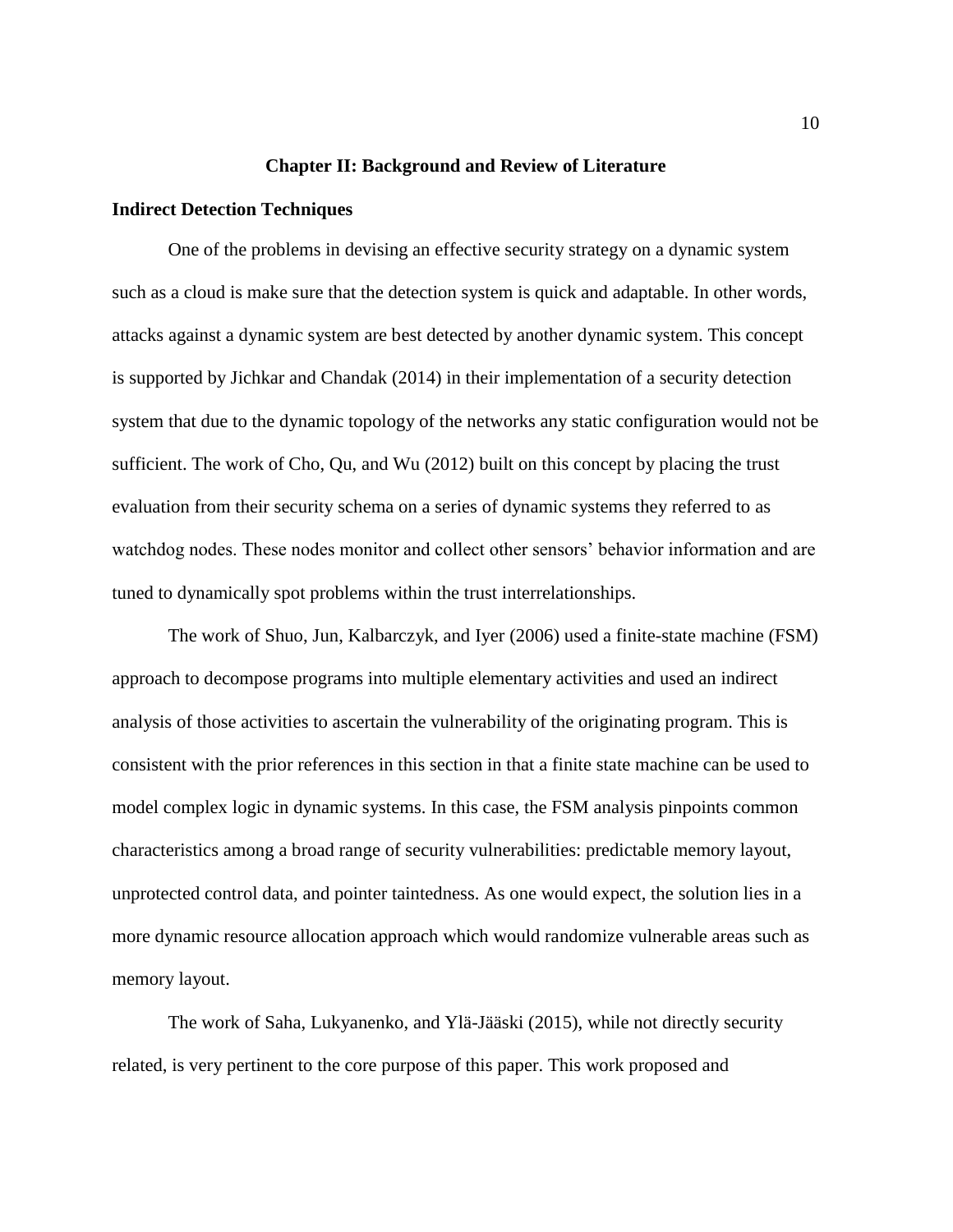# Chapter II: Background and Review of Literature

## Indirect Detection Techniques

One of the problems in devising an effective security strategy on a dynamic system such as a cloud is make sure that the detection system is quick and adaptable. In other words, attacks against a dynamic system are best detected by another dynamic system. This concept is supported by Jichkar and Chandak (2014) in their implementation of a security detection system that due to the dynamic topology of the networks any static configuration would not be sufficient. The work of Cho, Qu, and Wu (2012) built on this concept by placing the trust evaluation from their security schema on a series of dynamic systems they referred to as watchdog nodes. These nodes monitor and collect other sensors' behavior information and are tuned to dynamically spot problems within the trust interrelationships.

The work of Shuo, Jun, Kalbarczyk, and Iyer (2006) used a finite-state machine (FSM) approach to decompose programs into multiple elementary activities and used an indirect analysis of those activities to ascertain the vulnerability of the originating program. This is consistent with the prior references in this section in that a finite state machine can be used to model complex logic in dynamic systems. In this case, the FSM analysis pinpoints common characteristics among a broad range of security vulnerabilities: predictable memory layout, unprotected control data, and pointer taintedness. As one would expect, the solution lies in a more dynamic resource allocation approach which would randomize vulnerable areas such as memory layout.

The work of Saha, Lukyanenko, and Ylä-Jääski (2015), while not directly security related, is very pertinent to the core purpose of this paper. This work proposed and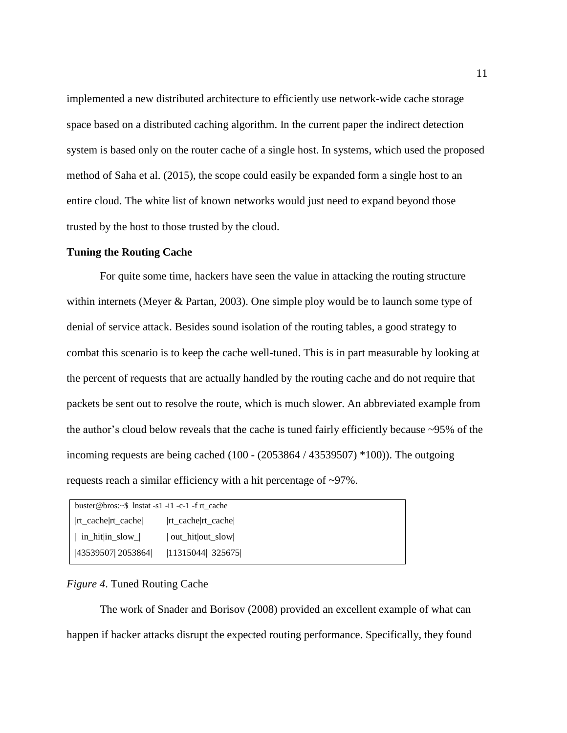implemented a new distributed architecture to efficiently use network-wide cache storage space based on a distributed caching algorithm. In the current paper the indirect detection system is based only on the router cache of a single host. In systems, which used the proposed method of Saha et al. (2015), the scope could easily be expanded form a single host to an entire cloud. The white list of known networks would just need to expand beyond those trusted by the host to those trusted by the cloud.

**Tuning the Routing Cache**

For quite some time, hackers have seen the value in attacking the routing structure within internets (Meyer & Partan, 2003). One simple ploy would be to launch some type of denial of service attack. Besides sound isolation of the routing tables, a good strategy to combat this scenario is to keep the cache well-tuned. This is in part measurable by looking at the percent of requests that are actually handled by the routing cache and do not require that packets be sent out to resolve the route, which is much slower. An abbreviated example from the author's cloud below reveals that the cache is tuned fairly efficiently because ~95% of the incoming requests are being cached (100 - (2053864 / 43539507) *100)). The outgoing requests reach a similar efficiency with a hit percentage of ~97%.

```
buster@bros:~$  lnstat -s1 -i1 -c-1 -f rt_cache
|rt_cache|rt_cache|         |rt_cache|rt_cache|
|  in_hit|in_slow_|         | out_hit|out_slow|
|43539507| 2053864|         |11315044|  325675|
```

*Figure 4*. Tuned Routing Cache

The work of Snader and Borisov (2008) provided an excellent example of what can happen if hacker attacks disrupt the expected routing performance. Specifically, they found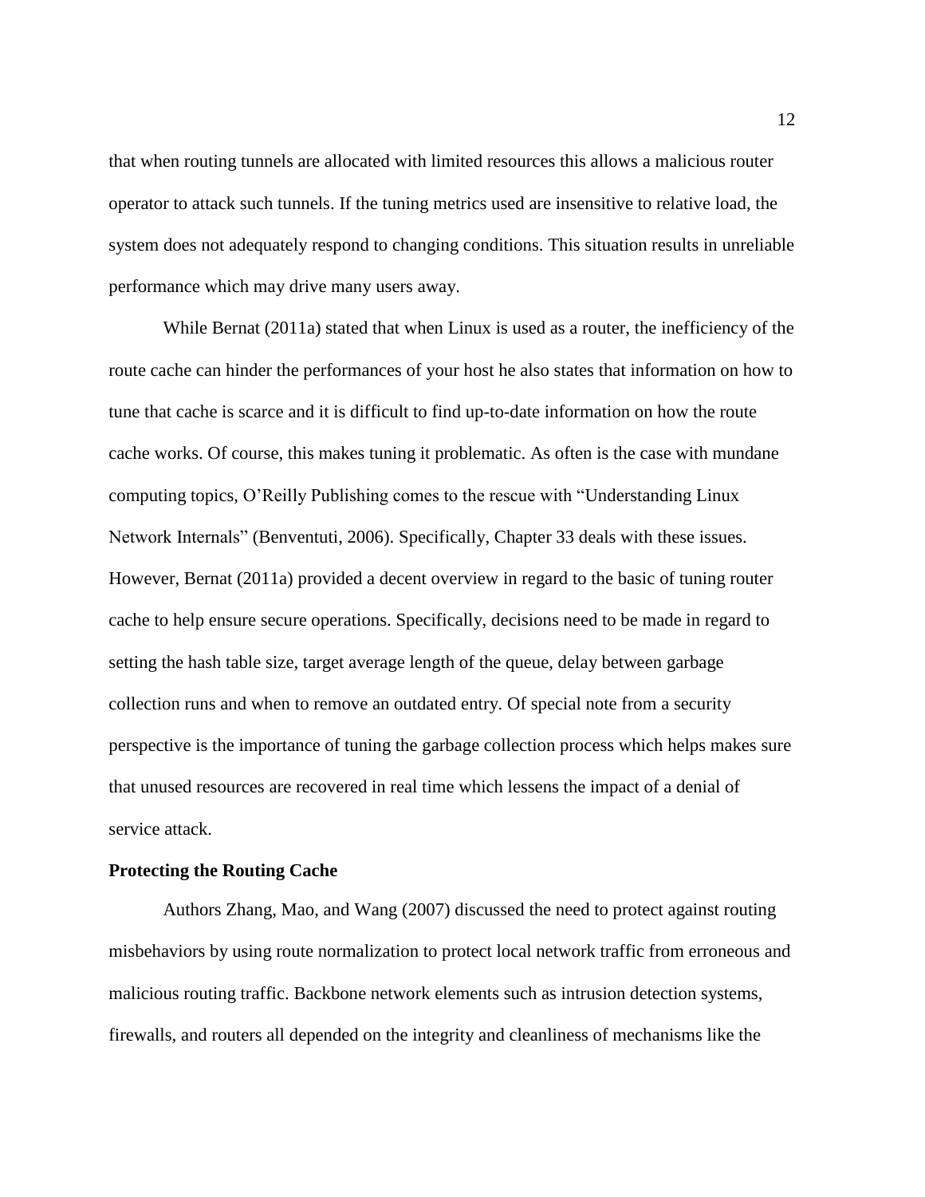that when routing tunnels are allocated with limited resources this allows a malicious router operator to attack such tunnels. If the tuning metrics used are insensitive to relative load, the system does not adequately respond to changing conditions. This situation results in unreliable performance which may drive many users away.

While Bernat (2011a) stated that when Linux is used as a router, the inefficiency of the route cache can hinder the performances of your host he also states that information on how to tune that cache is scarce and it is difficult to find up-to-date information on how the route cache works. Of course, this makes tuning it problematic. As often is the case with mundane computing topics, O'Reilly Publishing comes to the rescue with "Understanding Linux Network Internals" (Benventuti, 2006). Specifically, Chapter 33 deals with these issues. However, Bernat (2011a) provided a decent overview in regard to the basic of tuning router cache to help ensure secure operations. Specifically, decisions need to be made in regard to setting the hash table size, target average length of the queue, delay between garbage collection runs and when to remove an outdated entry. Of special note from a security perspective is the importance of tuning the garbage collection process which helps makes sure that unused resources are recovered in real time which lessens the impact of a denial of service attack.

**Protecting the Routing Cache**

Authors Zhang, Mao, and Wang (2007) discussed the need to protect against routing misbehaviors by using route normalization to protect local network traffic from erroneous and malicious routing traffic. Backbone network elements such as intrusion detection systems, firewalls, and routers all depended on the integrity and cleanliness of mechanisms like the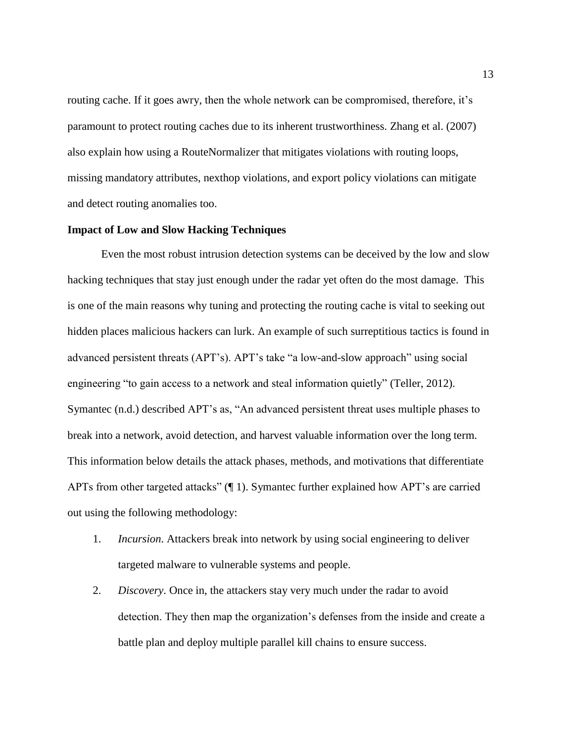routing cache. If it goes awry, then the whole network can be compromised, therefore, it's paramount to protect routing caches due to its inherent trustworthiness. Zhang et al. (2007) also explain how using a RouteNormalizer that mitigates violations with routing loops, missing mandatory attributes, nexthop violations, and export policy violations can mitigate and detect routing anomalies too.

### Impact of Low and Slow Hacking Techniques

Even the most robust intrusion detection systems can be deceived by the low and slow hacking techniques that stay just enough under the radar yet often do the most damage. This is one of the main reasons why tuning and protecting the routing cache is vital to seeking out hidden places malicious hackers can lurk. An example of such surreptitious tactics is found in advanced persistent threats (APT's). APT's take "a low-and-slow approach" using social engineering "to gain access to a network and steal information quietly" (Teller, 2012). Symantec (n.d.) described APT's as, "An advanced persistent threat uses multiple phases to break into a network, avoid detection, and harvest valuable information over the long term. This information below details the attack phases, methods, and motivations that differentiate APTs from other targeted attacks" (¶ 1). Symantec further explained how APT's are carried out using the following methodology:

1. *Incursion*. Attackers break into network by using social engineering to deliver targeted malware to vulnerable systems and people.
2. *Discovery*. Once in, the attackers stay very much under the radar to avoid detection. They then map the organization's defenses from the inside and create a battle plan and deploy multiple parallel kill chains to ensure success.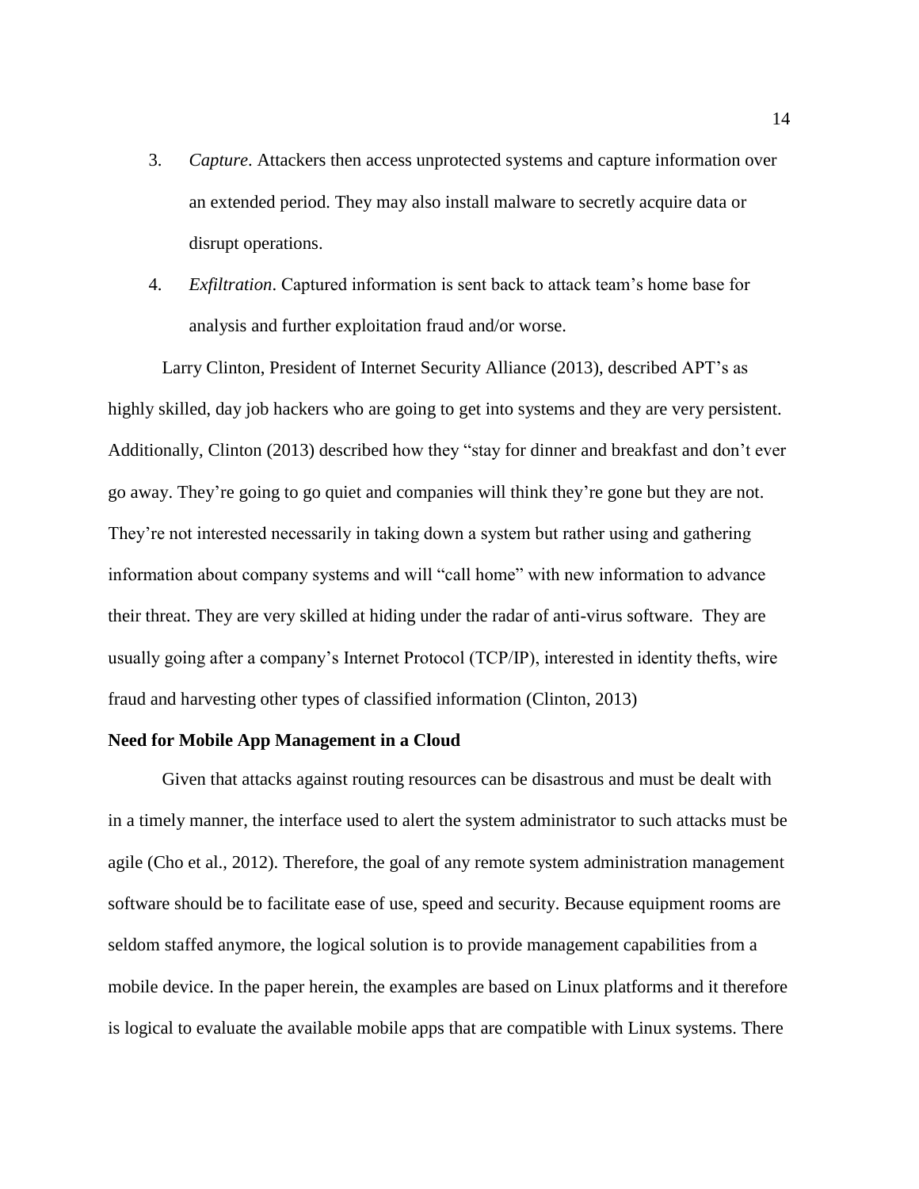3. *Capture*. Attackers then access unprotected systems and capture information over an extended period. They may also install malware to secretly acquire data or disrupt operations.
4. *Exfiltration*. Captured information is sent back to attack team's home base for analysis and further exploitation fraud and/or worse.

Larry Clinton, President of Internet Security Alliance (2013), described APT's as highly skilled, day job hackers who are going to get into systems and they are very persistent. Additionally, Clinton (2013) described how they "stay for dinner and breakfast and don't ever go away. They're going to go quiet and companies will think they're gone but they are not. They're not interested necessarily in taking down a system but rather using and gathering information about company systems and will "call home" with new information to advance their threat. They are very skilled at hiding under the radar of anti-virus software. They are usually going after a company's Internet Protocol (TCP/IP), interested in identity thefts, wire fraud and harvesting other types of classified information (Clinton, 2013)

**Need for Mobile App Management in a Cloud**

Given that attacks against routing resources can be disastrous and must be dealt with in a timely manner, the interface used to alert the system administrator to such attacks must be agile (Cho et al., 2012). Therefore, the goal of any remote system administration management software should be to facilitate ease of use, speed and security. Because equipment rooms are seldom staffed anymore, the logical solution is to provide management capabilities from a mobile device. In the paper herein, the examples are based on Linux platforms and it therefore is logical to evaluate the available mobile apps that are compatible with Linux systems. There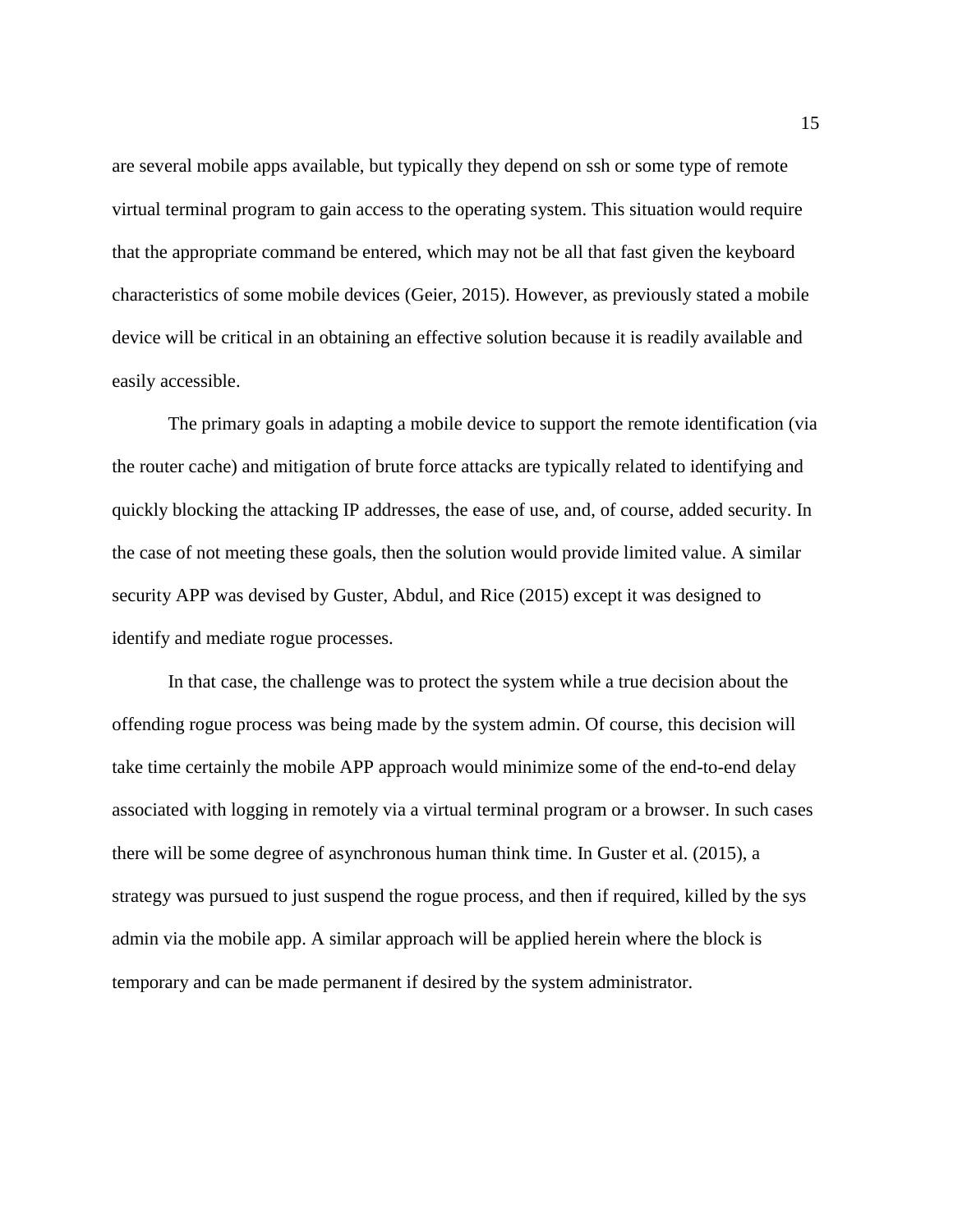are several mobile apps available, but typically they depend on ssh or some type of remote virtual terminal program to gain access to the operating system. This situation would require that the appropriate command be entered, which may not be all that fast given the keyboard characteristics of some mobile devices (Geier, 2015). However, as previously stated a mobile device will be critical in an obtaining an effective solution because it is readily available and easily accessible.

The primary goals in adapting a mobile device to support the remote identification (via the router cache) and mitigation of brute force attacks are typically related to identifying and quickly blocking the attacking IP addresses, the ease of use, and, of course, added security. In the case of not meeting these goals, then the solution would provide limited value. A similar security APP was devised by Guster, Abdul, and Rice (2015) except it was designed to identify and mediate rogue processes.

In that case, the challenge was to protect the system while a true decision about the offending rogue process was being made by the system admin. Of course, this decision will take time certainly the mobile APP approach would minimize some of the end-to-end delay associated with logging in remotely via a virtual terminal program or a browser. In such cases there will be some degree of asynchronous human think time. In Guster et al. (2015), a strategy was pursued to just suspend the rogue process, and then if required, killed by the sys admin via the mobile app. A similar approach will be applied herein where the block is temporary and can be made permanent if desired by the system administrator.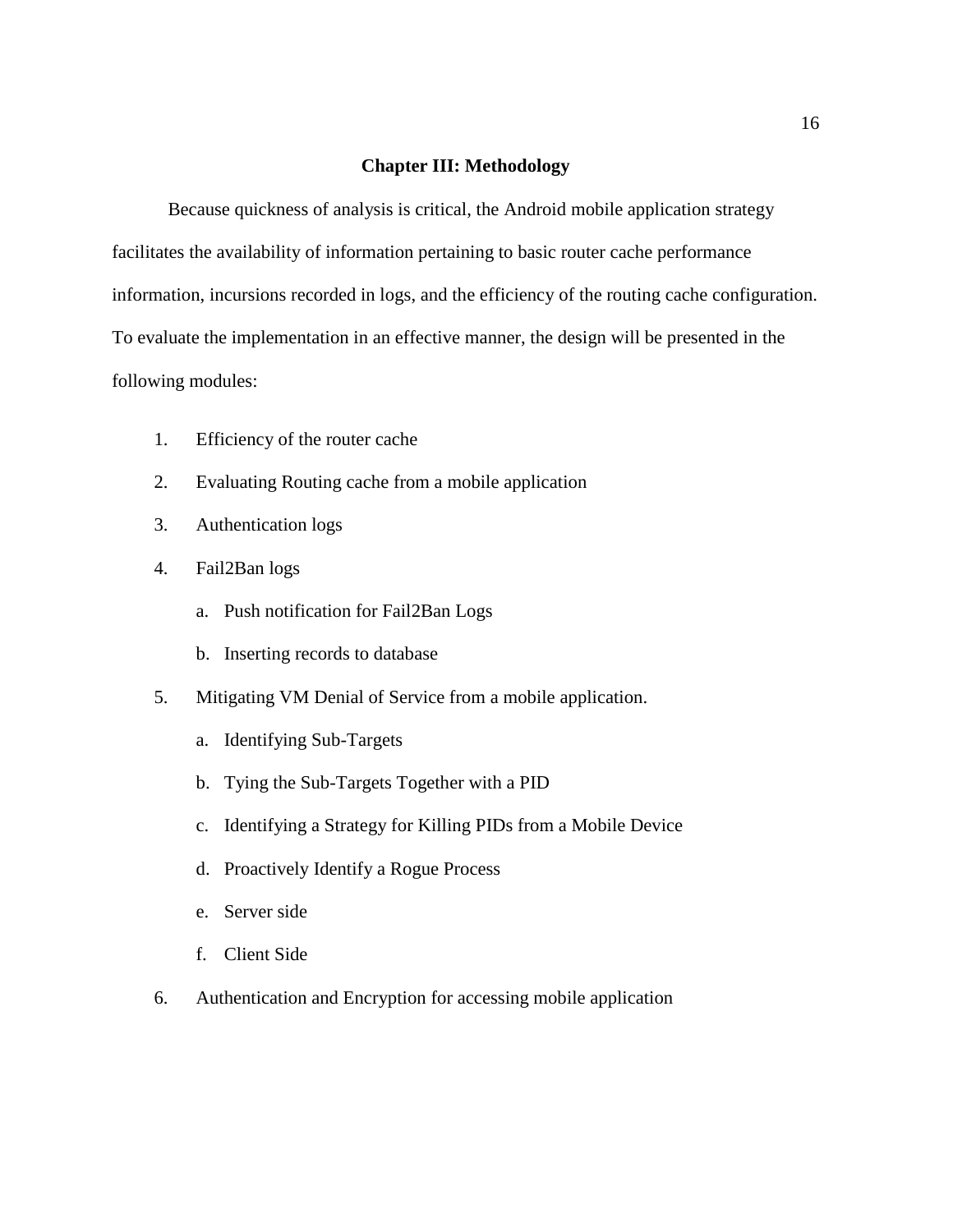# Chapter III: Methodology

Because quickness of analysis is critical, the Android mobile application strategy facilitates the availability of information pertaining to basic router cache performance information, incursions recorded in logs, and the efficiency of the routing cache configuration. To evaluate the implementation in an effective manner, the design will be presented in the following modules:

1. Efficiency of the router cache
2. Evaluating Routing cache from a mobile application
3. Authentication logs
4. Fail2Ban logs
   a. Push notification for Fail2Ban Logs
   b. Inserting records to database
5. Mitigating VM Denial of Service from a mobile application.
   a. Identifying Sub-Targets
   b. Tying the Sub-Targets Together with a PID
   c. Identifying a Strategy for Killing PIDs from a Mobile Device
   d. Proactively Identify a Rogue Process
   e. Server side
   f. Client Side
6. Authentication and Encryption for accessing mobile application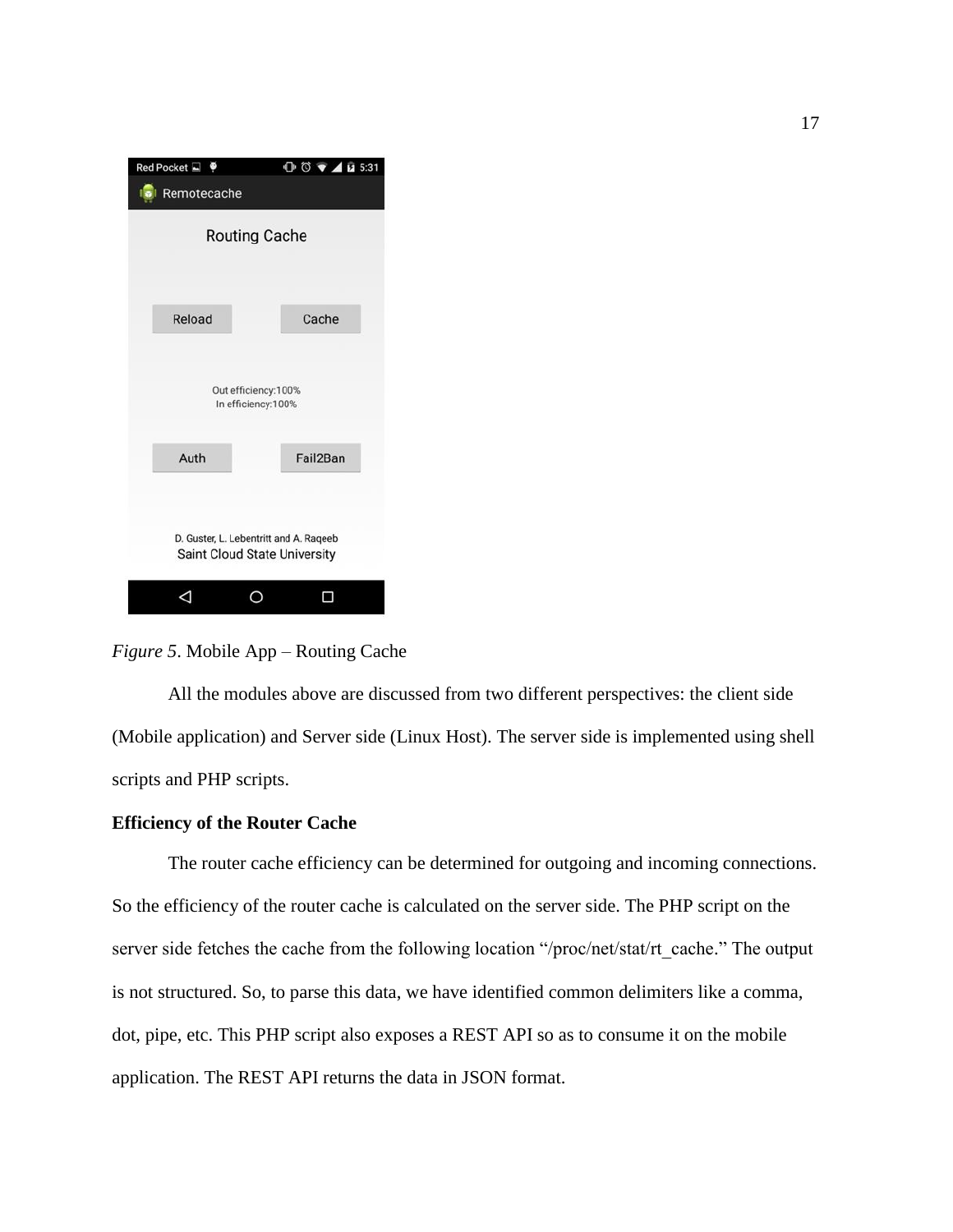*Figure 5*. Mobile App – Routing Cache

All the modules above are discussed from two different perspectives: the client side (Mobile application) and Server side (Linux Host). The server side is implemented using shell scripts and PHP scripts.

**Efficiency of the Router Cache**

The router cache efficiency can be determined for outgoing and incoming connections. So the efficiency of the router cache is calculated on the server side. The PHP script on the server side fetches the cache from the following location "/proc/net/stat/rt_cache." The output is not structured. So, to parse this data, we have identified common delimiters like a comma, dot, pipe, etc. This PHP script also exposes a REST API so as to consume it on the mobile application. The REST API returns the data in JSON format.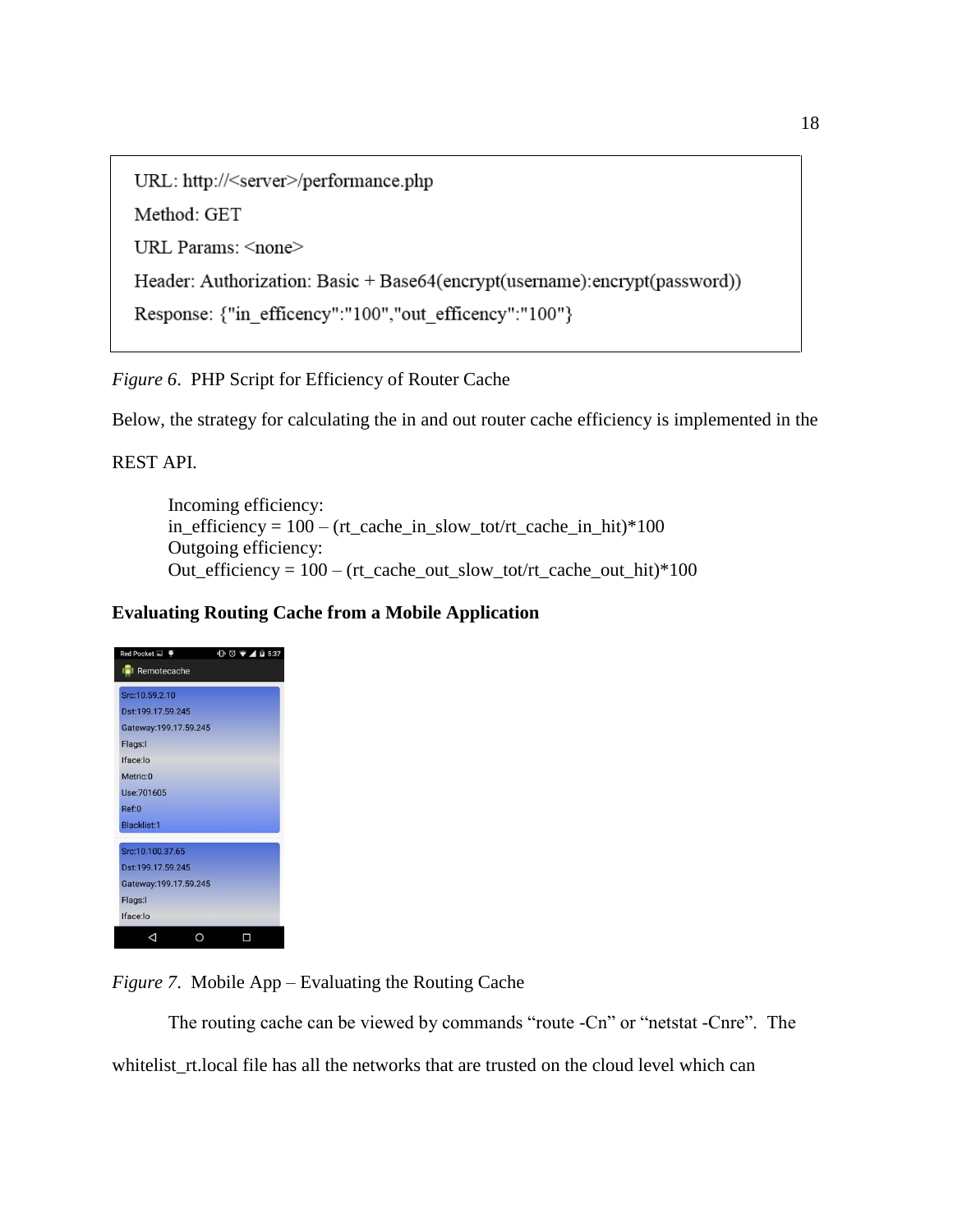```
URL: http://<server>/performance.php
Method: GET
URL Params: <none>
Header: Authorization: Basic + Base64(encrypt(username):encrypt(password))
Response: {"in_efficency":"100","out_efficency":"100"}
```

*Figure 6*. PHP Script for Efficiency of Router Cache

Below, the strategy for calculating the in and out router cache efficiency is implemented in the REST API.

> Incoming efficiency:
> in_efficiency = 100 – (rt_cache_in_slow_tot/rt_cache_in_hit)*100
> Outgoing efficiency:
> Out_efficiency = 100 – (rt_cache_out_slow_tot/rt_cache_out_hit)*100

**Evaluating Routing Cache from a Mobile Application**

*Figure 7*. Mobile App – Evaluating the Routing Cache

The routing cache can be viewed by commands "route -Cn" or "netstat -Cnre". The whitelist_rt.local file has all the networks that are trusted on the cloud level which can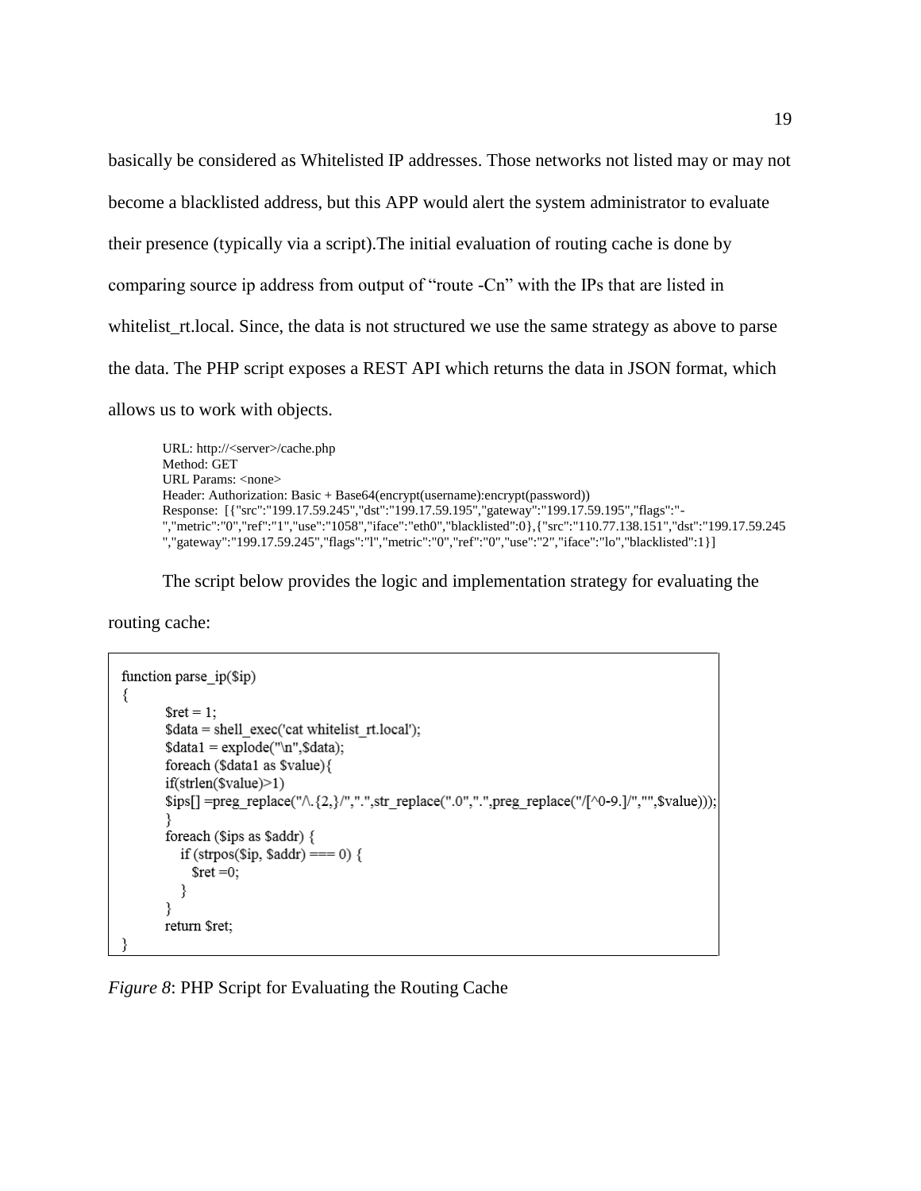basically be considered as Whitelisted IP addresses. Those networks not listed may or may not become a blacklisted address, but this APP would alert the system administrator to evaluate their presence (typically via a script).The initial evaluation of routing cache is done by comparing source ip address from output of "route -Cn" with the IPs that are listed in whitelist_rt.local. Since, the data is not structured we use the same strategy as above to parse the data. The PHP script exposes a REST API which returns the data in JSON format, which allows us to work with objects.

```
URL: http://<server>/cache.php
Method: GET
URL Params: <none>
Header: Authorization: Basic + Base64(encrypt(username):encrypt(password))
Response:  [{"src":"199.17.59.245","dst":"199.17.59.195","gateway":"199.17.59.195","flags":"-","metric":"0","ref":"1","use":"1058","iface":"eth0","blacklisted":0},{"src":"110.77.138.151","dst":"199.17.59.245","gateway":"199.17.59.245","flags":"l","metric":"0","ref":"0","use":"2","iface":"lo","blacklisted":1}]
```

The script below provides the logic and implementation strategy for evaluating the routing cache:

```
function parse_ip($ip)
{
        $ret = 1;
        $data = shell_exec('cat whitelist_rt.local');
        $data1 = explode("\n",$data);
        foreach ($data1 as $value){
        if(strlen($value)>1)
        $ips[] =preg_replace("/\.{2,}/",".",str_replace(".0",".",preg_replace("/[^0-9.]/","",$value)));
        }
        foreach ($ips as $addr) {
           if (strpos($ip, $addr) === 0) {
              $ret =0;
           }
        }
        return $ret;
}
```

*Figure 8*: PHP Script for Evaluating the Routing Cache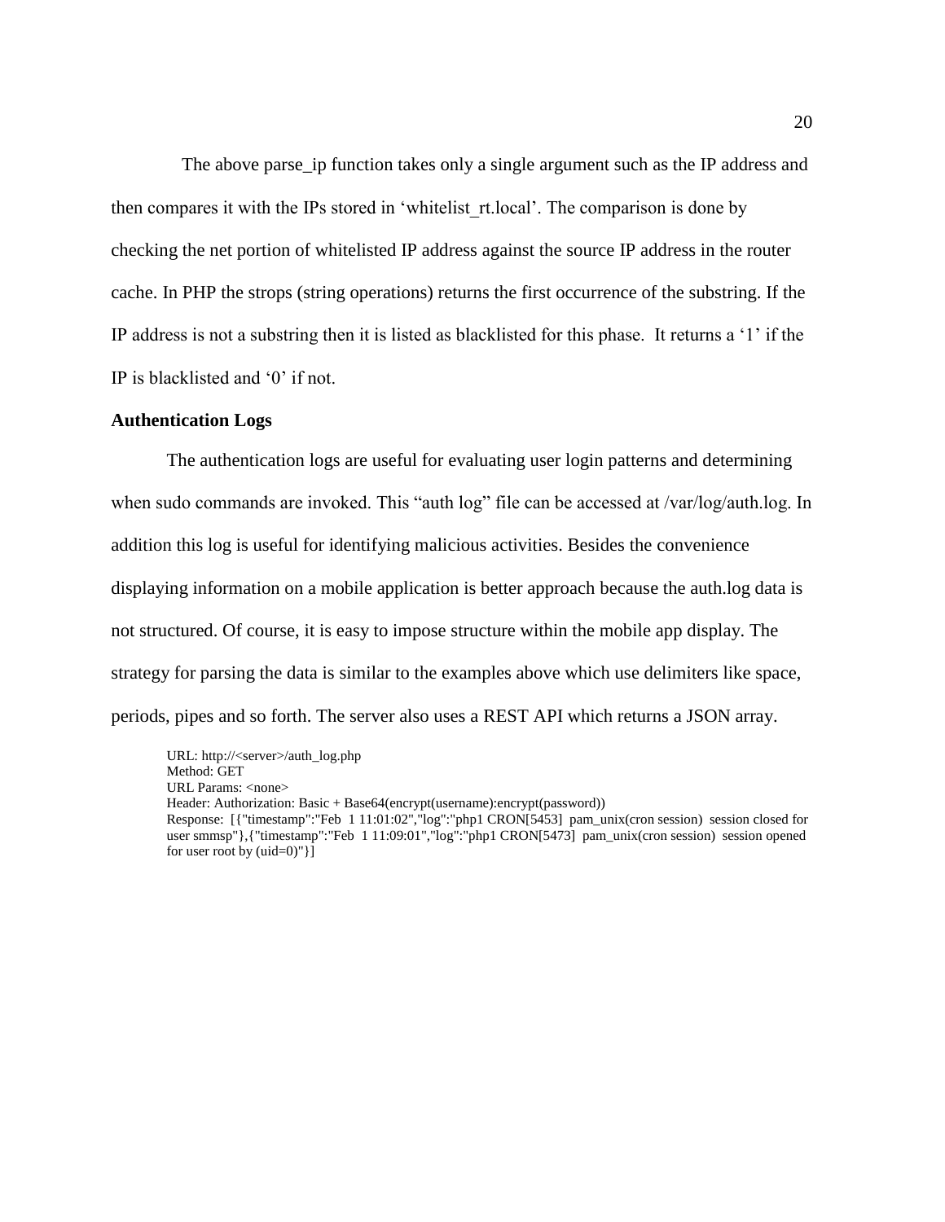The above parse_ip function takes only a single argument such as the IP address and then compares it with the IPs stored in 'whitelist_rt.local'. The comparison is done by checking the net portion of whitelisted IP address against the source IP address in the router cache. In PHP the strops (string operations) returns the first occurrence of the substring. If the IP address is not a substring then it is listed as blacklisted for this phase. It returns a '1' if the IP is blacklisted and '0' if not.

### Authentication Logs

The authentication logs are useful for evaluating user login patterns and determining when sudo commands are invoked. This "auth log" file can be accessed at /var/log/auth.log. In addition this log is useful for identifying malicious activities. Besides the convenience displaying information on a mobile application is better approach because the auth.log data is not structured. Of course, it is easy to impose structure within the mobile app display. The strategy for parsing the data is similar to the examples above which use delimiters like space, periods, pipes and so forth. The server also uses a REST API which returns a JSON array.

```
URL: http://<server>/auth_log.php
Method: GET
URL Params: <none>
Header: Authorization: Basic + Base64(encrypt(username):encrypt(password))
Response: [{"timestamp":"Feb  1 11:01:02","log":"php1 CRON[5453]  pam_unix(cron session)  session closed for user smmsp"},{"timestamp":"Feb  1 11:09:01","log":"php1 CRON[5473]  pam_unix(cron session)  session opened for user root by (uid=0)"}]
```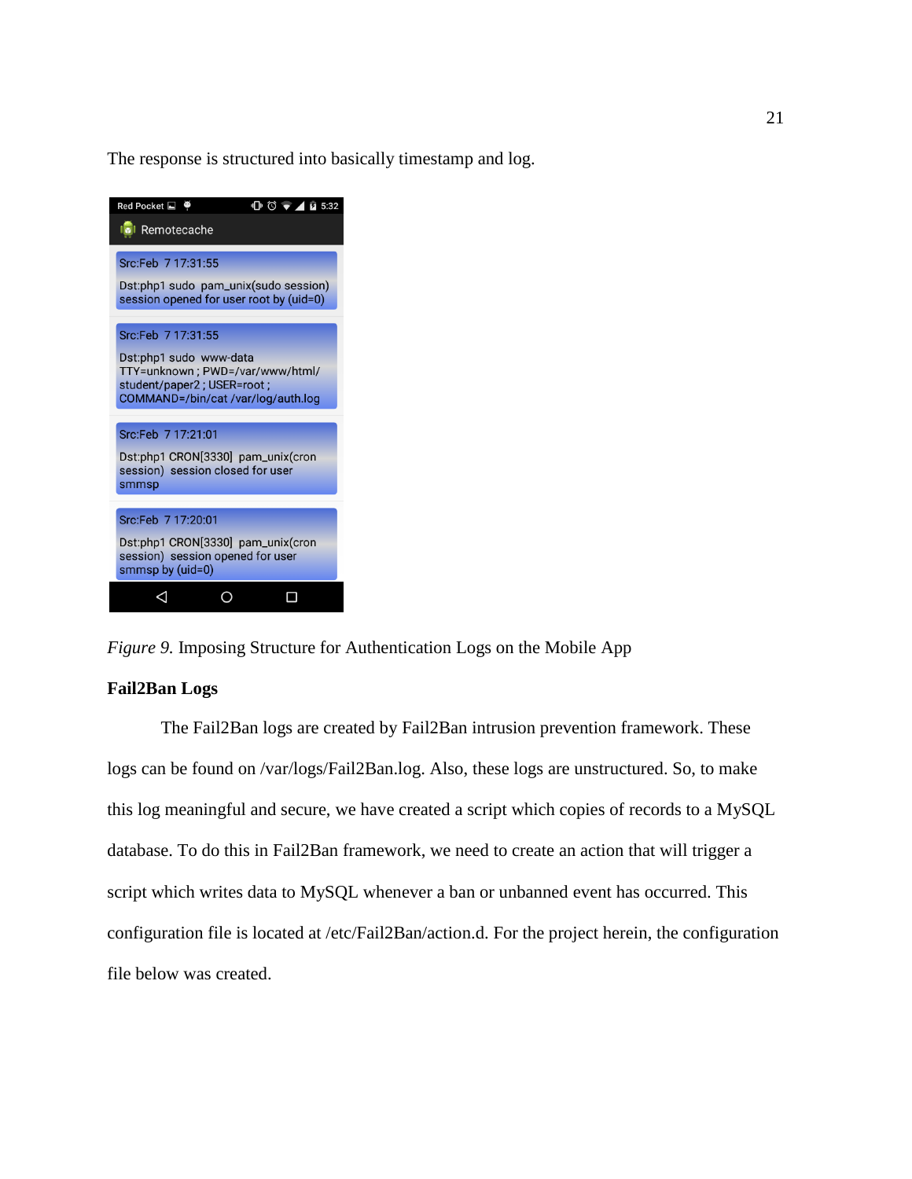The response is structured into basically timestamp and log.

*Figure 9.* Imposing Structure for Authentication Logs on the Mobile App

**Fail2Ban Logs**

The Fail2Ban logs are created by Fail2Ban intrusion prevention framework. These logs can be found on /var/logs/Fail2Ban.log. Also, these logs are unstructured. So, to make this log meaningful and secure, we have created a script which copies of records to a MySQL database. To do this in Fail2Ban framework, we need to create an action that will trigger a script which writes data to MySQL whenever a ban or unbanned event has occurred. This configuration file is located at /etc/Fail2Ban/action.d. For the project herein, the configuration file below was created.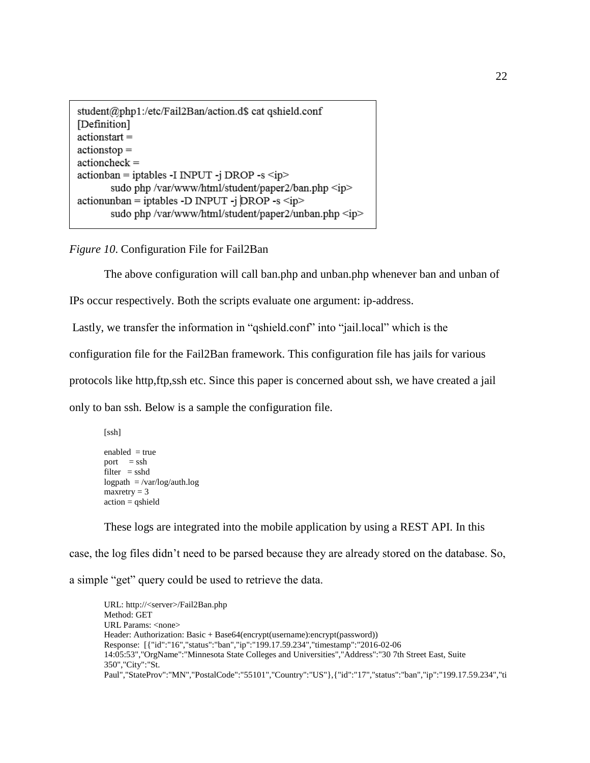```
student@php1:/etc/Fail2Ban/action.d$ cat qshield.conf
[Definition]
actionstart =
actionstop =
actioncheck =
actionban = iptables -I INPUT -j DROP -s <ip>
        sudo php /var/www/html/student/paper2/ban.php <ip>
actionunban = iptables -D INPUT -j DROP -s <ip>
        sudo php /var/www/html/student/paper2/unban.php <ip>
```

*Figure 10.* Configuration File for Fail2Ban

The above configuration will call ban.php and unban.php whenever ban and unban of IPs occur respectively. Both the scripts evaluate one argument: ip-address.

Lastly, we transfer the information in "qshield.conf" into "jail.local" which is the configuration file for the Fail2Ban framework. This configuration file has jails for various protocols like http,ftp,ssh etc. Since this paper is concerned about ssh, we have created a jail only to ban ssh. Below is a sample the configuration file.

```
[ssh]

enabled  = true
port     = ssh
filter   = sshd
logpath  = /var/log/auth.log
maxretry = 3
action = qshield
```

These logs are integrated into the mobile application by using a REST API. In this case, the log files didn't need to be parsed because they are already stored on the database. So, a simple "get" query could be used to retrieve the data.

```
URL: http://<server>/Fail2Ban.php
Method: GET
URL Params: <none>
Header: Authorization: Basic + Base64(encrypt(username):encrypt(password))
Response: [{"id":"16","status":"ban","ip":"199.17.59.234","timestamp":"2016-02-06
14:05:53","OrgName":"Minnesota State Colleges and Universities","Address":"30 7th Street East, Suite
350","City":"St.
Paul","StateProv":"MN","PostalCode":"55101","Country":"US"},{"id":"17","status":"ban","ip":"199.17.59.234","ti
```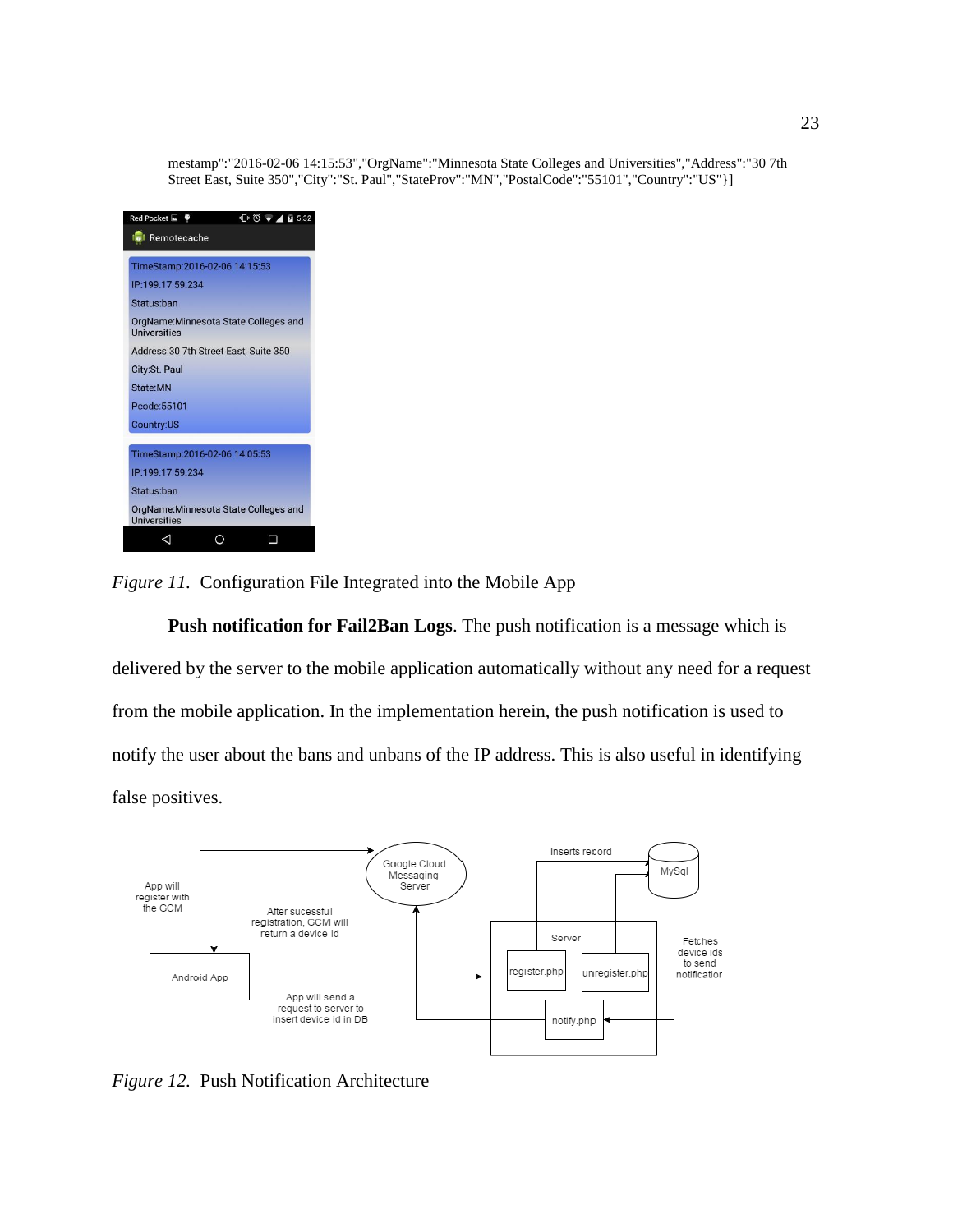mestamp":"2016-02-06 14:15:53","OrgName":"Minnesota State Colleges and Universities","Address":"30 7th Street East, Suite 350","City":"St. Paul","StateProv":"MN","PostalCode":"55101","Country":"US"}]

*Figure 11.* Configuration File Integrated into the Mobile App

**Push notification for Fail2Ban Logs**. The push notification is a message which is delivered by the server to the mobile application automatically without any need for a request from the mobile application. In the implementation herein, the push notification is used to notify the user about the bans and unbans of the IP address. This is also useful in identifying false positives.

*Figure 12.* Push Notification Architecture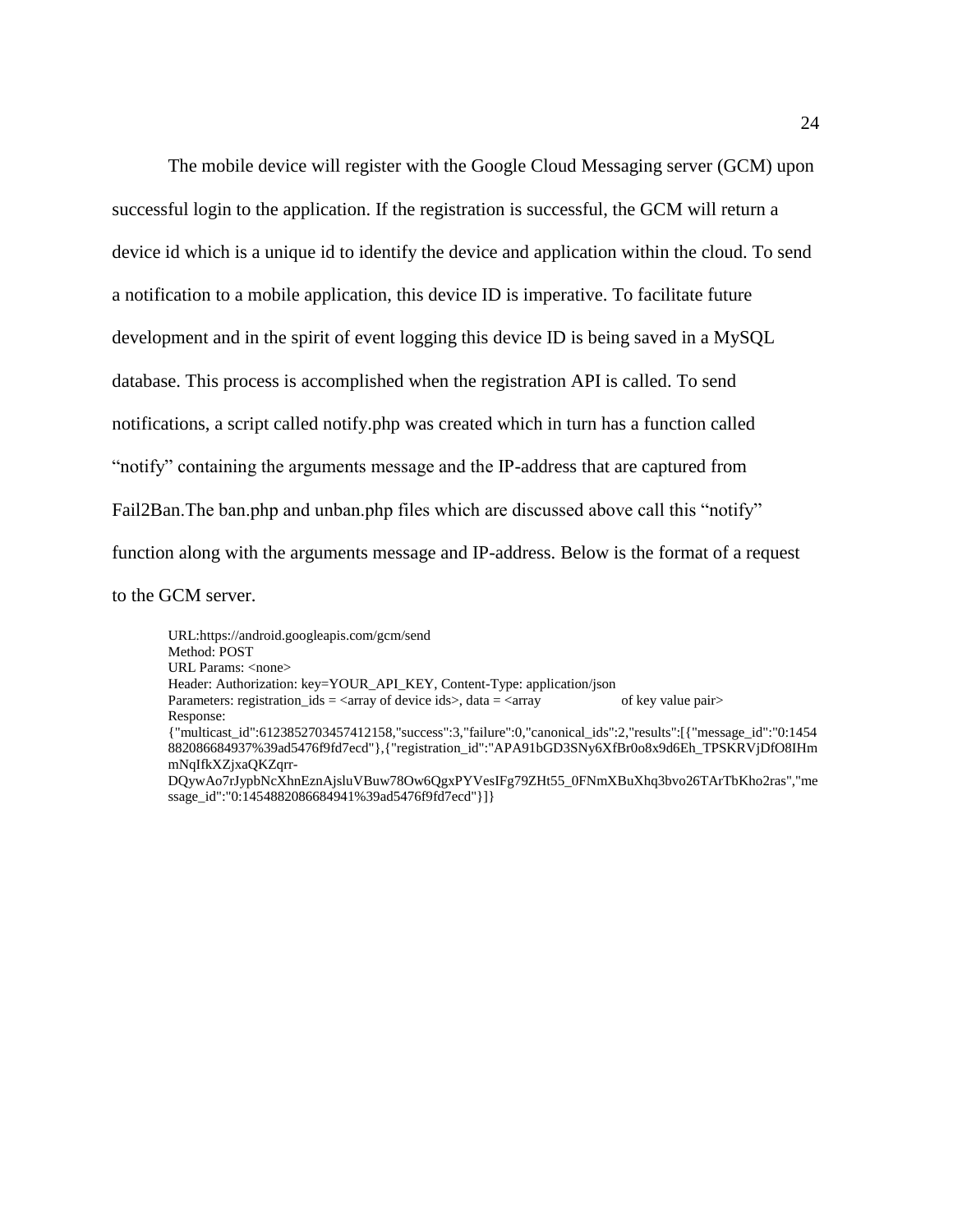The mobile device will register with the Google Cloud Messaging server (GCM) upon successful login to the application. If the registration is successful, the GCM will return a device id which is a unique id to identify the device and application within the cloud. To send a notification to a mobile application, this device ID is imperative. To facilitate future development and in the spirit of event logging this device ID is being saved in a MySQL database. This process is accomplished when the registration API is called. To send notifications, a script called notify.php was created which in turn has a function called "notify" containing the arguments message and the IP-address that are captured from Fail2Ban.The ban.php and unban.php files which are discussed above call this "notify" function along with the arguments message and IP-address. Below is the format of a request to the GCM server.

```
URL:https://android.googleapis.com/gcm/send
Method: POST
URL Params: <none>
Header: Authorization: key=YOUR_API_KEY, Content-Type: application/json
Parameters: registration_ids = <array of device ids>, data = <array                    of key value pair>
Response:
{"multicast_id":6123852703457412158,"success":3,"failure":0,"canonical_ids":2,"results":[{"message_id":"0:1454882086684937%39ad5476f9fd7ecd"},{"registration_id":"APA91bGD3SNy6XfBr0o8x9d6Eh_TPSKRVjDfO8IHmmNqIfkXZjxaQKZqrr-DQywAo7rJypbNcXhnEznAjsluVBuw78Ow6QgxPYVesIFg79ZHt55_0FNmXBuXhq3bvo26TArTbKho2ras","message_id":"0:1454882086684941%39ad5476f9fd7ecd"}]}
```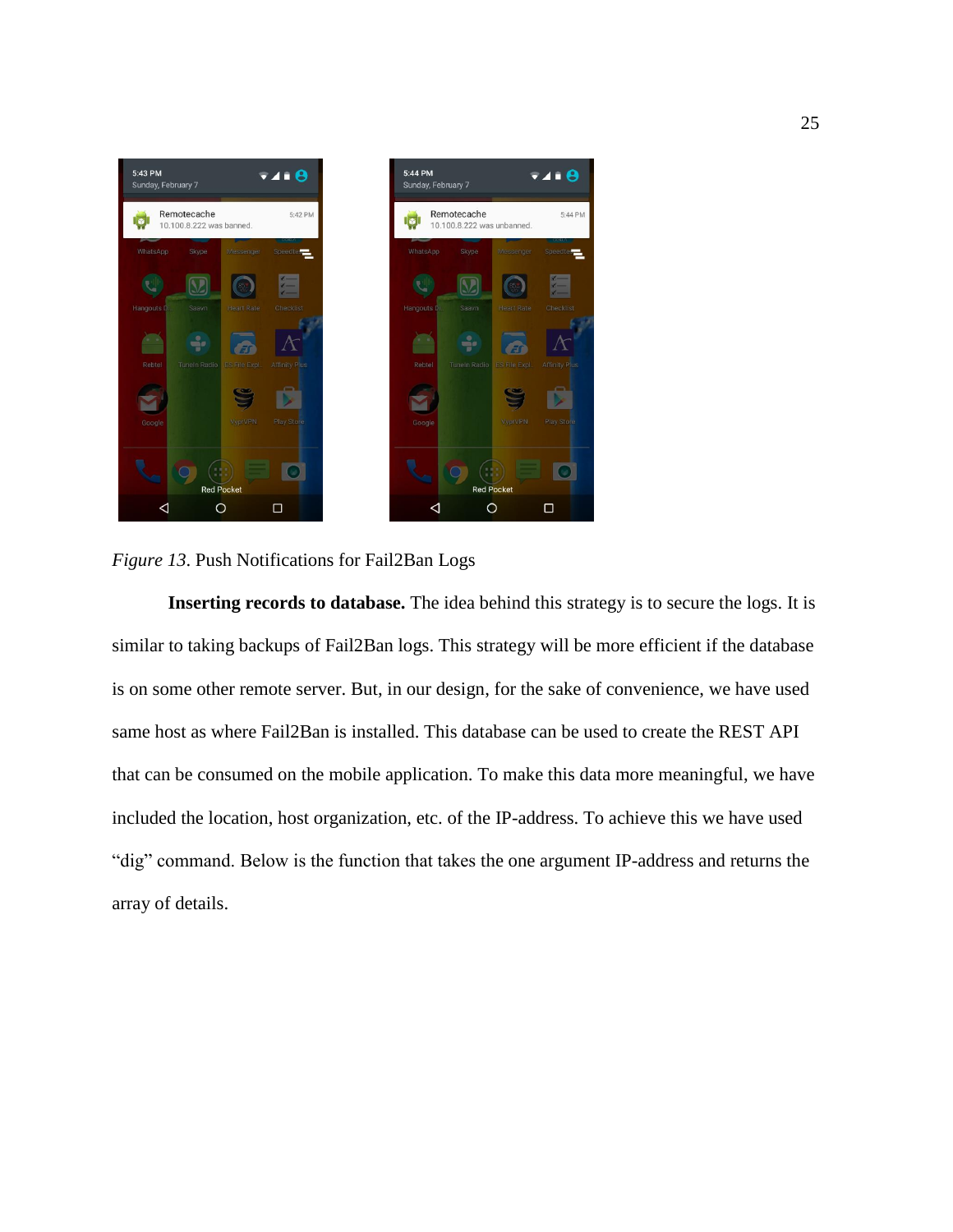*Figure 13*. Push Notifications for Fail2Ban Logs

**Inserting records to database.** The idea behind this strategy is to secure the logs. It is similar to taking backups of Fail2Ban logs. This strategy will be more efficient if the database is on some other remote server. But, in our design, for the sake of convenience, we have used same host as where Fail2Ban is installed. This database can be used to create the REST API that can be consumed on the mobile application. To make this data more meaningful, we have included the location, host organization, etc. of the IP-address. To achieve this we have used "dig" command. Below is the function that takes the one argument IP-address and returns the array of details.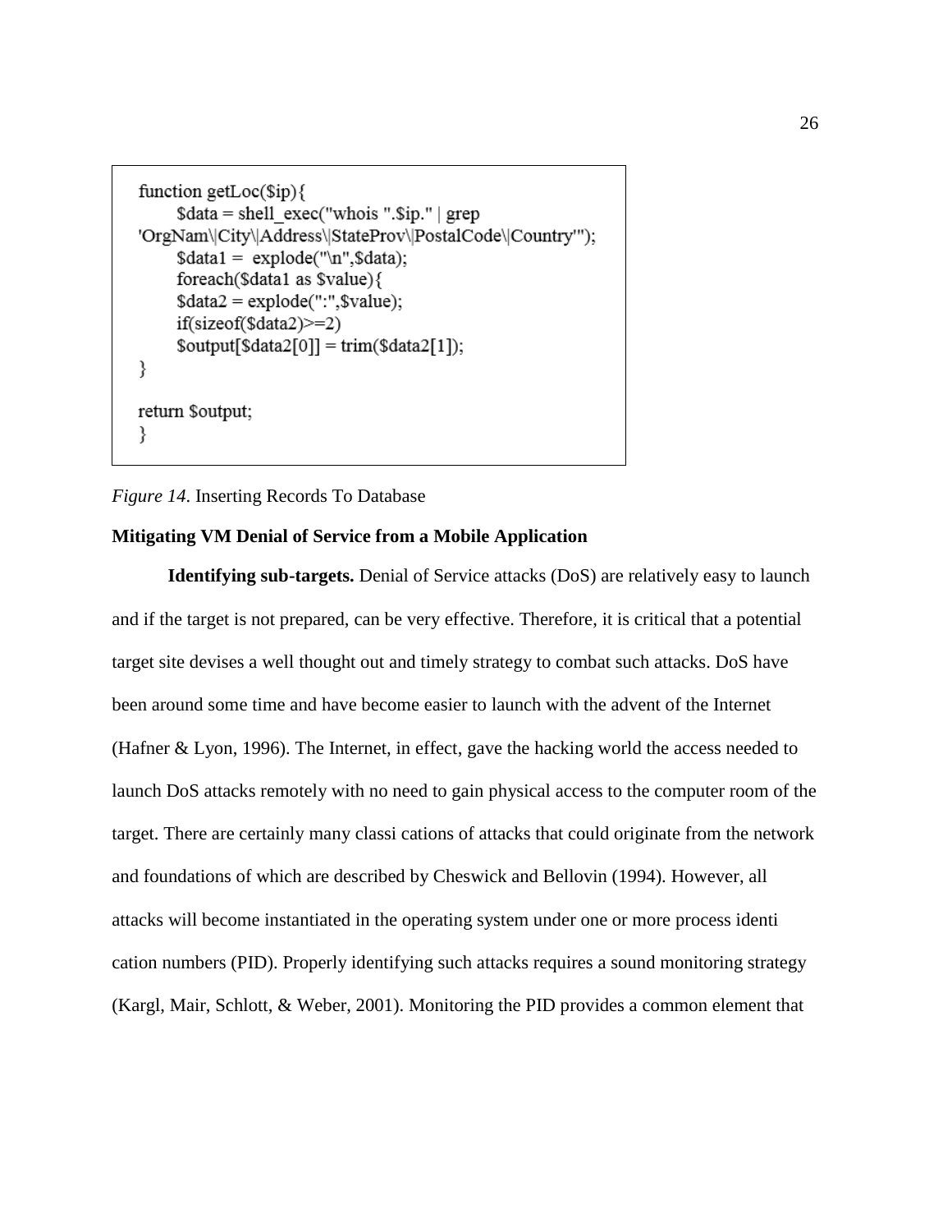```
function getLoc($ip){
      $data = shell_exec("whois ".$ip." | grep
'OrgNam\|City\|Address\|StateProv\|PostalCode\|Country'");
      $data1 =  explode("\n",$data);
      foreach($data1 as $value){
      $data2 = explode(":",$value);
      if(sizeof($data2)>=2)
      $output[$data2[0]] = trim($data2[1]);
}

return $output;
}
```

*Figure 14.* Inserting Records To Database

**Mitigating VM Denial of Service from a Mobile Application**

**Identifying sub-targets.** Denial of Service attacks (DoS) are relatively easy to launch and if the target is not prepared, can be very effective. Therefore, it is critical that a potential target site devises a well thought out and timely strategy to combat such attacks. DoS have been around some time and have become easier to launch with the advent of the Internet (Hafner & Lyon, 1996). The Internet, in effect, gave the hacking world the access needed to launch DoS attacks remotely with no need to gain physical access to the computer room of the target. There are certainly many classi cations of attacks that could originate from the network and foundations of which are described by Cheswick and Bellovin (1994). However, all attacks will become instantiated in the operating system under one or more process identi cation numbers (PID). Properly identifying such attacks requires a sound monitoring strategy (Kargl, Mair, Schlott, & Weber, 2001). Monitoring the PID provides a common element that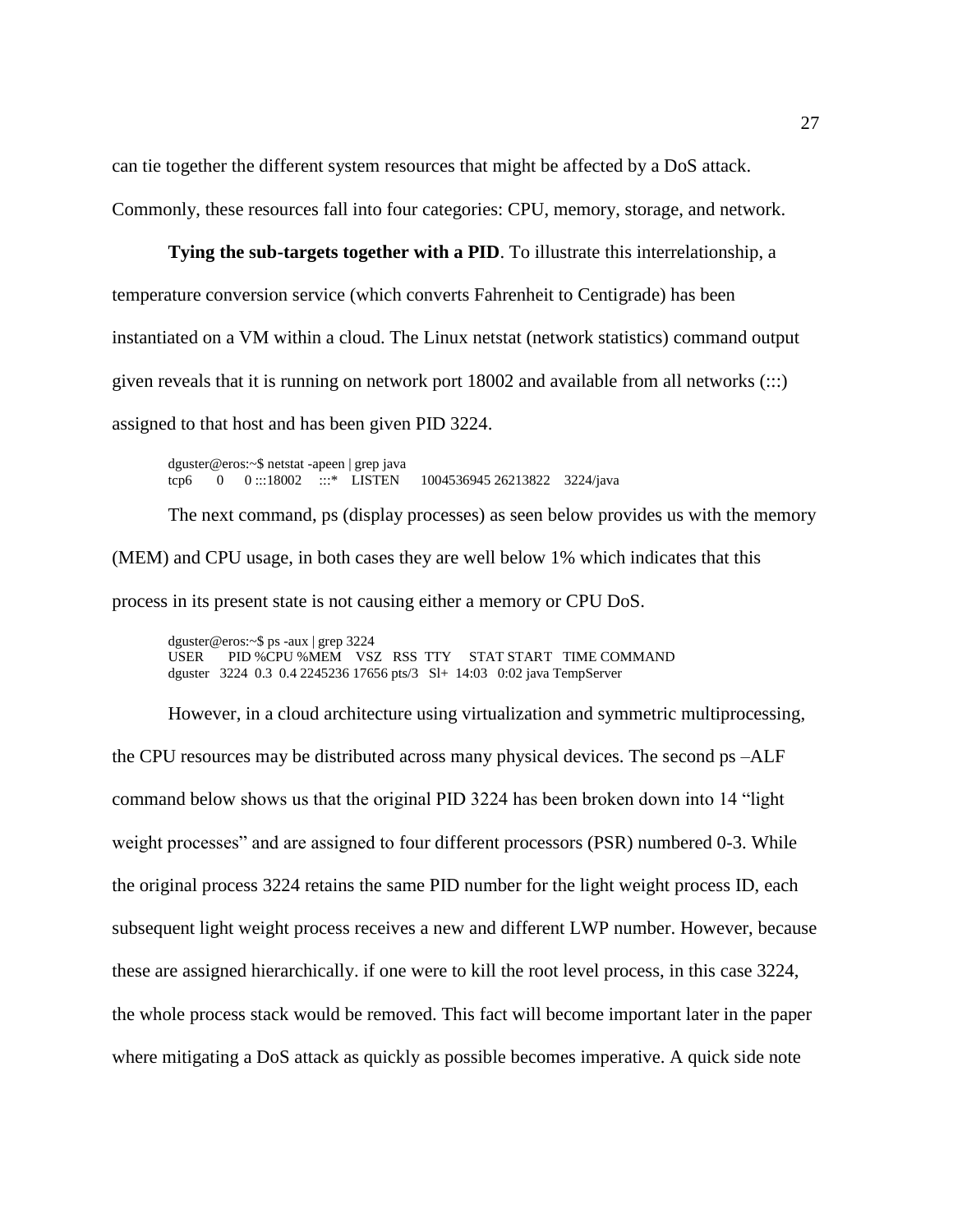can tie together the different system resources that might be affected by a DoS attack. Commonly, these resources fall into four categories: CPU, memory, storage, and network.

**Tying the sub-targets together with a PID**. To illustrate this interrelationship, a temperature conversion service (which converts Fahrenheit to Centigrade) has been instantiated on a VM within a cloud. The Linux netstat (network statistics) command output given reveals that it is running on network port 18002 and available from all networks (:::) assigned to that host and has been given PID 3224.

```
dguster@eros:~$ netstat -apeen | grep java
tcp6      0      0 :::18002     :::*    LISTEN      1004536945 26213822    3224/java
```

The next command, ps (display processes) as seen below provides us with the memory (MEM) and CPU usage, in both cases they are well below 1% which indicates that this process in its present state is not causing either a memory or CPU DoS.

```
dguster@eros:~$ ps -aux | grep 3224
USER       PID %CPU %MEM    VSZ   RSS  TTY     STAT START   TIME COMMAND
dguster   3224  0.3  0.4 2245236 17656 pts/3   Sl+  14:03   0:02 java TempServer
```

However, in a cloud architecture using virtualization and symmetric multiprocessing, the CPU resources may be distributed across many physical devices. The second ps –ALF command below shows us that the original PID 3224 has been broken down into 14 "light weight processes" and are assigned to four different processors (PSR) numbered 0-3. While the original process 3224 retains the same PID number for the light weight process ID, each subsequent light weight process receives a new and different LWP number. However, because these are assigned hierarchically. if one were to kill the root level process, in this case 3224, the whole process stack would be removed. This fact will become important later in the paper where mitigating a DoS attack as quickly as possible becomes imperative. A quick side note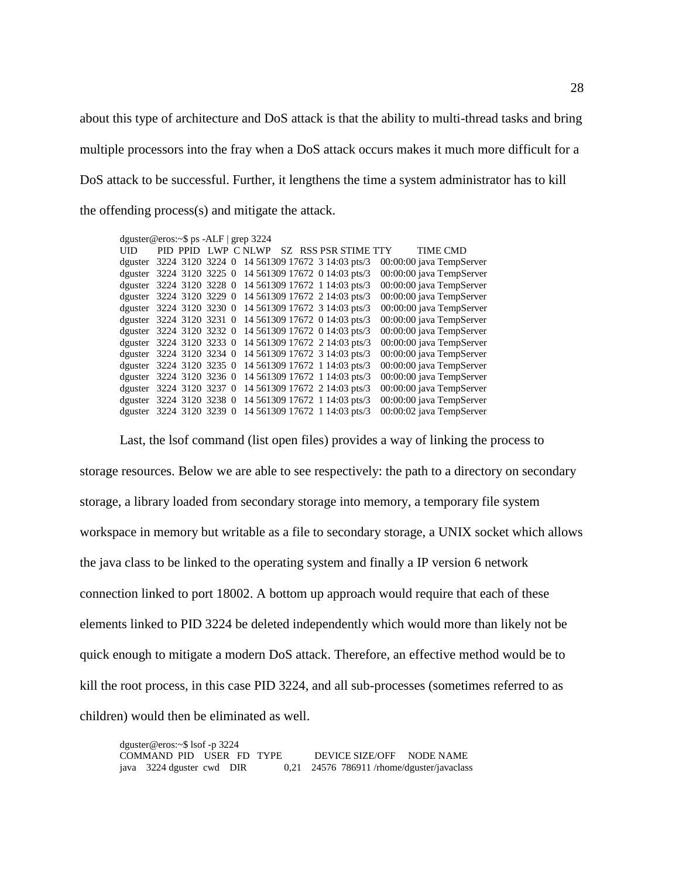about this type of architecture and DoS attack is that the ability to multi-thread tasks and bring multiple processors into the fray when a DoS attack occurs makes it much more difficult for a DoS attack to be successful. Further, it lengthens the time a system administrator has to kill the offending process(s) and mitigate the attack.

```
dguster@eros:~$ ps -ALF | grep 3224
UID      PID PPID  LWP  C NLWP    SZ   RSS PSR STIME TTY          TIME CMD
dguster  3224 3120 3224 0  14 561309 17672  3 14:03 pts/3    00:00:00 java TempServer
dguster  3224 3120 3225 0  14 561309 17672  0 14:03 pts/3    00:00:00 java TempServer
dguster  3224 3120 3228 0  14 561309 17672  1 14:03 pts/3    00:00:00 java TempServer
dguster  3224 3120 3229 0  14 561309 17672  2 14:03 pts/3    00:00:00 java TempServer
dguster  3224 3120 3230 0  14 561309 17672  3 14:03 pts/3    00:00:00 java TempServer
dguster  3224 3120 3231 0  14 561309 17672  0 14:03 pts/3    00:00:00 java TempServer
dguster  3224 3120 3232 0  14 561309 17672  0 14:03 pts/3    00:00:00 java TempServer
dguster  3224 3120 3233 0  14 561309 17672  2 14:03 pts/3    00:00:00 java TempServer
dguster  3224 3120 3234 0  14 561309 17672  3 14:03 pts/3    00:00:00 java TempServer
dguster  3224 3120 3235 0  14 561309 17672  1 14:03 pts/3    00:00:00 java TempServer
dguster  3224 3120 3236 0  14 561309 17672  1 14:03 pts/3    00:00:00 java TempServer
dguster  3224 3120 3237 0  14 561309 17672  2 14:03 pts/3    00:00:00 java TempServer
dguster  3224 3120 3238 0  14 561309 17672  1 14:03 pts/3    00:00:00 java TempServer
dguster  3224 3120 3239 0  14 561309 17672  1 14:03 pts/3    00:00:02 java TempServer
```

Last, the lsof command (list open files) provides a way of linking the process to storage resources. Below we are able to see respectively: the path to a directory on secondary storage, a library loaded from secondary storage into memory, a temporary file system workspace in memory but writable as a file to secondary storage, a UNIX socket which allows the java class to be linked to the operating system and finally a IP version 6 network connection linked to port 18002. A bottom up approach would require that each of these elements linked to PID 3224 be deleted independently which would more than likely not be quick enough to mitigate a modern DoS attack. Therefore, an effective method would be to kill the root process, in this case PID 3224, and all sub-processes (sometimes referred to as children) would then be eliminated as well.

```
dguster@eros:~$ lsof -p 3224
COMMAND PID   USER  FD   TYPE      DEVICE SIZE/OFF    NODE NAME
java    3224 dguster cwd  DIR         0,21    24576 786911 /rhome/dguster/javaclass
```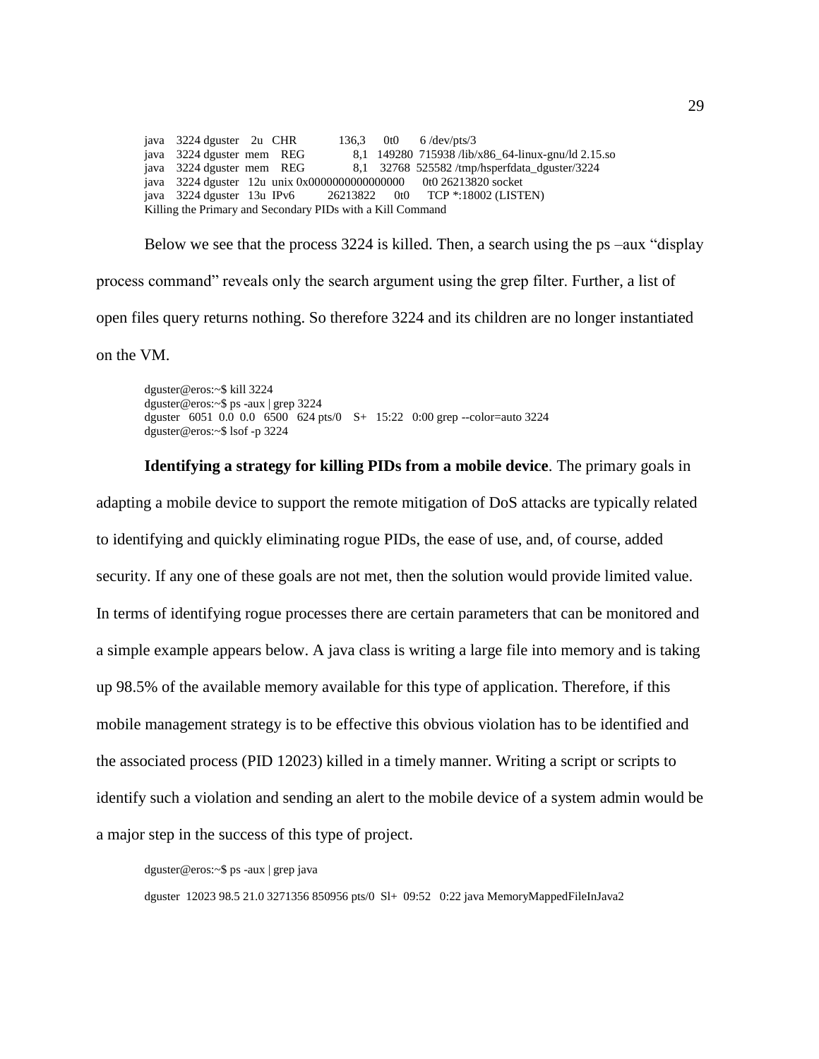```
java   3224 dguster   2u  CHR          136,3     0t0      6 /dev/pts/3
java   3224 dguster  mem   REG            8,1  149280  715938 /lib/x86_64-linux-gnu/ld 2.15.so
java   3224 dguster  mem   REG            8,1   32768  525582 /tmp/hsperfdata_dguster/3224
java   3224 dguster  12u  unix 0x0000000000000000      0t0 26213820 socket
java   3224 dguster  13u  IPv6        26213822      0t0     TCP *:18002 (LISTEN)
```

Killing the Primary and Secondary PIDs with a Kill Command

Below we see that the process 3224 is killed. Then, a search using the ps –aux "display process command" reveals only the search argument using the grep filter. Further, a list of open files query returns nothing. So therefore 3224 and its children are no longer instantiated on the VM.

```
dguster@eros:~$ kill 3224
dguster@eros:~$ ps -aux | grep 3224
dguster   6051  0.0  0.0   6500   624 pts/0    S+   15:22   0:00 grep --color=auto 3224
dguster@eros:~$ lsof -p 3224
```

**Identifying a strategy for killing PIDs from a mobile device**. The primary goals in adapting a mobile device to support the remote mitigation of DoS attacks are typically related to identifying and quickly eliminating rogue PIDs, the ease of use, and, of course, added security. If any one of these goals are not met, then the solution would provide limited value. In terms of identifying rogue processes there are certain parameters that can be monitored and a simple example appears below. A java class is writing a large file into memory and is taking up 98.5% of the available memory available for this type of application. Therefore, if this mobile management strategy is to be effective this obvious violation has to be identified and the associated process (PID 12023) killed in a timely manner. Writing a script or scripts to identify such a violation and sending an alert to the mobile device of a system admin would be a major step in the success of this type of project.

```
dguster@eros:~$ ps -aux | grep java

dguster  12023 98.5 21.0 3271356 850956 pts/0  Sl+  09:52   0:22 java MemoryMappedFileInJava2
```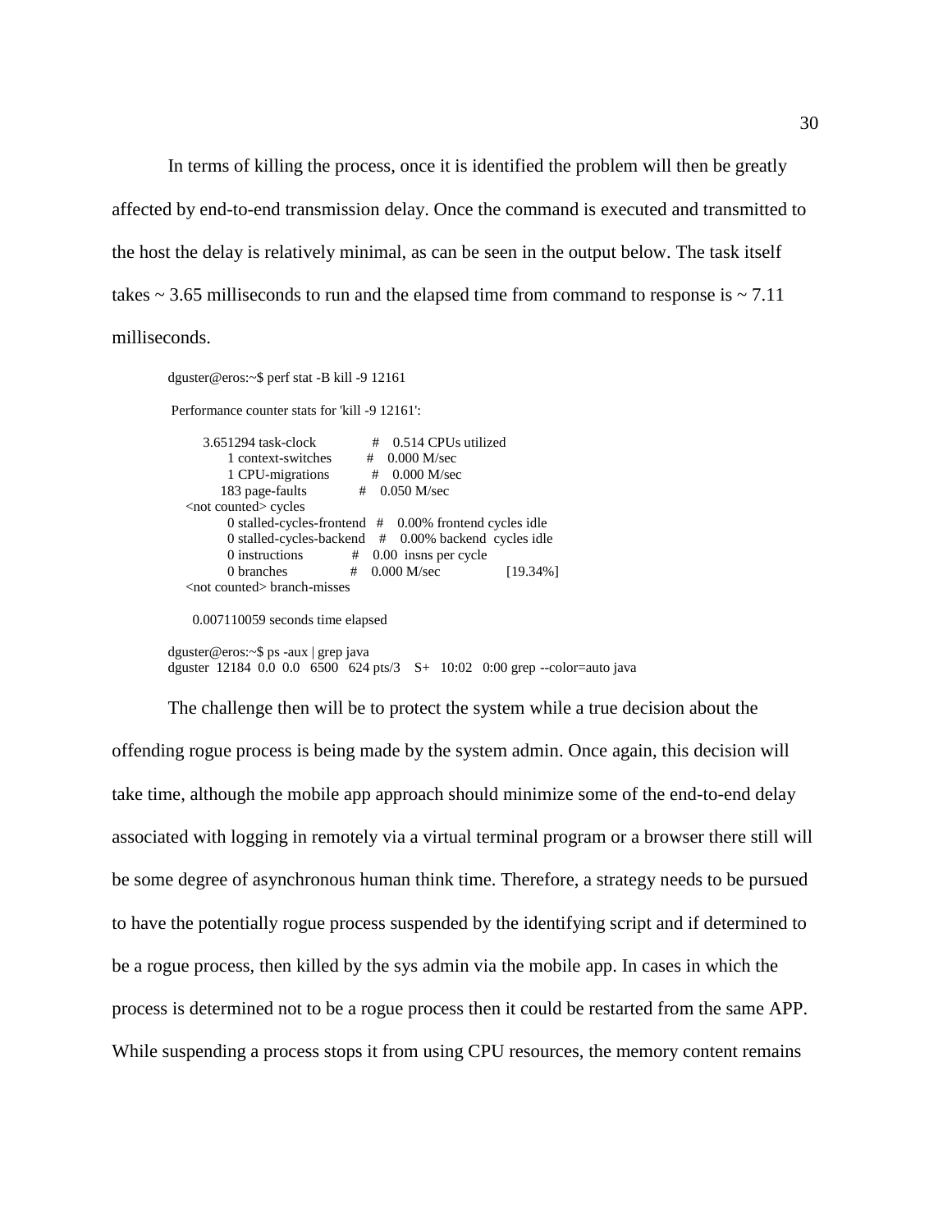In terms of killing the process, once it is identified the problem will then be greatly affected by end-to-end transmission delay. Once the command is executed and transmitted to the host the delay is relatively minimal, as can be seen in the output below. The task itself takes ~ 3.65 milliseconds to run and the elapsed time from command to response is ~ 7.11 milliseconds.

```
dguster@eros:~$ perf stat -B kill -9 12161

 Performance counter stats for 'kill -9 12161':

      3.651294 task-clock              #    0.514 CPUs utilized
             1 context-switches        #    0.000 M/sec
             1 CPU-migrations          #    0.000 M/sec
           183 page-faults             #    0.050 M/sec
   <not counted> cycles
             0 stalled-cycles-frontend   #    0.00% frontend cycles idle
             0 stalled-cycles-backend    #    0.00% backend  cycles idle
             0 instructions            #    0.00  insns per cycle
             0 branches                #    0.000 M/sec                 [19.34%]
   <not counted> branch-misses

    0.007110059 seconds time elapsed

dguster@eros:~$ ps -aux | grep java
dguster  12184  0.0  0.0   6500   624 pts/3    S+   10:02   0:00 grep --color=auto java
```

The challenge then will be to protect the system while a true decision about the offending rogue process is being made by the system admin. Once again, this decision will take time, although the mobile app approach should minimize some of the end-to-end delay associated with logging in remotely via a virtual terminal program or a browser there still will be some degree of asynchronous human think time. Therefore, a strategy needs to be pursued to have the potentially rogue process suspended by the identifying script and if determined to be a rogue process, then killed by the sys admin via the mobile app. In cases in which the process is determined not to be a rogue process then it could be restarted from the same APP. While suspending a process stops it from using CPU resources, the memory content remains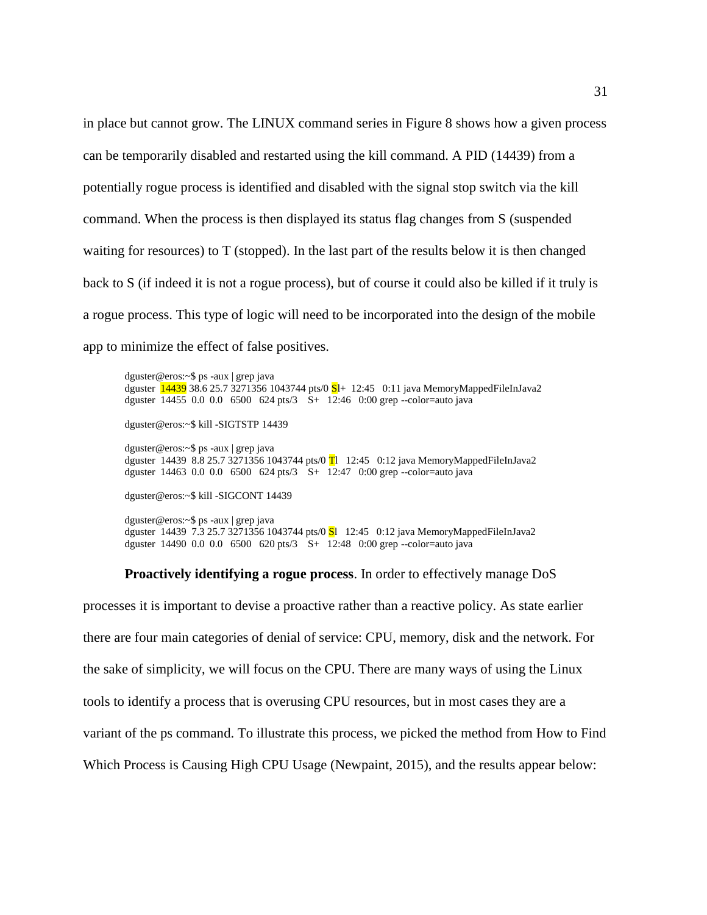in place but cannot grow. The LINUX command series in Figure 8 shows how a given process can be temporarily disabled and restarted using the kill command. A PID (14439) from a potentially rogue process is identified and disabled with the signal stop switch via the kill command. When the process is then displayed its status flag changes from S (suspended waiting for resources) to T (stopped). In the last part of the results below it is then changed back to S (if indeed it is not a rogue process), but of course it could also be killed if it truly is a rogue process. This type of logic will need to be incorporated into the design of the mobile app to minimize the effect of false positives.

```
dguster@eros:~$ ps -aux | grep java
dguster  14439 38.6 25.7 3271356 1043744 pts/0 Sl+  12:45   0:11 java MemoryMappedFileInJava2
dguster  14455  0.0  0.0   6500   624 pts/3    S+   12:46   0:00 grep --color=auto java

dguster@eros:~$ kill -SIGTSTP 14439

dguster@eros:~$ ps -aux | grep java
dguster  14439  8.8 25.7 3271356 1043744 pts/0 Tl   12:45   0:12 java MemoryMappedFileInJava2
dguster  14463  0.0  0.0   6500   624 pts/3    S+   12:47   0:00 grep --color=auto java

dguster@eros:~$ kill -SIGCONT 14439

dguster@eros:~$ ps -aux | grep java
dguster  14439  7.3 25.7 3271356 1043744 pts/0 Sl   12:45   0:12 java MemoryMappedFileInJava2
dguster  14490  0.0  0.0   6500   620 pts/3    S+   12:48   0:00 grep --color=auto java
```

**Proactively identifying a rogue process**. In order to effectively manage DoS processes it is important to devise a proactive rather than a reactive policy. As state earlier there are four main categories of denial of service: CPU, memory, disk and the network. For the sake of simplicity, we will focus on the CPU. There are many ways of using the Linux tools to identify a process that is overusing CPU resources, but in most cases they are a variant of the ps command. To illustrate this process, we picked the method from How to Find Which Process is Causing High CPU Usage (Newpaint, 2015), and the results appear below: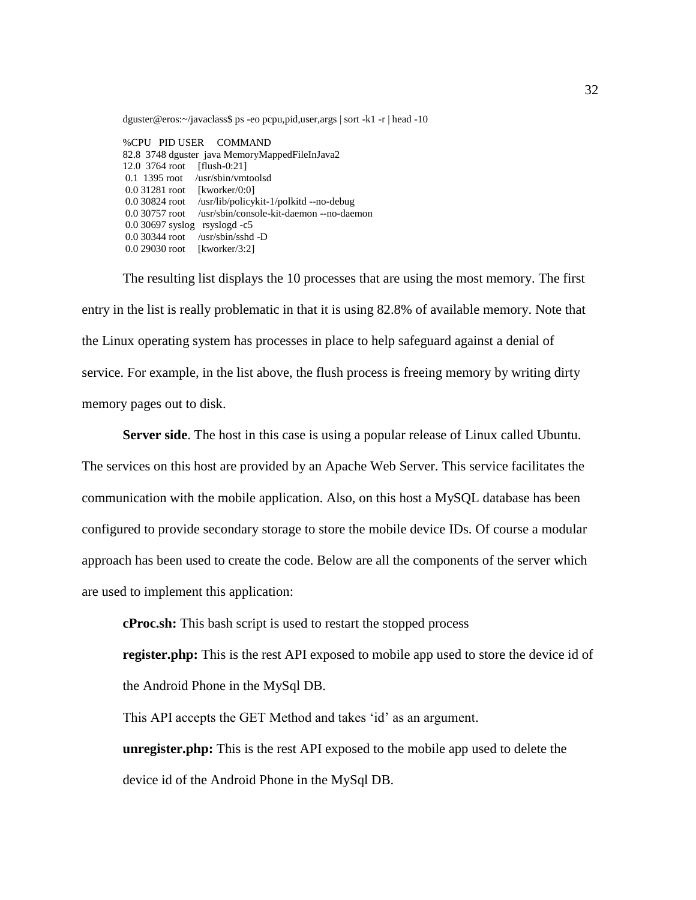```
dguster@eros:~/javaclass$ ps -eo pcpu,pid,user,args | sort -k1 -r | head -10

%CPU   PID USER     COMMAND
82.8  3748 dguster  java MemoryMappedFileInJava2
12.0  3764 root     [flush-0:21]
 0.1  1395 root     /usr/sbin/vmtoolsd
 0.0 31281 root     [kworker/0:0]
 0.0 30824 root     /usr/lib/policykit-1/polkitd --no-debug
 0.0 30757 root     /usr/sbin/console-kit-daemon --no-daemon
 0.0 30697 syslog   rsyslogd -c5
 0.0 30344 root     /usr/sbin/sshd -D
 0.0 29030 root     [kworker/3:2]
```

The resulting list displays the 10 processes that are using the most memory. The first entry in the list is really problematic in that it is using 82.8% of available memory. Note that the Linux operating system has processes in place to help safeguard against a denial of service. For example, in the list above, the flush process is freeing memory by writing dirty memory pages out to disk.

**Server side**. The host in this case is using a popular release of Linux called Ubuntu. The services on this host are provided by an Apache Web Server. This service facilitates the communication with the mobile application. Also, on this host a MySQL database has been configured to provide secondary storage to store the mobile device IDs. Of course a modular approach has been used to create the code. Below are all the components of the server which are used to implement this application:

**cProc.sh:** This bash script is used to restart the stopped process

**register.php:** This is the rest API exposed to mobile app used to store the device id of the Android Phone in the MySql DB.

This API accepts the GET Method and takes 'id' as an argument.

**unregister.php:** This is the rest API exposed to the mobile app used to delete the device id of the Android Phone in the MySql DB.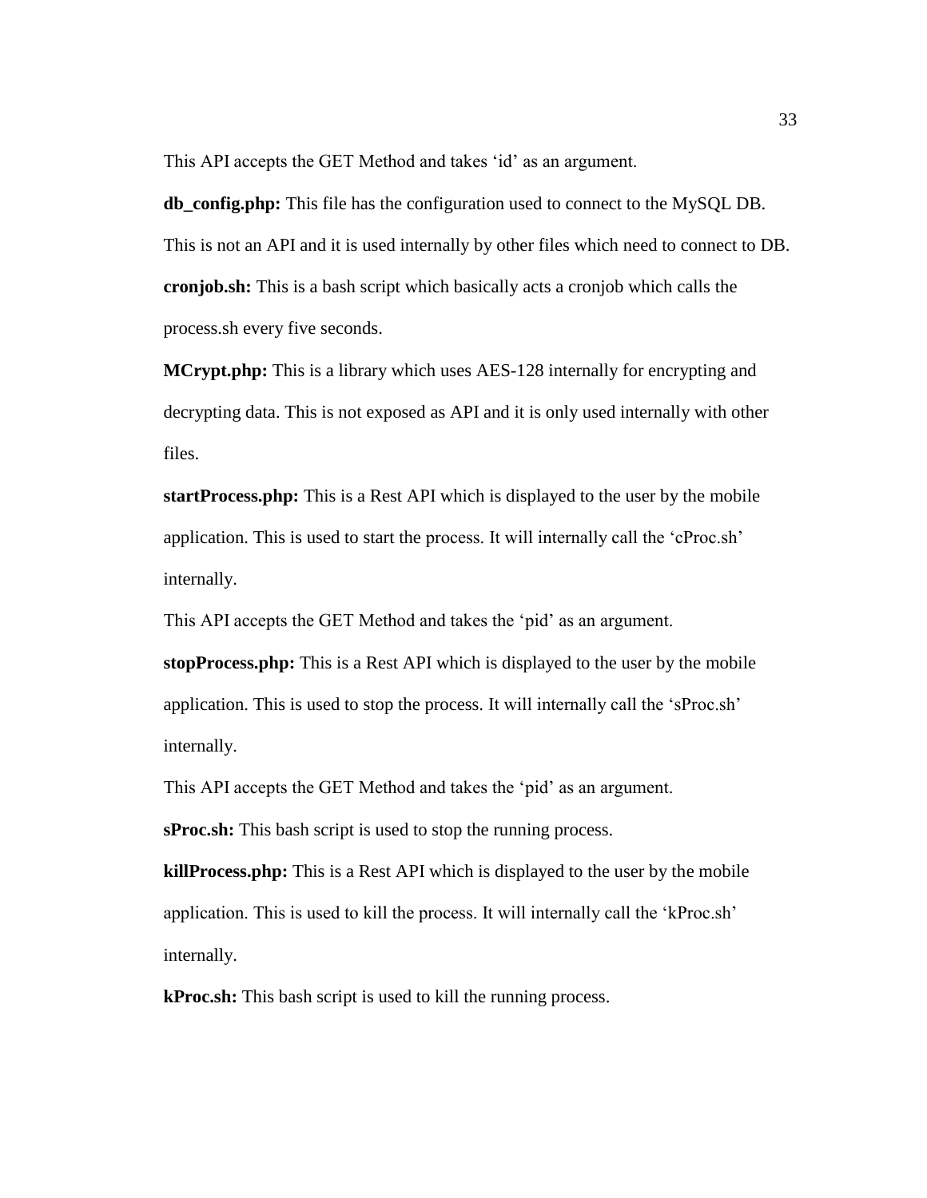This API accepts the GET Method and takes 'id' as an argument.

**db_config.php:** This file has the configuration used to connect to the MySQL DB. This is not an API and it is used internally by other files which need to connect to DB.

**cronjob.sh:** This is a bash script which basically acts a cronjob which calls the process.sh every five seconds.

**MCrypt.php:** This is a library which uses AES-128 internally for encrypting and decrypting data. This is not exposed as API and it is only used internally with other files.

**startProcess.php:** This is a Rest API which is displayed to the user by the mobile application. This is used to start the process. It will internally call the 'cProc.sh' internally.

This API accepts the GET Method and takes the 'pid' as an argument.

**stopProcess.php:** This is a Rest API which is displayed to the user by the mobile application. This is used to stop the process. It will internally call the 'sProc.sh' internally.

This API accepts the GET Method and takes the 'pid' as an argument.

**sProc.sh:** This bash script is used to stop the running process.

**killProcess.php:** This is a Rest API which is displayed to the user by the mobile application. This is used to kill the process. It will internally call the 'kProc.sh' internally.

**kProc.sh:** This bash script is used to kill the running process.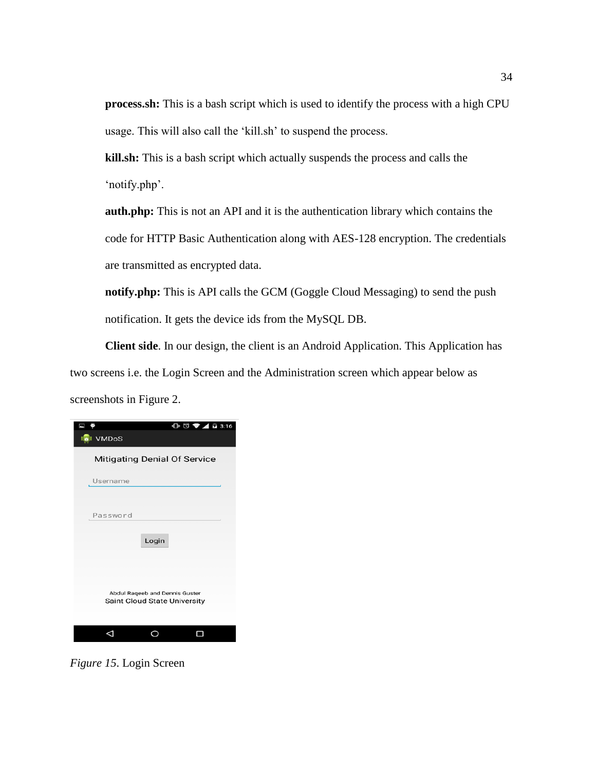**process.sh:** This is a bash script which is used to identify the process with a high CPU usage. This will also call the 'kill.sh' to suspend the process.

**kill.sh:** This is a bash script which actually suspends the process and calls the 'notify.php'.

**auth.php:** This is not an API and it is the authentication library which contains the code for HTTP Basic Authentication along with AES-128 encryption. The credentials are transmitted as encrypted data.

**notify.php:** This is API calls the GCM (Goggle Cloud Messaging) to send the push notification. It gets the device ids from the MySQL DB.

**Client side**. In our design, the client is an Android Application. This Application has two screens i.e. the Login Screen and the Administration screen which appear below as screenshots in Figure 2.

*Figure 15*. Login Screen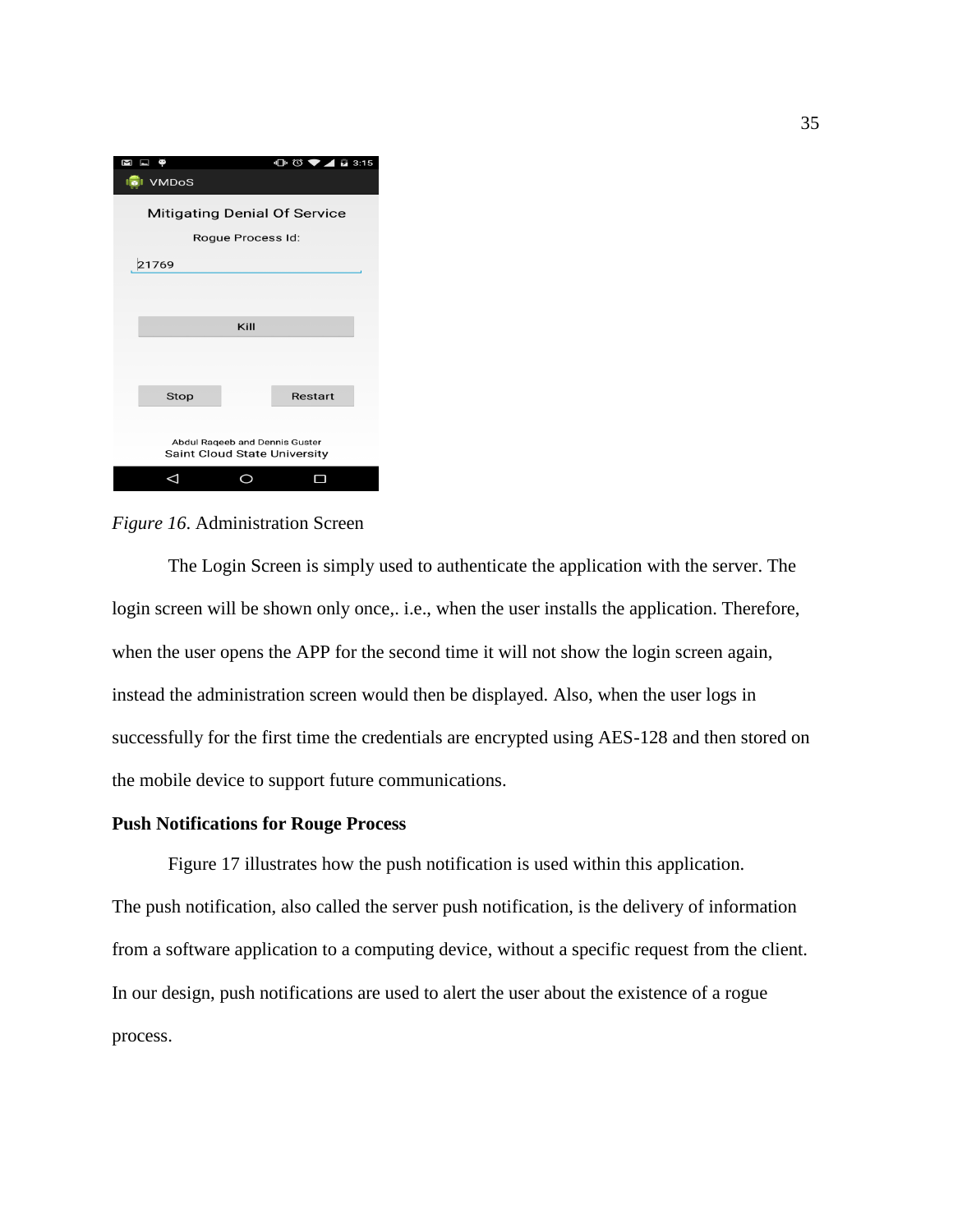*Figure 16.* Administration Screen

The Login Screen is simply used to authenticate the application with the server. The login screen will be shown only once,. i.e., when the user installs the application. Therefore, when the user opens the APP for the second time it will not show the login screen again, instead the administration screen would then be displayed. Also, when the user logs in successfully for the first time the credentials are encrypted using AES-128 and then stored on the mobile device to support future communications.

**Push Notifications for Rouge Process**

Figure 17 illustrates how the push notification is used within this application. The push notification, also called the server push notification, is the delivery of information from a software application to a computing device, without a specific request from the client. In our design, push notifications are used to alert the user about the existence of a rogue process.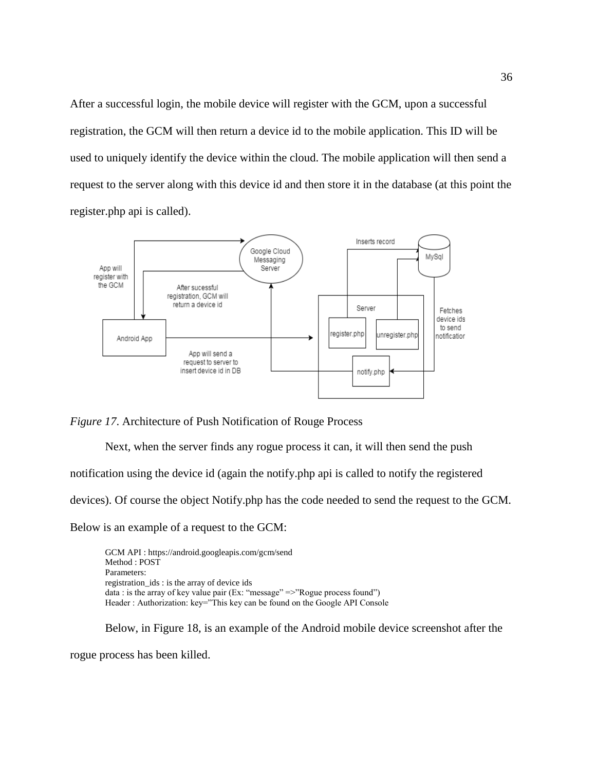After a successful login, the mobile device will register with the GCM, upon a successful registration, the GCM will then return a device id to the mobile application. This ID will be used to uniquely identify the device within the cloud. The mobile application will then send a request to the server along with this device id and then store it in the database (at this point the register.php api is called).

*Figure 17.* Architecture of Push Notification of Rouge Process

Next, when the server finds any rogue process it can, it will then send the push notification using the device id (again the notify.php api is called to notify the registered devices). Of course the object Notify.php has the code needed to send the request to the GCM. Below is an example of a request to the GCM:

```
GCM API : https://android.googleapis.com/gcm/send
Method : POST
Parameters:
registration_ids : is the array of device ids
data : is the array of key value pair (Ex: “message” =>”Rogue process found”)
Header : Authorization: key=”This key can be found on the Google API Console
```

Below, in Figure 18, is an example of the Android mobile device screenshot after the rogue process has been killed.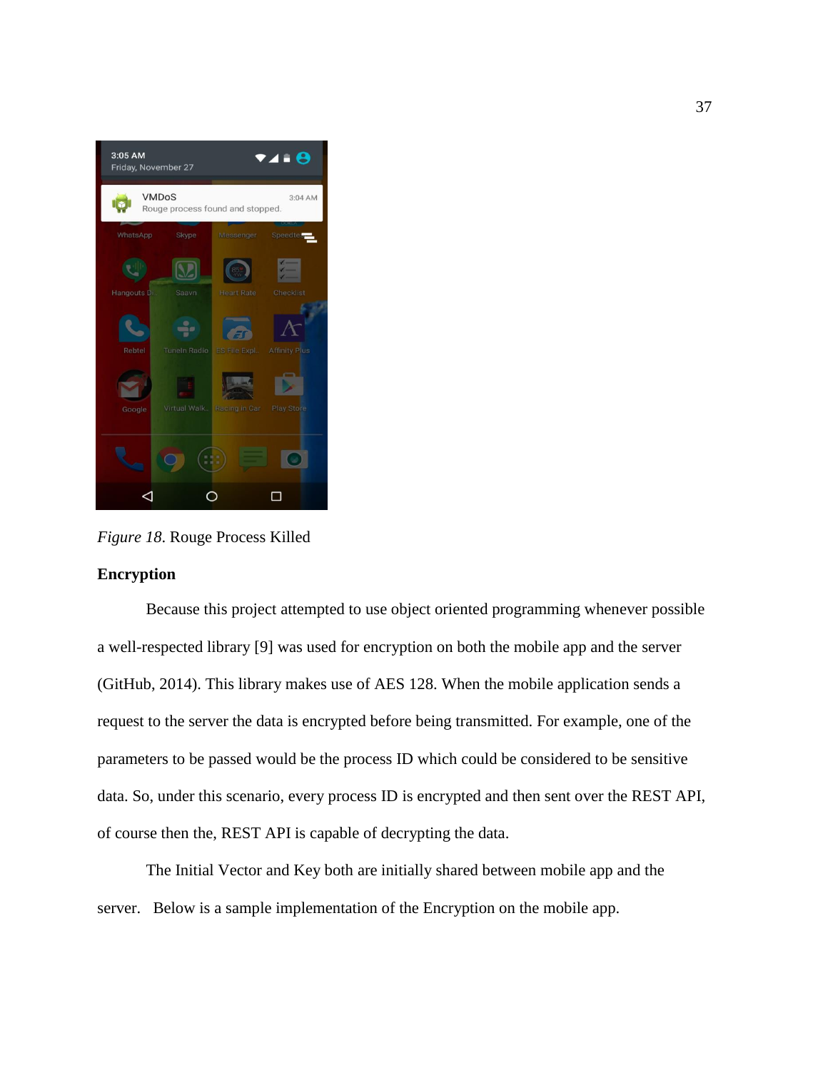*Figure 18*. Rouge Process Killed

**Encryption**

Because this project attempted to use object oriented programming whenever possible a well-respected library [9] was used for encryption on both the mobile app and the server (GitHub, 2014). This library makes use of AES 128. When the mobile application sends a request to the server the data is encrypted before being transmitted. For example, one of the parameters to be passed would be the process ID which could be considered to be sensitive data. So, under this scenario, every process ID is encrypted and then sent over the REST API, of course then the, REST API is capable of decrypting the data.

The Initial Vector and Key both are initially shared between mobile app and the server. Below is a sample implementation of the Encryption on the mobile app.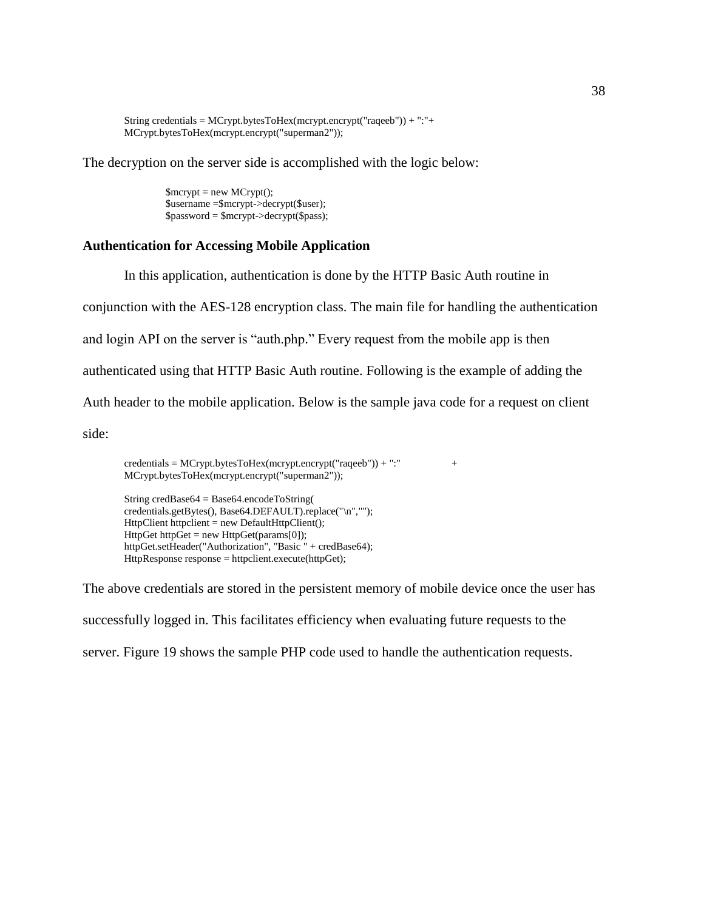```
String credentials = MCrypt.bytesToHex(mcrypt.encrypt("raqeeb")) + ":"+
MCrypt.bytesToHex(mcrypt.encrypt("superman2"));
```

The decryption on the server side is accomplished with the logic below:

```
$mcrypt = new MCrypt();
$username =$mcrypt->decrypt($user);
$password = $mcrypt->decrypt($pass);
```

### Authentication for Accessing Mobile Application

In this application, authentication is done by the HTTP Basic Auth routine in conjunction with the AES-128 encryption class. The main file for handling the authentication and login API on the server is "auth.php." Every request from the mobile app is then authenticated using that HTTP Basic Auth routine. Following is the example of adding the Auth header to the mobile application. Below is the sample java code for a request on client side:

```
credentials = MCrypt.bytesToHex(mcrypt.encrypt("raqeeb")) + ":"          +
MCrypt.bytesToHex(mcrypt.encrypt("superman2"));

String credBase64 = Base64.encodeToString(
credentials.getBytes(), Base64.DEFAULT).replace("\n","");
HttpClient httpclient = new DefaultHttpClient();
HttpGet httpGet = new HttpGet(params[0]);
httpGet.setHeader("Authorization", "Basic " + credBase64);
HttpResponse response = httpclient.execute(httpGet);
```

The above credentials are stored in the persistent memory of mobile device once the user has successfully logged in. This facilitates efficiency when evaluating future requests to the server. Figure 19 shows the sample PHP code used to handle the authentication requests.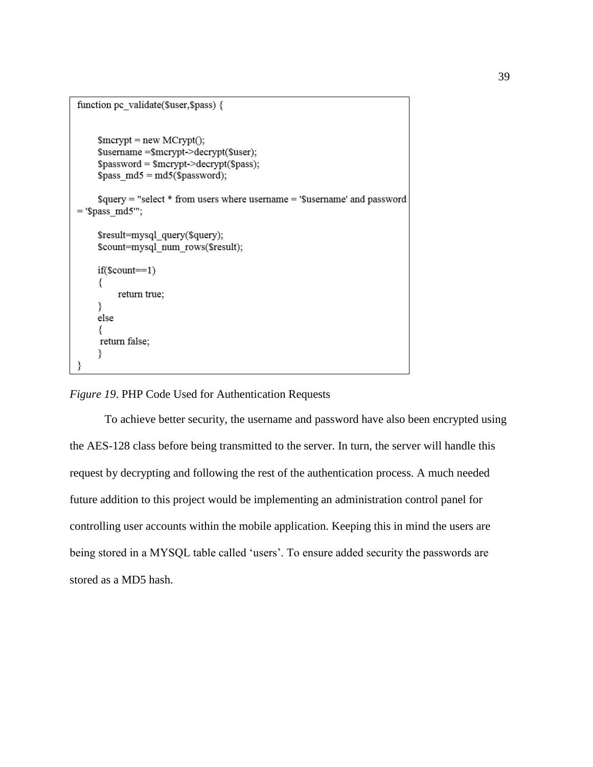```
function pc_validate($user,$pass) {


    $mcrypt = new MCrypt();
    $username =$mcrypt->decrypt($user);
    $password = $mcrypt->decrypt($pass);
    $pass_md5 = md5($password);

    $query = "select * from users where username = '$username' and password
= '$pass_md5'";

    $result=mysql_query($query);
    $count=mysql_num_rows($result);

    if($count==1)
    {
        return true;
    }
    else
    {
     return false;
    }
}
```

*Figure 19.* PHP Code Used for Authentication Requests

To achieve better security, the username and password have also been encrypted using the AES-128 class before being transmitted to the server. In turn, the server will handle this request by decrypting and following the rest of the authentication process. A much needed future addition to this project would be implementing an administration control panel for controlling user accounts within the mobile application. Keeping this in mind the users are being stored in a MYSQL table called 'users'. To ensure added security the passwords are stored as a MD5 hash.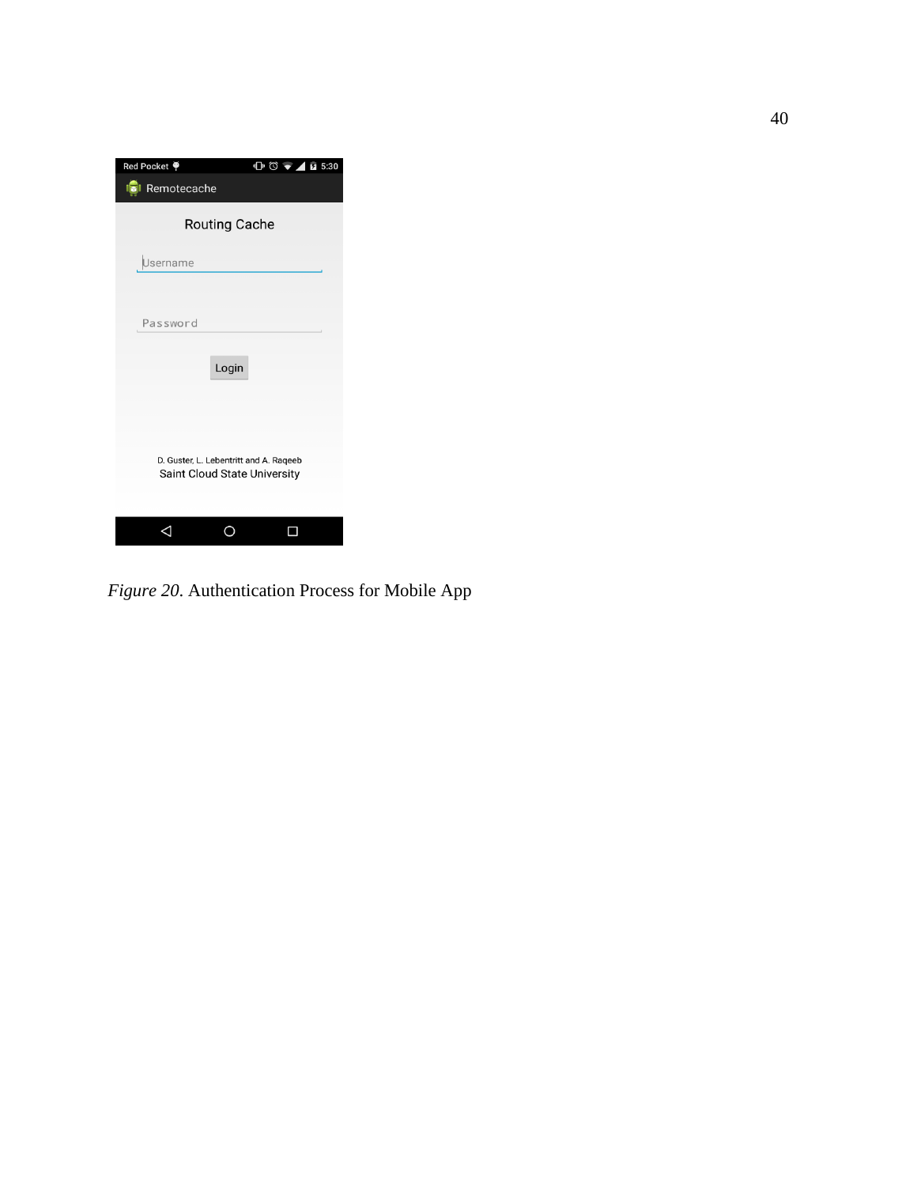*Figure 20*. Authentication Process for Mobile App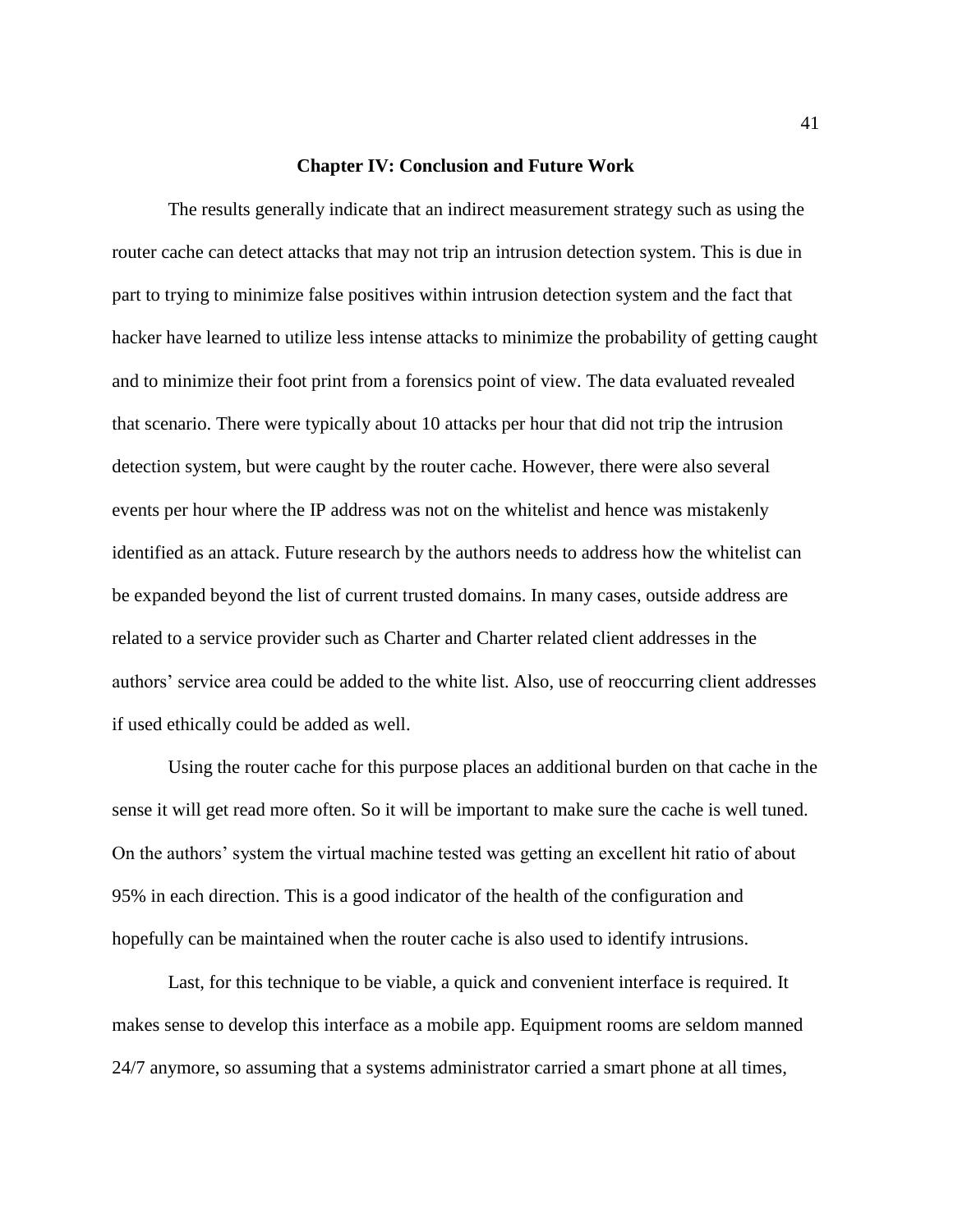# Chapter IV: Conclusion and Future Work

The results generally indicate that an indirect measurement strategy such as using the router cache can detect attacks that may not trip an intrusion detection system. This is due in part to trying to minimize false positives within intrusion detection system and the fact that hacker have learned to utilize less intense attacks to minimize the probability of getting caught and to minimize their foot print from a forensics point of view. The data evaluated revealed that scenario. There were typically about 10 attacks per hour that did not trip the intrusion detection system, but were caught by the router cache. However, there were also several events per hour where the IP address was not on the whitelist and hence was mistakenly identified as an attack. Future research by the authors needs to address how the whitelist can be expanded beyond the list of current trusted domains. In many cases, outside address are related to a service provider such as Charter and Charter related client addresses in the authors' service area could be added to the white list. Also, use of reoccurring client addresses if used ethically could be added as well.

Using the router cache for this purpose places an additional burden on that cache in the sense it will get read more often. So it will be important to make sure the cache is well tuned. On the authors' system the virtual machine tested was getting an excellent hit ratio of about 95% in each direction. This is a good indicator of the health of the configuration and hopefully can be maintained when the router cache is also used to identify intrusions.

Last, for this technique to be viable, a quick and convenient interface is required. It makes sense to develop this interface as a mobile app. Equipment rooms are seldom manned 24/7 anymore, so assuming that a systems administrator carried a smart phone at all times,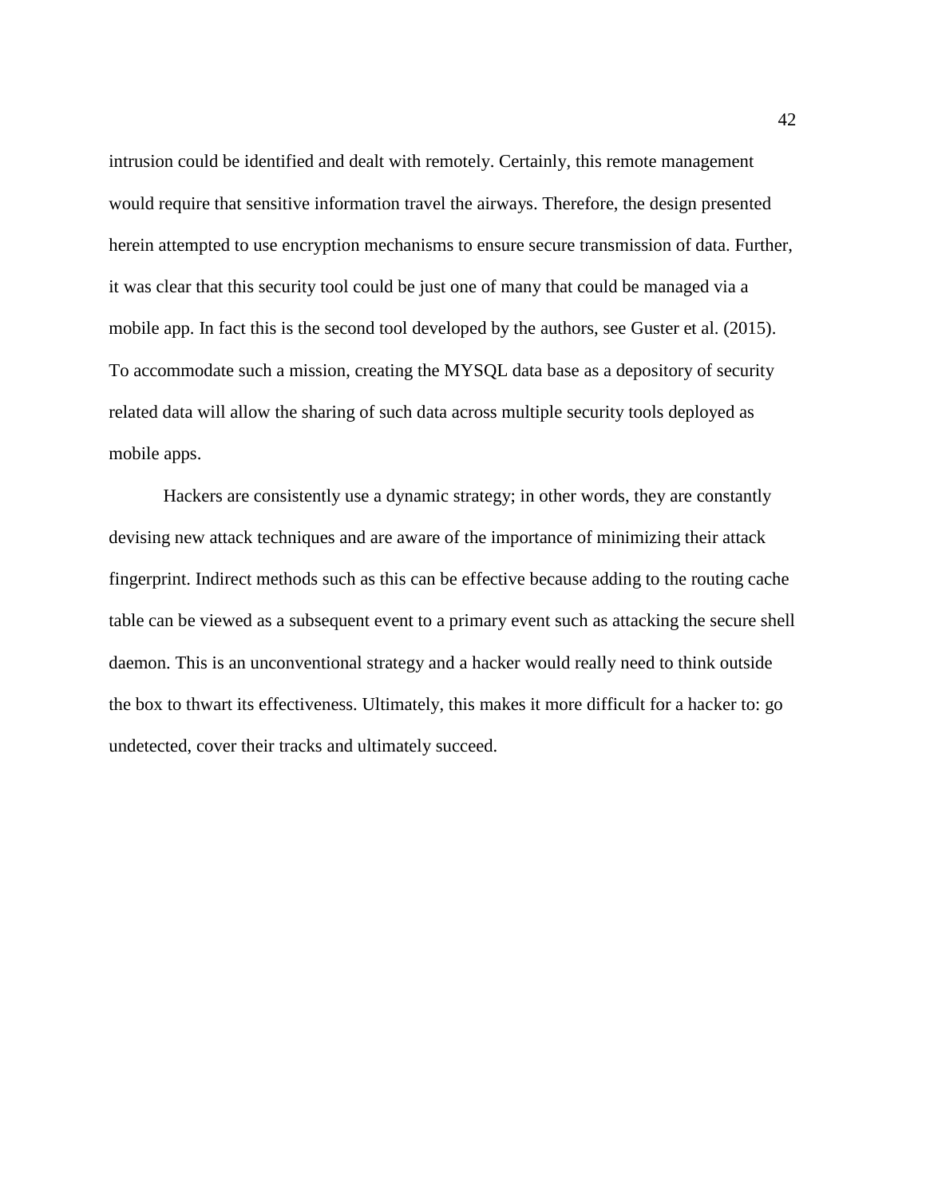intrusion could be identified and dealt with remotely. Certainly, this remote management would require that sensitive information travel the airways. Therefore, the design presented herein attempted to use encryption mechanisms to ensure secure transmission of data. Further, it was clear that this security tool could be just one of many that could be managed via a mobile app. In fact this is the second tool developed by the authors, see Guster et al. (2015). To accommodate such a mission, creating the MYSQL data base as a depository of security related data will allow the sharing of such data across multiple security tools deployed as mobile apps.

Hackers are consistently use a dynamic strategy; in other words, they are constantly devising new attack techniques and are aware of the importance of minimizing their attack fingerprint. Indirect methods such as this can be effective because adding to the routing cache table can be viewed as a subsequent event to a primary event such as attacking the secure shell daemon. This is an unconventional strategy and a hacker would really need to think outside the box to thwart its effectiveness. Ultimately, this makes it more difficult for a hacker to: go undetected, cover their tracks and ultimately succeed.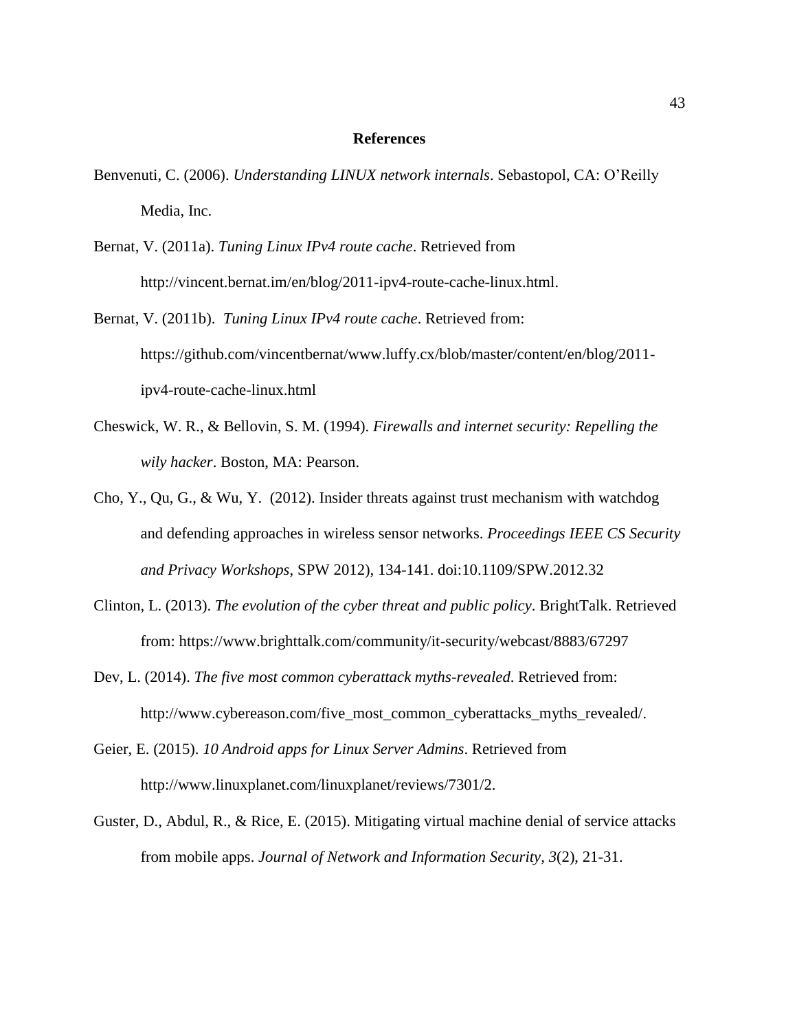**References**

Benvenuti, C. (2006). *Understanding LINUX network internals*. Sebastopol, CA: O'Reilly Media, Inc.

Bernat, V. (2011a). *Tuning Linux IPv4 route cache*. Retrieved from http://vincent.bernat.im/en/blog/2011-ipv4-route-cache-linux.html.

Bernat, V. (2011b). *Tuning Linux IPv4 route cache*. Retrieved from: https://github.com/vincentbernat/www.luffy.cx/blob/master/content/en/blog/2011-ipv4-route-cache-linux.html

Cheswick, W. R., & Bellovin, S. M. (1994). *Firewalls and internet security: Repelling the wily hacker*. Boston, MA: Pearson.

Cho, Y., Qu, G., & Wu, Y. (2012). Insider threats against trust mechanism with watchdog and defending approaches in wireless sensor networks. *Proceedings IEEE CS Security and Privacy Workshops*, SPW 2012), 134-141. doi:10.1109/SPW.2012.32

Clinton, L. (2013). *The evolution of the cyber threat and public policy*. BrightTalk. Retrieved from: https://www.brighttalk.com/community/it-security/webcast/8883/67297

Dev, L. (2014). *The five most common cyberattack myths-revealed*. Retrieved from: http://www.cybereason.com/five_most_common_cyberattacks_myths_revealed/.

Geier, E. (2015). *10 Android apps for Linux Server Admins*. Retrieved from http://www.linuxplanet.com/linuxplanet/reviews/7301/2.

Guster, D., Abdul, R., & Rice, E. (2015). Mitigating virtual machine denial of service attacks from mobile apps. *Journal of Network and Information Security, 3*(2), 21-31.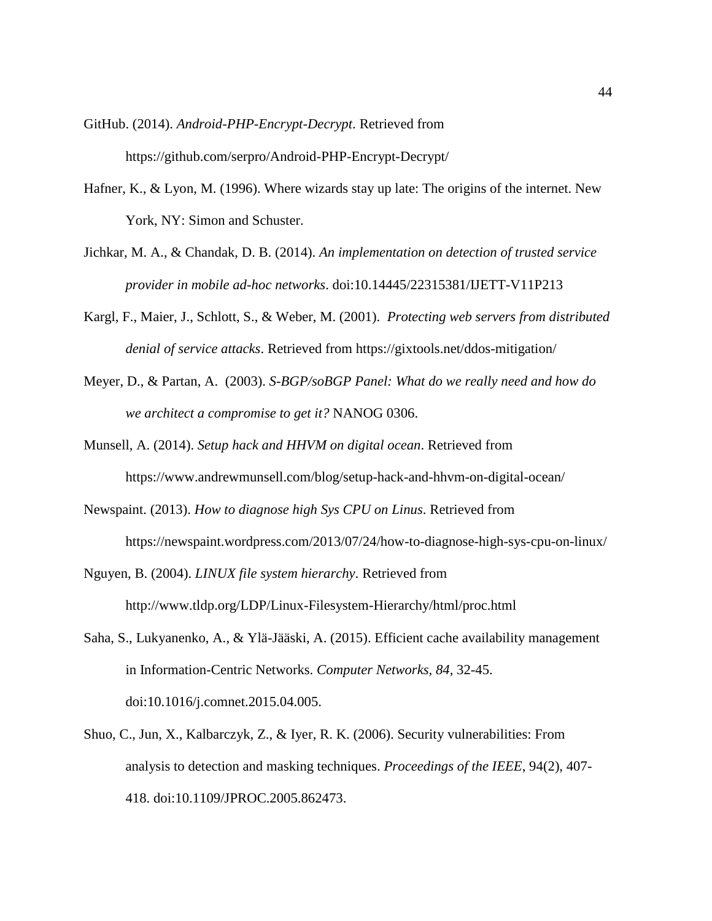GitHub. (2014). *Android-PHP-Encrypt-Decrypt*. Retrieved from https://github.com/serpro/Android-PHP-Encrypt-Decrypt/

Hafner, K., & Lyon, M. (1996). Where wizards stay up late: The origins of the internet. New York, NY: Simon and Schuster.

Jichkar, M. A., & Chandak, D. B. (2014). *An implementation on detection of trusted service provider in mobile ad-hoc networks*. doi:10.14445/22315381/IJETT-V11P213

Kargl, F., Maier, J., Schlott, S., & Weber, M. (2001). *Protecting web servers from distributed denial of service attacks*. Retrieved from https://gixtools.net/ddos-mitigation/

Meyer, D., & Partan, A. (2003). *S-BGP/soBGP Panel: What do we really need and how do we architect a compromise to get it?* NANOG 0306.

Munsell, A. (2014). *Setup hack and HHVM on digital ocean*. Retrieved from https://www.andrewmunsell.com/blog/setup-hack-and-hhvm-on-digital-ocean/

Newspaint. (2013). *How to diagnose high Sys CPU on Linus*. Retrieved from https://newspaint.wordpress.com/2013/07/24/how-to-diagnose-high-sys-cpu-on-linux/

Nguyen, B. (2004). *LINUX file system hierarchy*. Retrieved from http://www.tldp.org/LDP/Linux-Filesystem-Hierarchy/html/proc.html

Saha, S., Lukyanenko, A., & Ylä-Jääski, A. (2015). Efficient cache availability management in Information-Centric Networks. *Computer Networks, 84*, 32-45. doi:10.1016/j.comnet.2015.04.005.

Shuo, C., Jun, X., Kalbarczyk, Z., & Iyer, R. K. (2006). Security vulnerabilities: From analysis to detection and masking techniques. *Proceedings of the IEEE*, 94(2), 407-418. doi:10.1109/JPROC.2005.862473.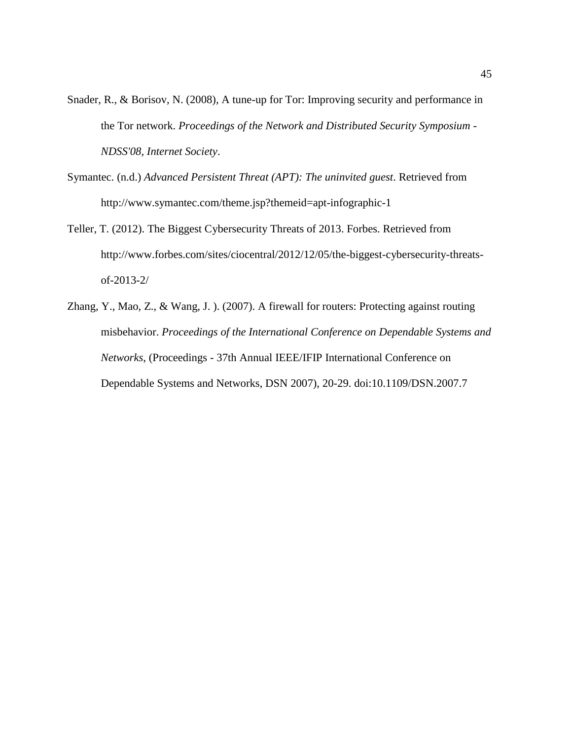Snader, R., & Borisov, N. (2008), A tune-up for Tor: Improving security and performance in the Tor network. *Proceedings of the Network and Distributed Security Symposium - NDSS'08, Internet Society*.

Symantec. (n.d.) *Advanced Persistent Threat (APT): The uninvited guest*. Retrieved from http://www.symantec.com/theme.jsp?themeid=apt-infographic-1

Teller, T. (2012). The Biggest Cybersecurity Threats of 2013. Forbes. Retrieved from http://www.forbes.com/sites/ciocentral/2012/12/05/the-biggest-cybersecurity-threats-of-2013-2/

Zhang, Y., Mao, Z., & Wang, J. ). (2007). A firewall for routers: Protecting against routing misbehavior. *Proceedings of the International Conference on Dependable Systems and Networks*, (Proceedings - 37th Annual IEEE/IFIP International Conference on Dependable Systems and Networks, DSN 2007), 20-29. doi:10.1109/DSN.2007.7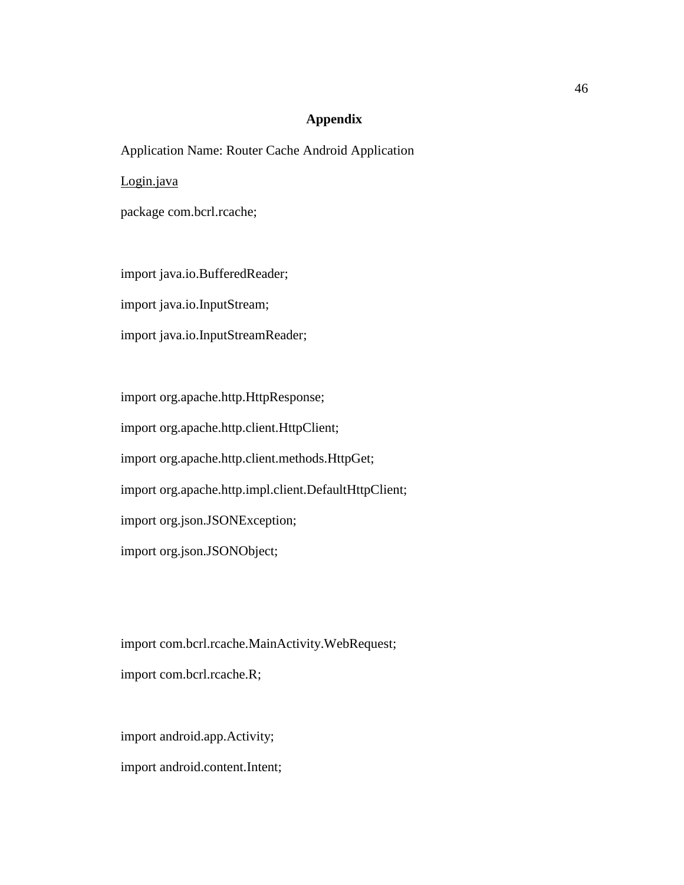**Appendix**

Application Name: Router Cache Android Application

Login.java

```
package com.bcrl.rcache;


import java.io.BufferedReader;
import java.io.InputStream;
import java.io.InputStreamReader;


import org.apache.http.HttpResponse;
import org.apache.http.client.HttpClient;
import org.apache.http.client.methods.HttpGet;
import org.apache.http.impl.client.DefaultHttpClient;
import org.json.JSONException;
import org.json.JSONObject;



import com.bcrl.rcache.MainActivity.WebRequest;
import com.bcrl.rcache.R;


import android.app.Activity;
import android.content.Intent;
```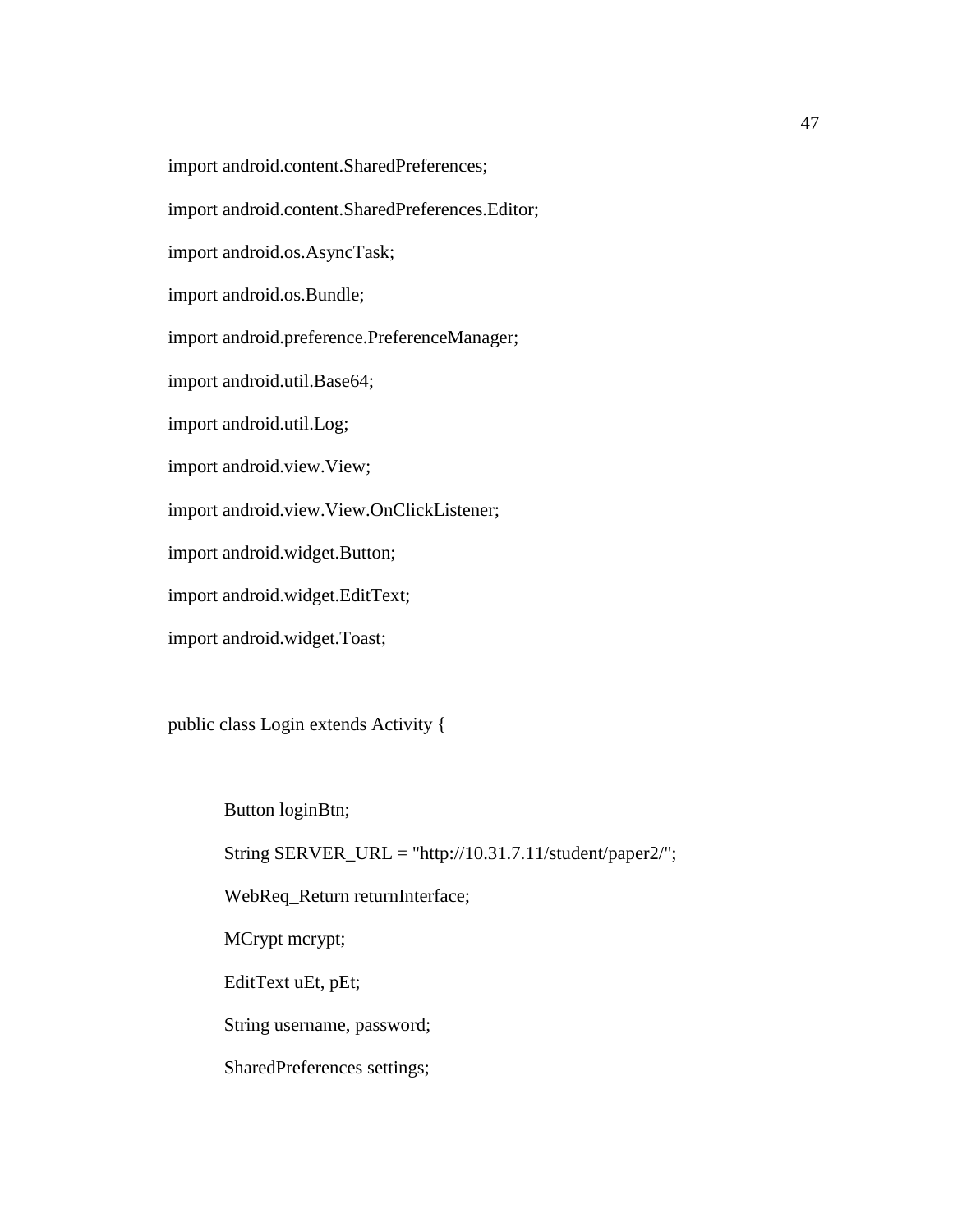```
import android.content.SharedPreferences;

import android.content.SharedPreferences.Editor;

import android.os.AsyncTask;

import android.os.Bundle;

import android.preference.PreferenceManager;

import android.util.Base64;

import android.util.Log;

import android.view.View;

import android.view.View.OnClickListener;

import android.widget.Button;

import android.widget.EditText;

import android.widget.Toast;


public class Login extends Activity {


        Button loginBtn;

        String SERVER_URL = "http://10.31.7.11/student/paper2/";

        WebReq_Return returnInterface;

        MCrypt mcrypt;

        EditText uEt, pEt;

        String username, password;

        SharedPreferences settings;
```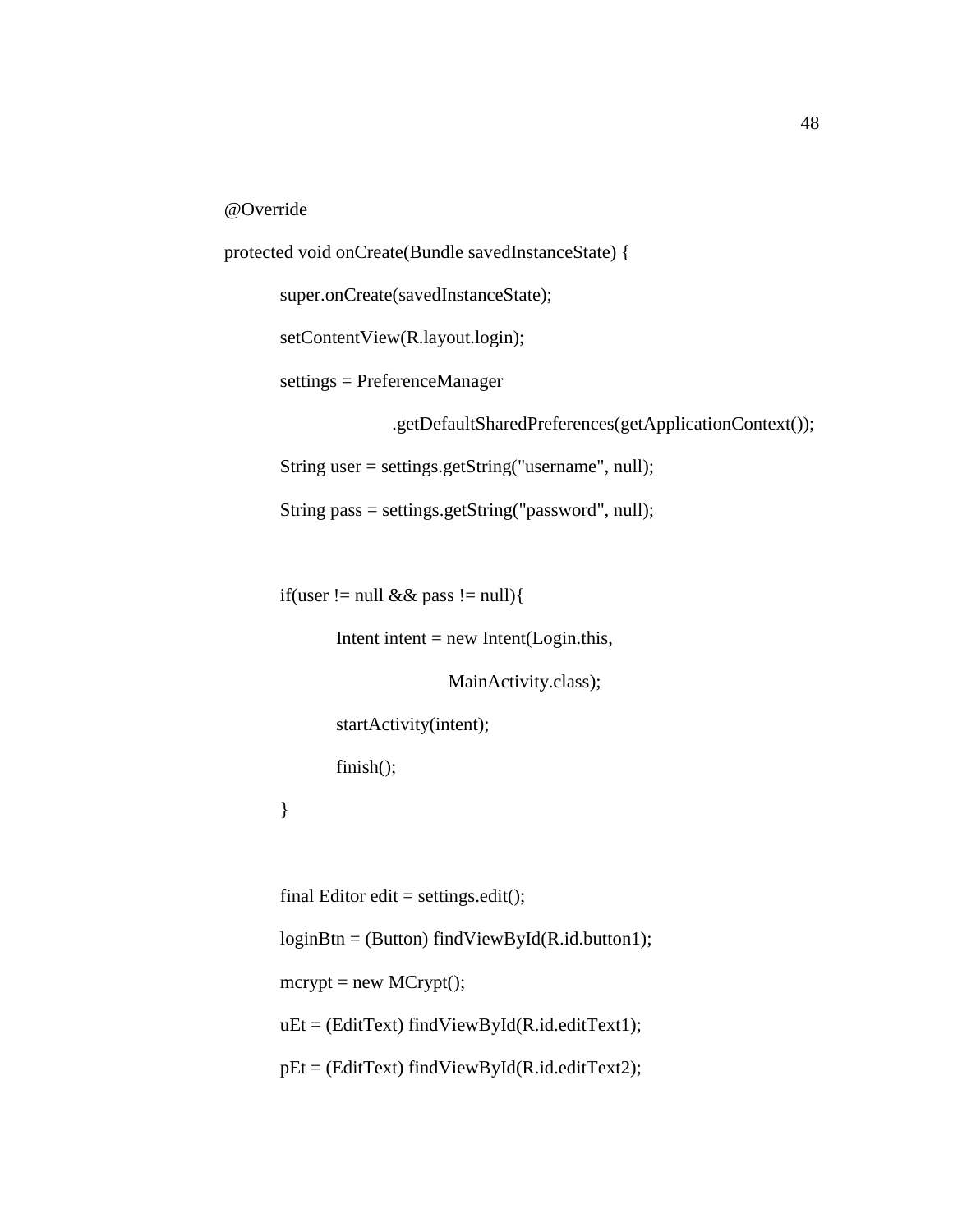```
@Override
protected void onCreate(Bundle savedInstanceState) {
        super.onCreate(savedInstanceState);
        setContentView(R.layout.login);
        settings = PreferenceManager
                        .getDefaultSharedPreferences(getApplicationContext());
        String user = settings.getString("username", null);
        String pass = settings.getString("password", null);

        if(user != null && pass != null){
                Intent intent = new Intent(Login.this,
                                MainActivity.class);
                startActivity(intent);
                finish();
        }

        final Editor edit = settings.edit();
        loginBtn = (Button) findViewById(R.id.button1);
        mcrypt = new MCrypt();
        uEt = (EditText) findViewById(R.id.editText1);
        pEt = (EditText) findViewById(R.id.editText2);
```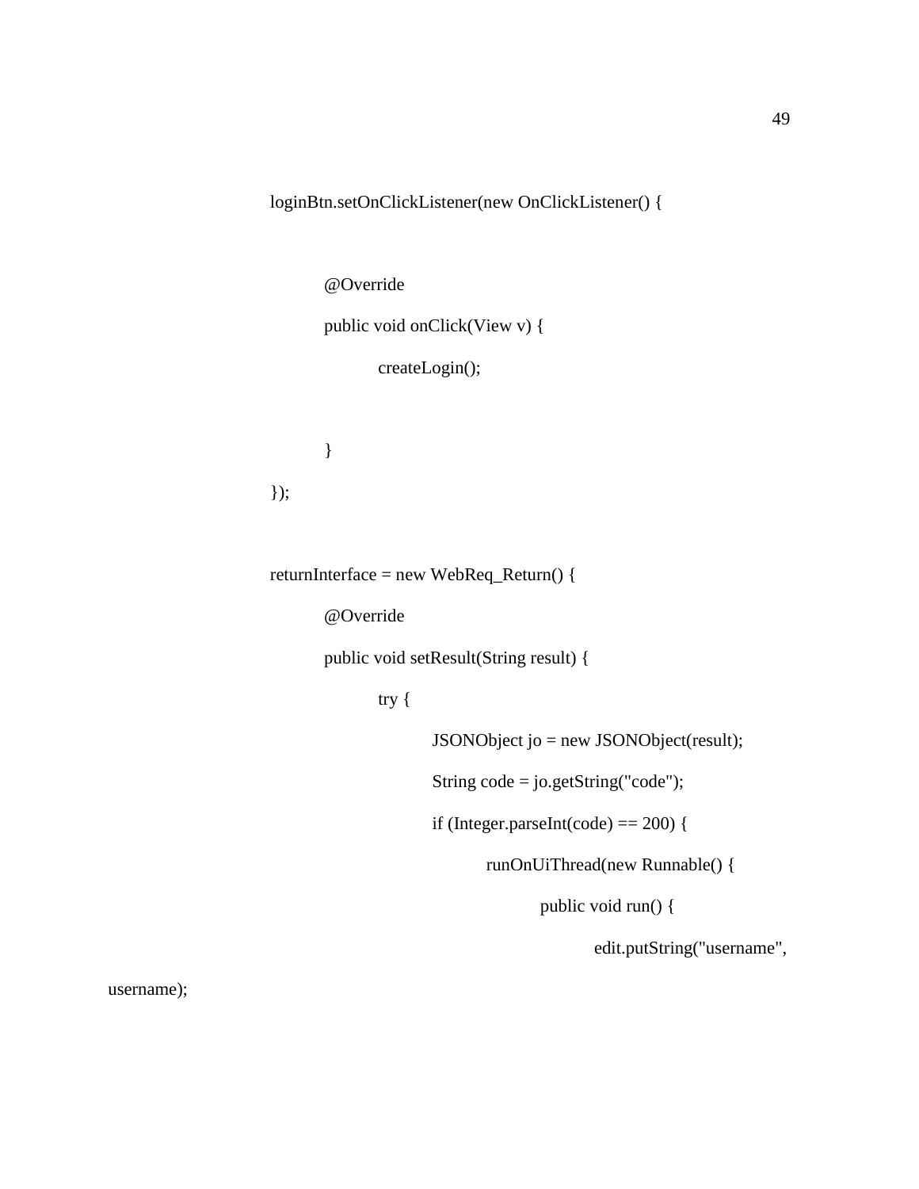```
loginBtn.setOnClickListener(new OnClickListener() {


        @Override
        public void onClick(View v) {
                createLogin();


        }
});


returnInterface = new WebReq_Return() {
        @Override
        public void setResult(String result) {
                try {
                        JSONObject jo = new JSONObject(result);
                        String code = jo.getString("code");
                        if (Integer.parseInt(code) == 200) {
                                runOnUiThread(new Runnable() {
                                        public void run() {
                                                edit.putString("username",
username);
```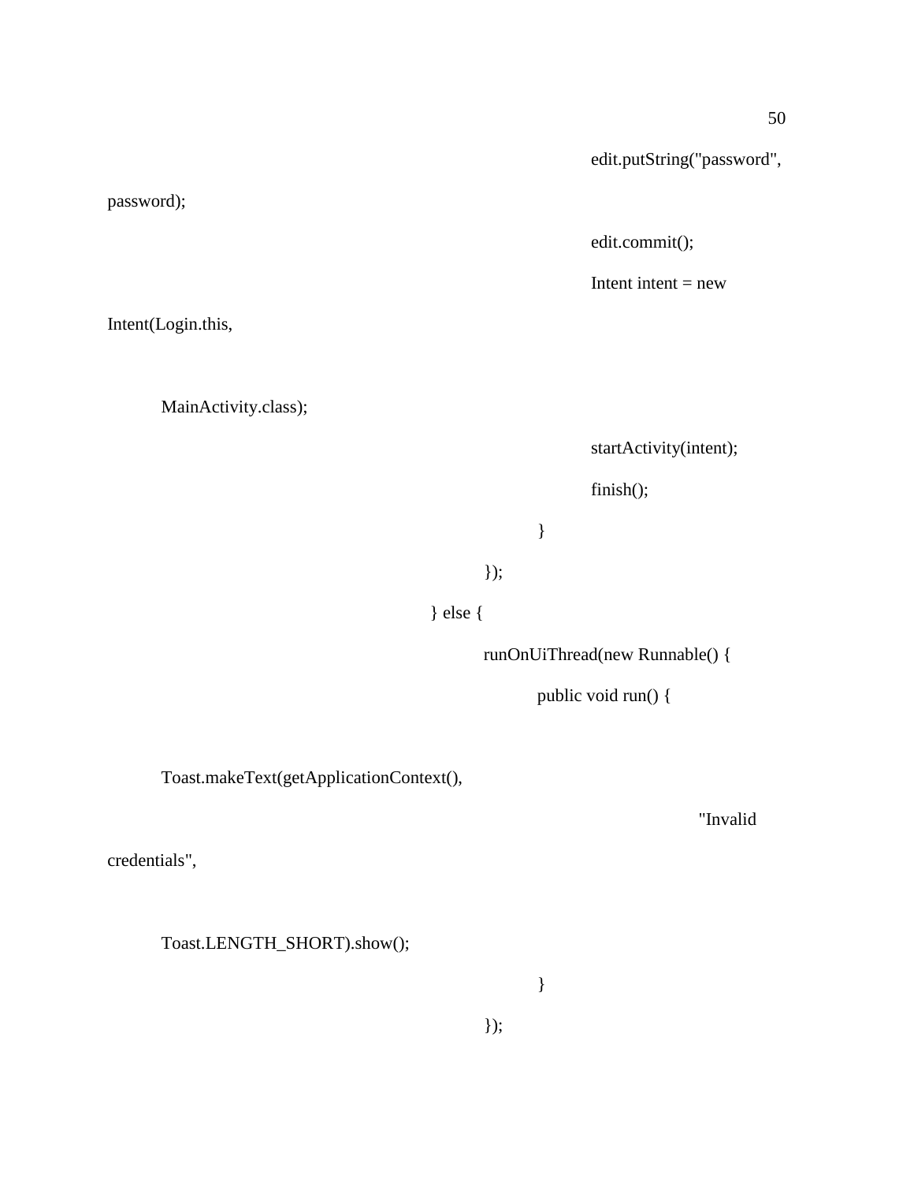```
                                        edit.putString("password",
password);
                                        edit.commit();
                                        Intent intent = new
Intent(Login.this,

        MainActivity.class);
                                        startActivity(intent);
                                        finish();
                                    }
                                });
                            } else {
                                runOnUiThread(new Runnable() {
                                    public void run() {

        Toast.makeText(getApplicationContext(),
                                                "Invalid
credentials",

        Toast.LENGTH_SHORT).show();
                                    }
                                });
```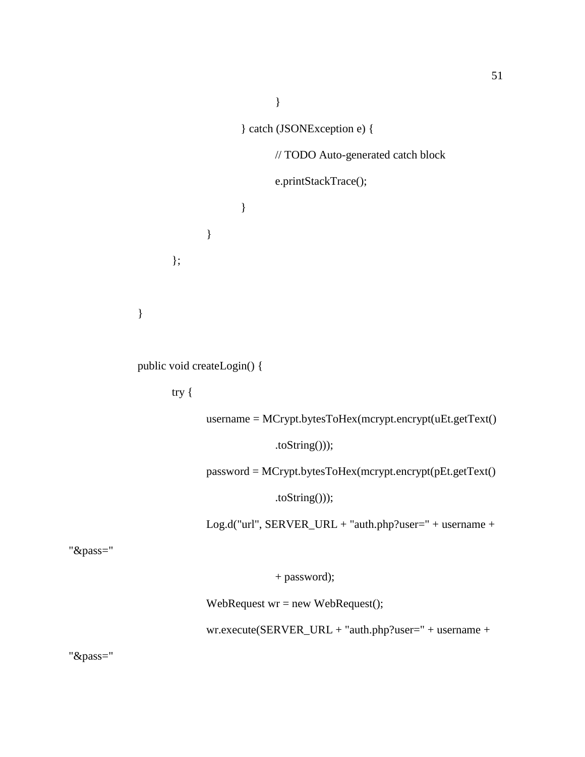```
				}
			} catch (JSONException e) {
				// TODO Auto-generated catch block
				e.printStackTrace();
			}
		}
	};

}

public void createLogin() {
	try {
		username = MCrypt.bytesToHex(mcrypt.encrypt(uEt.getText()
				.toString()));
		password = MCrypt.bytesToHex(mcrypt.encrypt(pEt.getText()
				.toString()));
		Log.d("url", SERVER_URL + "auth.php?user=" + username +
"&pass="
				+ password);
		WebRequest wr = new WebRequest();
		wr.execute(SERVER_URL + "auth.php?user=" + username +
"&pass="
```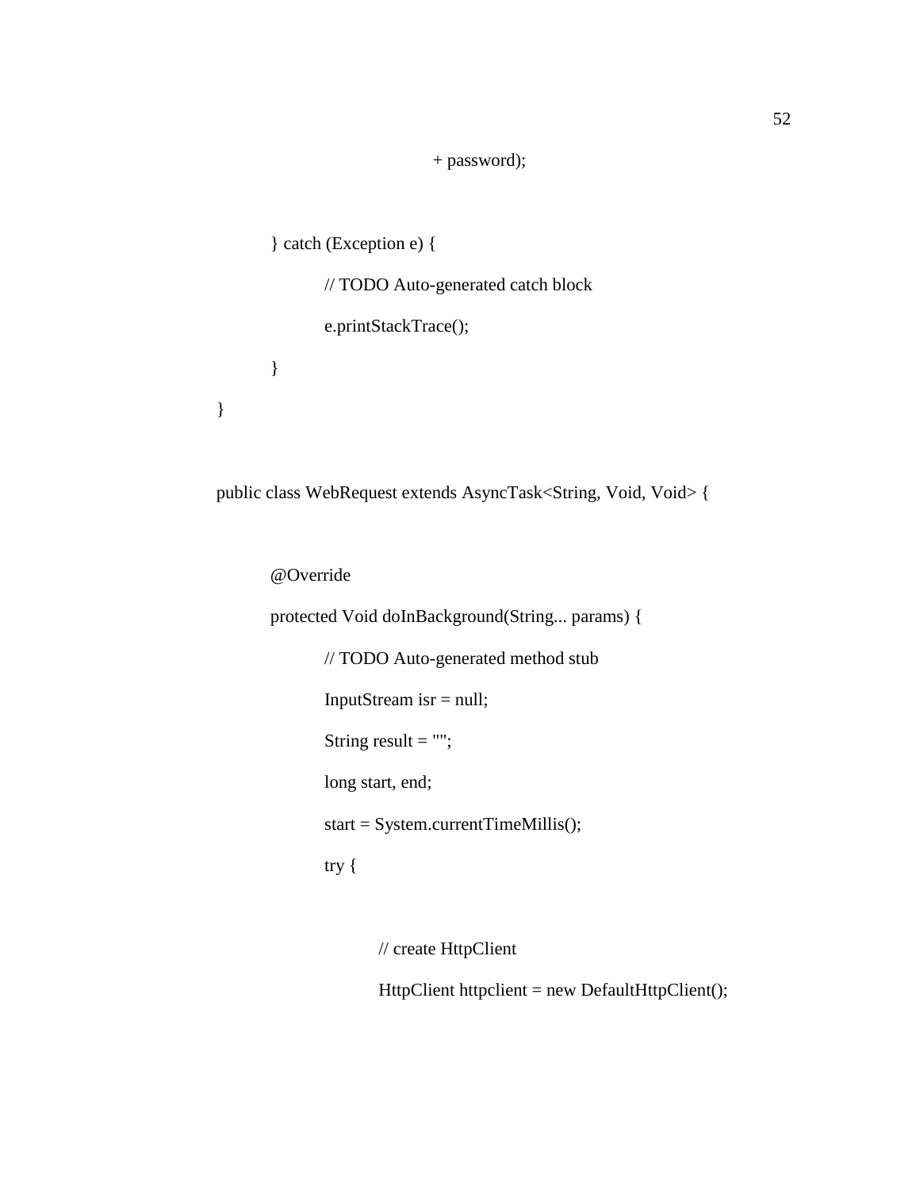```
                                + password);

        } catch (Exception e) {
                // TODO Auto-generated catch block
                e.printStackTrace();
        }
}

public class WebRequest extends AsyncTask<String, Void, Void> {

        @Override
        protected Void doInBackground(String... params) {
                // TODO Auto-generated method stub
                InputStream isr = null;
                String result = "";
                long start, end;
                start = System.currentTimeMillis();
                try {

                        // create HttpClient
                        HttpClient httpclient = new DefaultHttpClient();
```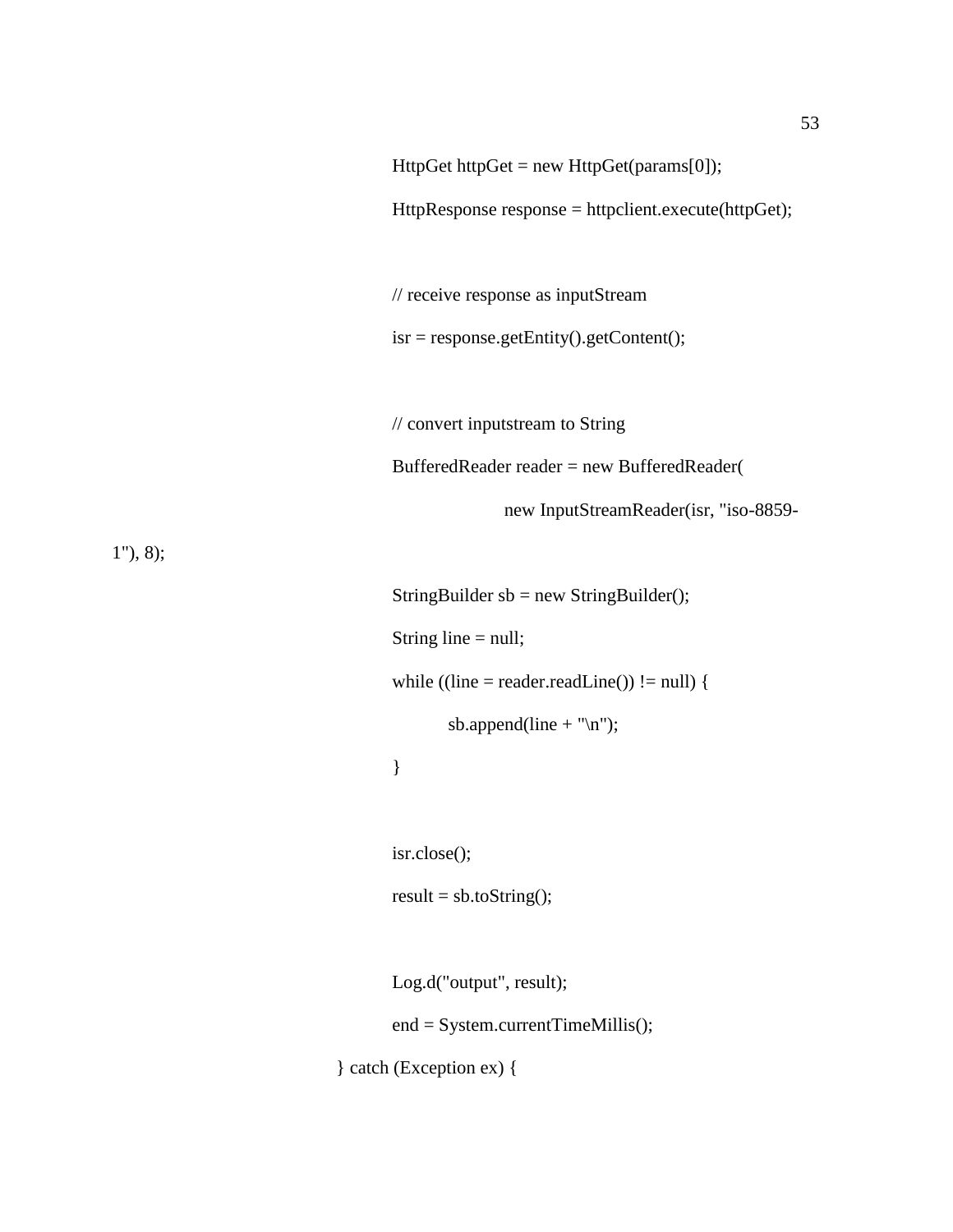```
            HttpGet httpGet = new HttpGet(params[0]);
            HttpResponse response = httpclient.execute(httpGet);

            // receive response as inputStream
            isr = response.getEntity().getContent();

            // convert inputstream to String
            BufferedReader reader = new BufferedReader(
                    new InputStreamReader(isr, "iso-8859-
1"), 8);
            StringBuilder sb = new StringBuilder();
            String line = null;
            while ((line = reader.readLine()) != null) {
                sb.append(line + "\n");
            }

            isr.close();
            result = sb.toString();

            Log.d("output", result);
            end = System.currentTimeMillis();
        } catch (Exception ex) {
```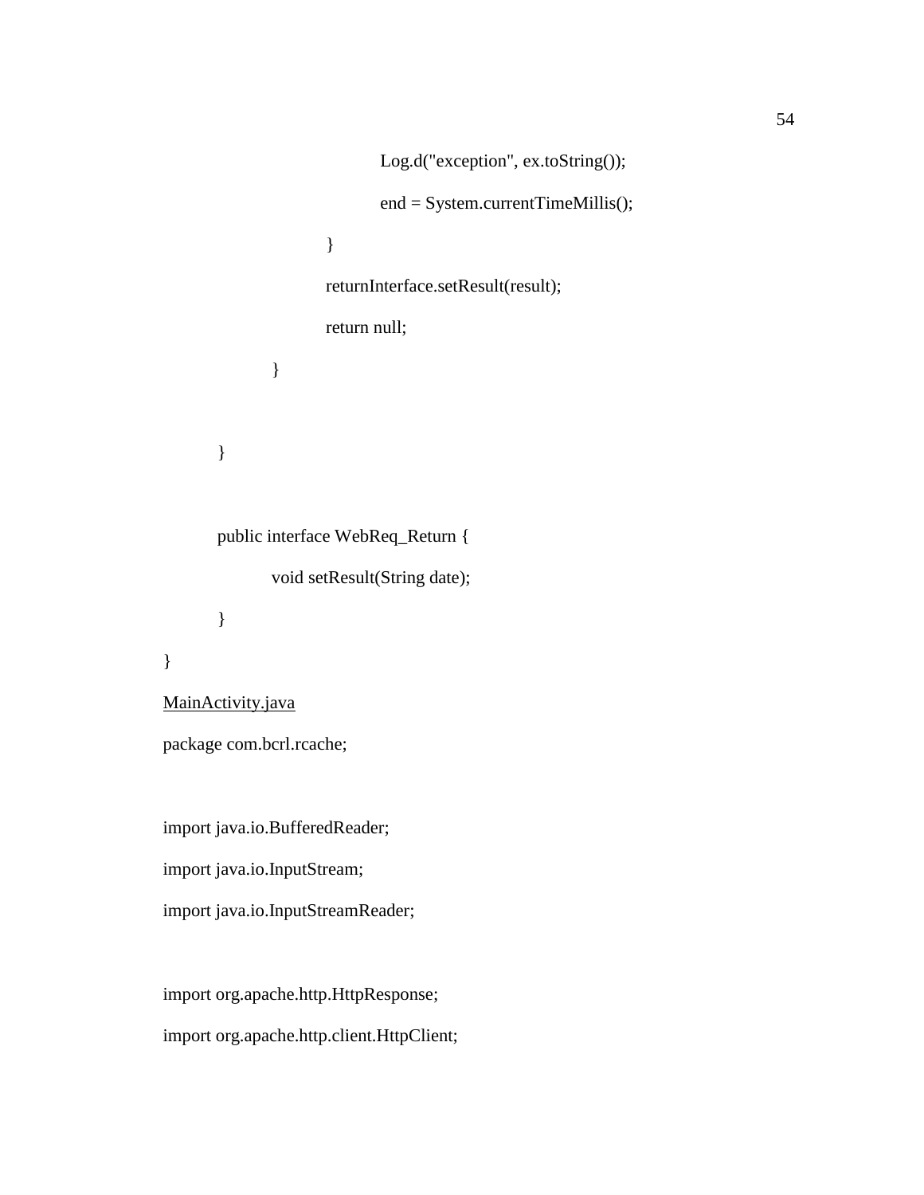```java
				Log.d("exception", ex.toString());
				end = System.currentTimeMillis();
			}
			returnInterface.setResult(result);
			return null;
		}

	}

	public interface WebReq_Return {
		void setResult(String date);
	}
}
```

<u>MainActivity.java</u>

```java
package com.bcrl.rcache;

import java.io.BufferedReader;
import java.io.InputStream;
import java.io.InputStreamReader;

import org.apache.http.HttpResponse;
import org.apache.http.client.HttpClient;
```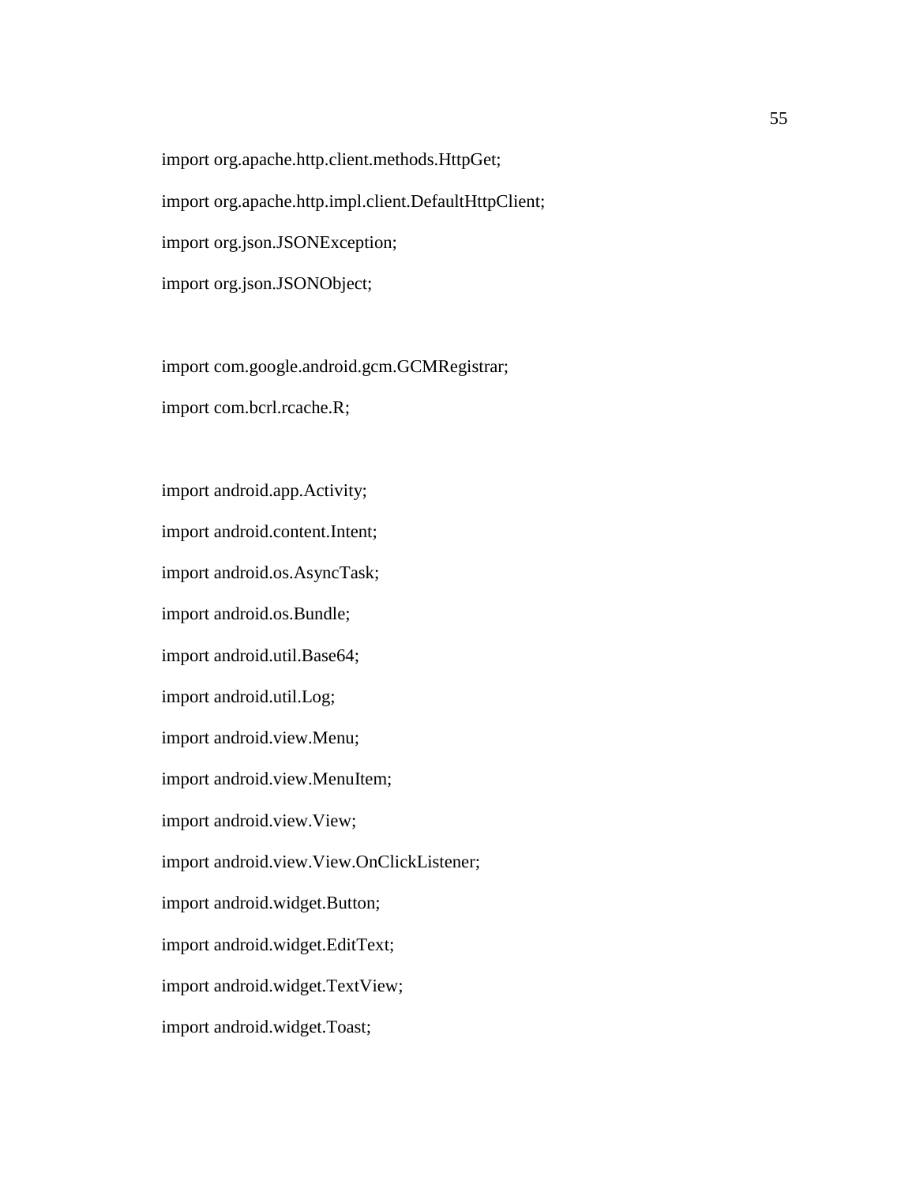```java
import org.apache.http.client.methods.HttpGet;
import org.apache.http.impl.client.DefaultHttpClient;
import org.json.JSONException;
import org.json.JSONObject;

import com.google.android.gcm.GCMRegistrar;
import com.bcrl.rcache.R;

import android.app.Activity;
import android.content.Intent;
import android.os.AsyncTask;
import android.os.Bundle;
import android.util.Base64;
import android.util.Log;
import android.view.Menu;
import android.view.MenuItem;
import android.view.View;
import android.view.View.OnClickListener;
import android.widget.Button;
import android.widget.EditText;
import android.widget.TextView;
import android.widget.Toast;
```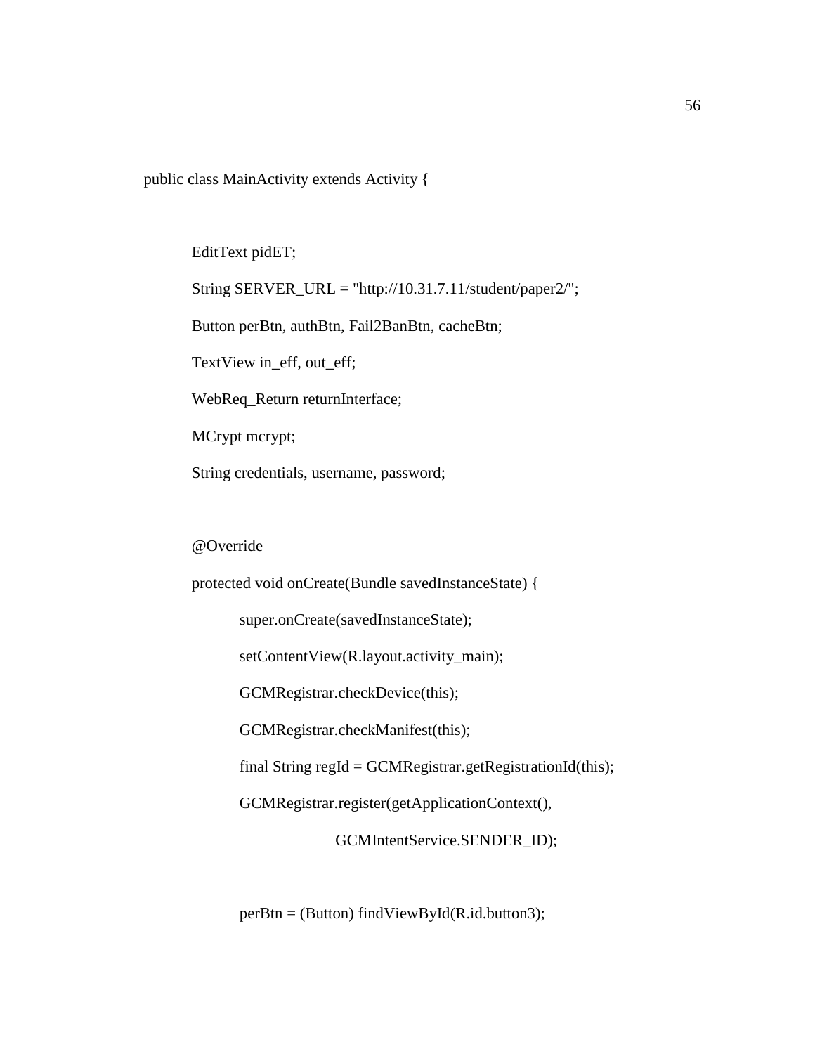```
public class MainActivity extends Activity {

        EditText pidET;
        String SERVER_URL = "http://10.31.7.11/student/paper2/";
        Button perBtn, authBtn, Fail2BanBtn, cacheBtn;
        TextView in_eff, out_eff;
        WebReq_Return returnInterface;
        MCrypt mcrypt;
        String credentials, username, password;

        @Override
        protected void onCreate(Bundle savedInstanceState) {
                super.onCreate(savedInstanceState);
                setContentView(R.layout.activity_main);
                GCMRegistrar.checkDevice(this);
                GCMRegistrar.checkManifest(this);
                final String regId = GCMRegistrar.getRegistrationId(this);
                GCMRegistrar.register(getApplicationContext(),
                                GCMIntentService.SENDER_ID);

                perBtn = (Button) findViewById(R.id.button3);
```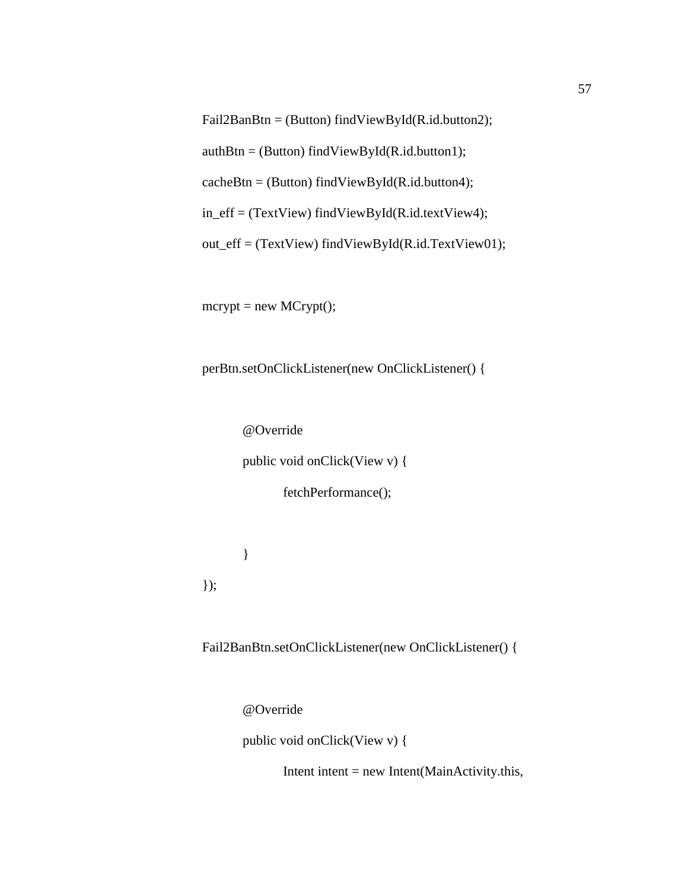```
Fail2BanBtn = (Button) findViewById(R.id.button2);
authBtn = (Button) findViewById(R.id.button1);
cacheBtn = (Button) findViewById(R.id.button4);
in_eff = (TextView) findViewById(R.id.textView4);
out_eff = (TextView) findViewById(R.id.TextView01);

mcrypt = new MCrypt();

perBtn.setOnClickListener(new OnClickListener() {

        @Override
        public void onClick(View v) {
                fetchPerformance();

        }
});

Fail2BanBtn.setOnClickListener(new OnClickListener() {

        @Override
        public void onClick(View v) {
                Intent intent = new Intent(MainActivity.this,
```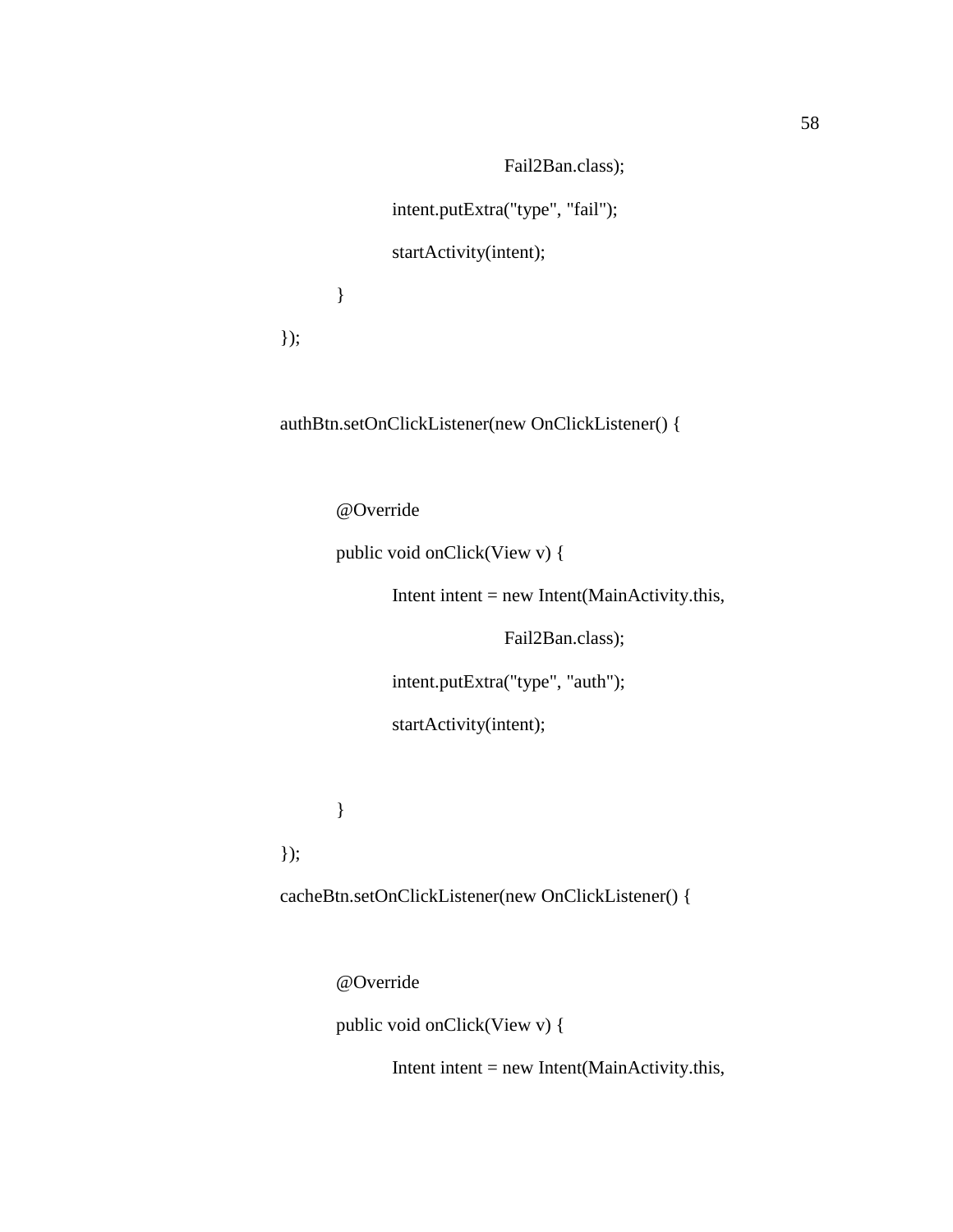```
                    Fail2Ban.class);
            intent.putExtra("type", "fail");
            startActivity(intent);
        }
});

authBtn.setOnClickListener(new OnClickListener() {

        @Override
        public void onClick(View v) {
            Intent intent = new Intent(MainActivity.this,
                    Fail2Ban.class);
            intent.putExtra("type", "auth");
            startActivity(intent);

        }
});
cacheBtn.setOnClickListener(new OnClickListener() {

        @Override
        public void onClick(View v) {
            Intent intent = new Intent(MainActivity.this,
```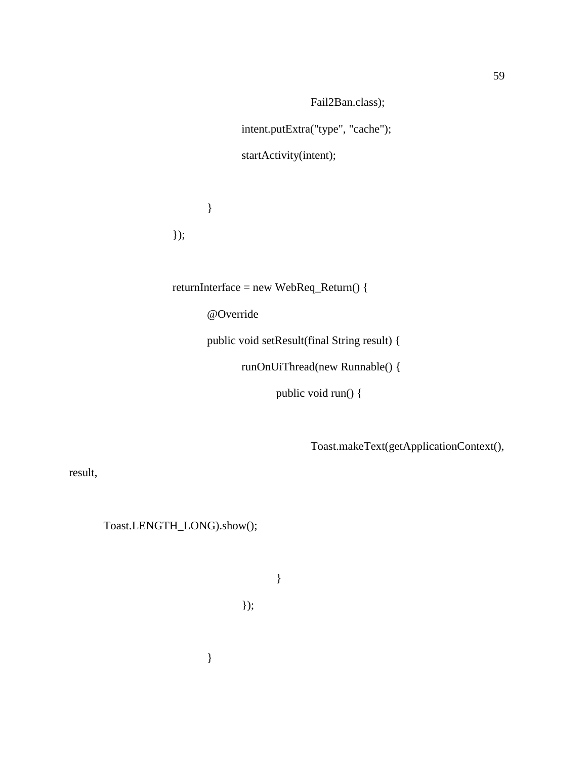```
                                        Fail2Ban.class);
                                intent.putExtra("type", "cache");
                                startActivity(intent);

                        }
                });

                returnInterface = new WebReq_Return() {
                        @Override
                        public void setResult(final String result) {
                                runOnUiThread(new Runnable() {
                                        public void run() {

                                                Toast.makeText(getApplicationContext(),
result,

        Toast.LENGTH_LONG).show();

                                        }
                                });

                        }
```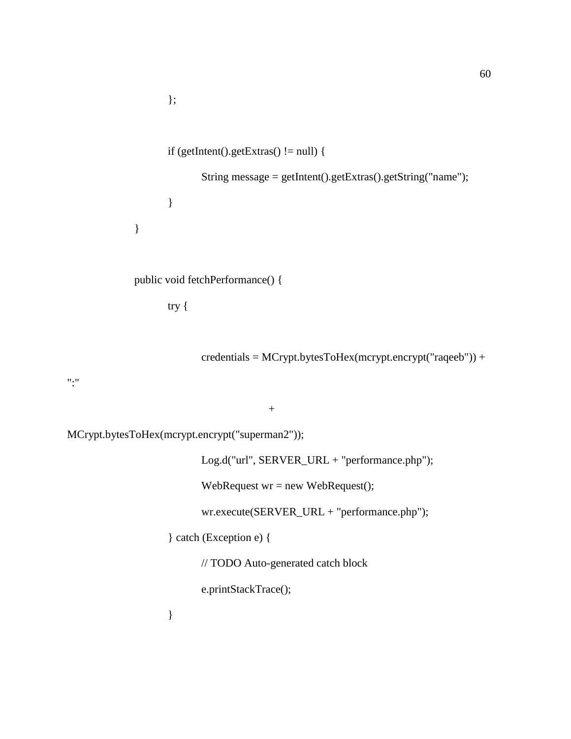```
            };

            if (getIntent().getExtras() != null) {
                String message = getIntent().getExtras().getString("name");
            }
        }

        public void fetchPerformance() {
            try {

                credentials = MCrypt.bytesToHex(mcrypt.encrypt("raqeeb")) +
":"
                        +
MCrypt.bytesToHex(mcrypt.encrypt("superman2"));
                Log.d("url", SERVER_URL + "performance.php");
                WebRequest wr = new WebRequest();
                wr.execute(SERVER_URL + "performance.php");
            } catch (Exception e) {
                // TODO Auto-generated catch block
                e.printStackTrace();
            }
```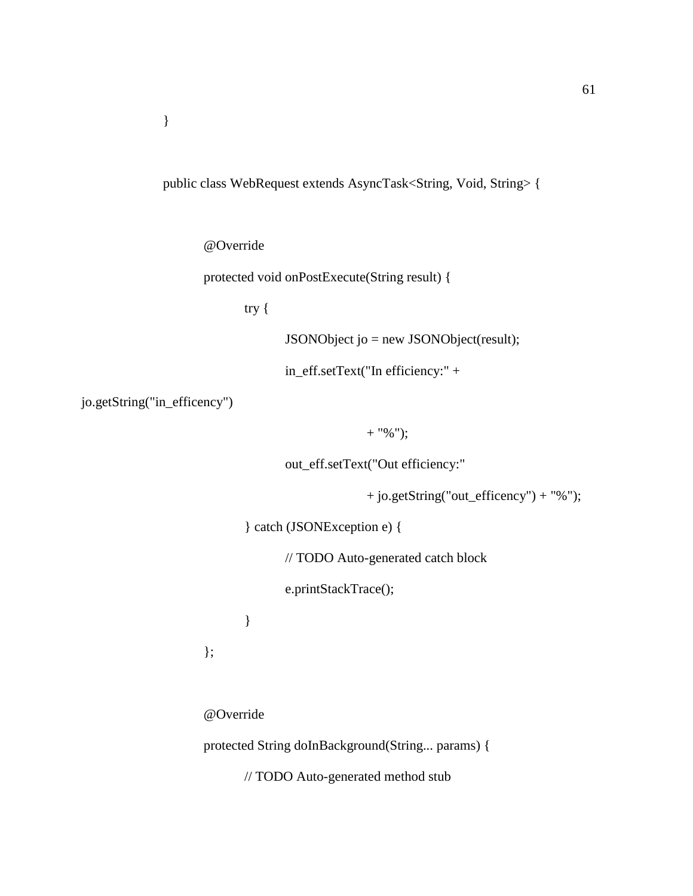```
}

public class WebRequest extends AsyncTask<String, Void, String> {

	@Override
	protected void onPostExecute(String result) {
		try {
			JSONObject jo = new JSONObject(result);
			in_eff.setText("In efficiency:" +
jo.getString("in_efficency")
					+ "%");
			out_eff.setText("Out efficiency:"
					+ jo.getString("out_efficency") + "%");
		} catch (JSONException e) {
			// TODO Auto-generated catch block
			e.printStackTrace();
		}
	};

	@Override
	protected String doInBackground(String... params) {
		// TODO Auto-generated method stub
```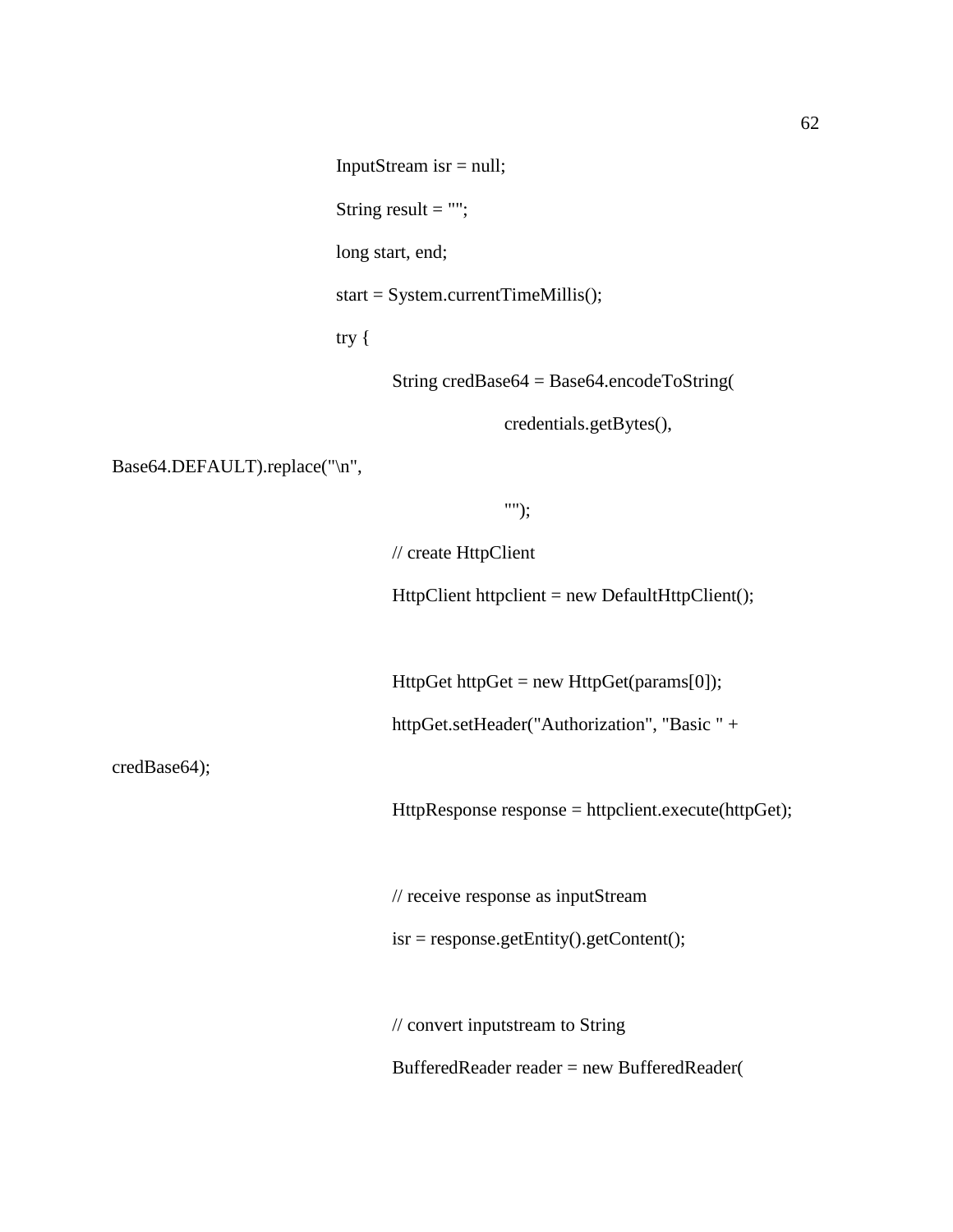```
InputStream isr = null;
String result = "";
long start, end;
start = System.currentTimeMillis();
try {
        String credBase64 = Base64.encodeToString(
                credentials.getBytes(),
Base64.DEFAULT).replace("\n",
                "");
        // create HttpClient
        HttpClient httpclient = new DefaultHttpClient();

        HttpGet httpGet = new HttpGet(params[0]);
        httpGet.setHeader("Authorization", "Basic " +
credBase64);
        HttpResponse response = httpclient.execute(httpGet);

        // receive response as inputStream
        isr = response.getEntity().getContent();

        // convert inputstream to String
        BufferedReader reader = new BufferedReader(
```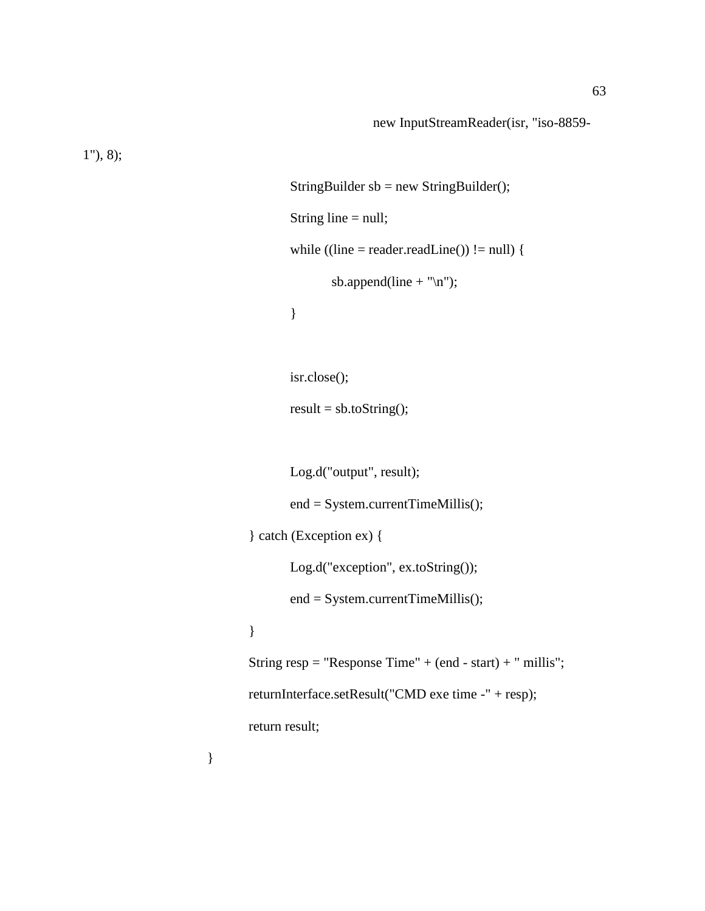```
                                        new InputStreamReader(isr, "iso-8859-
1"), 8);
                        StringBuilder sb = new StringBuilder();
                        String line = null;
                        while ((line = reader.readLine()) != null) {
                                sb.append(line + "\n");
                        }

                        isr.close();
                        result = sb.toString();

                        Log.d("output", result);
                        end = System.currentTimeMillis();
                } catch (Exception ex) {
                        Log.d("exception", ex.toString());
                        end = System.currentTimeMillis();
                }
                String resp = "Response Time" + (end - start) + " millis";
                returnInterface.setResult("CMD exe time -" + resp);
                return result;
        }
```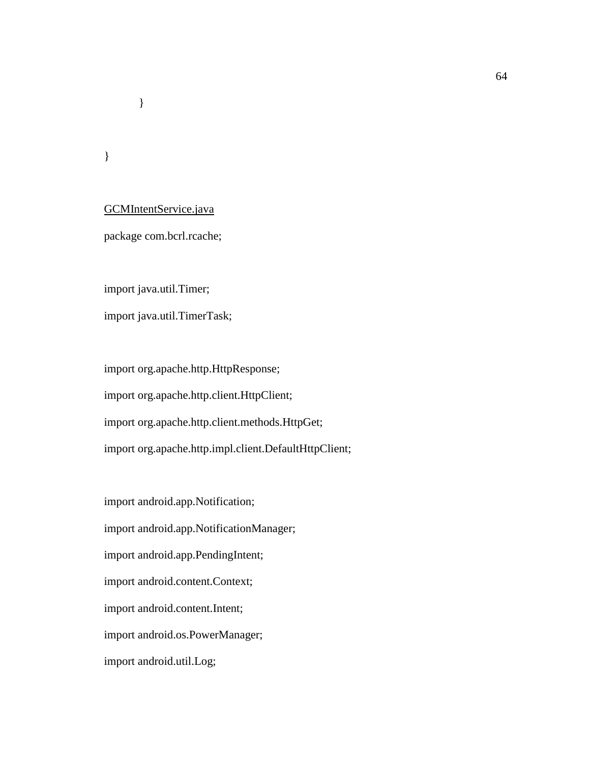```
	}

}
```

<u>GCMIntentService.java</u>

```
package com.bcrl.rcache;

import java.util.Timer;
import java.util.TimerTask;

import org.apache.http.HttpResponse;
import org.apache.http.client.HttpClient;
import org.apache.http.client.methods.HttpGet;
import org.apache.http.impl.client.DefaultHttpClient;

import android.app.Notification;
import android.app.NotificationManager;
import android.app.PendingIntent;
import android.content.Context;
import android.content.Intent;
import android.os.PowerManager;
import android.util.Log;
```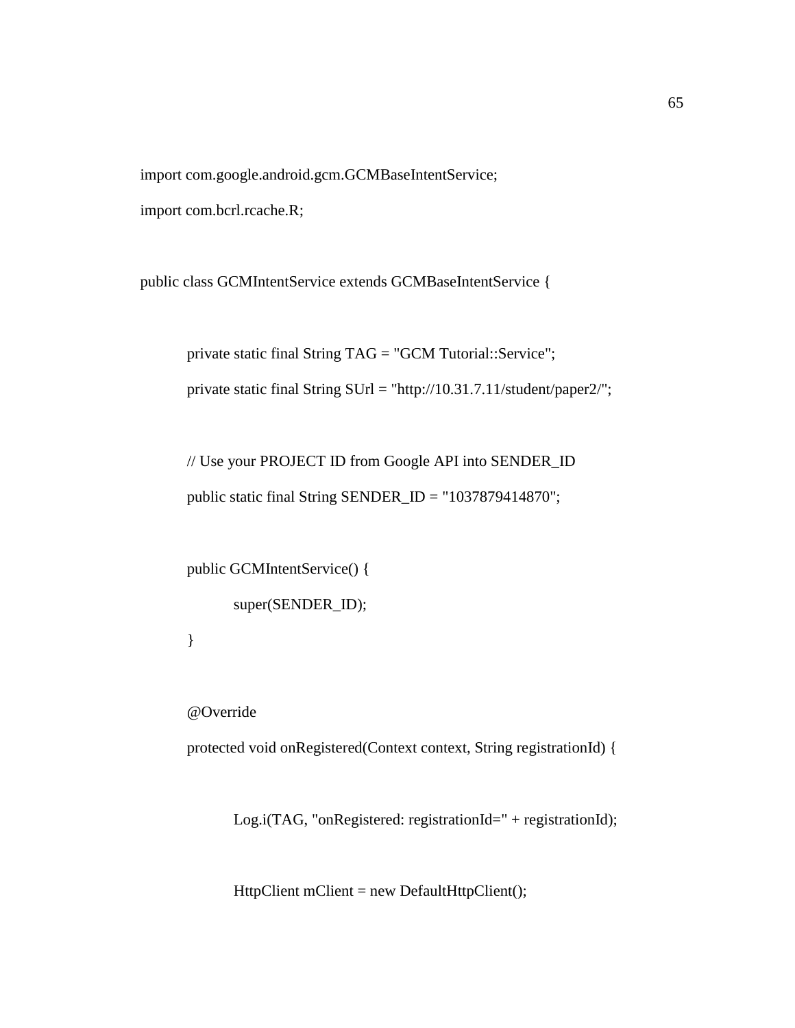```
import com.google.android.gcm.GCMBaseIntentService;
import com.bcrl.rcache.R;

public class GCMIntentService extends GCMBaseIntentService {

	private static final String TAG = "GCM Tutorial::Service";
	private static final String SUrl = "http://10.31.7.11/student/paper2/";

	// Use your PROJECT ID from Google API into SENDER_ID
	public static final String SENDER_ID = "1037879414870";

	public GCMIntentService() {
		super(SENDER_ID);
	}

	@Override
	protected void onRegistered(Context context, String registrationId) {

		Log.i(TAG, "onRegistered: registrationId=" + registrationId);

		HttpClient mClient = new DefaultHttpClient();
```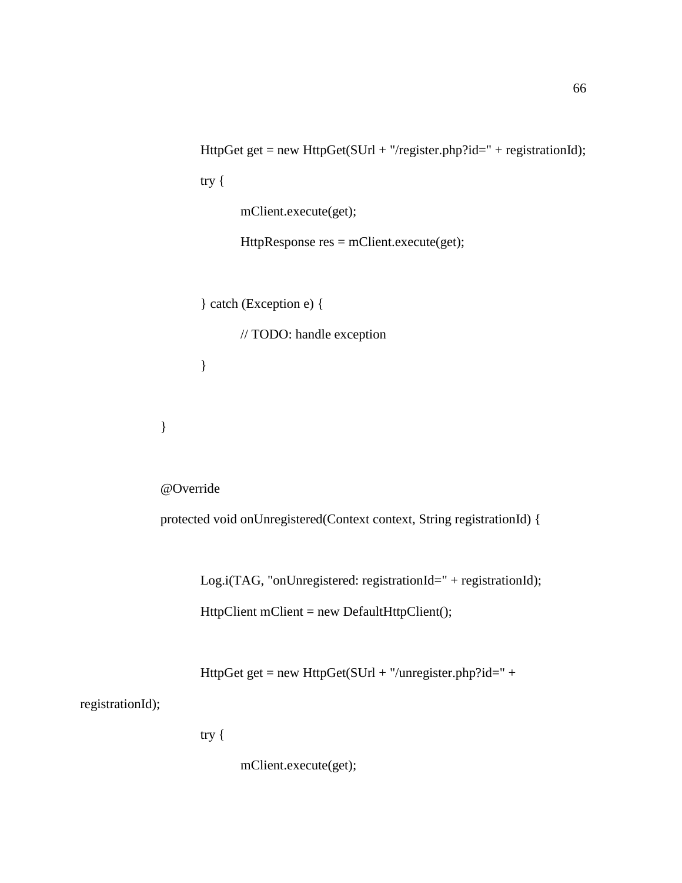```
			HttpGet get = new HttpGet(SUrl + "/register.php?id=" + registrationId);
			try {
				mClient.execute(get);
				HttpResponse res = mClient.execute(get);

			} catch (Exception e) {
				// TODO: handle exception
			}

		}

		@Override
		protected void onUnregistered(Context context, String registrationId) {

			Log.i(TAG, "onUnregistered: registrationId=" + registrationId);
			HttpClient mClient = new DefaultHttpClient();

			HttpGet get = new HttpGet(SUrl + "/unregister.php?id=" +
registrationId);
			try {
				mClient.execute(get);
```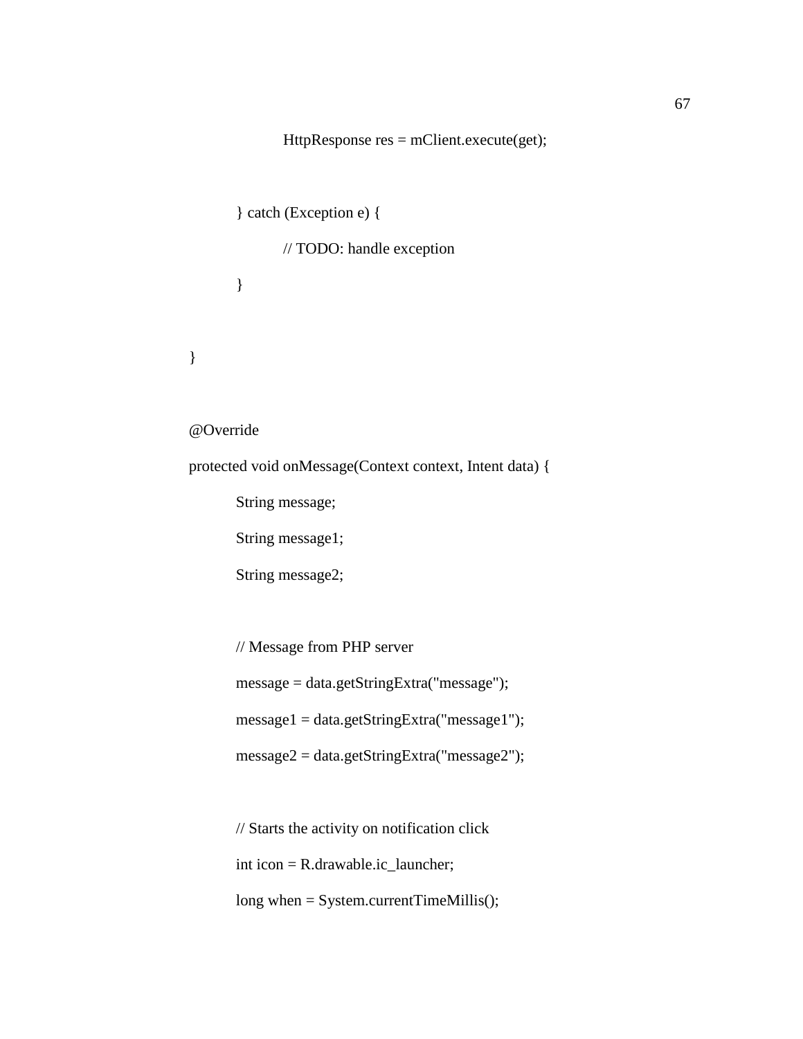```java
			HttpResponse res = mClient.execute(get);

		} catch (Exception e) {
			// TODO: handle exception
		}

	}

	@Override
	protected void onMessage(Context context, Intent data) {
		String message;
		String message1;
		String message2;

		// Message from PHP server
		message = data.getStringExtra("message");
		message1 = data.getStringExtra("message1");
		message2 = data.getStringExtra("message2");

		// Starts the activity on notification click
		int icon = R.drawable.ic_launcher;
		long when = System.currentTimeMillis();
```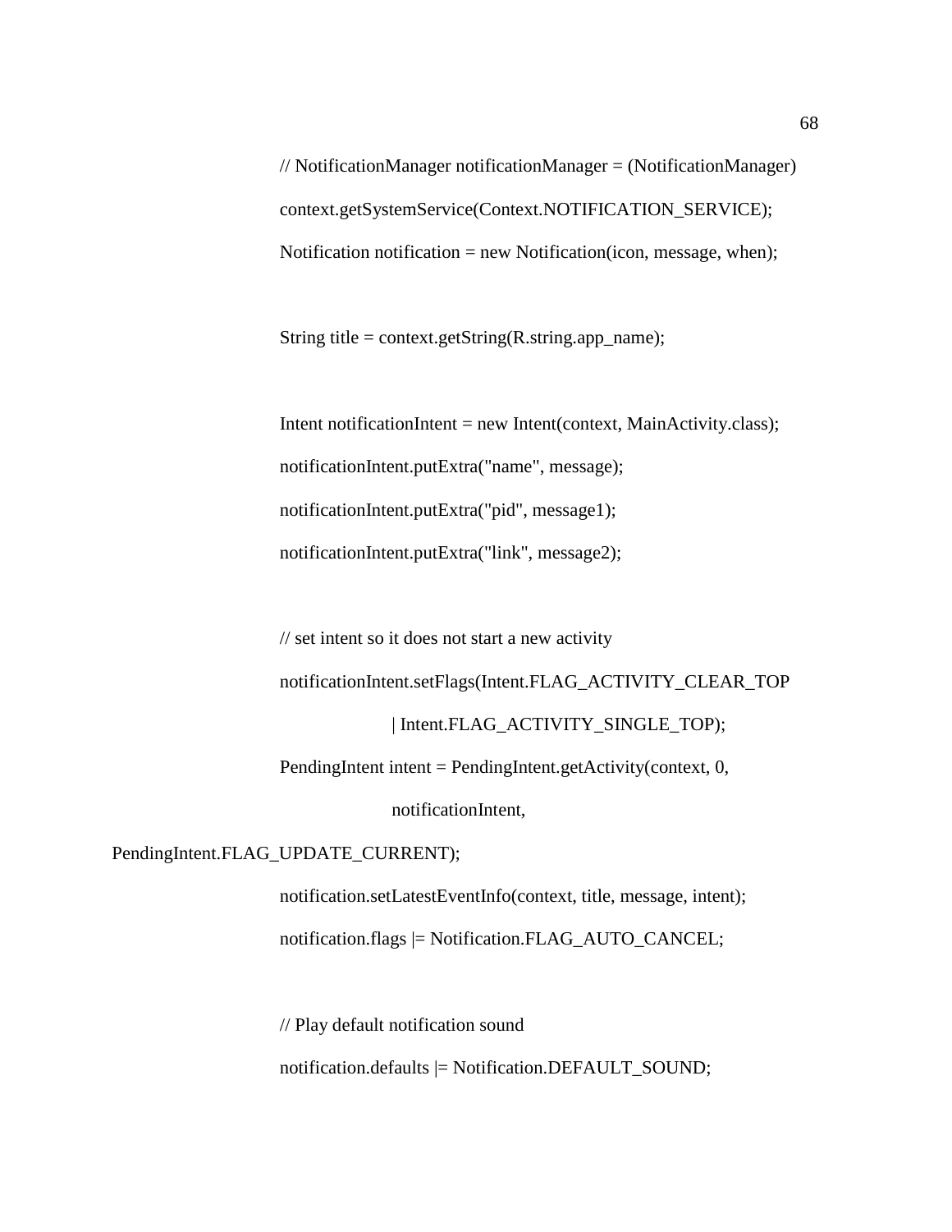```
// NotificationManager notificationManager = (NotificationManager)
context.getSystemService(Context.NOTIFICATION_SERVICE);
Notification notification = new Notification(icon, message, when);

String title = context.getString(R.string.app_name);

Intent notificationIntent = new Intent(context, MainActivity.class);
notificationIntent.putExtra("name", message);
notificationIntent.putExtra("pid", message1);
notificationIntent.putExtra("link", message2);

// set intent so it does not start a new activity
notificationIntent.setFlags(Intent.FLAG_ACTIVITY_CLEAR_TOP
        | Intent.FLAG_ACTIVITY_SINGLE_TOP);
PendingIntent intent = PendingIntent.getActivity(context, 0,
        notificationIntent,
PendingIntent.FLAG_UPDATE_CURRENT);
notification.setLatestEventInfo(context, title, message, intent);
notification.flags |= Notification.FLAG_AUTO_CANCEL;

// Play default notification sound
notification.defaults |= Notification.DEFAULT_SOUND;
```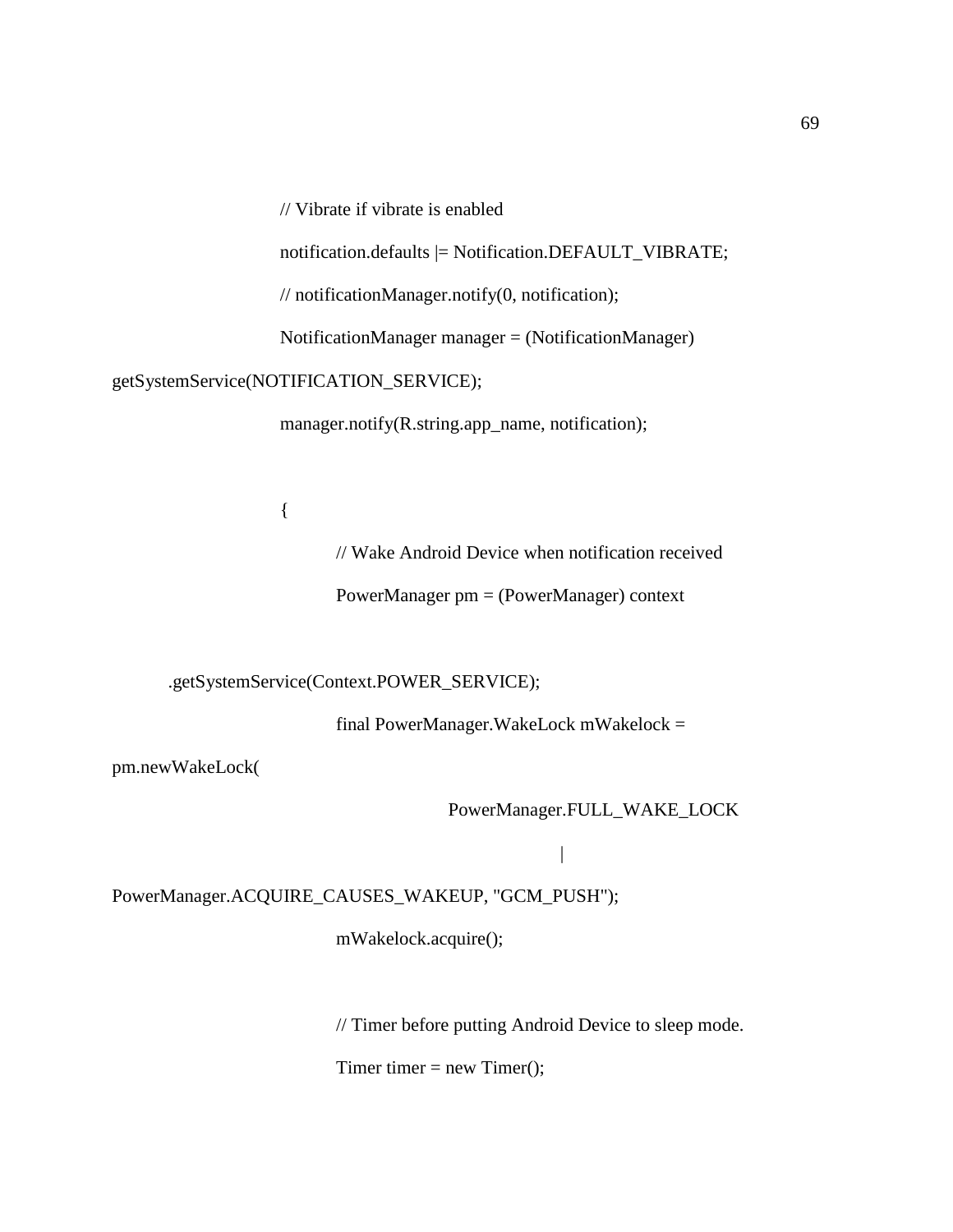```
                    // Vibrate if vibrate is enabled
                    notification.defaults |= Notification.DEFAULT_VIBRATE;
                    // notificationManager.notify(0, notification);
                    NotificationManager manager = (NotificationManager)
getSystemService(NOTIFICATION_SERVICE);
                    manager.notify(R.string.app_name, notification);

                    {
                        // Wake Android Device when notification received
                        PowerManager pm = (PowerManager) context

        .getSystemService(Context.POWER_SERVICE);
                        final PowerManager.WakeLock mWakelock =
pm.newWakeLock(
                                PowerManager.FULL_WAKE_LOCK
                                        |
PowerManager.ACQUIRE_CAUSES_WAKEUP, "GCM_PUSH");
                        mWakelock.acquire();

                        // Timer before putting Android Device to sleep mode.
                        Timer timer = new Timer();
```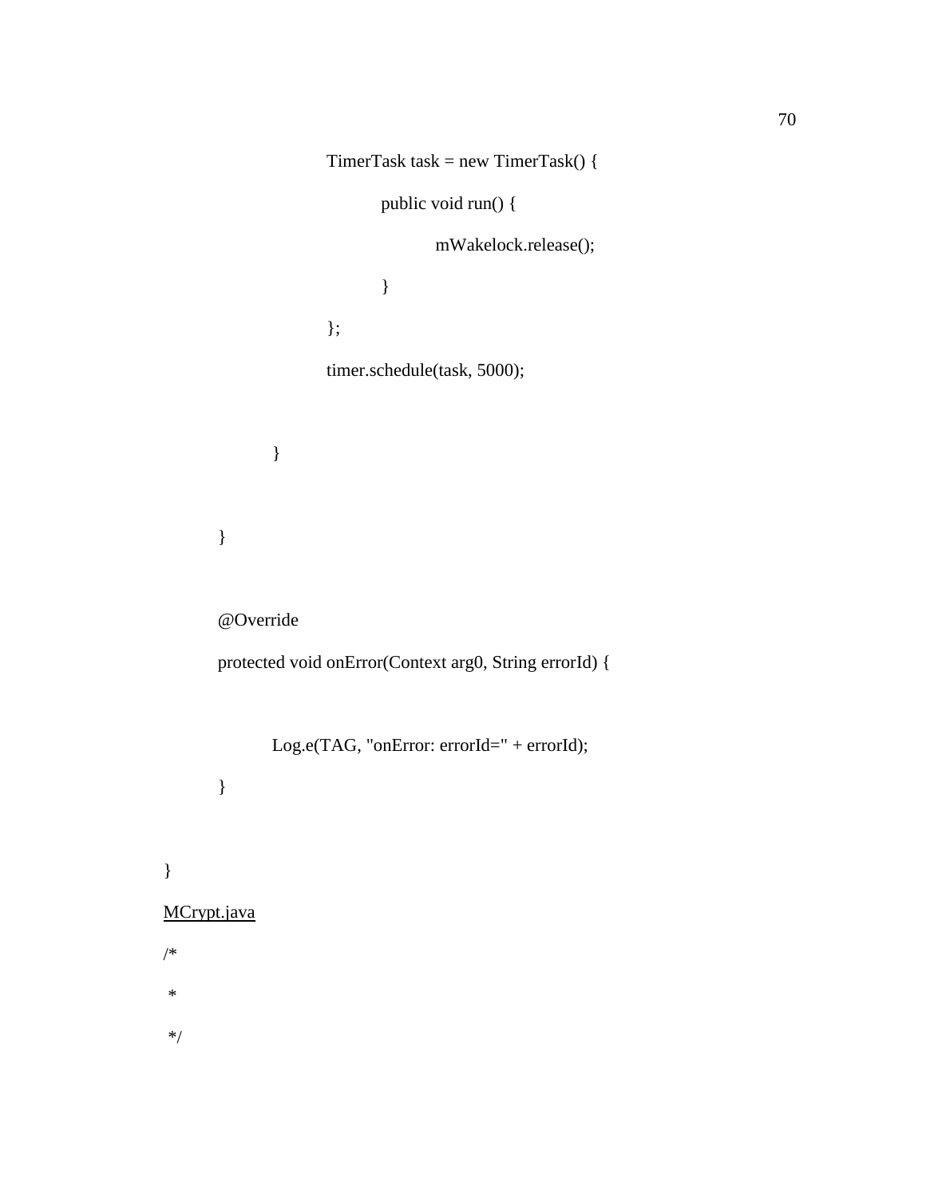```java
			TimerTask task = new TimerTask() {
				public void run() {
					mWakelock.release();
				}
			};
			timer.schedule(task, 5000);

		}

	}

	@Override
	protected void onError(Context arg0, String errorId) {

		Log.e(TAG, "onError: errorId=" + errorId);
	}

}
```

<u>MCrypt.java</u>

```java
/*
 *
 */
```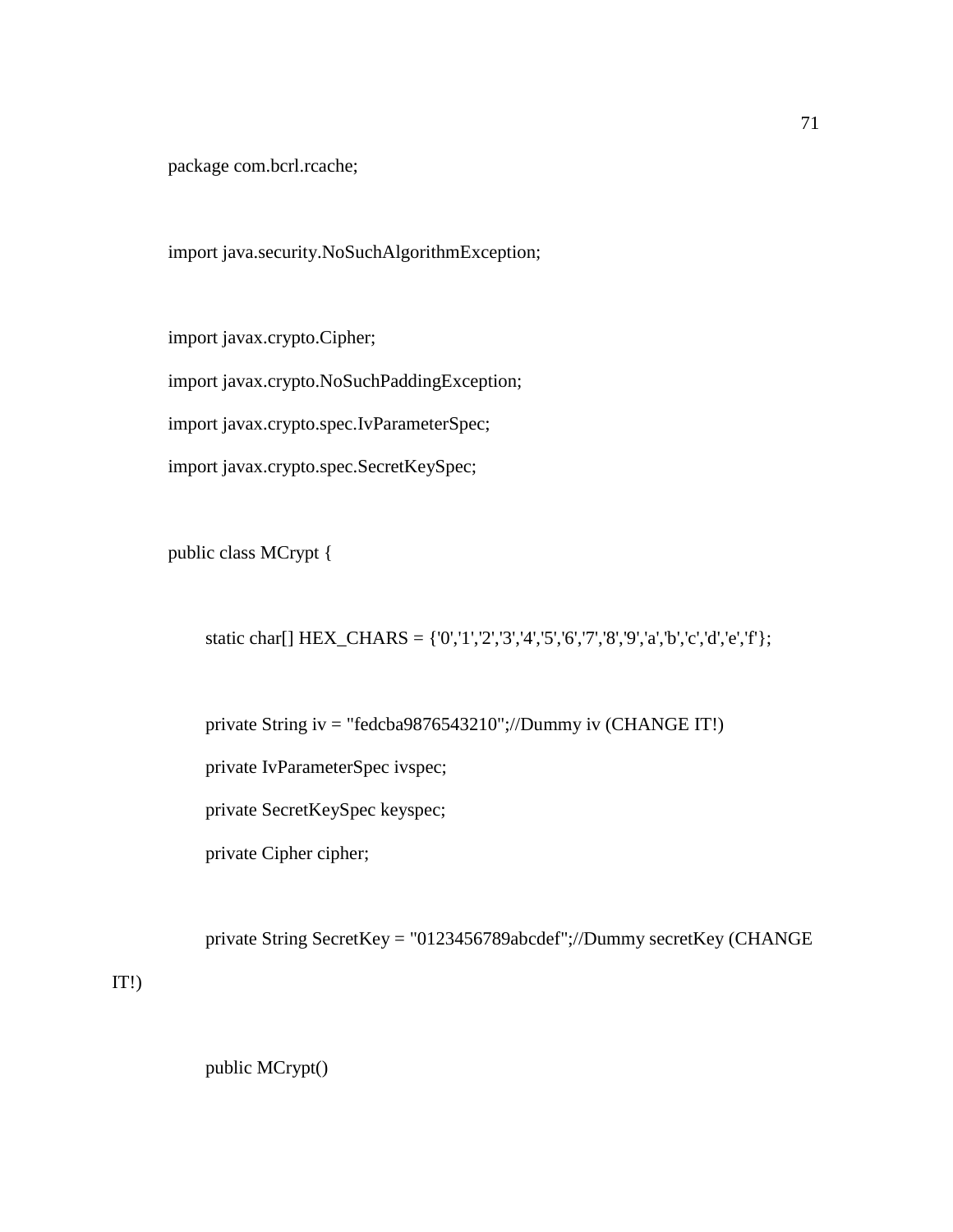```java
package com.bcrl.rcache;

import java.security.NoSuchAlgorithmException;

import javax.crypto.Cipher;
import javax.crypto.NoSuchPaddingException;
import javax.crypto.spec.IvParameterSpec;
import javax.crypto.spec.SecretKeySpec;

public class MCrypt {

    static char[] HEX_CHARS = {'0','1','2','3','4','5','6','7','8','9','a','b','c','d','e','f'};

    private String iv = "fedcba9876543210";//Dummy iv (CHANGE IT!)
    private IvParameterSpec ivspec;
    private SecretKeySpec keyspec;
    private Cipher cipher;

    private String SecretKey = "0123456789abcdef";//Dummy secretKey (CHANGE
IT!)

    public MCrypt()
```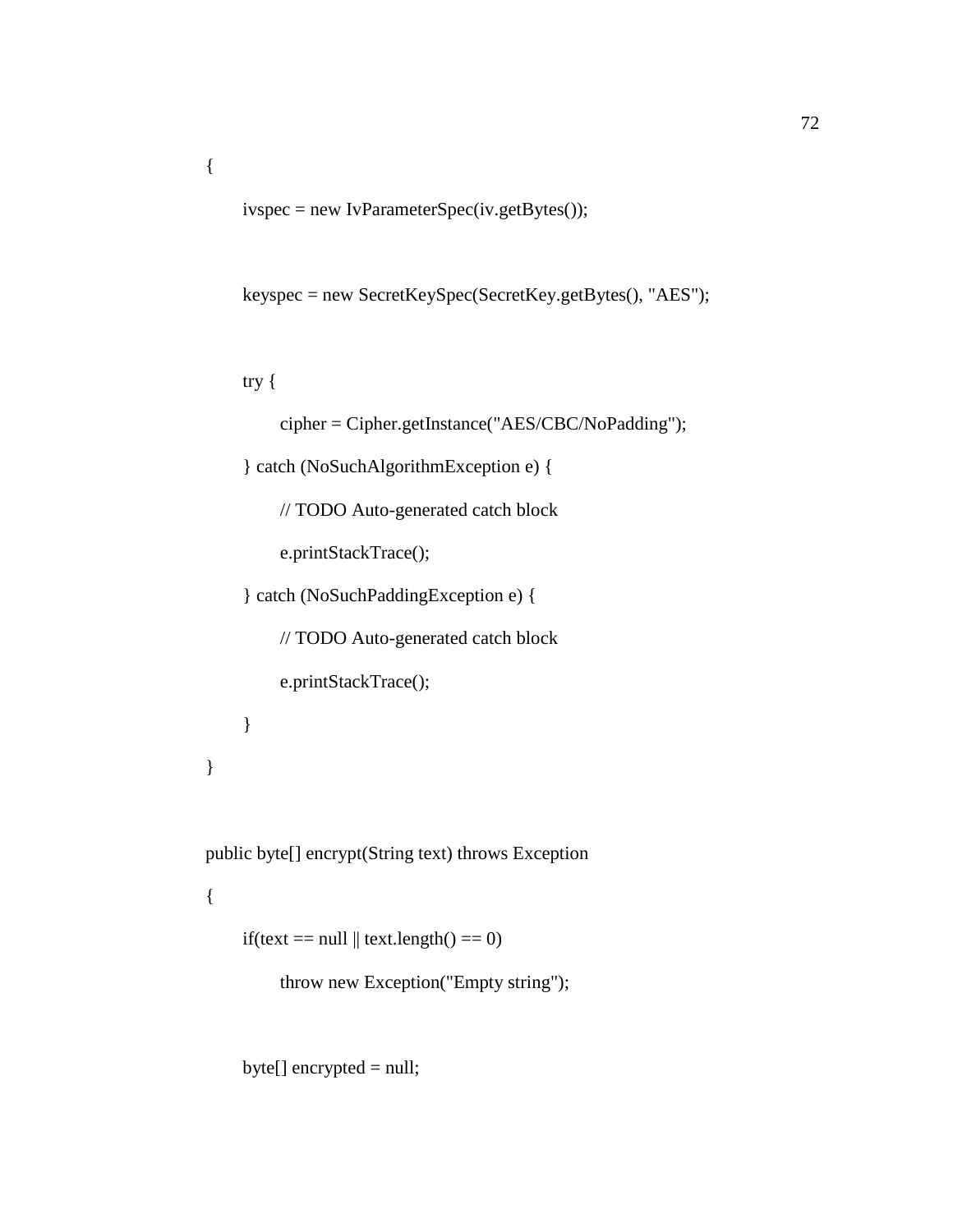```
{
    ivspec = new IvParameterSpec(iv.getBytes());

    keyspec = new SecretKeySpec(SecretKey.getBytes(), "AES");

    try {
        cipher = Cipher.getInstance("AES/CBC/NoPadding");
    } catch (NoSuchAlgorithmException e) {
        // TODO Auto-generated catch block
        e.printStackTrace();
    } catch (NoSuchPaddingException e) {
        // TODO Auto-generated catch block
        e.printStackTrace();
    }
}

public byte[] encrypt(String text) throws Exception
{
    if(text == null || text.length() == 0)
        throw new Exception("Empty string");

    byte[] encrypted = null;
```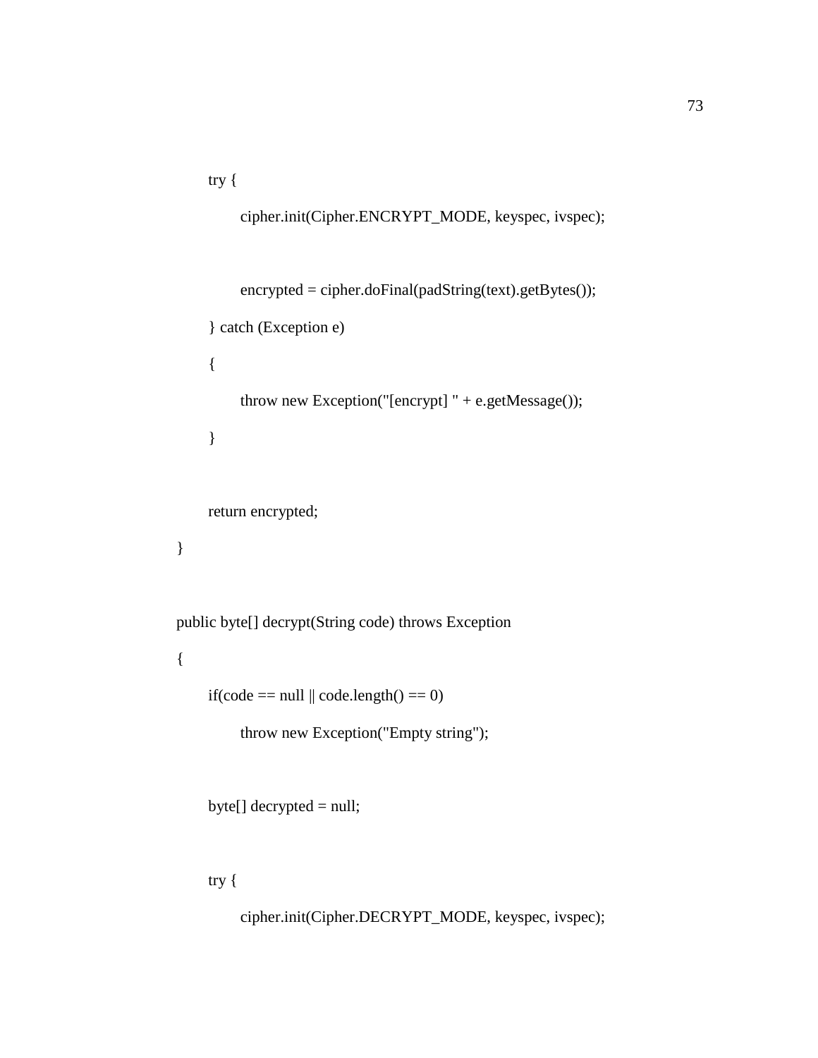```
        try {
            cipher.init(Cipher.ENCRYPT_MODE, keyspec, ivspec);

            encrypted = cipher.doFinal(padString(text).getBytes());
        } catch (Exception e)
        {
            throw new Exception("[encrypt] " + e.getMessage());
        }

        return encrypted;
    }

    public byte[] decrypt(String code) throws Exception
    {
        if(code == null || code.length() == 0)
            throw new Exception("Empty string");

        byte[] decrypted = null;

        try {
            cipher.init(Cipher.DECRYPT_MODE, keyspec, ivspec);
```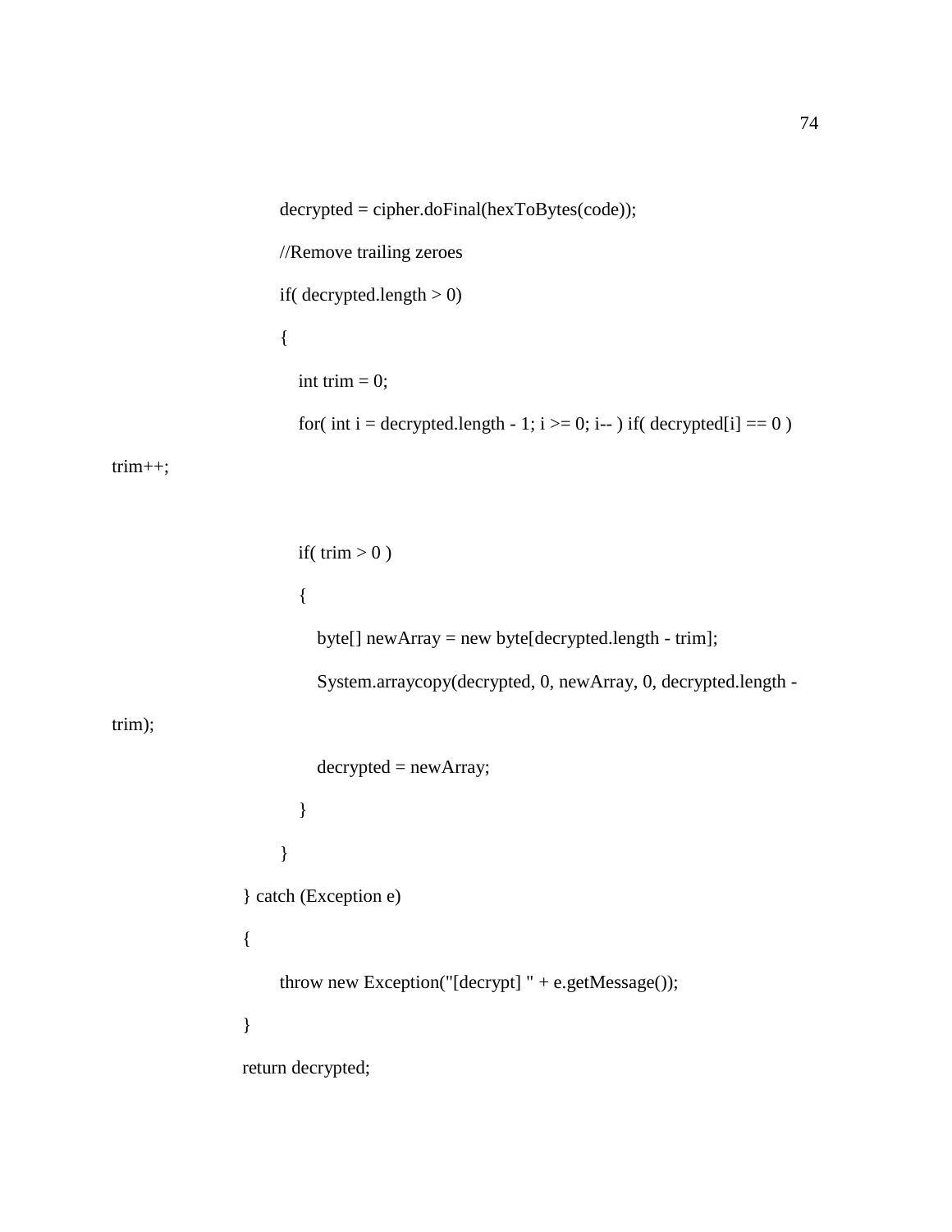```
            decrypted = cipher.doFinal(hexToBytes(code));
            //Remove trailing zeroes
            if( decrypted.length > 0)
            {
                int trim = 0;
                for( int i = decrypted.length - 1; i >= 0; i-- ) if( decrypted[i] == 0 )
trim++;

                if( trim > 0 )
                {
                    byte[] newArray = new byte[decrypted.length - trim];
                    System.arraycopy(decrypted, 0, newArray, 0, decrypted.length -
trim);
                    decrypted = newArray;
                }
            }
        } catch (Exception e)
        {
            throw new Exception("[decrypt] " + e.getMessage());
        }
        return decrypted;
```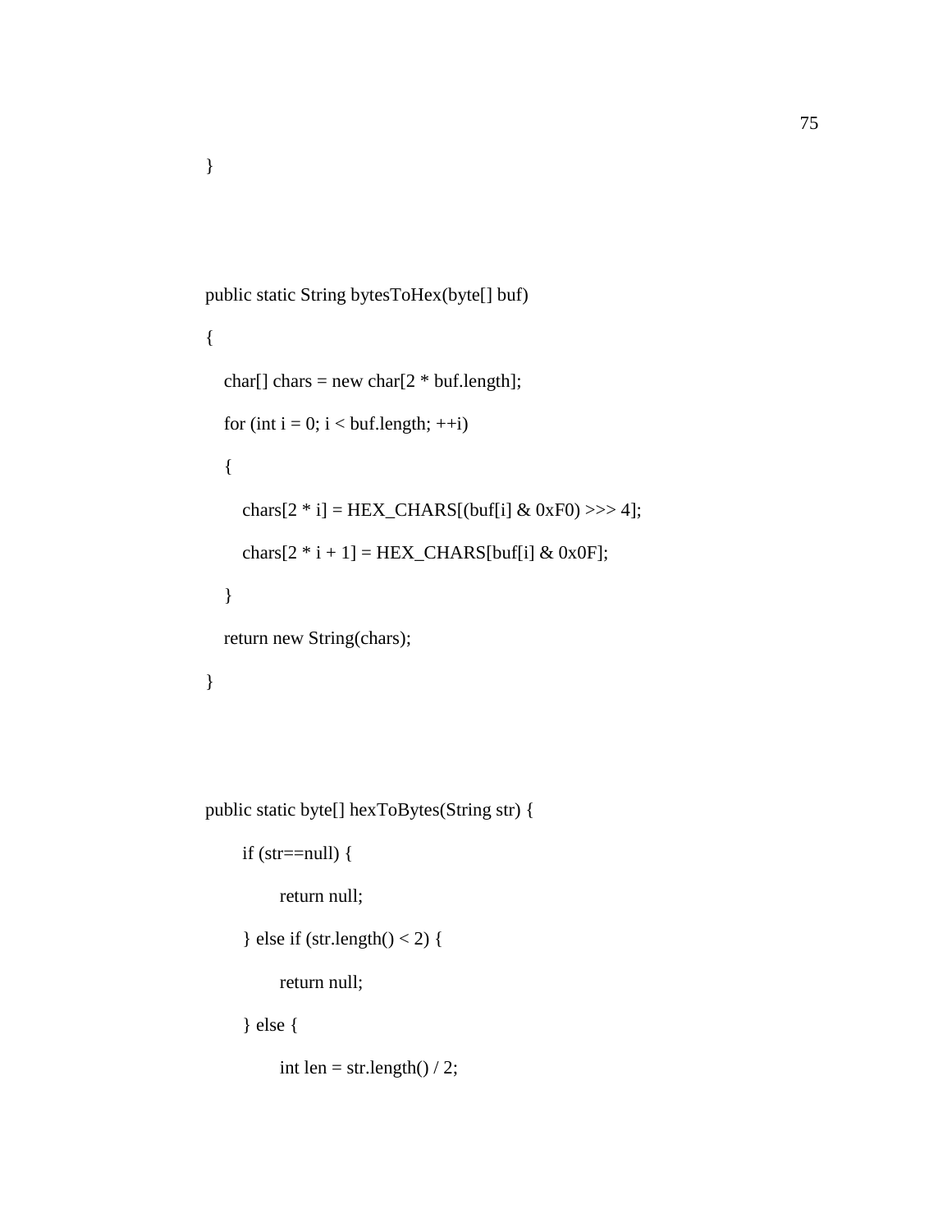```
}



public static String bytesToHex(byte[] buf)

{

   char[] chars = new char[2 * buf.length];

   for (int i = 0; i < buf.length; ++i)

   {

      chars[2 * i] = HEX_CHARS[(buf[i] & 0xF0) >>> 4];

      chars[2 * i + 1] = HEX_CHARS[buf[i] & 0x0F];

   }

   return new String(chars);

}



public static byte[] hexToBytes(String str) {

      if (str==null) {

            return null;

      } else if (str.length() < 2) {

            return null;

      } else {

            int len = str.length() / 2;
```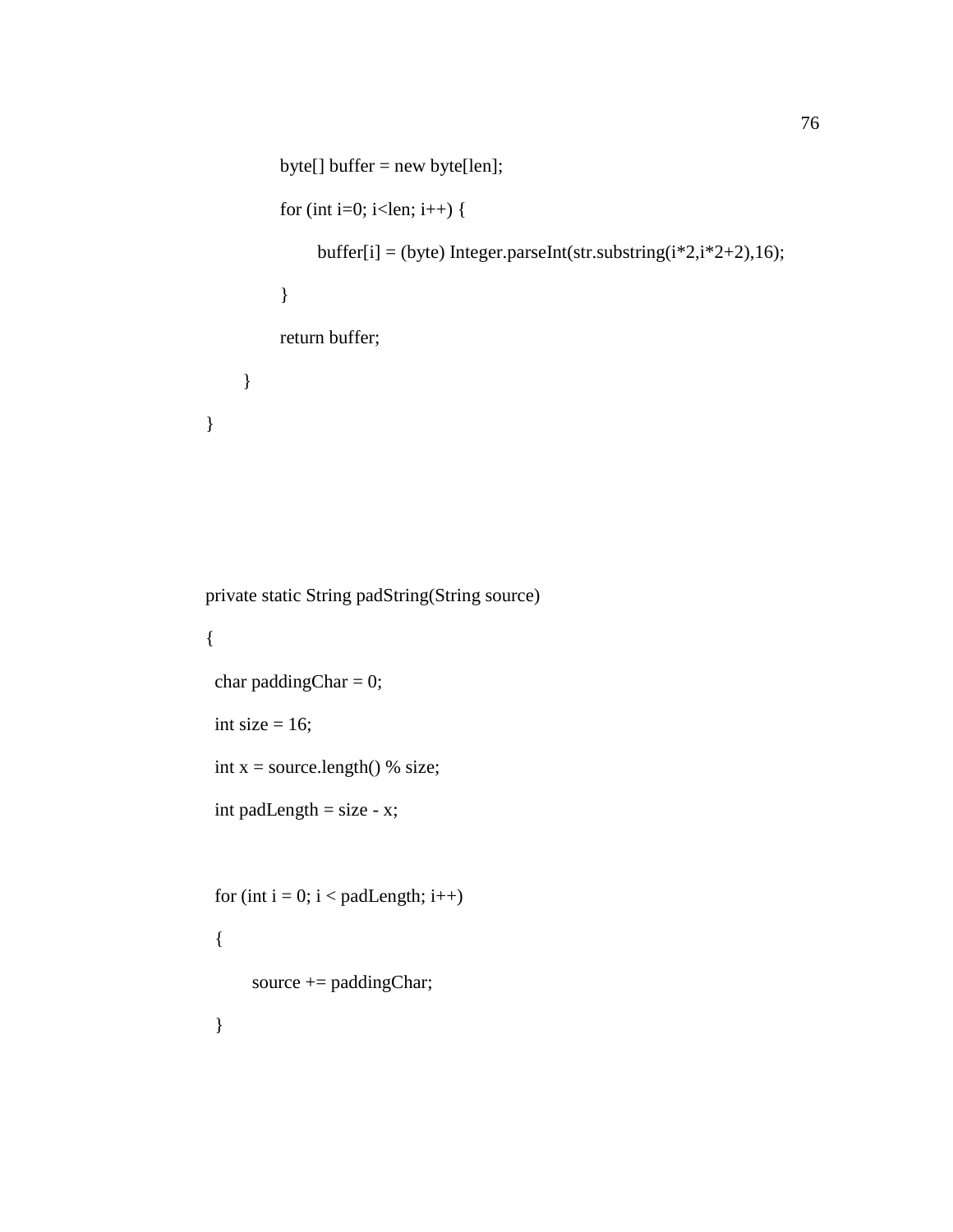```java
        byte[] buffer = new byte[len];
        for (int i=0; i<len; i++) {
            buffer[i] = (byte) Integer.parseInt(str.substring(i*2,i*2+2),16);
        }
        return buffer;
    }
}
```

```java
private static String padString(String source)
{
  char paddingChar = 0;
  int size = 16;
  int x = source.length() % size;
  int padLength = size - x;

  for (int i = 0; i < padLength; i++)
  {
      source += paddingChar;
  }
```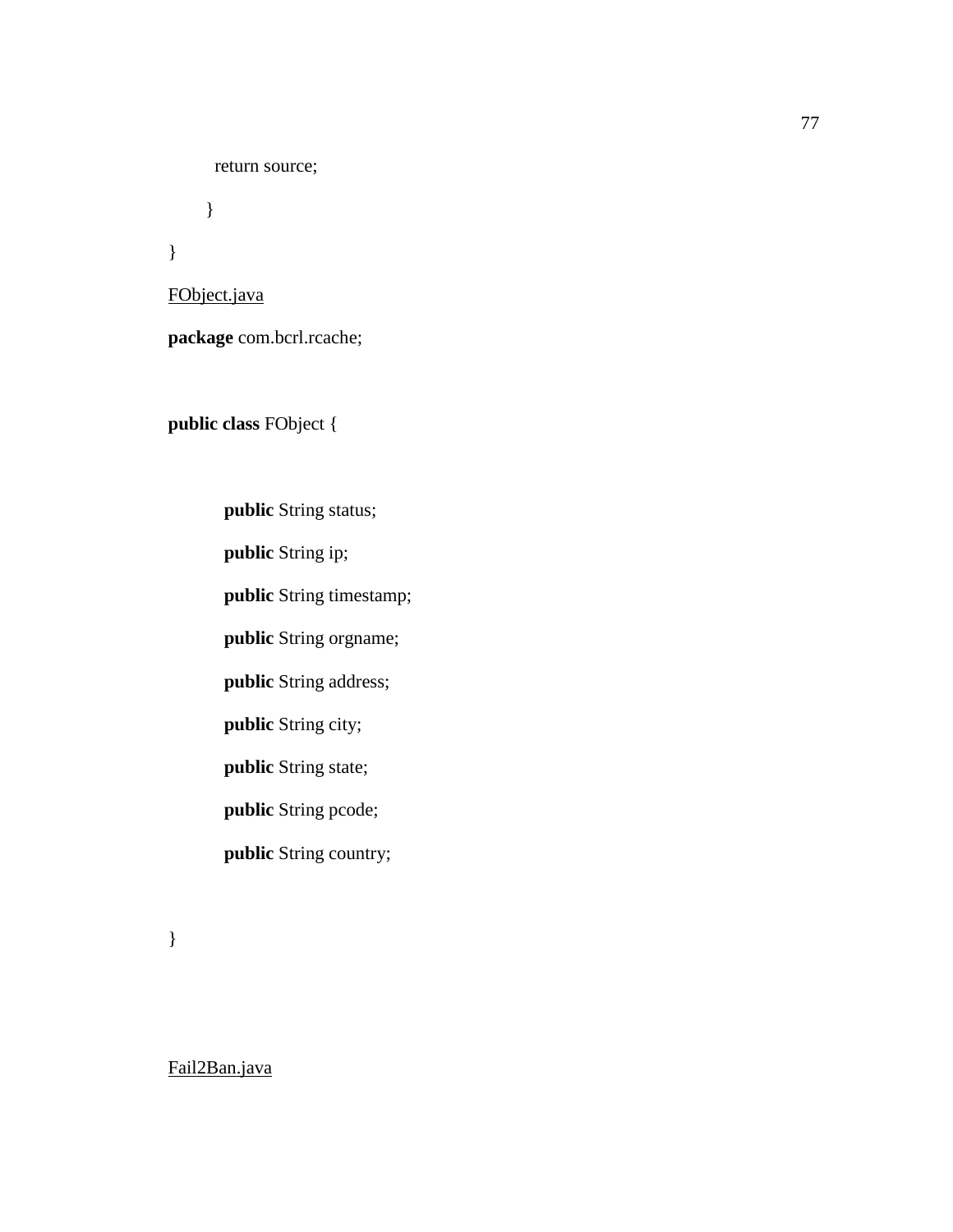```java
        return source;
    }
}
```

FObject.java

```java
package com.bcrl.rcache;

public class FObject {

    public String status;
    public String ip;
    public String timestamp;
    public String orgname;
    public String address;
    public String city;
    public String state;
    public String pcode;
    public String country;

}
```

Fail2Ban.java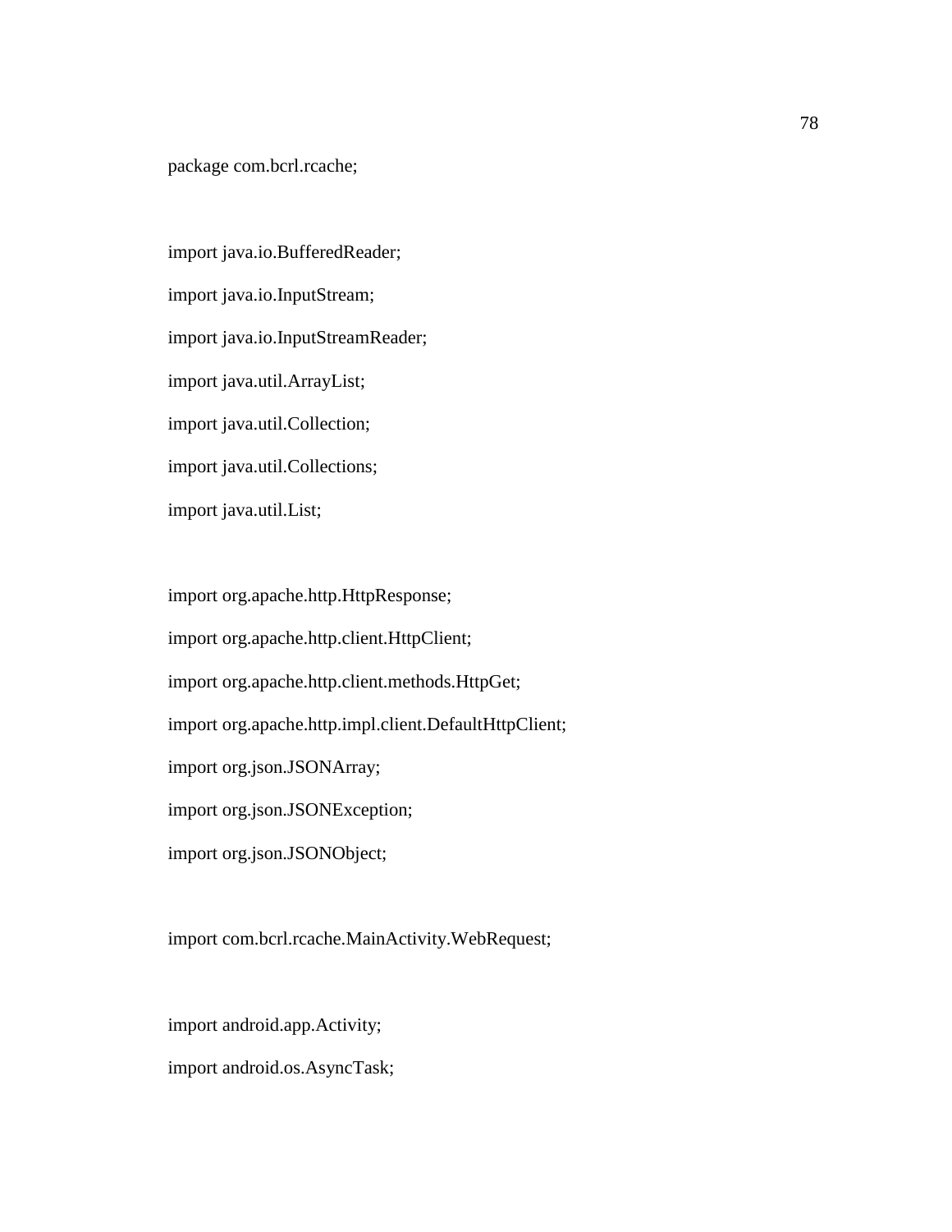```java
package com.bcrl.rcache;

import java.io.BufferedReader;
import java.io.InputStream;
import java.io.InputStreamReader;
import java.util.ArrayList;
import java.util.Collection;
import java.util.Collections;
import java.util.List;

import org.apache.http.HttpResponse;
import org.apache.http.client.HttpClient;
import org.apache.http.client.methods.HttpGet;
import org.apache.http.impl.client.DefaultHttpClient;
import org.json.JSONArray;
import org.json.JSONException;
import org.json.JSONObject;

import com.bcrl.rcache.MainActivity.WebRequest;

import android.app.Activity;
import android.os.AsyncTask;
```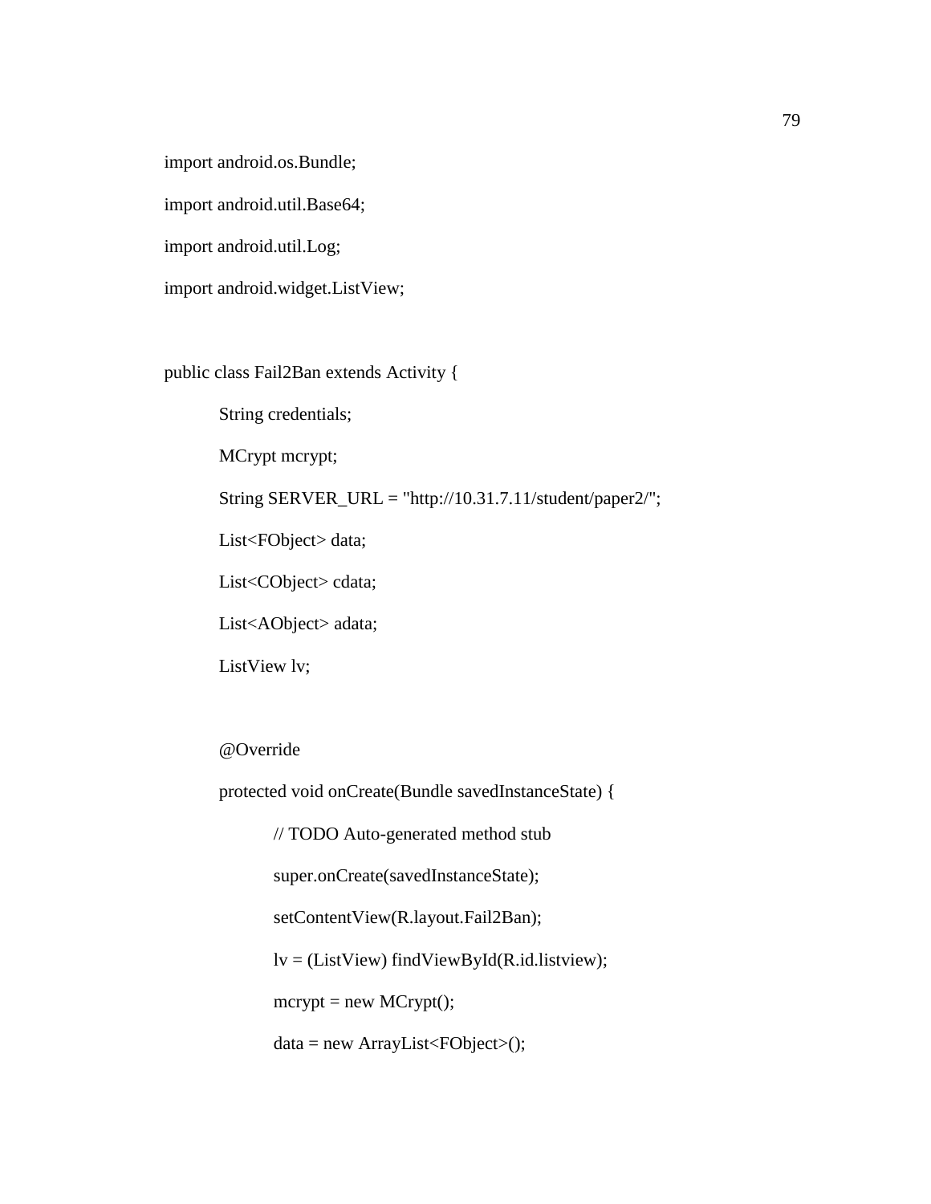```
import android.os.Bundle;
import android.util.Base64;
import android.util.Log;
import android.widget.ListView;

public class Fail2Ban extends Activity {
	String credentials;
	MCrypt mcrypt;
	String SERVER_URL = "http://10.31.7.11/student/paper2/";
	List<FObject> data;
	List<CObject> cdata;
	List<AObject> adata;
	ListView lv;

	@Override
	protected void onCreate(Bundle savedInstanceState) {
		// TODO Auto-generated method stub
		super.onCreate(savedInstanceState);
		setContentView(R.layout.Fail2Ban);
		lv = (ListView) findViewById(R.id.listview);
		mcrypt = new MCrypt();
		data = new ArrayList<FObject>();
```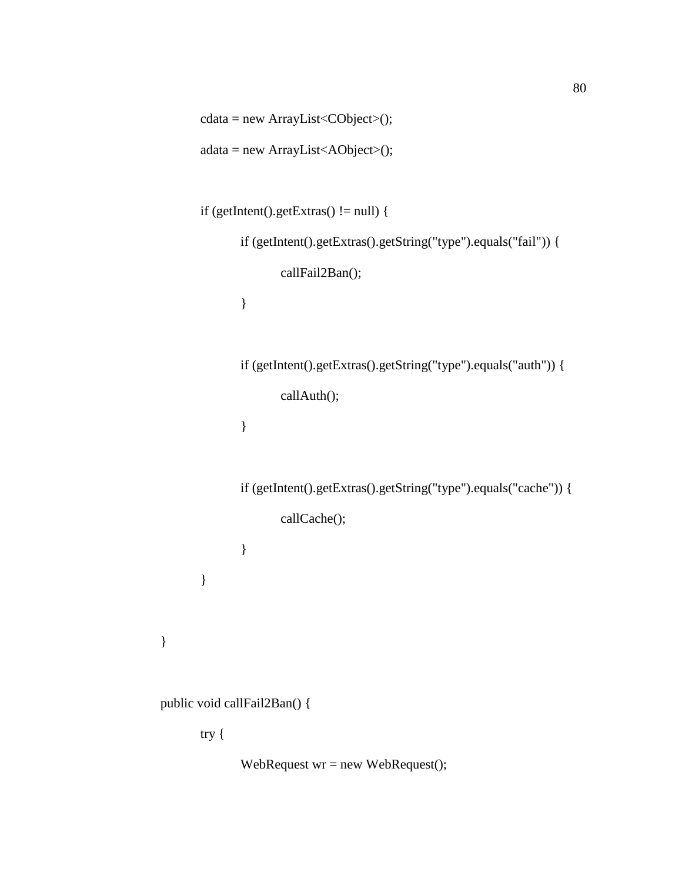```
        cdata = new ArrayList<CObject>();
        adata = new ArrayList<AObject>();

        if (getIntent().getExtras() != null) {
            if (getIntent().getExtras().getString("type").equals("fail")) {
                callFail2Ban();
            }

            if (getIntent().getExtras().getString("type").equals("auth")) {
                callAuth();
            }

            if (getIntent().getExtras().getString("type").equals("cache")) {
                callCache();
            }
        }

    }

    public void callFail2Ban() {
        try {
            WebRequest wr = new WebRequest();
```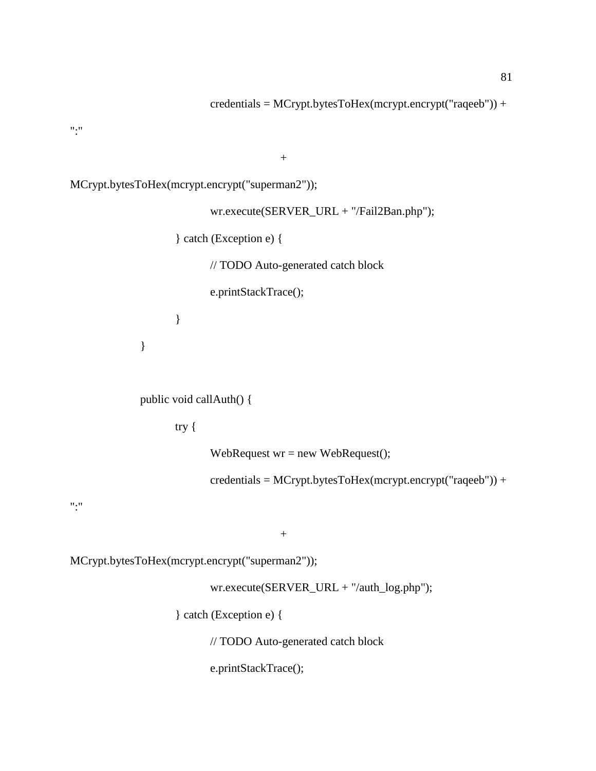```
credentials = MCrypt.bytesToHex(mcrypt.encrypt("raqeeb")) +
":"
                    +
MCrypt.bytesToHex(mcrypt.encrypt("superman2"));
            wr.execute(SERVER_URL + "/Fail2Ban.php");
        } catch (Exception e) {
            // TODO Auto-generated catch block
            e.printStackTrace();
        }
    }

    public void callAuth() {
        try {
            WebRequest wr = new WebRequest();
            credentials = MCrypt.bytesToHex(mcrypt.encrypt("raqeeb")) +
":"
                    +
MCrypt.bytesToHex(mcrypt.encrypt("superman2"));
            wr.execute(SERVER_URL + "/auth_log.php");
        } catch (Exception e) {
            // TODO Auto-generated catch block
            e.printStackTrace();
```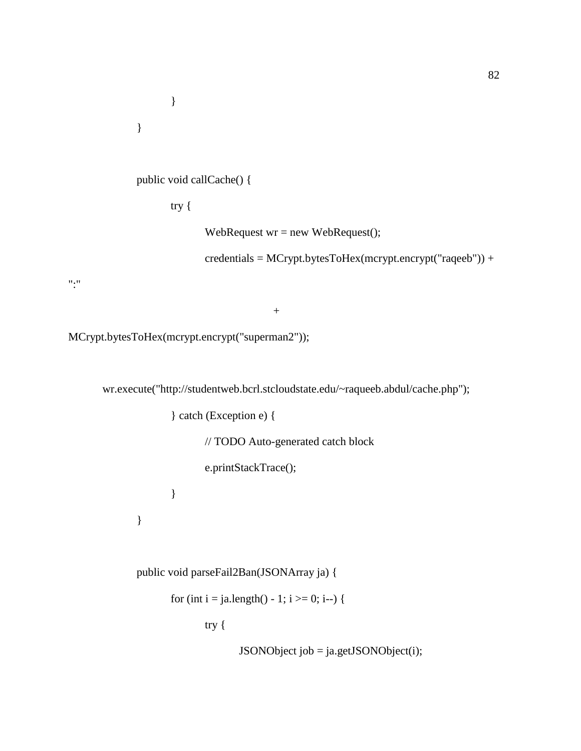```
			}
		}

		public void callCache() {
			try {
				WebRequest wr = new WebRequest();
				credentials = MCrypt.bytesToHex(mcrypt.encrypt("raqeeb")) +
":"
							+
MCrypt.bytesToHex(mcrypt.encrypt("superman2"));

	wr.execute("http://studentweb.bcrl.stcloudstate.edu/~raqueeb.abdul/cache.php");
			} catch (Exception e) {
				// TODO Auto-generated catch block
				e.printStackTrace();
			}
		}

		public void parseFail2Ban(JSONArray ja) {
			for (int i = ja.length() - 1; i >= 0; i--) {
				try {
					JSONObject job = ja.getJSONObject(i);
```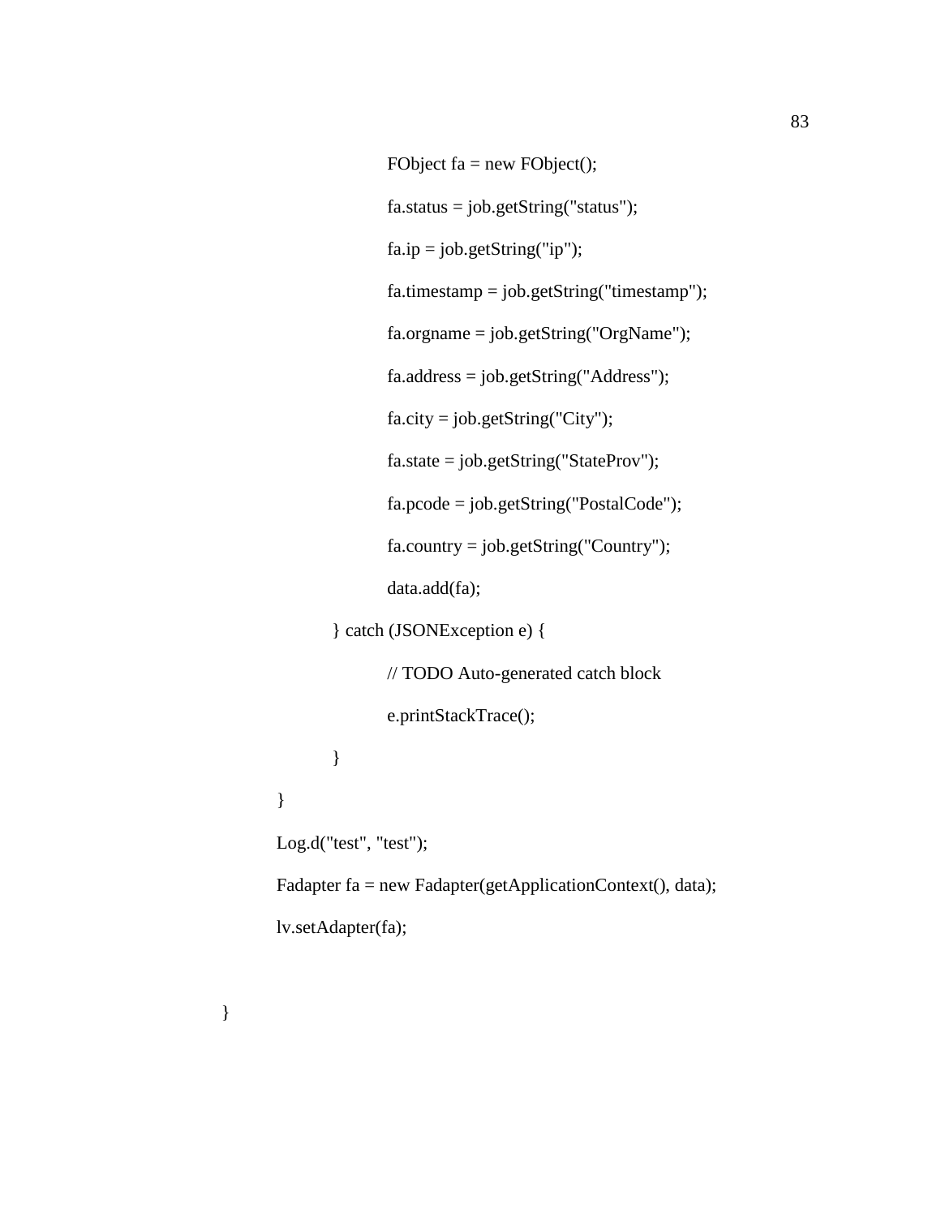```java
                    FObject fa = new FObject();
                    fa.status = job.getString("status");
                    fa.ip = job.getString("ip");
                    fa.timestamp = job.getString("timestamp");
                    fa.orgname = job.getString("OrgName");
                    fa.address = job.getString("Address");
                    fa.city = job.getString("City");
                    fa.state = job.getString("StateProv");
                    fa.pcode = job.getString("PostalCode");
                    fa.country = job.getString("Country");
                    data.add(fa);
                } catch (JSONException e) {
                    // TODO Auto-generated catch block
                    e.printStackTrace();
                }
            }
            Log.d("test", "test");
            Fadapter fa = new Fadapter(getApplicationContext(), data);
            lv.setAdapter(fa);

        }
```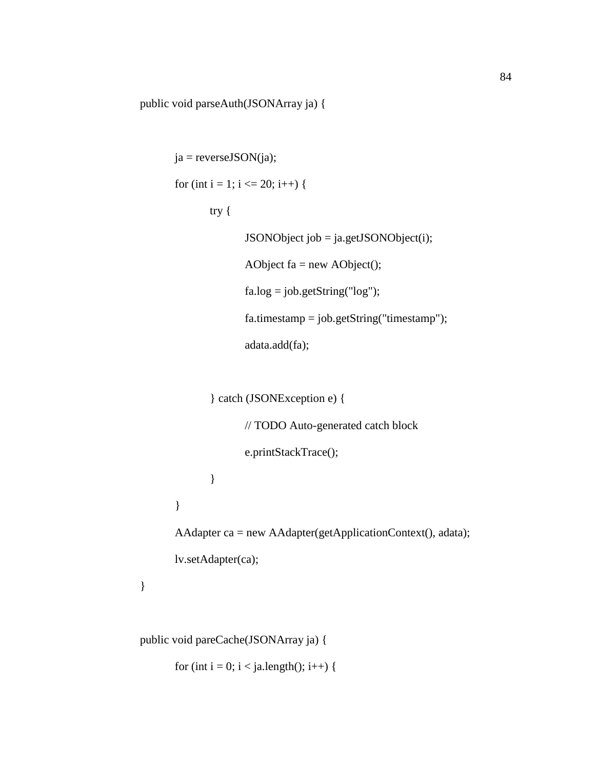```java
public void parseAuth(JSONArray ja) {


        ja = reverseJSON(ja);
        for (int i = 1; i <= 20; i++) {
                try {
                        JSONObject job = ja.getJSONObject(i);
                        AObject fa = new AObject();
                        fa.log = job.getString("log");
                        fa.timestamp = job.getString("timestamp");
                        adata.add(fa);

                } catch (JSONException e) {
                        // TODO Auto-generated catch block
                        e.printStackTrace();
                }
        }
        AAdapter ca = new AAdapter(getApplicationContext(), adata);
        lv.setAdapter(ca);
}

public void pareCache(JSONArray ja) {
        for (int i = 0; i < ja.length(); i++) {
```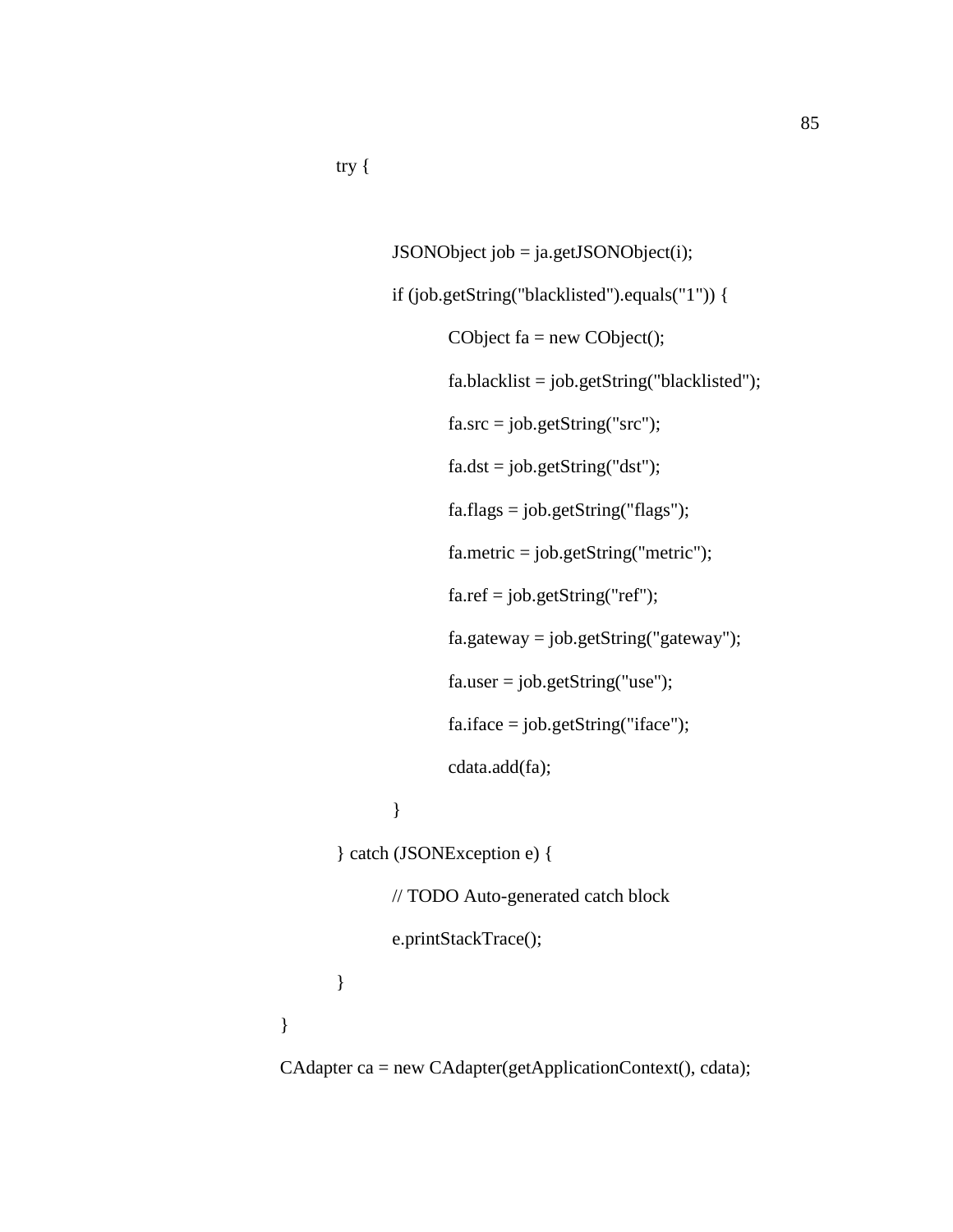```
		try {

			JSONObject job = ja.getJSONObject(i);
			if (job.getString("blacklisted").equals("1")) {
				CObject fa = new CObject();
				fa.blacklist = job.getString("blacklisted");
				fa.src = job.getString("src");
				fa.dst = job.getString("dst");
				fa.flags = job.getString("flags");
				fa.metric = job.getString("metric");
				fa.ref = job.getString("ref");
				fa.gateway = job.getString("gateway");
				fa.user = job.getString("use");
				fa.iface = job.getString("iface");
				cdata.add(fa);
			}
		} catch (JSONException e) {
			// TODO Auto-generated catch block
			e.printStackTrace();
		}
	}
	CAdapter ca = new CAdapter(getApplicationContext(), cdata);
```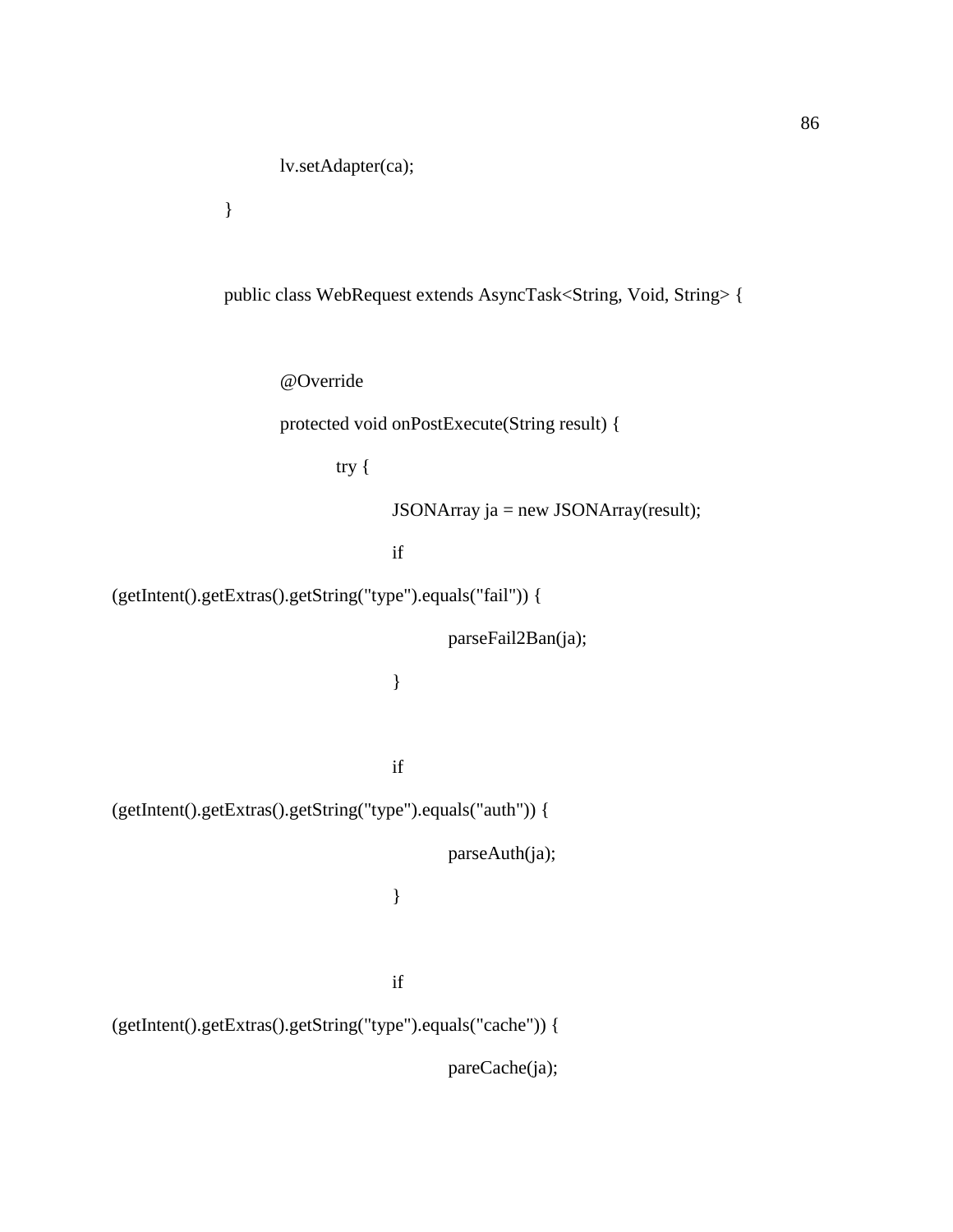```
            lv.setAdapter(ca);
        }


        public class WebRequest extends AsyncTask<String, Void, String> {


            @Override
            protected void onPostExecute(String result) {
                try {
                    JSONArray ja = new JSONArray(result);
                    if
(getIntent().getExtras().getString("type").equals("fail")) {
                        parseFail2Ban(ja);
                    }


                    if
(getIntent().getExtras().getString("type").equals("auth")) {
                        parseAuth(ja);
                    }


                    if
(getIntent().getExtras().getString("type").equals("cache")) {
                        pareCache(ja);
```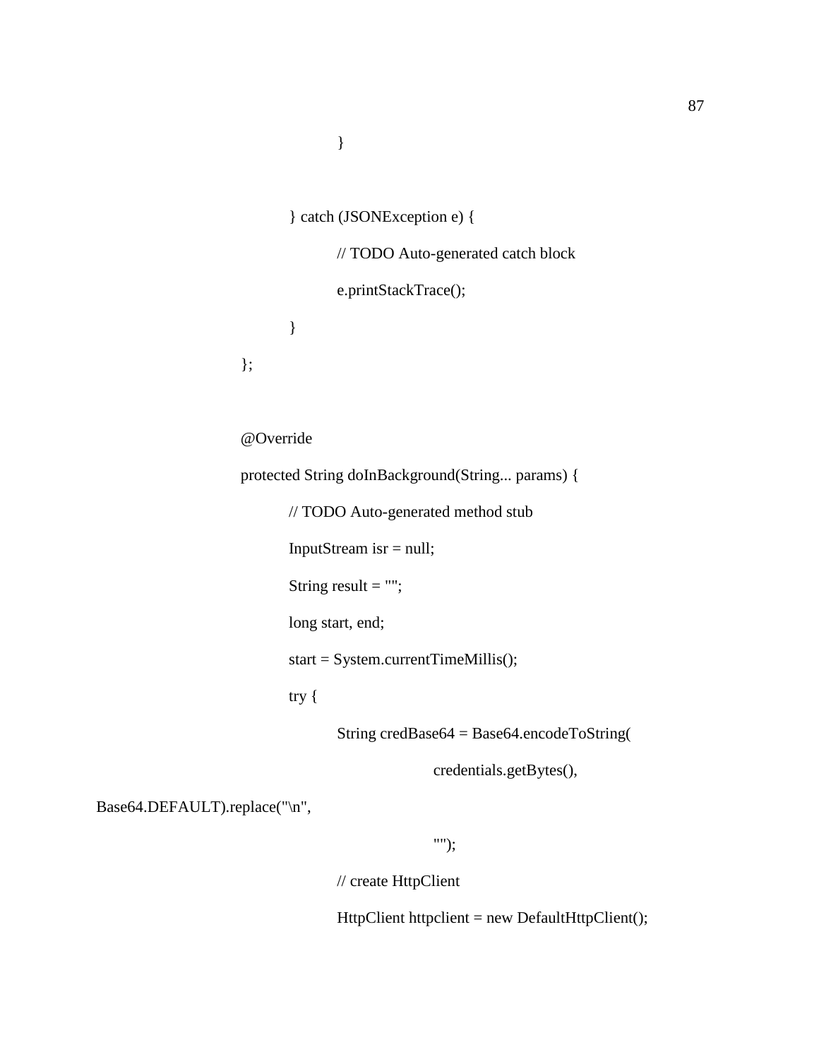```
				}

			} catch (JSONException e) {
				// TODO Auto-generated catch block
				e.printStackTrace();
			}
		};

		@Override
		protected String doInBackground(String... params) {
			// TODO Auto-generated method stub
			InputStream isr = null;
			String result = "";
			long start, end;
			start = System.currentTimeMillis();
			try {
				String credBase64 = Base64.encodeToString(
						credentials.getBytes(),
Base64.DEFAULT).replace("\n",
						"");
				// create HttpClient
				HttpClient httpclient = new DefaultHttpClient();
```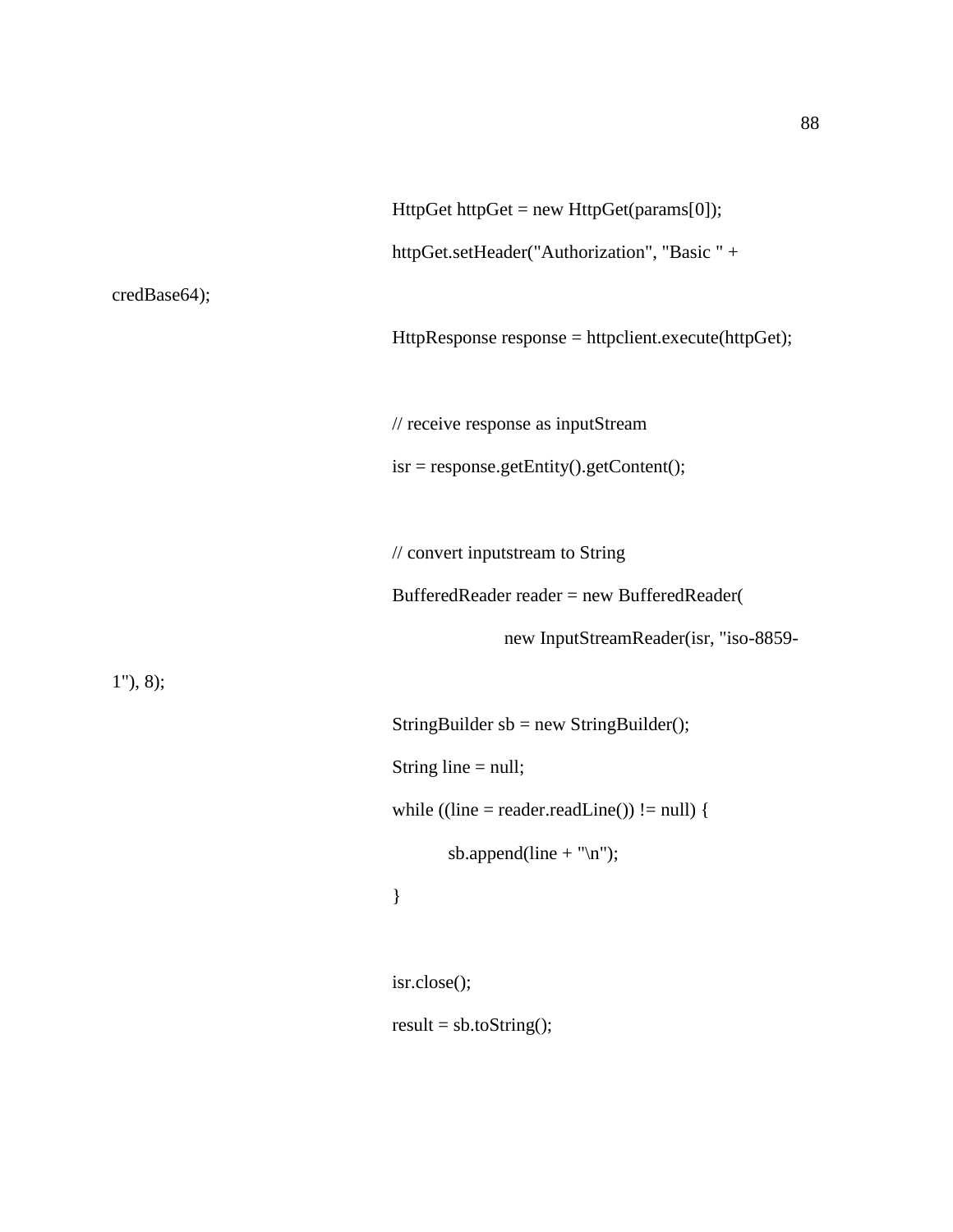```
HttpGet httpGet = new HttpGet(params[0]);
httpGet.setHeader("Authorization", "Basic " +
credBase64);
HttpResponse response = httpclient.execute(httpGet);

// receive response as inputStream
isr = response.getEntity().getContent();

// convert inputstream to String
BufferedReader reader = new BufferedReader(
        new InputStreamReader(isr, "iso-8859-
1"), 8);
StringBuilder sb = new StringBuilder();
String line = null;
while ((line = reader.readLine()) != null) {
    sb.append(line + "\n");
}

isr.close();
result = sb.toString();
```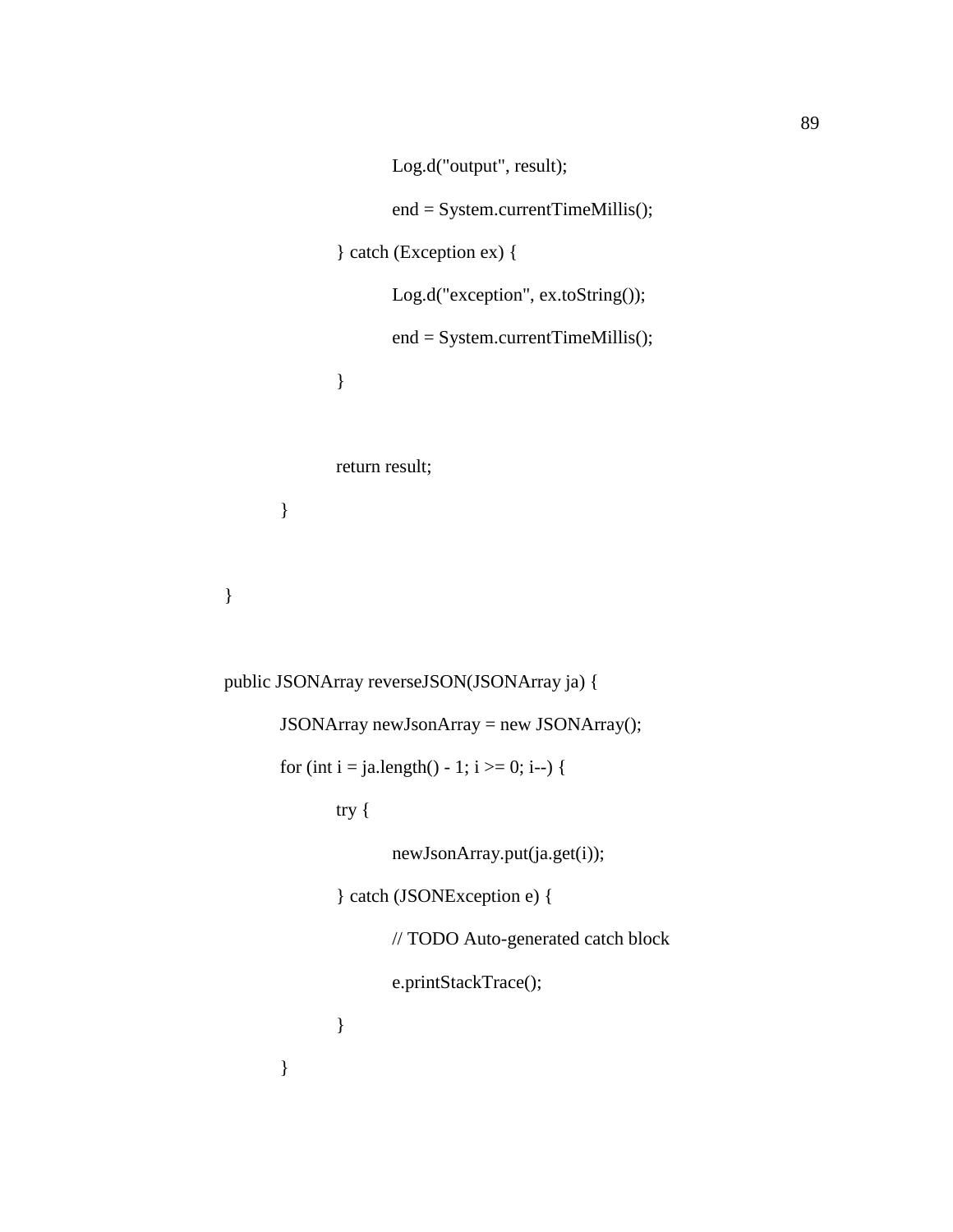```
                Log.d("output", result);

                end = System.currentTimeMillis();

            } catch (Exception ex) {

                Log.d("exception", ex.toString());

                end = System.currentTimeMillis();

            }


            return result;

        }


}


public JSONArray reverseJSON(JSONArray ja) {

        JSONArray newJsonArray = new JSONArray();

        for (int i = ja.length() - 1; i >= 0; i--) {

            try {

                newJsonArray.put(ja.get(i));

            } catch (JSONException e) {

                // TODO Auto-generated catch block

                e.printStackTrace();

            }

        }
```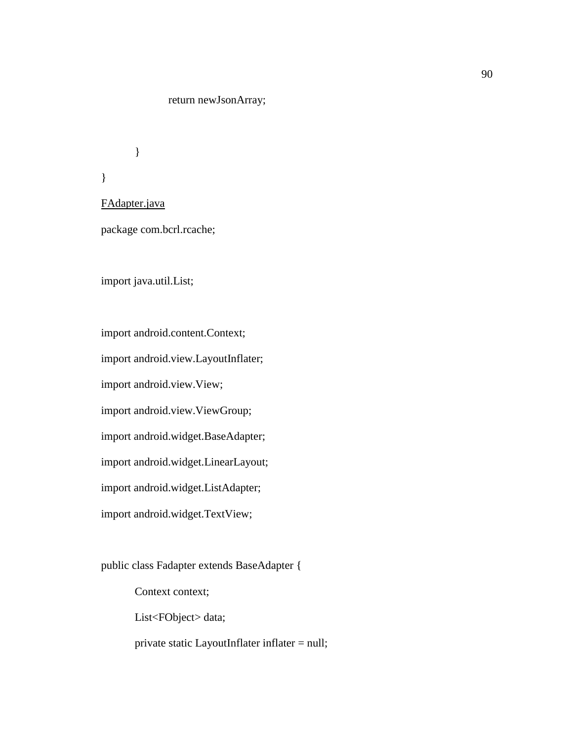```java
			return newJsonArray;

	}
}
```

FAdapter.java

```java
package com.bcrl.rcache;

import java.util.List;

import android.content.Context;
import android.view.LayoutInflater;
import android.view.View;
import android.view.ViewGroup;
import android.widget.BaseAdapter;
import android.widget.LinearLayout;
import android.widget.ListAdapter;
import android.widget.TextView;

public class Fadapter extends BaseAdapter {
	Context context;
	List<FObject> data;
	private static LayoutInflater inflater = null;
```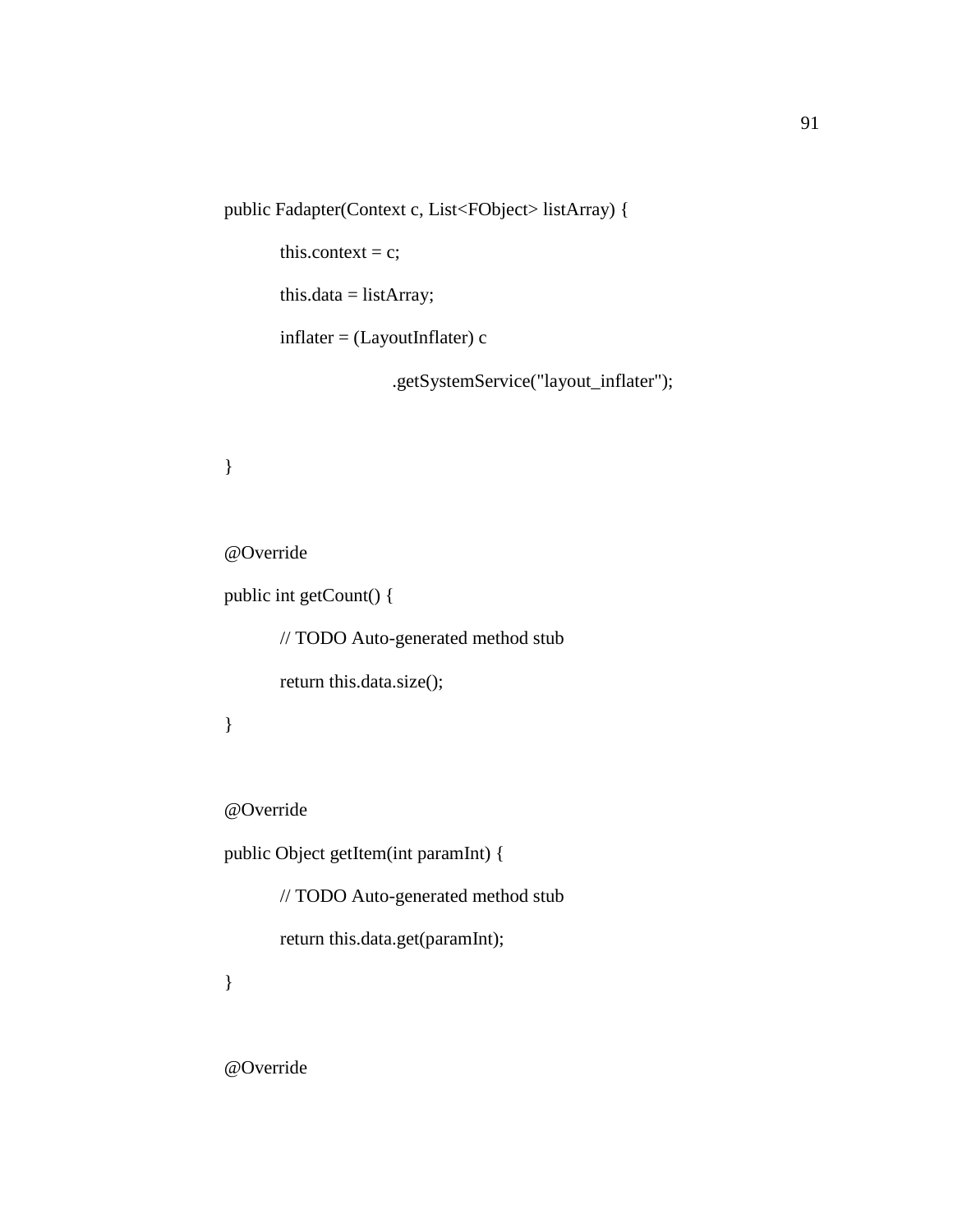```
public Fadapter(Context c, List<FObject> listArray) {
	this.context = c;
	this.data = listArray;
	inflater = (LayoutInflater) c
			.getSystemService("layout_inflater");

}

@Override
public int getCount() {
	// TODO Auto-generated method stub
	return this.data.size();
}

@Override
public Object getItem(int paramInt) {
	// TODO Auto-generated method stub
	return this.data.get(paramInt);
}

@Override
```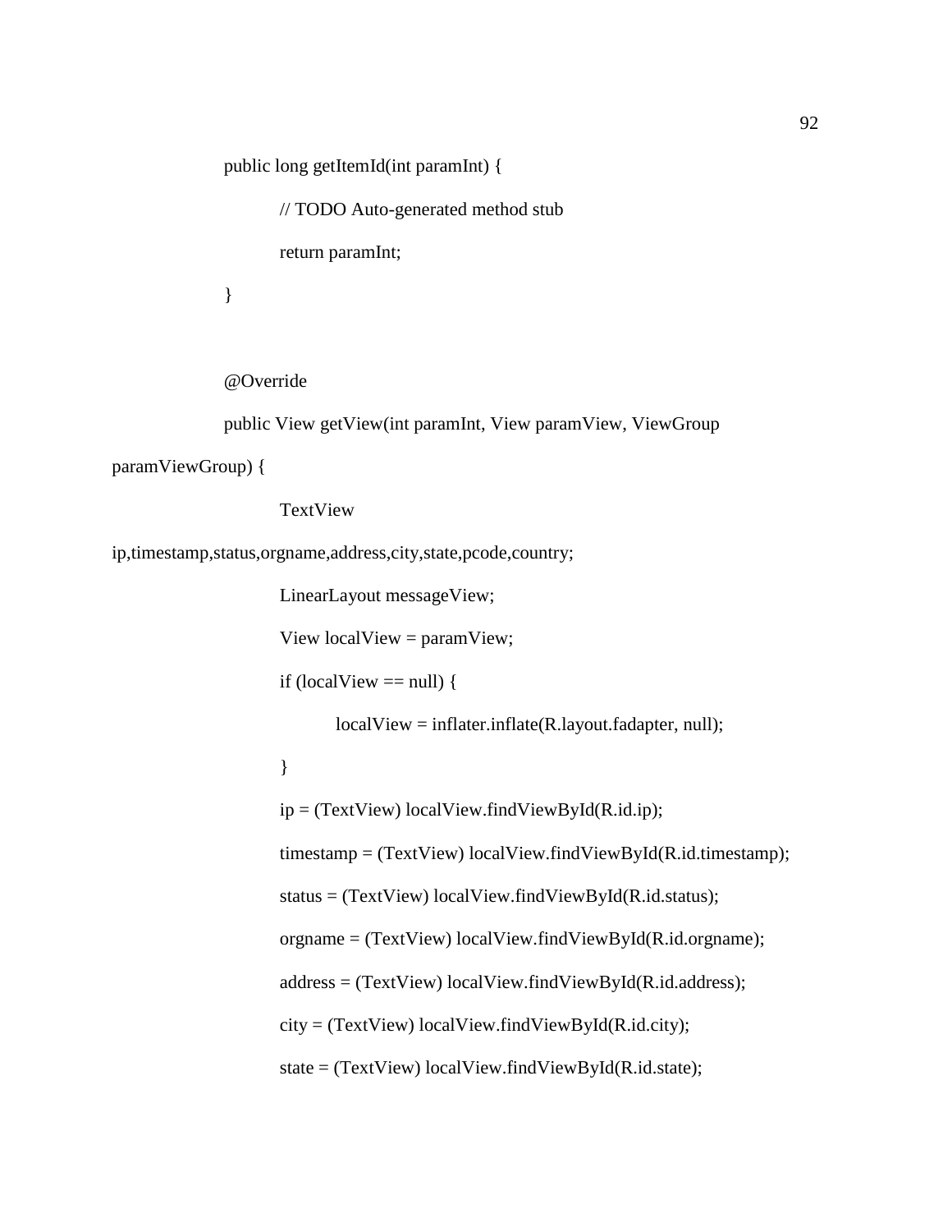```
public long getItemId(int paramInt) {
        // TODO Auto-generated method stub
        return paramInt;
}

@Override
public View getView(int paramInt, View paramView, ViewGroup
paramViewGroup) {
        TextView
ip,timestamp,status,orgname,address,city,state,pcode,country;
        LinearLayout messageView;
        View localView = paramView;
        if (localView == null) {
                localView = inflater.inflate(R.layout.fadapter, null);
        }
        ip = (TextView) localView.findViewById(R.id.ip);
        timestamp = (TextView) localView.findViewById(R.id.timestamp);
        status = (TextView) localView.findViewById(R.id.status);
        orgname = (TextView) localView.findViewById(R.id.orgname);
        address = (TextView) localView.findViewById(R.id.address);
        city = (TextView) localView.findViewById(R.id.city);
        state = (TextView) localView.findViewById(R.id.state);
```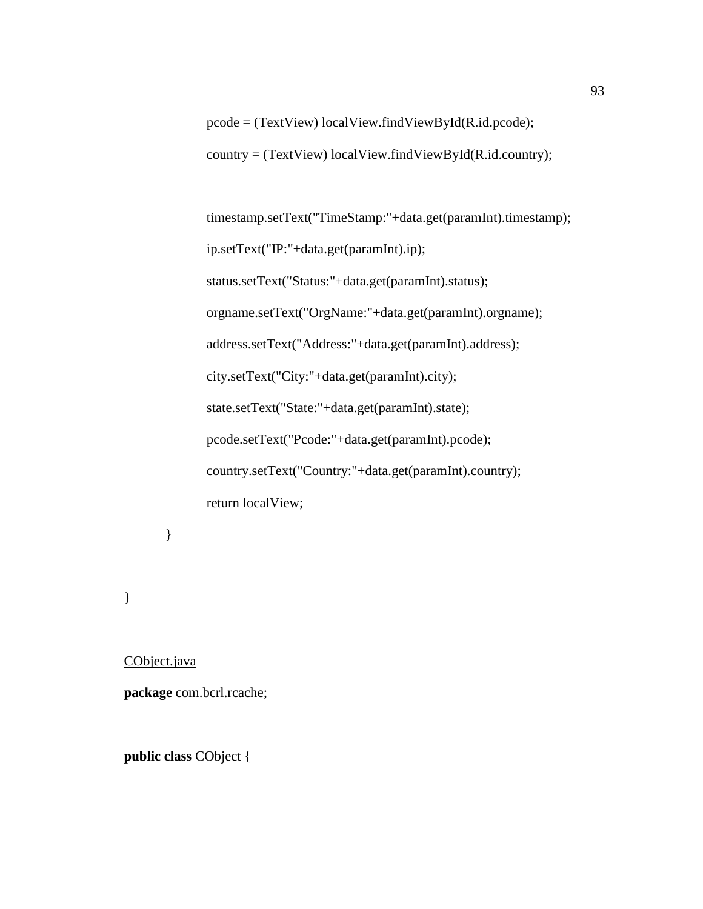```java
                pcode = (TextView) localView.findViewById(R.id.pcode);
                country = (TextView) localView.findViewById(R.id.country);

                timestamp.setText("TimeStamp:"+data.get(paramInt).timestamp);
                ip.setText("IP:"+data.get(paramInt).ip);
                status.setText("Status:"+data.get(paramInt).status);
                orgname.setText("OrgName:"+data.get(paramInt).orgname);
                address.setText("Address:"+data.get(paramInt).address);
                city.setText("City:"+data.get(paramInt).city);
                state.setText("State:"+data.get(paramInt).state);
                pcode.setText("Pcode:"+data.get(paramInt).pcode);
                country.setText("Country:"+data.get(paramInt).country);
                return localView;
        }

}
```

CObject.java

```java
package com.bcrl.rcache;

public class CObject {
```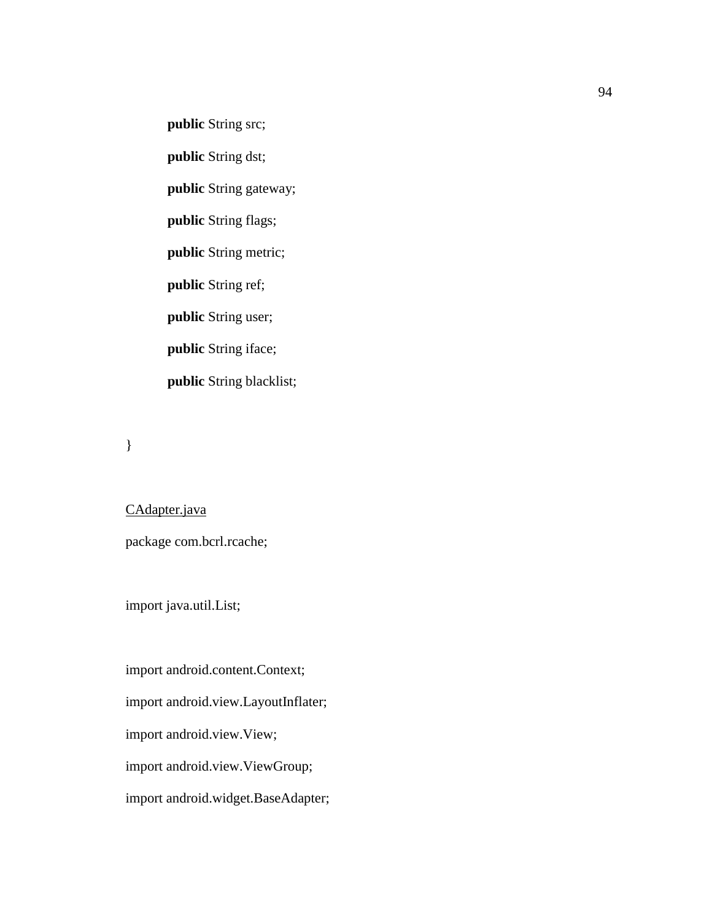```java
    public String src;
    public String dst;
    public String gateway;
    public String flags;
    public String metric;
    public String ref;
    public String user;
    public String iface;
    public String blacklist;

}
```

CAdapter.java

```java
package com.bcrl.rcache;

import java.util.List;

import android.content.Context;
import android.view.LayoutInflater;
import android.view.View;
import android.view.ViewGroup;
import android.widget.BaseAdapter;
```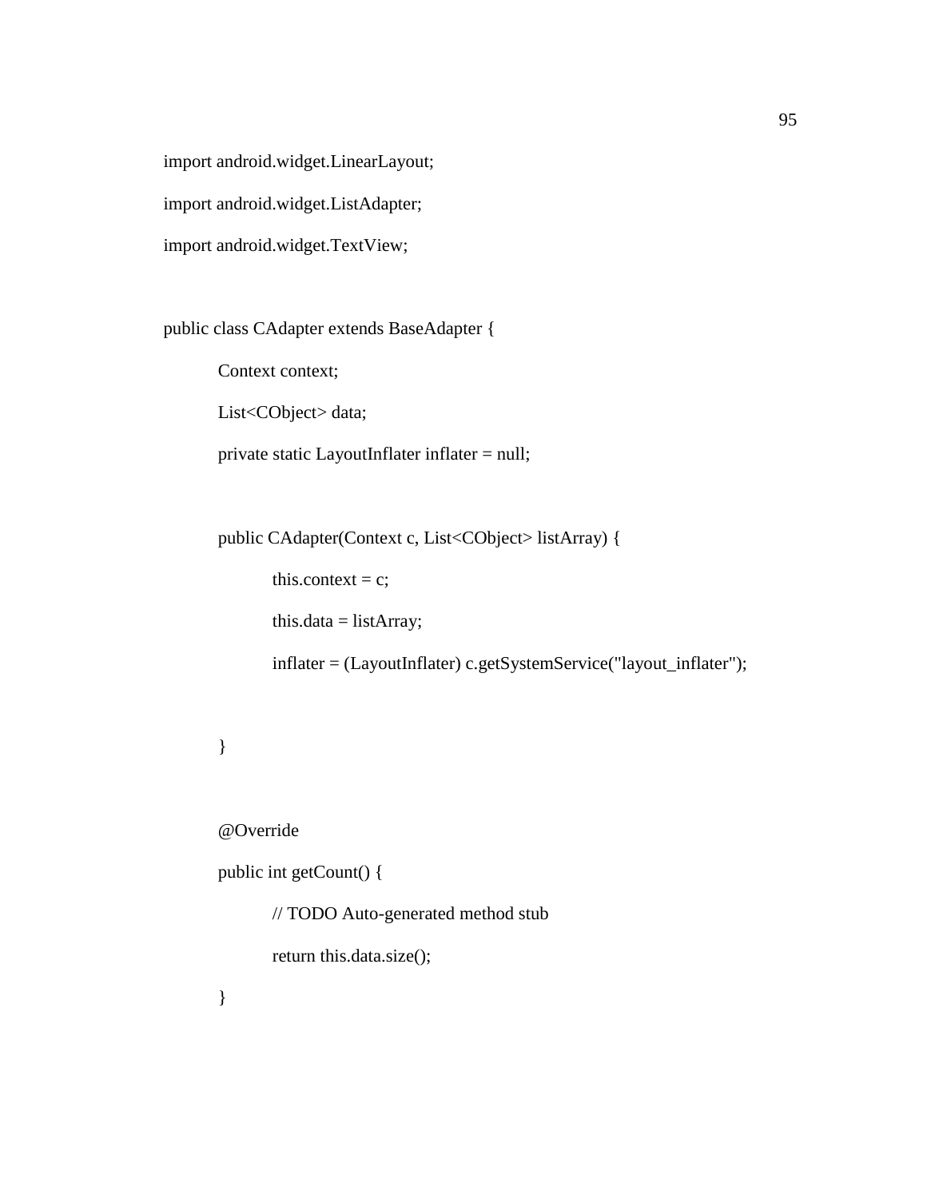```java
import android.widget.LinearLayout;

import android.widget.ListAdapter;

import android.widget.TextView;


public class CAdapter extends BaseAdapter {

	Context context;

	List<CObject> data;

	private static LayoutInflater inflater = null;


	public CAdapter(Context c, List<CObject> listArray) {

		this.context = c;

		this.data = listArray;

		inflater = (LayoutInflater) c.getSystemService("layout_inflater");


	}


	@Override

	public int getCount() {

		// TODO Auto-generated method stub

		return this.data.size();

	}
```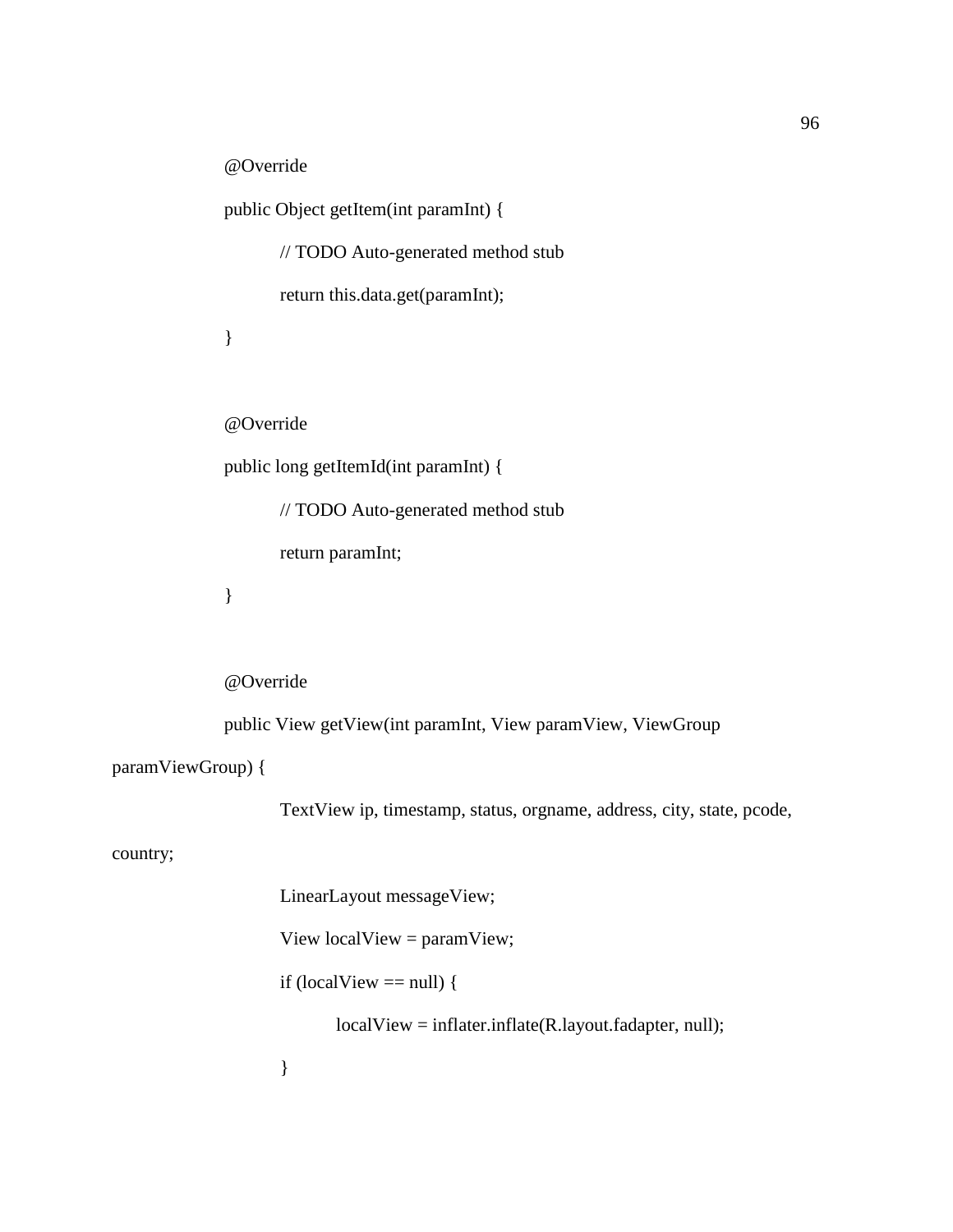```
@Override
public Object getItem(int paramInt) {
        // TODO Auto-generated method stub
        return this.data.get(paramInt);
}

@Override
public long getItemId(int paramInt) {
        // TODO Auto-generated method stub
        return paramInt;
}

@Override
public View getView(int paramInt, View paramView, ViewGroup
paramViewGroup) {
        TextView ip, timestamp, status, orgname, address, city, state, pcode,
country;
        LinearLayout messageView;
        View localView = paramView;
        if (localView == null) {
                localView = inflater.inflate(R.layout.fadapter, null);
        }
```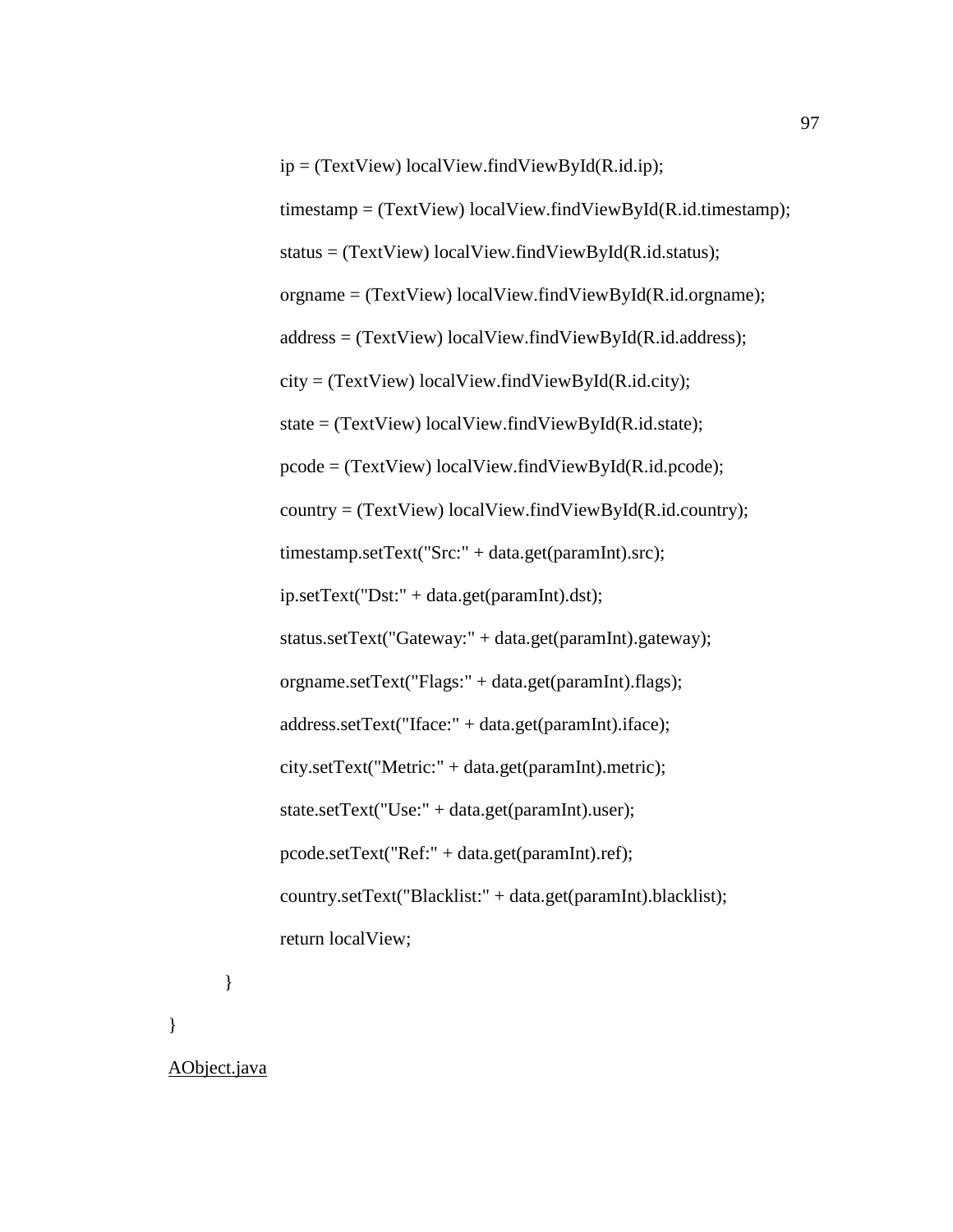```
            ip = (TextView) localView.findViewById(R.id.ip);
            timestamp = (TextView) localView.findViewById(R.id.timestamp);
            status = (TextView) localView.findViewById(R.id.status);
            orgname = (TextView) localView.findViewById(R.id.orgname);
            address = (TextView) localView.findViewById(R.id.address);
            city = (TextView) localView.findViewById(R.id.city);
            state = (TextView) localView.findViewById(R.id.state);
            pcode = (TextView) localView.findViewById(R.id.pcode);
            country = (TextView) localView.findViewById(R.id.country);
            timestamp.setText("Src:" + data.get(paramInt).src);
            ip.setText("Dst:" + data.get(paramInt).dst);
            status.setText("Gateway:" + data.get(paramInt).gateway);
            orgname.setText("Flags:" + data.get(paramInt).flags);
            address.setText("Iface:" + data.get(paramInt).iface);
            city.setText("Metric:" + data.get(paramInt).metric);
            state.setText("Use:" + data.get(paramInt).user);
            pcode.setText("Ref:" + data.get(paramInt).ref);
            country.setText("Blacklist:" + data.get(paramInt).blacklist);
            return localView;
        }
}
```

AObject.java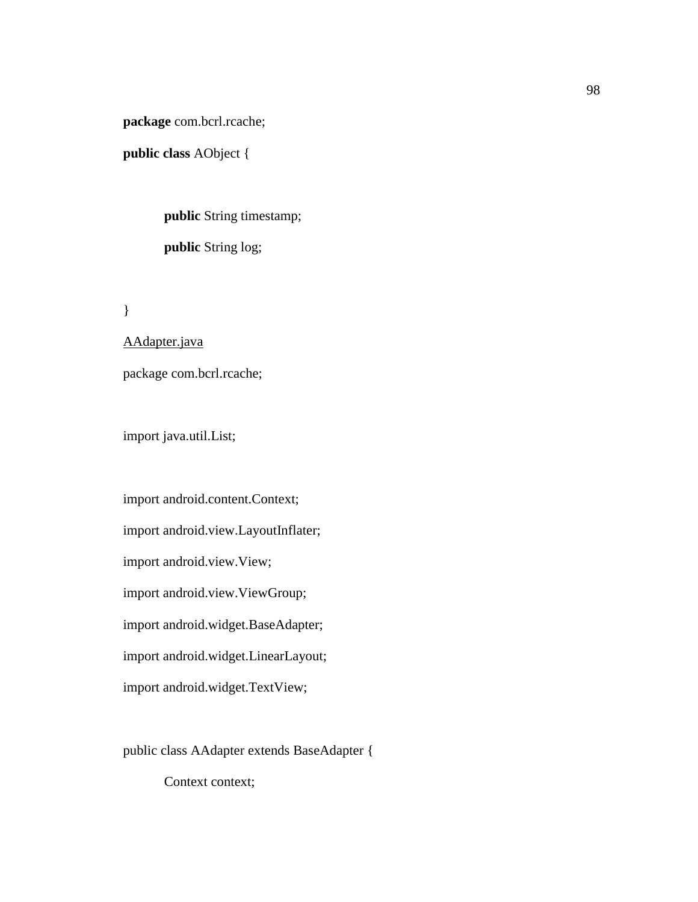```java
package com.bcrl.rcache;
public class AObject {


	public String timestamp;
	public String log;


}
```

AAdapter.java

```java
package com.bcrl.rcache;


import java.util.List;


import android.content.Context;
import android.view.LayoutInflater;
import android.view.View;
import android.view.ViewGroup;
import android.widget.BaseAdapter;
import android.widget.LinearLayout;
import android.widget.TextView;


public class AAdapter extends BaseAdapter {
	Context context;
```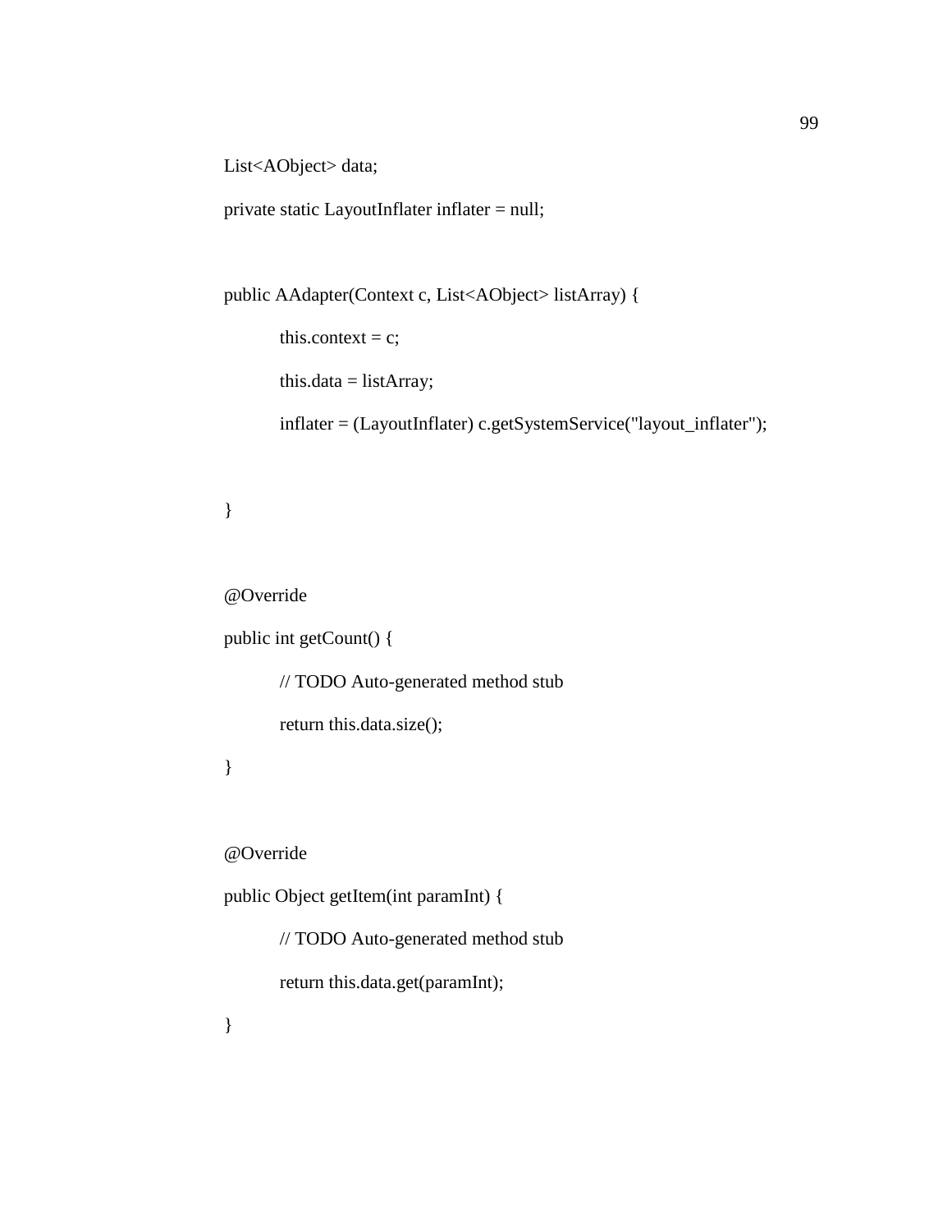```
List<AObject> data;
private static LayoutInflater inflater = null;

public AAdapter(Context c, List<AObject> listArray) {
    this.context = c;
    this.data = listArray;
    inflater = (LayoutInflater) c.getSystemService("layout_inflater");

}

@Override
public int getCount() {
    // TODO Auto-generated method stub
    return this.data.size();
}

@Override
public Object getItem(int paramInt) {
    // TODO Auto-generated method stub
    return this.data.get(paramInt);
}
```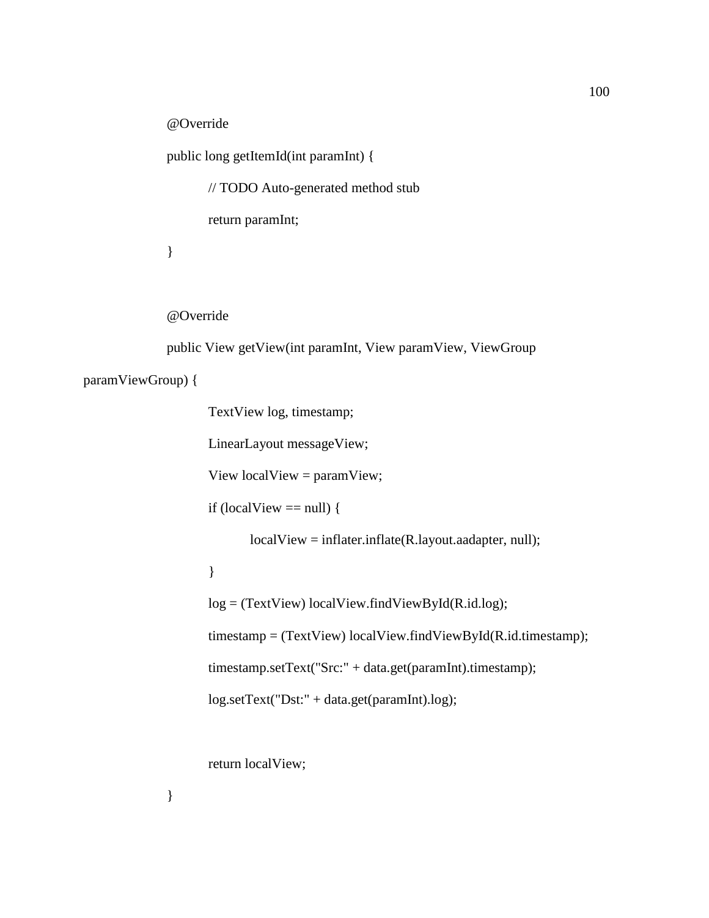```java
@Override
public long getItemId(int paramInt) {
	// TODO Auto-generated method stub
	return paramInt;
}

@Override
public View getView(int paramInt, View paramView, ViewGroup paramViewGroup) {
	TextView log, timestamp;
	LinearLayout messageView;
	View localView = paramView;
	if (localView == null) {
		localView = inflater.inflate(R.layout.aadapter, null);
	}
	log = (TextView) localView.findViewById(R.id.log);
	timestamp = (TextView) localView.findViewById(R.id.timestamp);
	timestamp.setText("Src:" + data.get(paramInt).timestamp);
	log.setText("Dst:" + data.get(paramInt).log);

	return localView;
}
```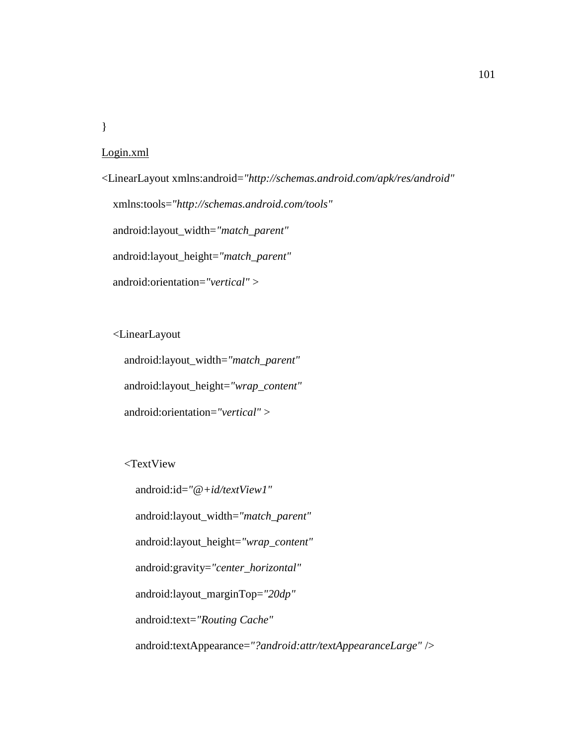}

Login.xml

```
<LinearLayout xmlns:android="http://schemas.android.com/apk/res/android"
    xmlns:tools="http://schemas.android.com/tools"
    android:layout_width="match_parent"
    android:layout_height="match_parent"
    android:orientation="vertical" >

    <LinearLayout
        android:layout_width="match_parent"
        android:layout_height="wrap_content"
        android:orientation="vertical" >

        <TextView
            android:id="@+id/textView1"
            android:layout_width="match_parent"
            android:layout_height="wrap_content"
            android:gravity="center_horizontal"
            android:layout_marginTop="20dp"
            android:text="Routing Cache"
            android:textAppearance="?android:attr/textAppearanceLarge" />
```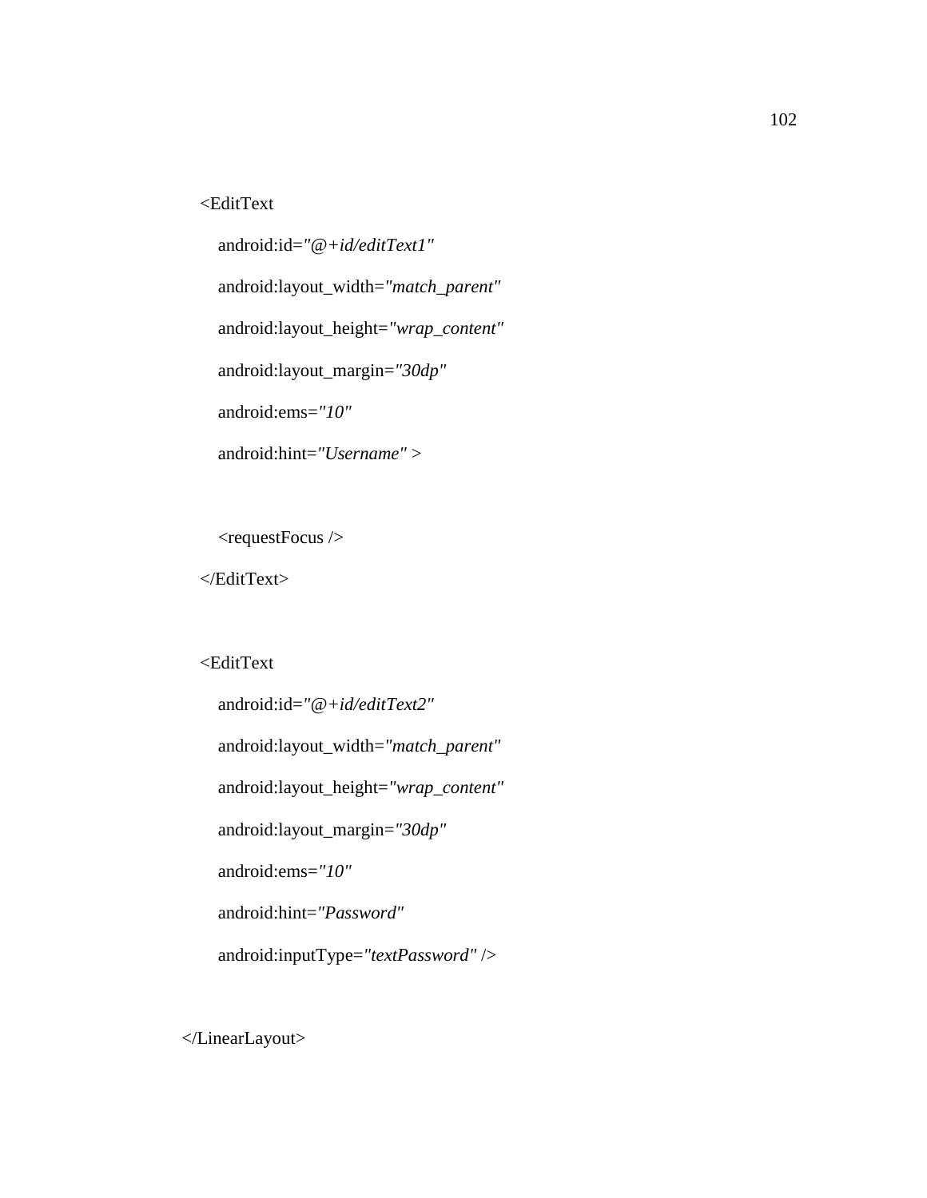```
    <EditText
        android:id="@+id/editText1"
        android:layout_width="match_parent"
        android:layout_height="wrap_content"
        android:layout_margin="30dp"
        android:ems="10"
        android:hint="Username" >

        <requestFocus />
    </EditText>

    <EditText
        android:id="@+id/editText2"
        android:layout_width="match_parent"
        android:layout_height="wrap_content"
        android:layout_margin="30dp"
        android:ems="10"
        android:hint="Password"
        android:inputType="textPassword" />

</LinearLayout>
```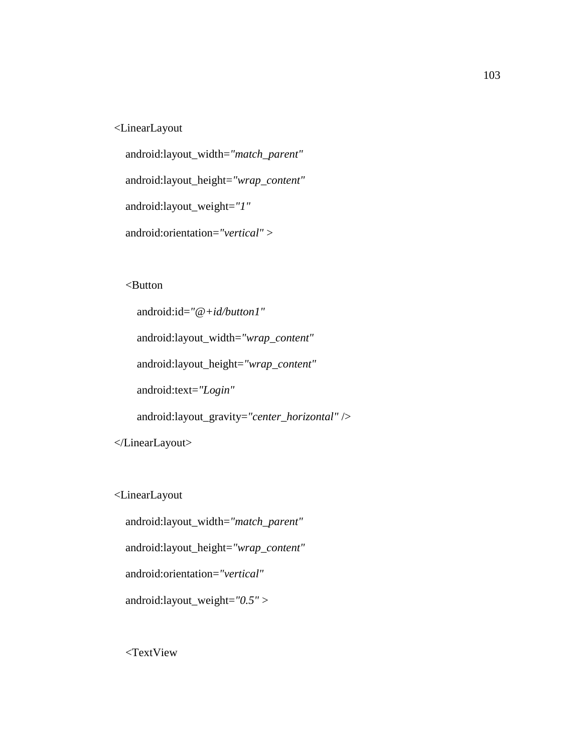```
<LinearLayout
    android:layout_width="match_parent"
    android:layout_height="wrap_content"
    android:layout_weight="1"
    android:orientation="vertical" >

    <Button
        android:id="@+id/button1"
        android:layout_width="wrap_content"
        android:layout_height="wrap_content"
        android:text="Login"
        android:layout_gravity="center_horizontal" />
</LinearLayout>

<LinearLayout
    android:layout_width="match_parent"
    android:layout_height="wrap_content"
    android:orientation="vertical"
    android:layout_weight="0.5" >

    <TextView
```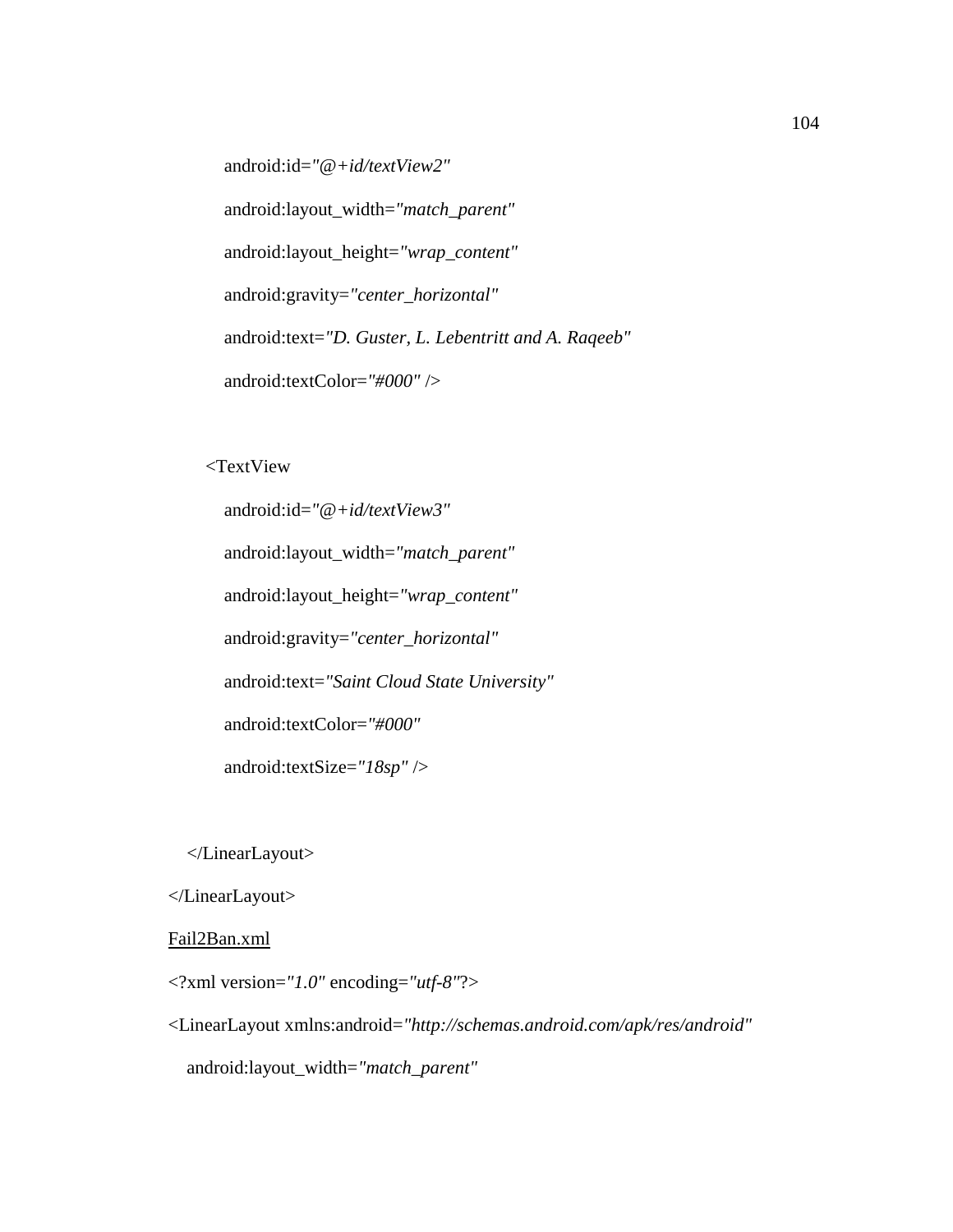```
        android:id="@+id/textView2"
        android:layout_width="match_parent"
        android:layout_height="wrap_content"
        android:gravity="center_horizontal"
        android:text="D. Guster, L. Lebentritt and A. Raqeeb"
        android:textColor="#000" />

      <TextView
        android:id="@+id/textView3"
        android:layout_width="match_parent"
        android:layout_height="wrap_content"
        android:gravity="center_horizontal"
        android:text="Saint Cloud State University"
        android:textColor="#000"
        android:textSize="18sp" />

  </LinearLayout>
</LinearLayout>
```

Fail2Ban.xml

```
<?xml version="1.0" encoding="utf-8"?>
<LinearLayout xmlns:android="http://schemas.android.com/apk/res/android"
  android:layout_width="match_parent"
```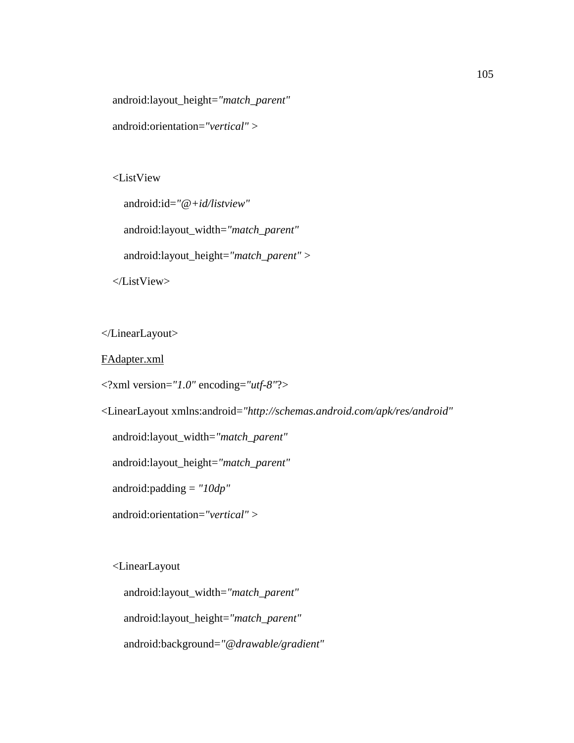```
    android:layout_height="match_parent"
    android:orientation="vertical" >

    <ListView
        android:id="@+id/listview"
        android:layout_width="match_parent"
        android:layout_height="match_parent" >
    </ListView>

</LinearLayout>
```

FAdapter.xml

```
<?xml version="1.0" encoding="utf-8"?>
<LinearLayout xmlns:android="http://schemas.android.com/apk/res/android"
    android:layout_width="match_parent"
    android:layout_height="match_parent"
    android:padding = "10dp"
    android:orientation="vertical" >

    <LinearLayout
        android:layout_width="match_parent"
        android:layout_height="match_parent"
        android:background="@drawable/gradient"
```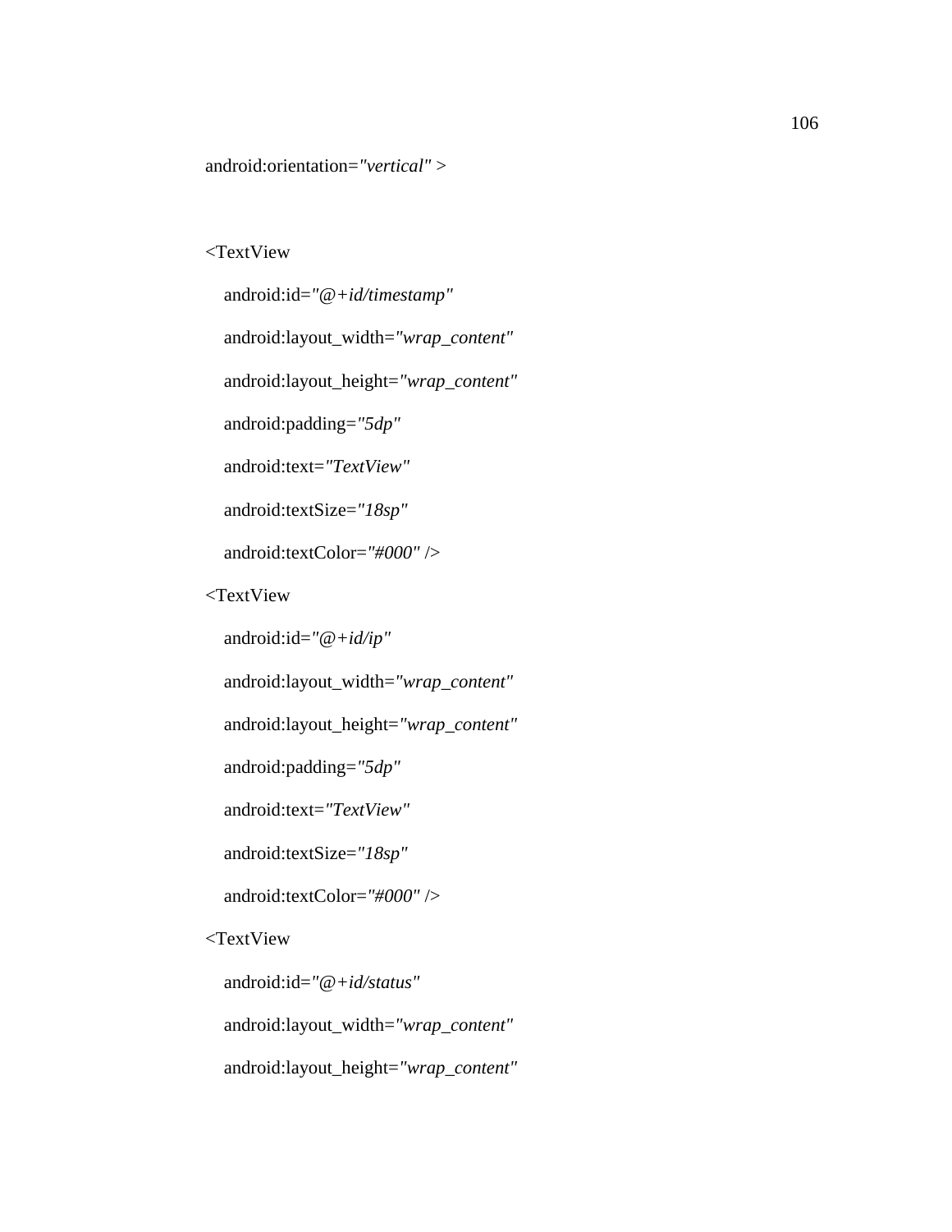```
android:orientation="vertical" >

<TextView
    android:id="@+id/timestamp"
    android:layout_width="wrap_content"
    android:layout_height="wrap_content"
    android:padding="5dp"
    android:text="TextView"
    android:textSize="18sp"
    android:textColor="#000" />
<TextView
    android:id="@+id/ip"
    android:layout_width="wrap_content"
    android:layout_height="wrap_content"
    android:padding="5dp"
    android:text="TextView"
    android:textSize="18sp"
    android:textColor="#000" />
<TextView
    android:id="@+id/status"
    android:layout_width="wrap_content"
    android:layout_height="wrap_content"
```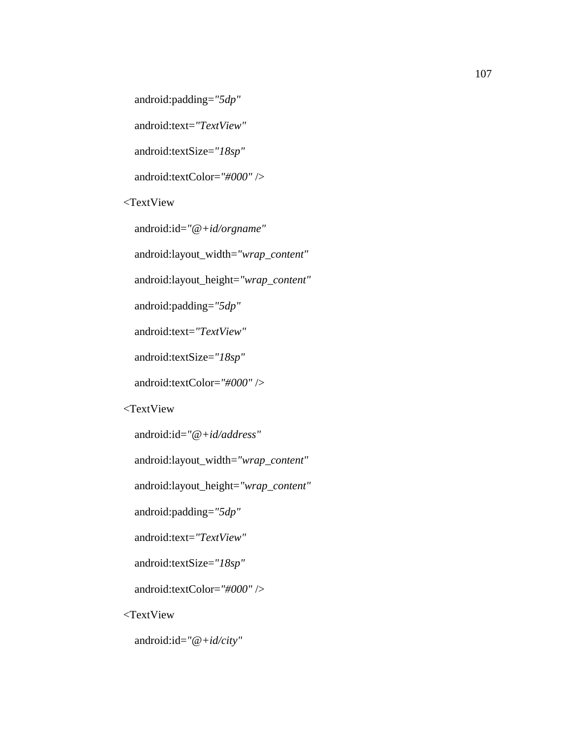```
    android:padding="5dp"
    android:text="TextView"
    android:textSize="18sp"
    android:textColor="#000" />
<TextView
    android:id="@+id/orgname"
    android:layout_width="wrap_content"
    android:layout_height="wrap_content"
    android:padding="5dp"
    android:text="TextView"
    android:textSize="18sp"
    android:textColor="#000" />
<TextView
    android:id="@+id/address"
    android:layout_width="wrap_content"
    android:layout_height="wrap_content"
    android:padding="5dp"
    android:text="TextView"
    android:textSize="18sp"
    android:textColor="#000" />
<TextView
    android:id="@+id/city"
```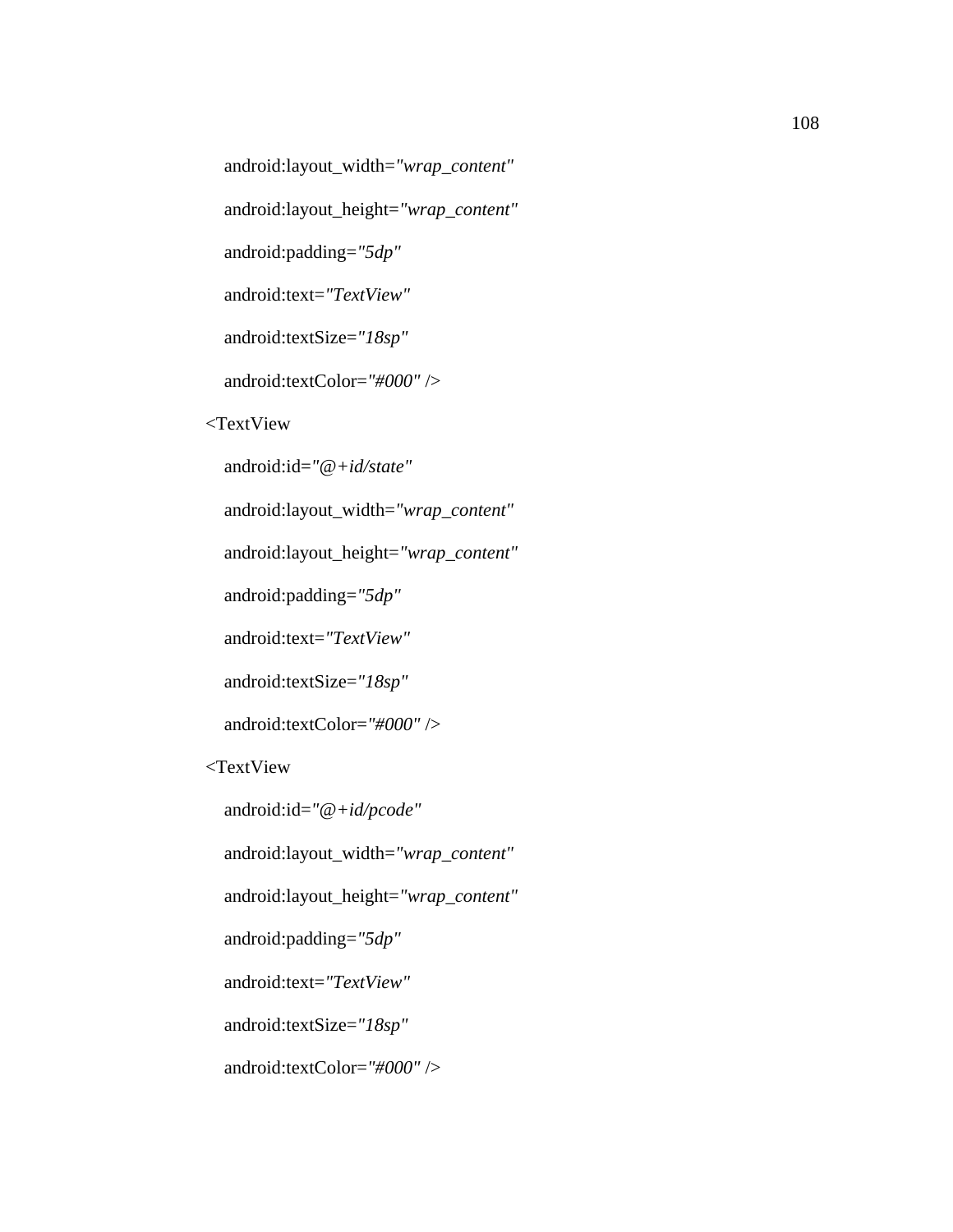```
    android:layout_width="wrap_content"
    android:layout_height="wrap_content"
    android:padding="5dp"
    android:text="TextView"
    android:textSize="18sp"
    android:textColor="#000" />
<TextView
    android:id="@+id/state"
    android:layout_width="wrap_content"
    android:layout_height="wrap_content"
    android:padding="5dp"
    android:text="TextView"
    android:textSize="18sp"
    android:textColor="#000" />
<TextView
    android:id="@+id/pcode"
    android:layout_width="wrap_content"
    android:layout_height="wrap_content"
    android:padding="5dp"
    android:text="TextView"
    android:textSize="18sp"
    android:textColor="#000" />
```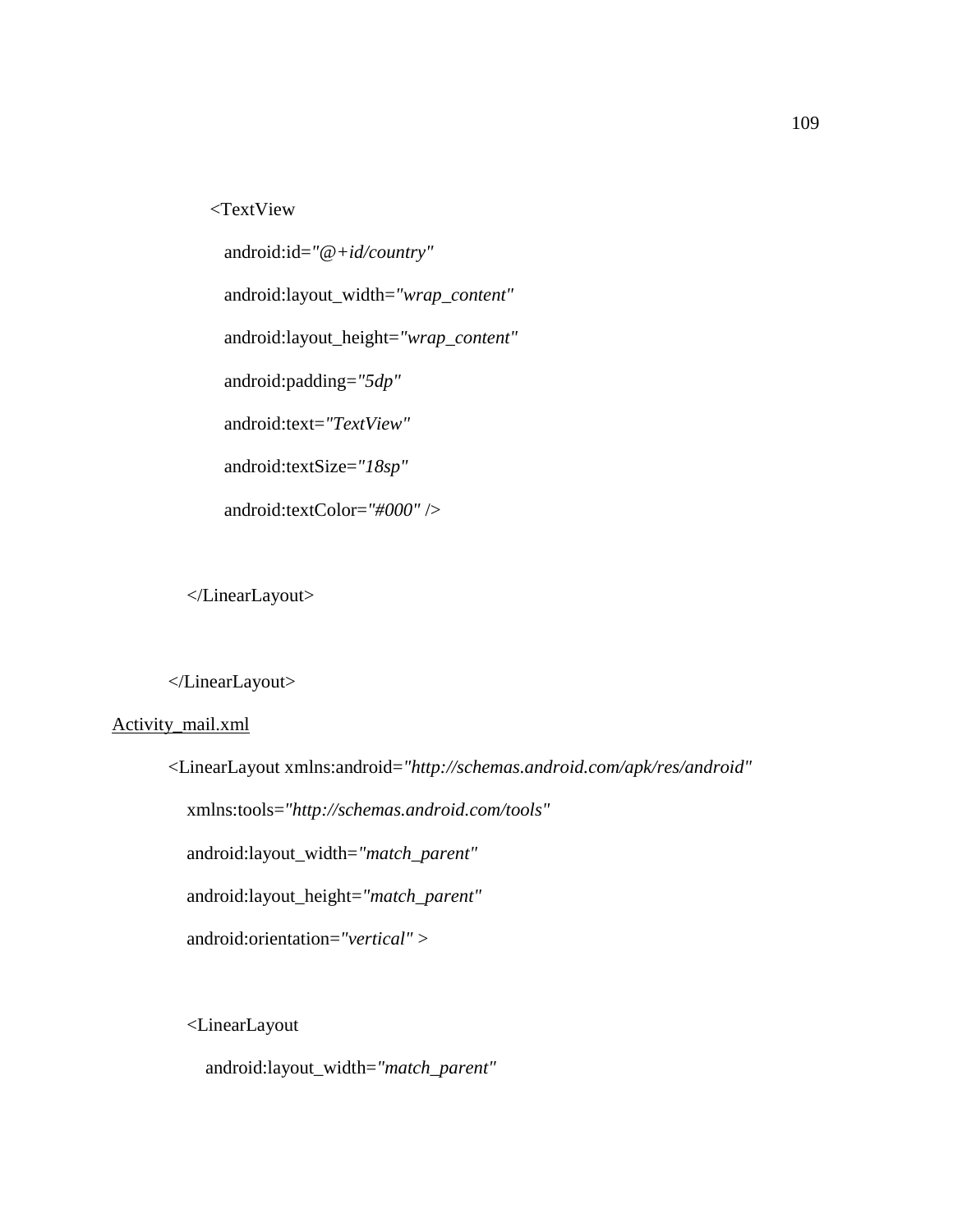```
    <TextView
        android:id="@+id/country"
        android:layout_width="wrap_content"
        android:layout_height="wrap_content"
        android:padding="5dp"
        android:text="TextView"
        android:textSize="18sp"
        android:textColor="#000" />

  </LinearLayout>

</LinearLayout>
```

Activity_mail.xml

```
<LinearLayout xmlns:android="http://schemas.android.com/apk/res/android"
    xmlns:tools="http://schemas.android.com/tools"
    android:layout_width="match_parent"
    android:layout_height="match_parent"
    android:orientation="vertical" >

    <LinearLayout
        android:layout_width="match_parent"
```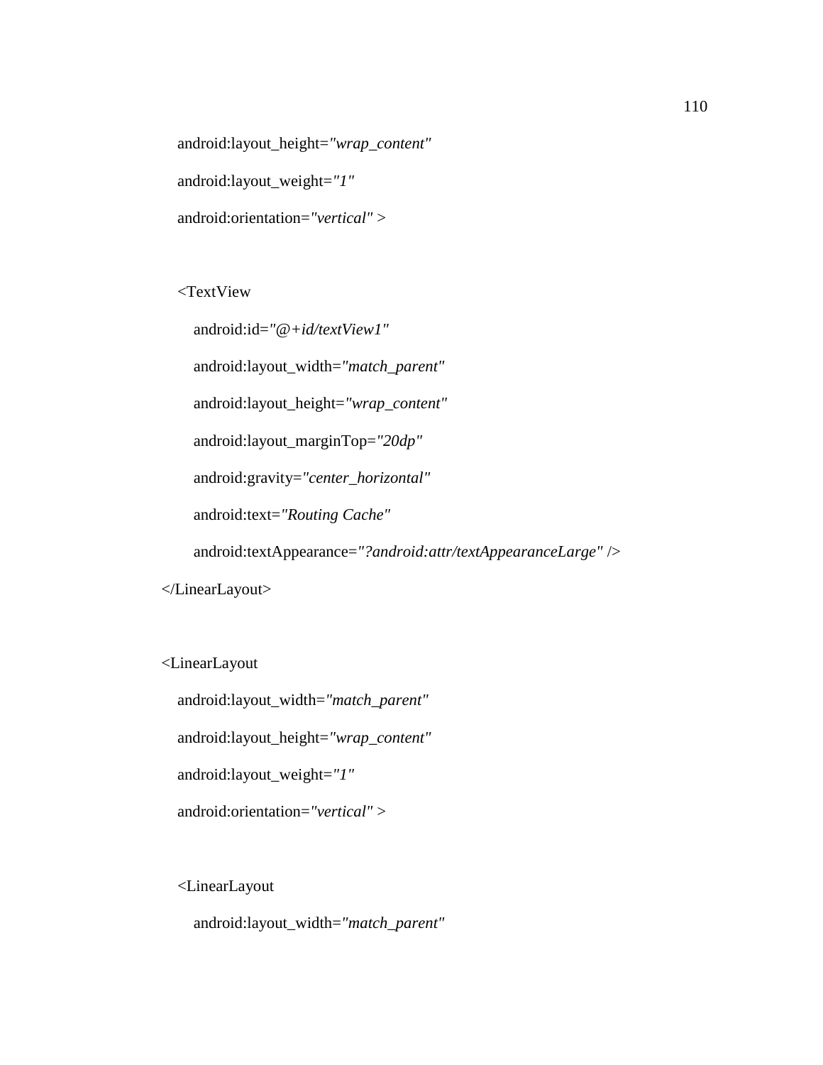```
    android:layout_height="wrap_content"
    android:layout_weight="1"
    android:orientation="vertical" >

    <TextView
        android:id="@+id/textView1"
        android:layout_width="match_parent"
        android:layout_height="wrap_content"
        android:layout_marginTop="20dp"
        android:gravity="center_horizontal"
        android:text="Routing Cache"
        android:textAppearance="?android:attr/textAppearanceLarge" />
</LinearLayout>

<LinearLayout
    android:layout_width="match_parent"
    android:layout_height="wrap_content"
    android:layout_weight="1"
    android:orientation="vertical" >

    <LinearLayout
        android:layout_width="match_parent"
```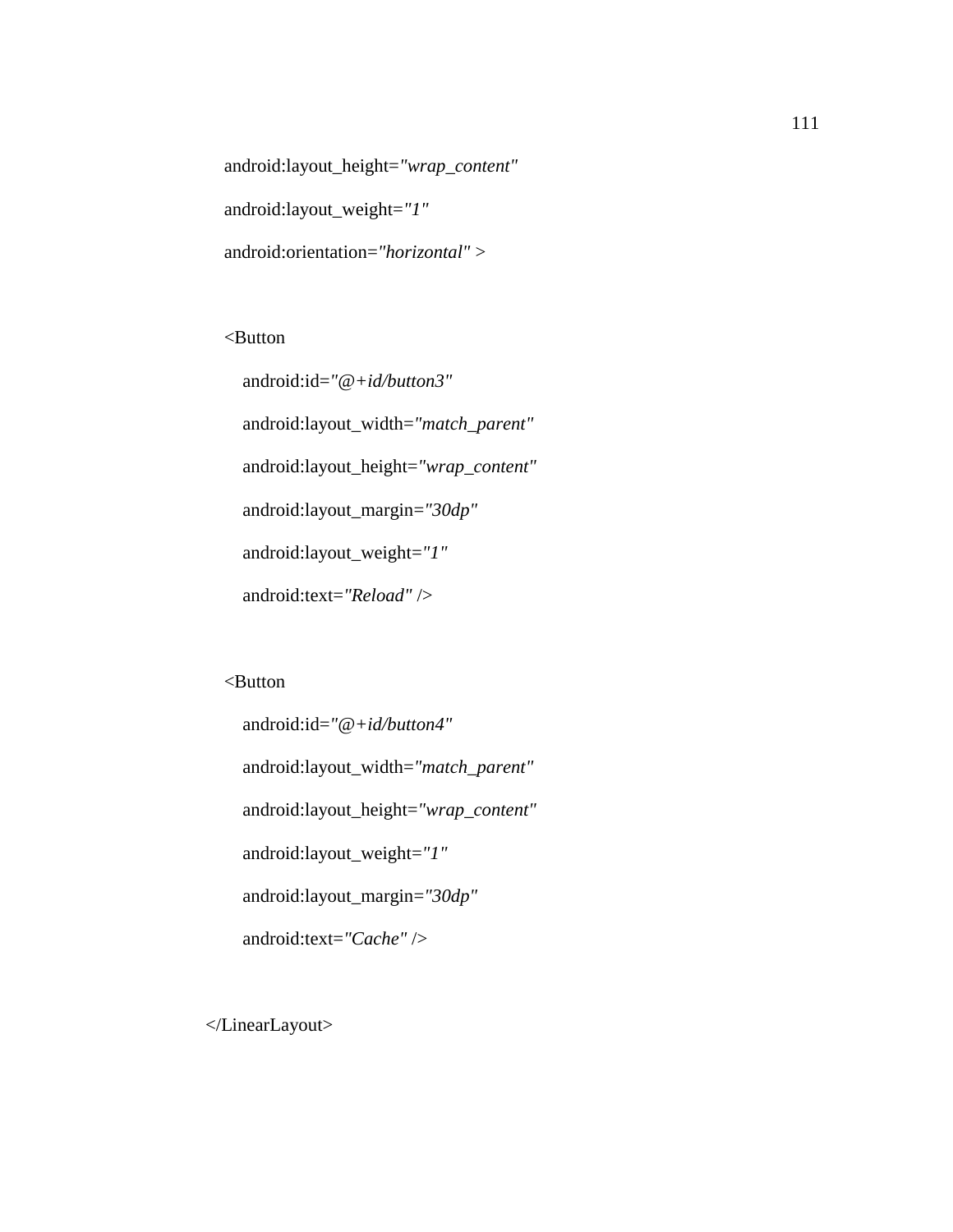```
    android:layout_height="wrap_content"
    android:layout_weight="1"
    android:orientation="horizontal" >

    <Button
        android:id="@+id/button3"
        android:layout_width="match_parent"
        android:layout_height="wrap_content"
        android:layout_margin="30dp"
        android:layout_weight="1"
        android:text="Reload" />

    <Button
        android:id="@+id/button4"
        android:layout_width="match_parent"
        android:layout_height="wrap_content"
        android:layout_weight="1"
        android:layout_margin="30dp"
        android:text="Cache" />

</LinearLayout>
```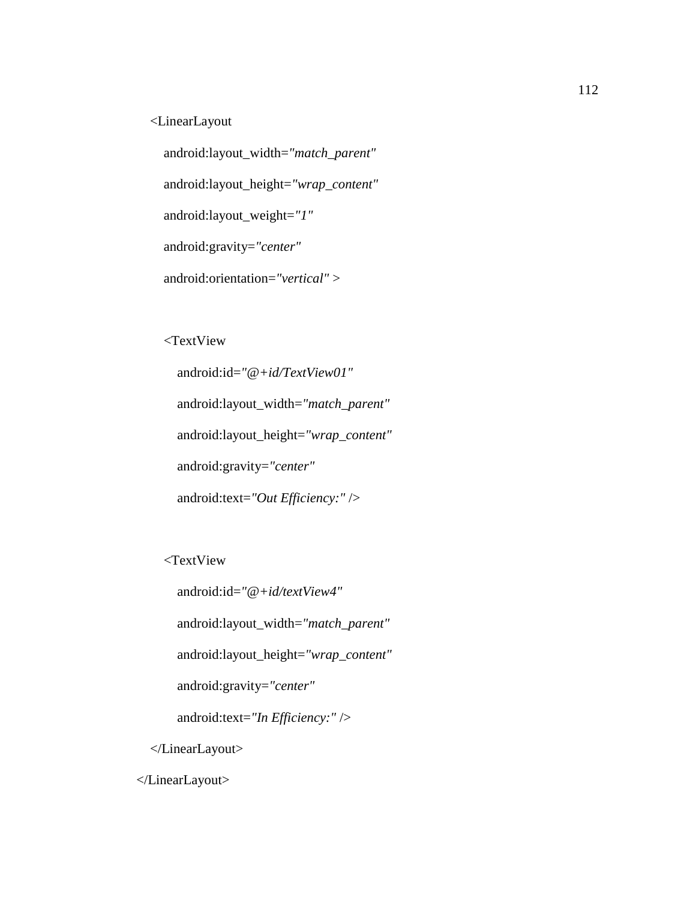```
    <LinearLayout
        android:layout_width="match_parent"
        android:layout_height="wrap_content"
        android:layout_weight="1"
        android:gravity="center"
        android:orientation="vertical" >

        <TextView
            android:id="@+id/TextView01"
            android:layout_width="match_parent"
            android:layout_height="wrap_content"
            android:gravity="center"
            android:text="Out Efficiency:" />

        <TextView
            android:id="@+id/textView4"
            android:layout_width="match_parent"
            android:layout_height="wrap_content"
            android:gravity="center"
            android:text="In Efficiency:" />
    </LinearLayout>
</LinearLayout>
```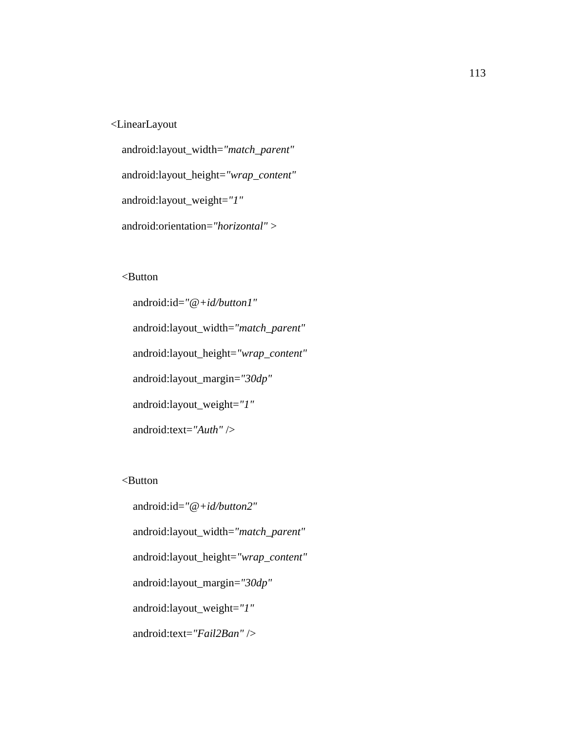```xml
<LinearLayout
    android:layout_width="match_parent"
    android:layout_height="wrap_content"
    android:layout_weight="1"
    android:orientation="horizontal" >

    <Button
        android:id="@+id/button1"
        android:layout_width="match_parent"
        android:layout_height="wrap_content"
        android:layout_margin="30dp"
        android:layout_weight="1"
        android:text="Auth" />

    <Button
        android:id="@+id/button2"
        android:layout_width="match_parent"
        android:layout_height="wrap_content"
        android:layout_margin="30dp"
        android:layout_weight="1"
        android:text="Fail2Ban" />
```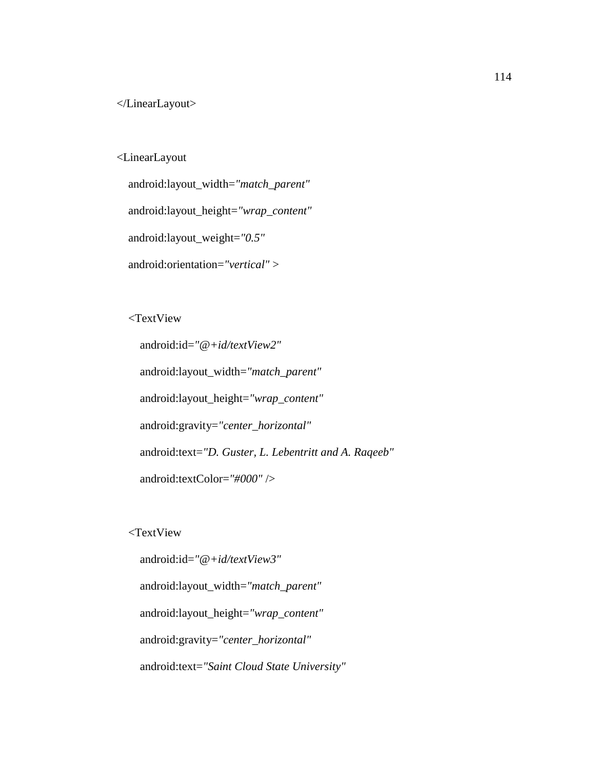```
</LinearLayout>

<LinearLayout
    android:layout_width="match_parent"
    android:layout_height="wrap_content"
    android:layout_weight="0.5"
    android:orientation="vertical" >

    <TextView
        android:id="@+id/textView2"
        android:layout_width="match_parent"
        android:layout_height="wrap_content"
        android:gravity="center_horizontal"
        android:text="D. Guster, L. Lebentritt and A. Raqeeb"
        android:textColor="#000" />

    <TextView
        android:id="@+id/textView3"
        android:layout_width="match_parent"
        android:layout_height="wrap_content"
        android:gravity="center_horizontal"
        android:text="Saint Cloud State University"
```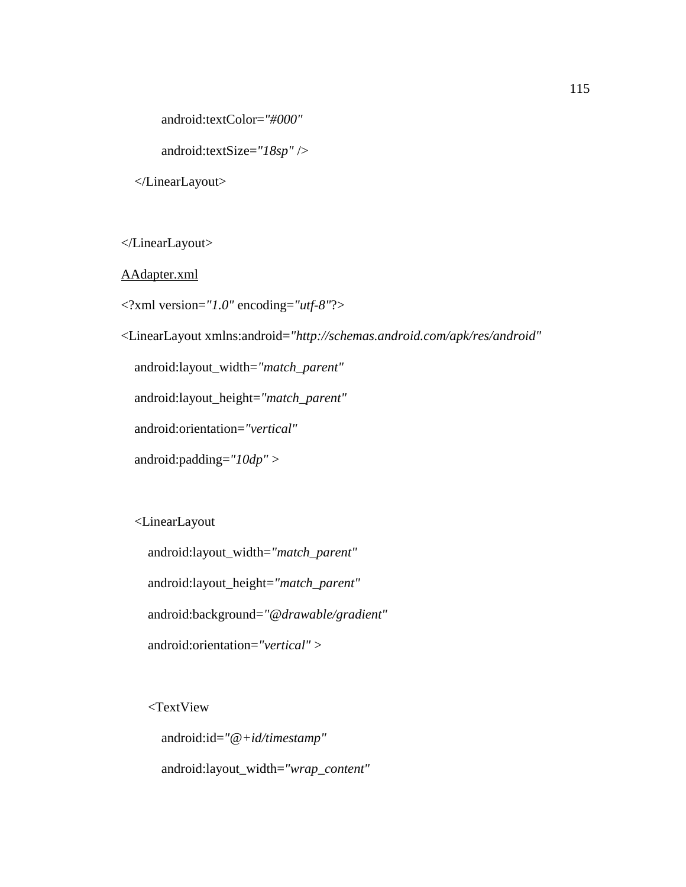```
            android:textColor="#000"
            android:textSize="18sp" />
    </LinearLayout>

</LinearLayout>
```

AAdapter.xml

```
<?xml version="1.0" encoding="utf-8"?>
<LinearLayout xmlns:android="http://schemas.android.com/apk/res/android"
    android:layout_width="match_parent"
    android:layout_height="match_parent"
    android:orientation="vertical"
    android:padding="10dp" >

    <LinearLayout
        android:layout_width="match_parent"
        android:layout_height="match_parent"
        android:background="@drawable/gradient"
        android:orientation="vertical" >

        <TextView
            android:id="@+id/timestamp"
            android:layout_width="wrap_content"
```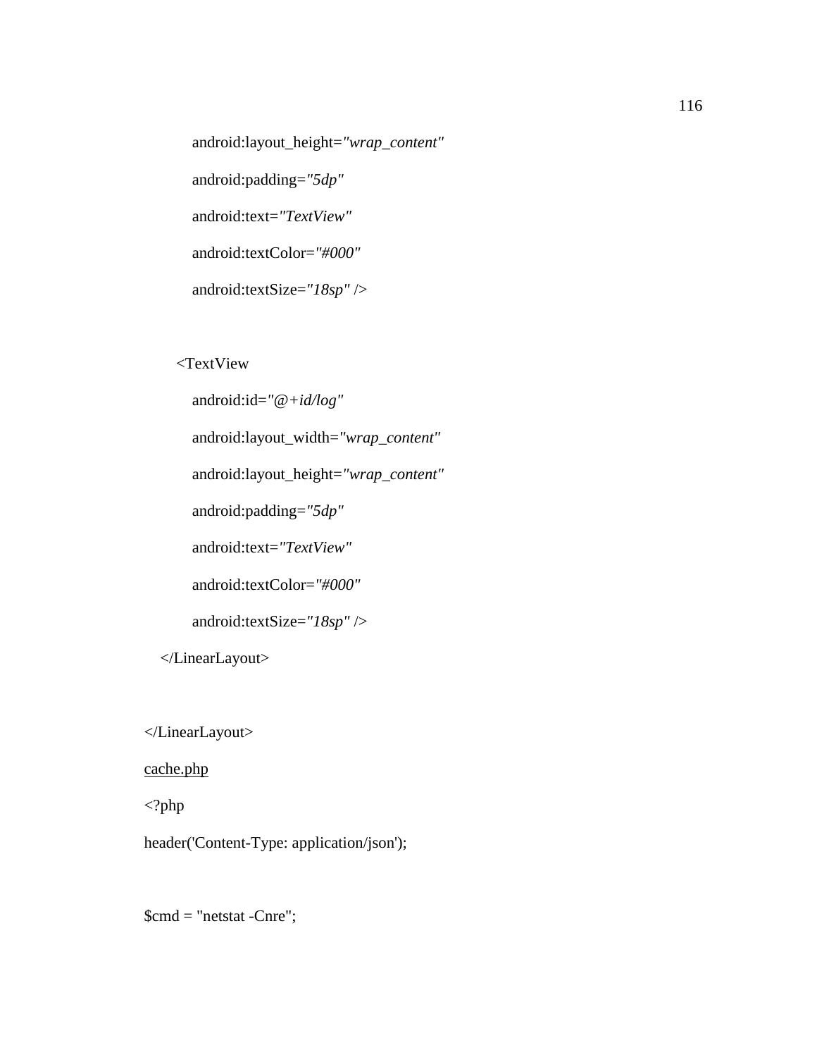```xml
            android:layout_height="wrap_content"
            android:padding="5dp"
            android:text="TextView"
            android:textColor="#000"
            android:textSize="18sp" />

        <TextView
            android:id="@+id/log"
            android:layout_width="wrap_content"
            android:layout_height="wrap_content"
            android:padding="5dp"
            android:text="TextView"
            android:textColor="#000"
            android:textSize="18sp" />
    </LinearLayout>

</LinearLayout>
```

<u>cache.php</u>

```php
<?php
header('Content-Type: application/json');

$cmd = "netstat -Cnre";
```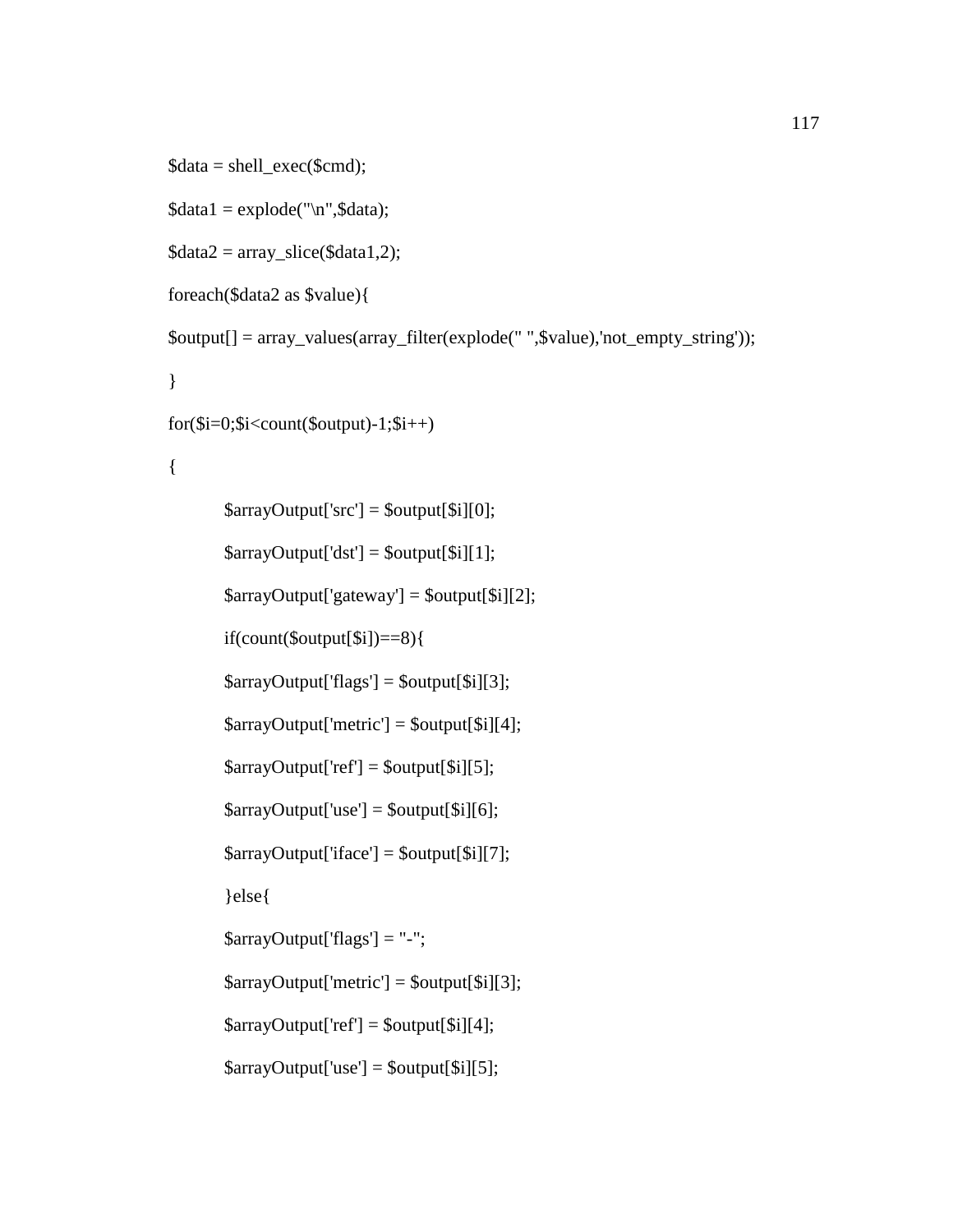```
$data = shell_exec($cmd);
$data1 = explode("\n",$data);
$data2 = array_slice($data1,2);
foreach($data2 as $value){
$output[] = array_values(array_filter(explode(" ",$value),'not_empty_string'));
}
for($i=0;$i<count($output)-1;$i++)
{
        $arrayOutput['src'] = $output[$i][0];
        $arrayOutput['dst'] = $output[$i][1];
        $arrayOutput['gateway'] = $output[$i][2];
        if(count($output[$i])==8){
        $arrayOutput['flags'] = $output[$i][3];
        $arrayOutput['metric'] = $output[$i][4];
        $arrayOutput['ref'] = $output[$i][5];
        $arrayOutput['use'] = $output[$i][6];
        $arrayOutput['iface'] = $output[$i][7];
        }else{
        $arrayOutput['flags'] = "-";
        $arrayOutput['metric'] = $output[$i][3];
        $arrayOutput['ref'] = $output[$i][4];
        $arrayOutput['use'] = $output[$i][5];
```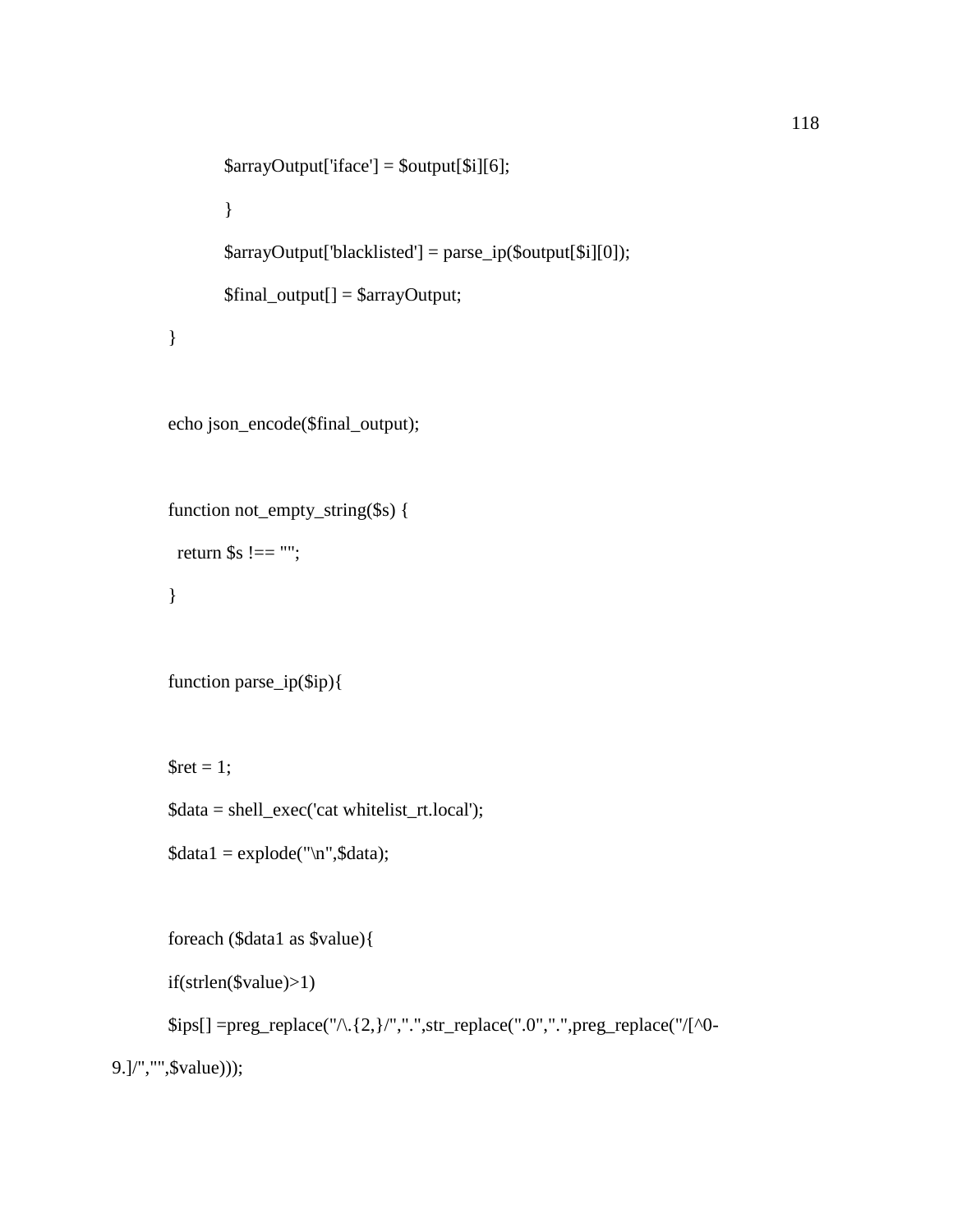```
			$arrayOutput['iface'] = $output[$i][6];
			}
			$arrayOutput['blacklisted'] = parse_ip($output[$i][0]);
			$final_output[] = $arrayOutput;
	}

	echo json_encode($final_output);

	function not_empty_string($s) {
	  return $s !== "";
	}

	function parse_ip($ip){

	$ret = 1;
	$data = shell_exec('cat whitelist_rt.local');
	$data1 = explode("\n",$data);

	foreach ($data1 as $value){
	if(strlen($value)>1)
	$ips[] =preg_replace("/\.{2,}/",".",str_replace(".0",".",preg_replace("/[^0-9.]/","",$value)));
```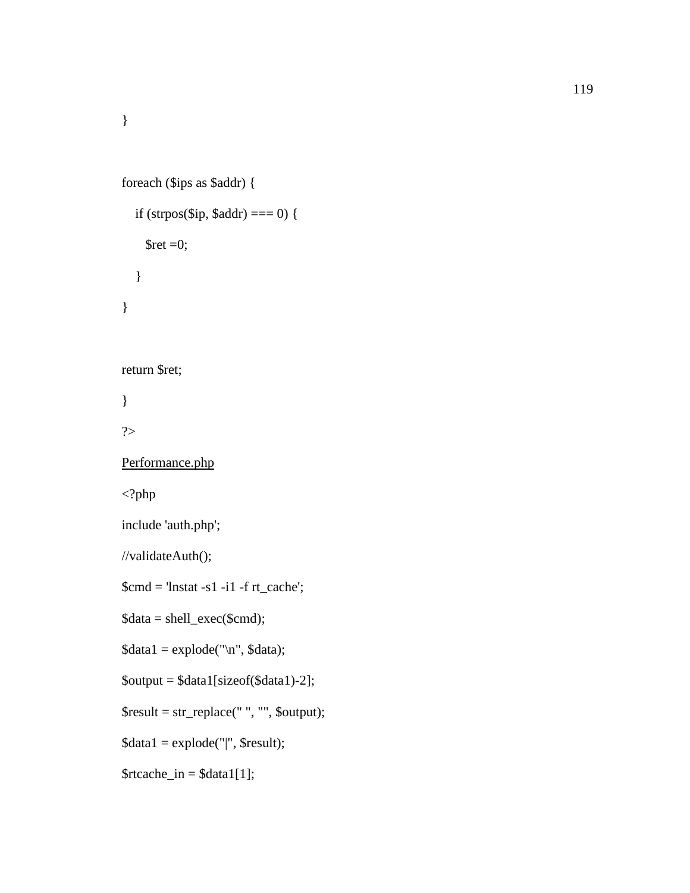```
}

foreach ($ips as $addr) {
    if (strpos($ip, $addr) === 0) {
        $ret =0;
    }
}

return $ret;
}
?>
```

Performance.php

```
<?php
include 'auth.php';
//validateAuth();
$cmd = 'lnstat -s1 -i1 -f rt_cache';
$data = shell_exec($cmd);
$data1 = explode("\n", $data);
$output = $data1[sizeof($data1)-2];
$result = str_replace(" ", "", $output);
$data1 = explode("|", $result);
$rtcache_in = $data1[1];
```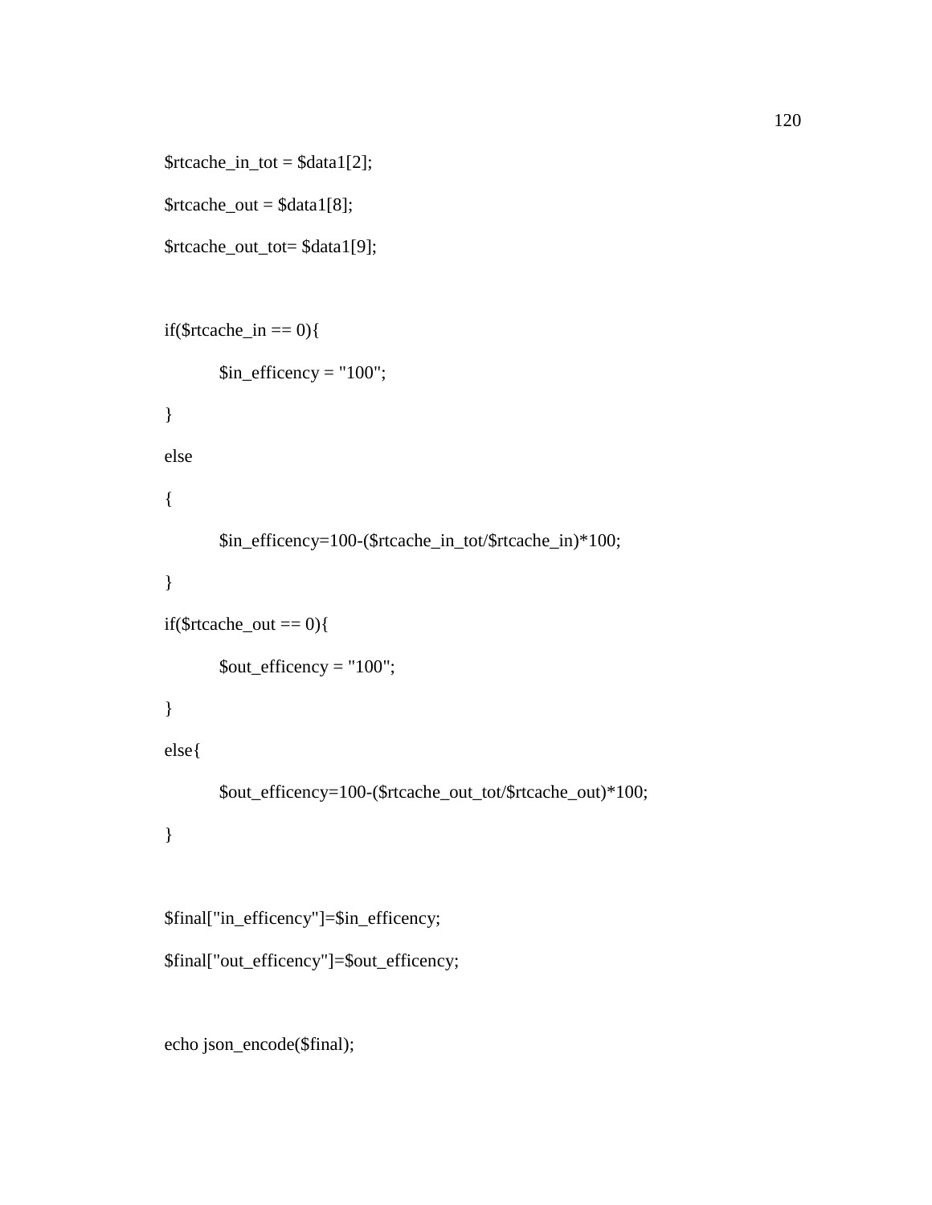```
$rtcache_in_tot = $data1[2];
$rtcache_out = $data1[8];
$rtcache_out_tot= $data1[9];

if($rtcache_in == 0){
        $in_efficency = "100";
}
else
{
        $in_efficency=100-($rtcache_in_tot/$rtcache_in)*100;
}
if($rtcache_out == 0){
        $out_efficency = "100";
}
else{
        $out_efficency=100-($rtcache_out_tot/$rtcache_out)*100;
}

$final["in_efficency"]=$in_efficency;
$final["out_efficency"]=$out_efficency;

echo json_encode($final);
```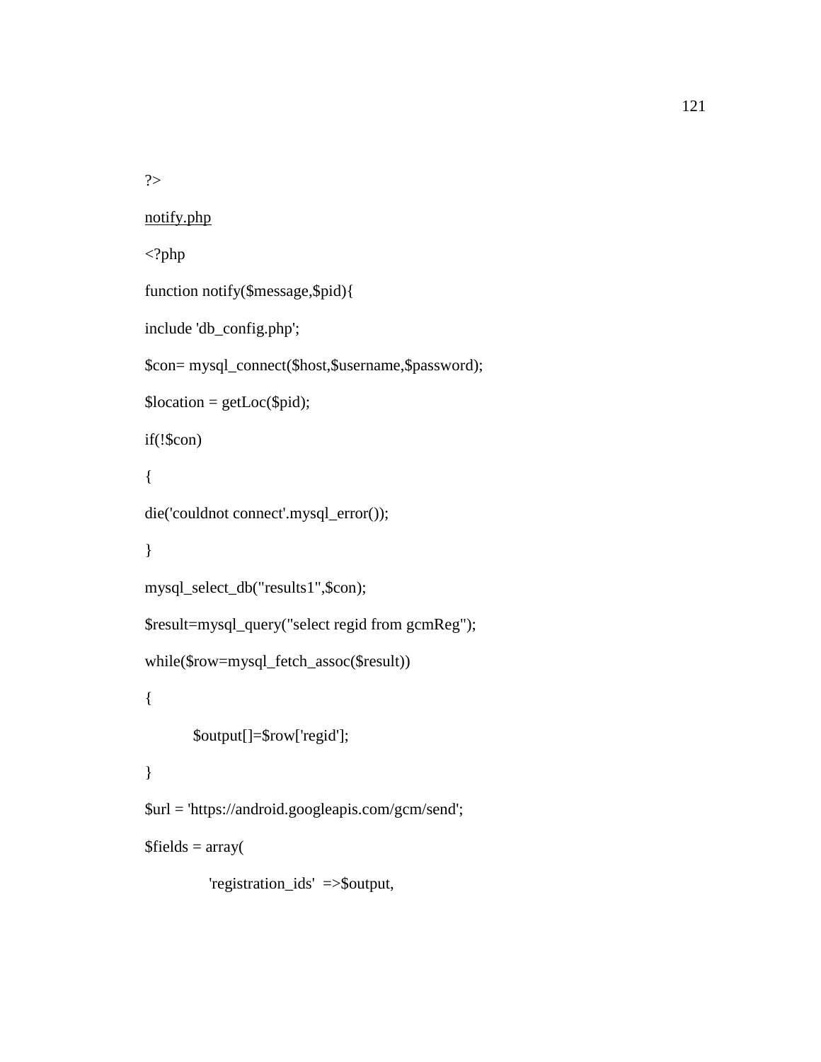```
?>
```

notify.php

```
<?php
function notify($message,$pid){
include 'db_config.php';
$con= mysql_connect($host,$username,$password);
$location = getLoc($pid);
if(!$con)
{
die('couldnot connect'.mysql_error());
}
mysql_select_db("results1",$con);
$result=mysql_query("select regid from gcmReg");
while($row=mysql_fetch_assoc($result))
{
        $output[]=$row['regid'];
}
$url = 'https://android.googleapis.com/gcm/send';
$fields = array(
            'registration_ids'  =>$output,
```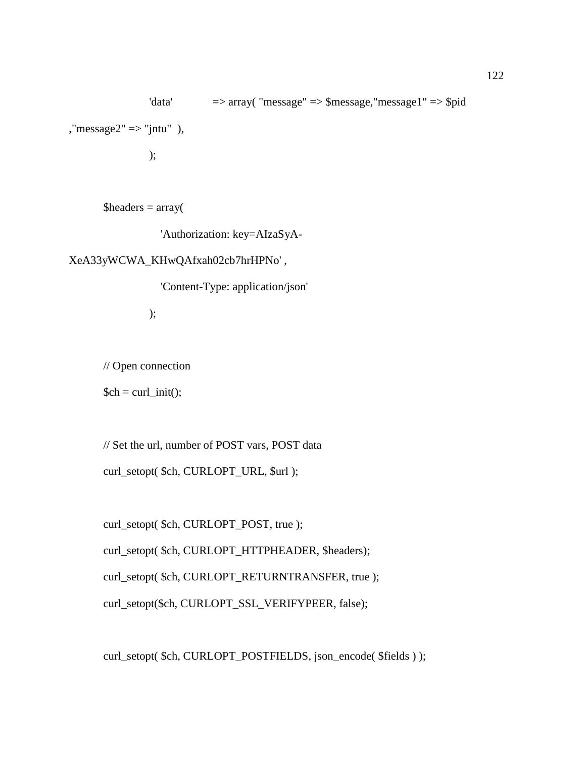```
            'data'          => array( "message" => $message,"message1" => $pid
,"message2" => "jntu"  ),
            );

      $headers = array(
                'Authorization: key=AIzaSyA-
XeA33yWCWA_KHwQAfxah02cb7hrHPNo' ,
                'Content-Type: application/json'
            );

      // Open connection
      $ch = curl_init();

      // Set the url, number of POST vars, POST data
      curl_setopt( $ch, CURLOPT_URL, $url );

      curl_setopt( $ch, CURLOPT_POST, true );
      curl_setopt( $ch, CURLOPT_HTTPHEADER, $headers);
      curl_setopt( $ch, CURLOPT_RETURNTRANSFER, true );
      curl_setopt($ch, CURLOPT_SSL_VERIFYPEER, false);

      curl_setopt( $ch, CURLOPT_POSTFIELDS, json_encode( $fields ) );
```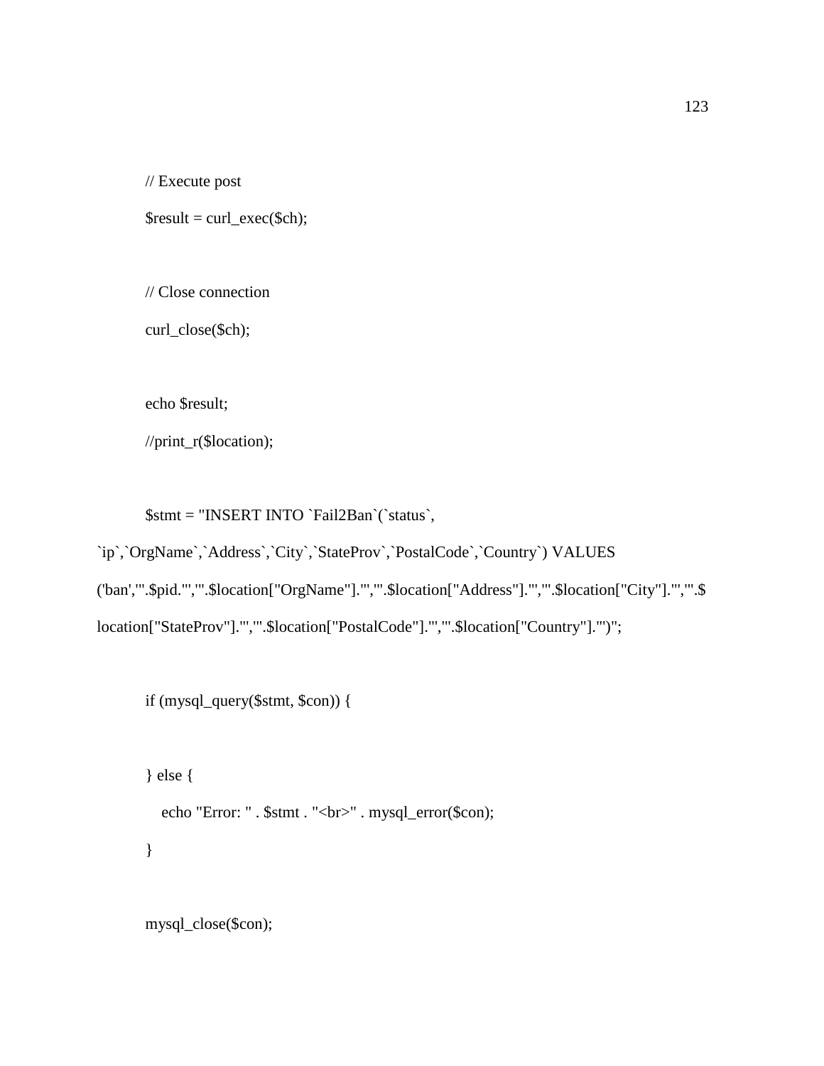```
// Execute post
$result = curl_exec($ch);

// Close connection
curl_close($ch);

echo $result;
//print_r($location);

$stmt = "INSERT INTO `Fail2Ban`(`status`,
`ip`,`OrgName`,`Address`,`City`,`StateProv`,`PostalCode`,`Country`) VALUES
('ban','".$pid."','".$location["OrgName"]."','".$location["Address"]."','".$location["City"]."','".$
location["StateProv"]."','".$location["PostalCode"]."','".$location["Country"]."')";

if (mysql_query($stmt, $con)) {

} else {
   echo "Error: " . $stmt . "<br>" . mysql_error($con);
}

mysql_close($con);
```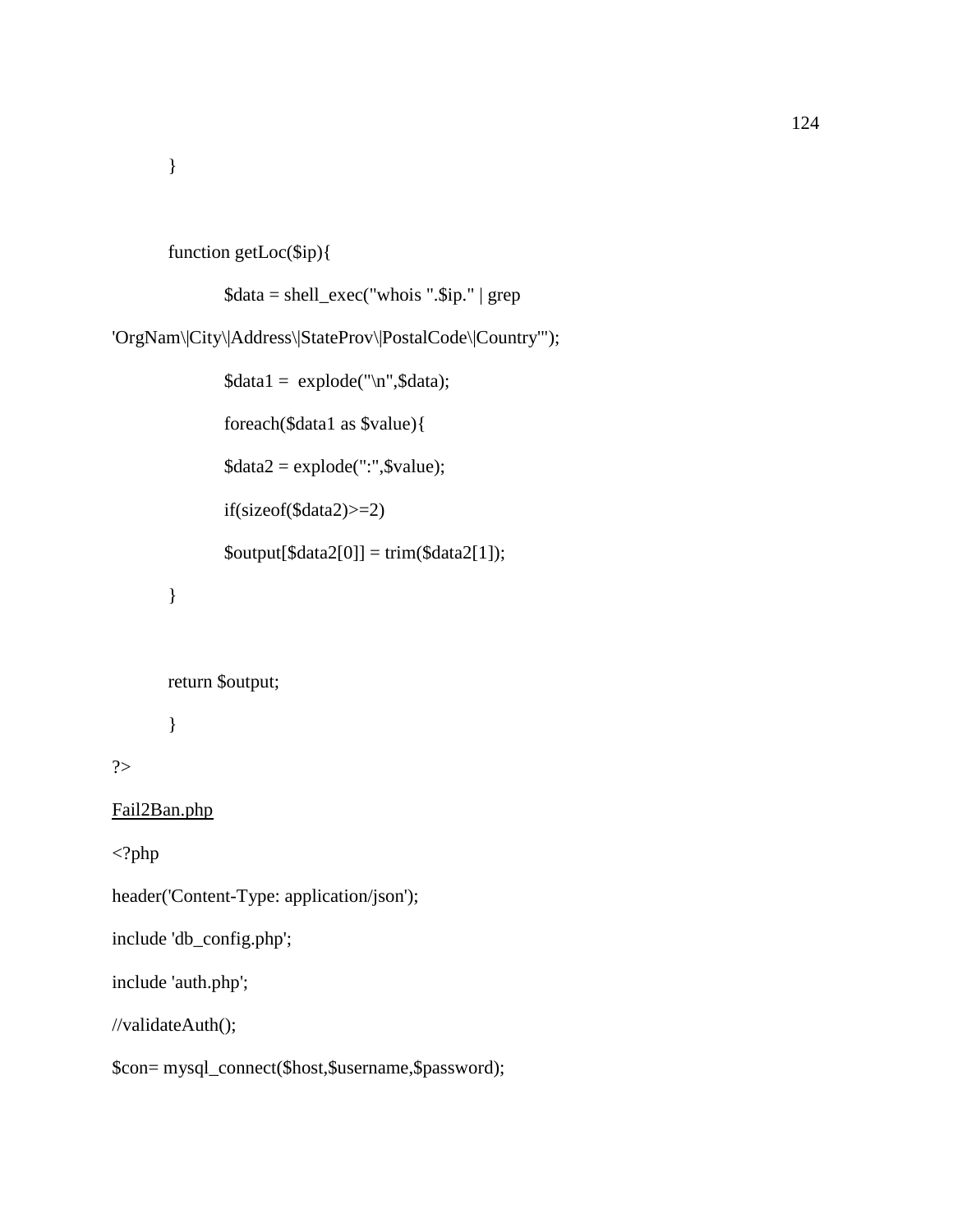```
	}

	function getLoc($ip){
		$data = shell_exec("whois ".$ip." | grep 
'OrgNam\|City\|Address\|StateProv\|PostalCode\|Country'");
		$data1 =  explode("\n",$data);
		foreach($data1 as $value){
		$data2 = explode(":",$value);
		if(sizeof($data2)>=2)
		$output[$data2[0]] = trim($data2[1]);
	}

	return $output;
	}
?>
```

Fail2Ban.php

```
<?php
header('Content-Type: application/json');
include 'db_config.php';
include 'auth.php';
//validateAuth();
$con= mysql_connect($host,$username,$password);
```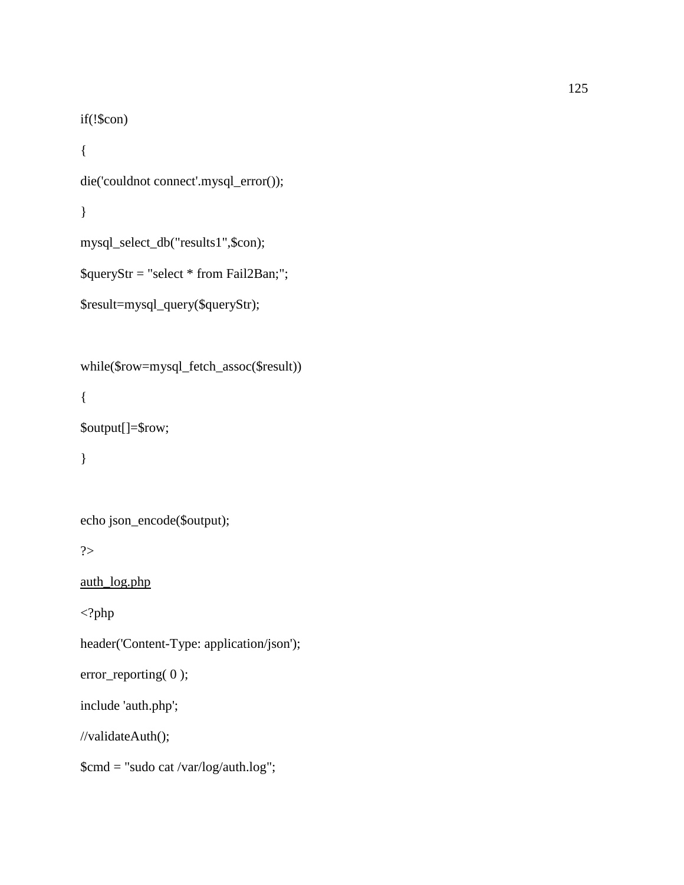```
if(!$con)
{
die('couldnot connect'.mysql_error());
}
mysql_select_db("results1",$con);
$queryStr = "select * from Fail2Ban;";
$result=mysql_query($queryStr);

while($row=mysql_fetch_assoc($result))
{
$output[]=$row;
}

echo json_encode($output);
?>
```

auth_log.php

```
<?php
header('Content-Type: application/json');
error_reporting( 0 );
include 'auth.php';
//validateAuth();
$cmd = "sudo cat /var/log/auth.log";
```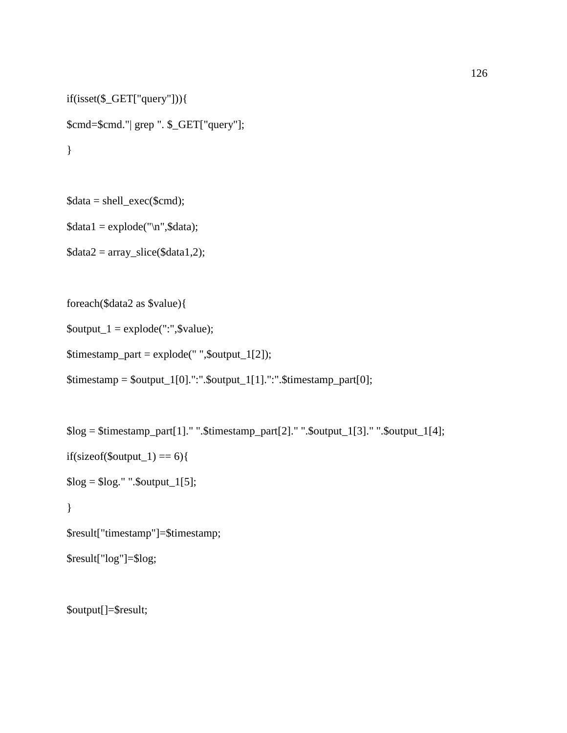```
if(isset($_GET["query"])){
$cmd=$cmd."| grep ". $_GET["query"];
}

$data = shell_exec($cmd);
$data1 = explode("\n",$data);
$data2 = array_slice($data1,2);

foreach($data2 as $value){
$output_1 = explode(":",$value);
$timestamp_part = explode(" ",$output_1[2]);
$timestamp = $output_1[0].":".$output_1[1].":".$timestamp_part[0];

$log = $timestamp_part[1]." ".$timestamp_part[2]." ".$output_1[3]." ".$output_1[4];
if(sizeof($output_1) == 6){
$log = $log." ".$output_1[5];
}
$result["timestamp"]=$timestamp;
$result["log"]=$log;

$output[]=$result;
```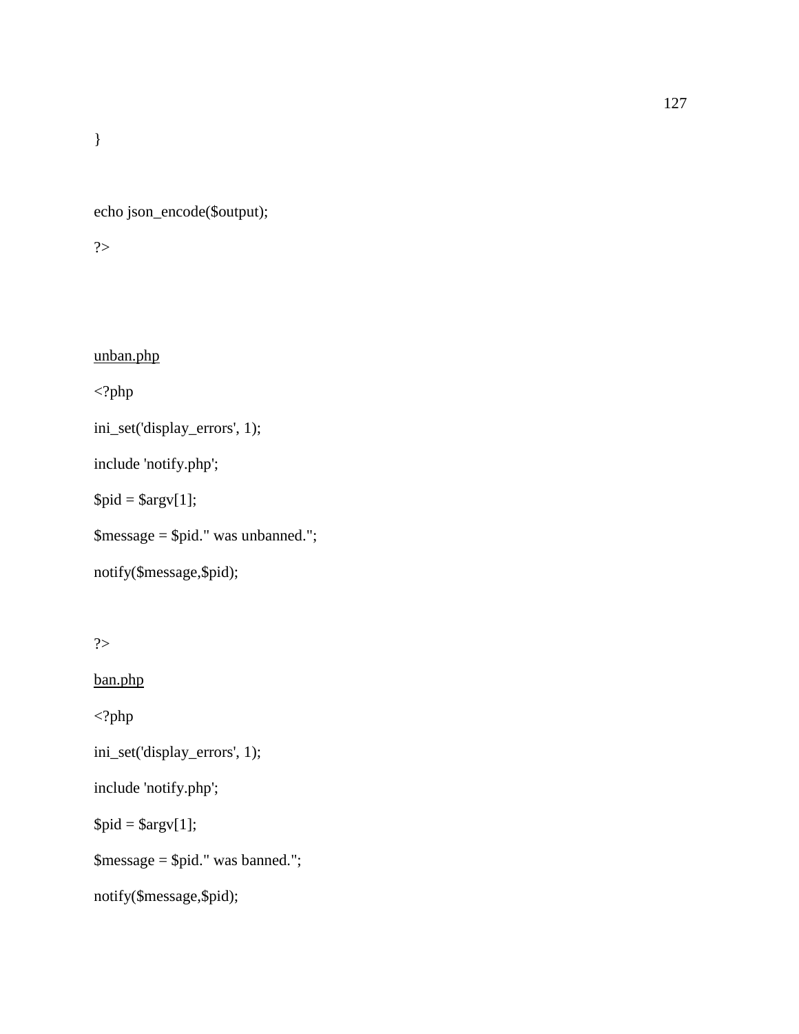```php
}

echo json_encode($output);
?>
```

<u>unban.php</u>

```php
<?php
ini_set('display_errors', 1);
include 'notify.php';
$pid = $argv[1];
$message = $pid." was unbanned.";
notify($message,$pid);

?>
```

<u>ban.php</u>

```php
<?php
ini_set('display_errors', 1);
include 'notify.php';
$pid = $argv[1];
$message = $pid." was banned.";
notify($message,$pid);
```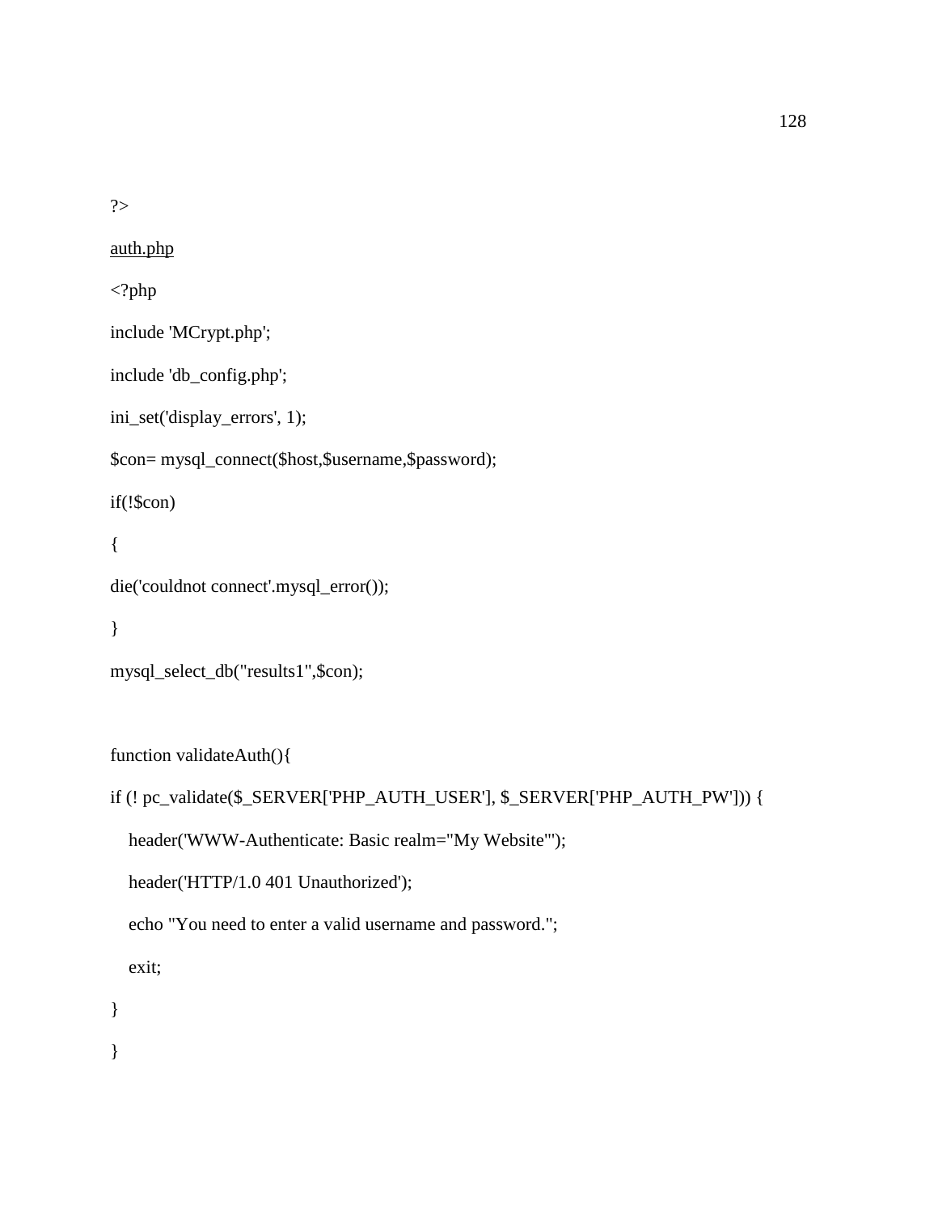```php
?>
```

auth.php

```php
<?php
include 'MCrypt.php';
include 'db_config.php';
ini_set('display_errors', 1);
$con= mysql_connect($host,$username,$password);
if(!$con)
{
die('couldnot connect'.mysql_error());
}
mysql_select_db("results1",$con);

function validateAuth(){
if (! pc_validate($_SERVER['PHP_AUTH_USER'], $_SERVER['PHP_AUTH_PW'])) {
   header('WWW-Authenticate: Basic realm="My Website"');
   header('HTTP/1.0 401 Unauthorized');
   echo "You need to enter a valid username and password.";
   exit;
}
}
```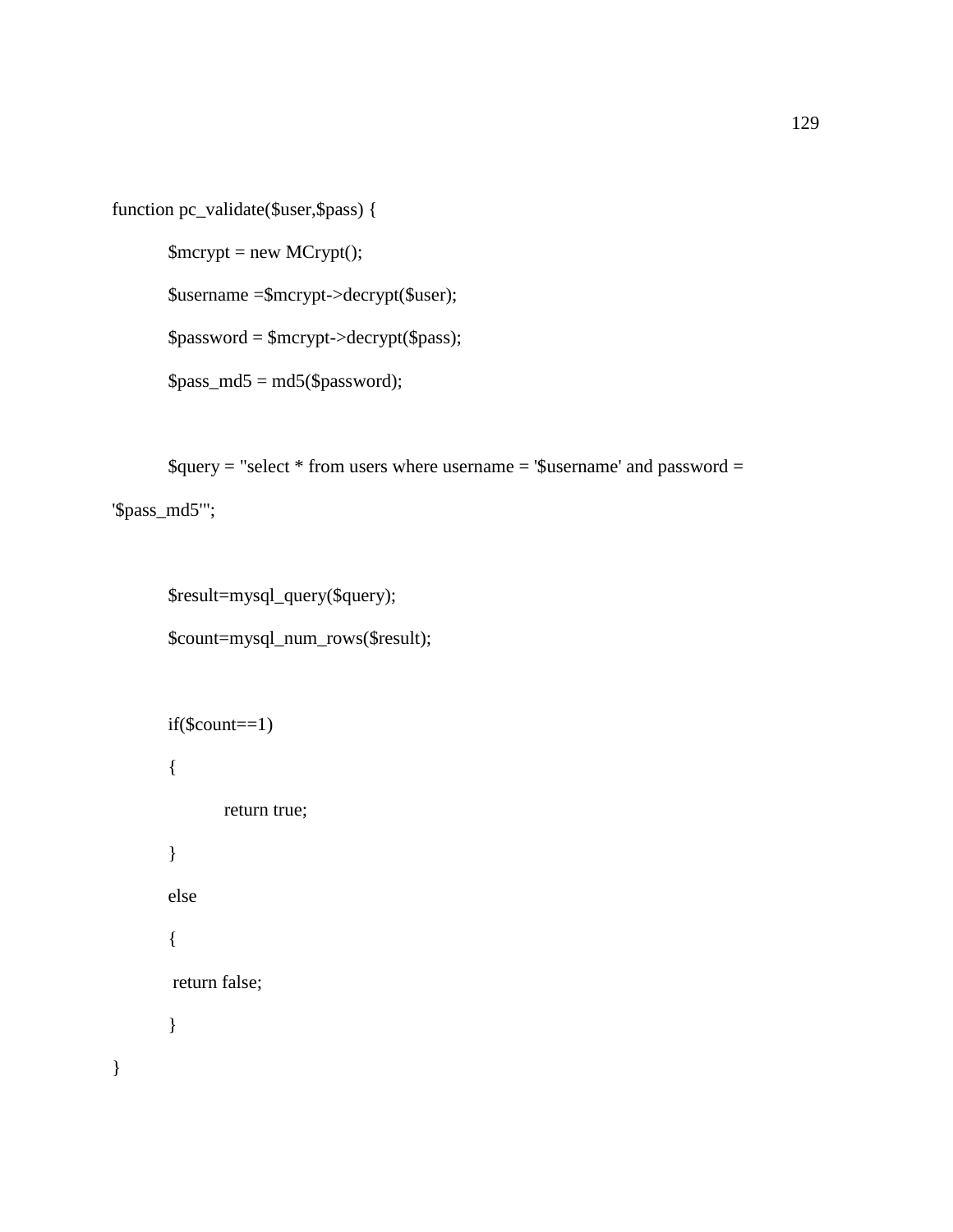```php
function pc_validate($user,$pass) {
	$mcrypt = new MCrypt();
	$username =$mcrypt->decrypt($user);
	$password = $mcrypt->decrypt($pass);
	$pass_md5 = md5($password);

	$query = "select * from users where username = '$username' and password =
'$pass_md5'";

	$result=mysql_query($query);
	$count=mysql_num_rows($result);

	if($count==1)
	{
		return true;
	}
	else
	{
	 return false;
	}
}
```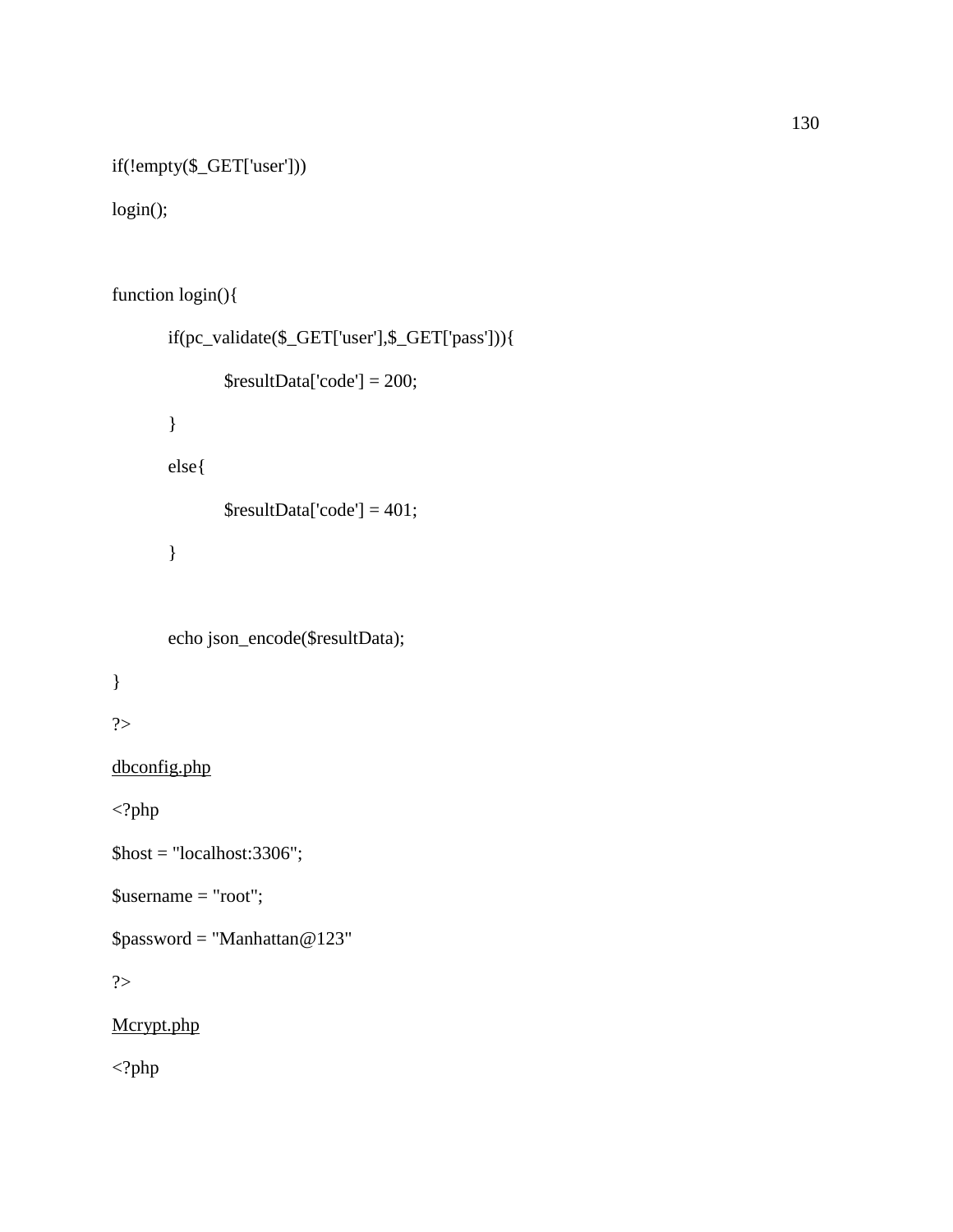```php
if(!empty($_GET['user']))
login();

function login(){
	if(pc_validate($_GET['user'],$_GET['pass'])){
		$resultData['code'] = 200;
	}
	else{
		$resultData['code'] = 401;
	}

	echo json_encode($resultData);
}
?>
```

dbconfig.php

```php
<?php
$host = "localhost:3306";
$username = "root";
$password = "Manhattan@123"
?>
```

Mcrypt.php

```php
<?php
```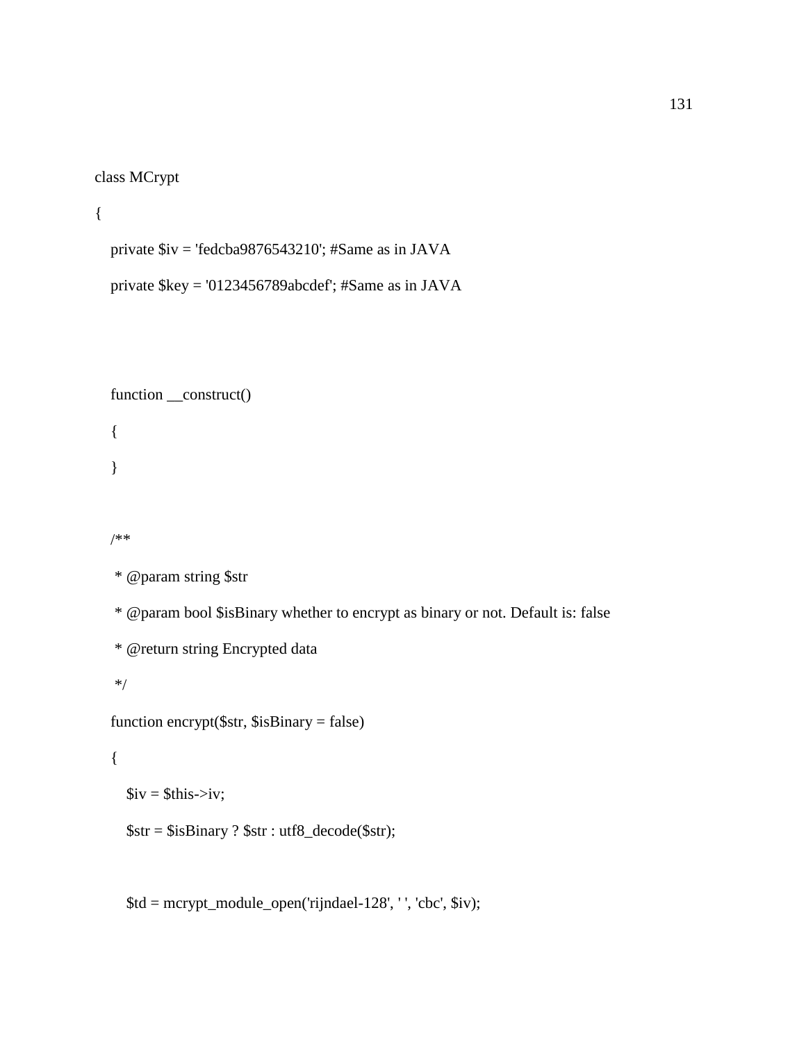```
class MCrypt
{
    private $iv = 'fedcba9876543210'; #Same as in JAVA
    private $key = '0123456789abcdef'; #Same as in JAVA


    function __construct()
    {
    }

    /**
     * @param string $str
     * @param bool $isBinary whether to encrypt as binary or not. Default is: false
     * @return string Encrypted data
     */
    function encrypt($str, $isBinary = false)
    {
        $iv = $this->iv;
        $str = $isBinary ? $str : utf8_decode($str);

        $td = mcrypt_module_open('rijndael-128', ' ', 'cbc', $iv);
```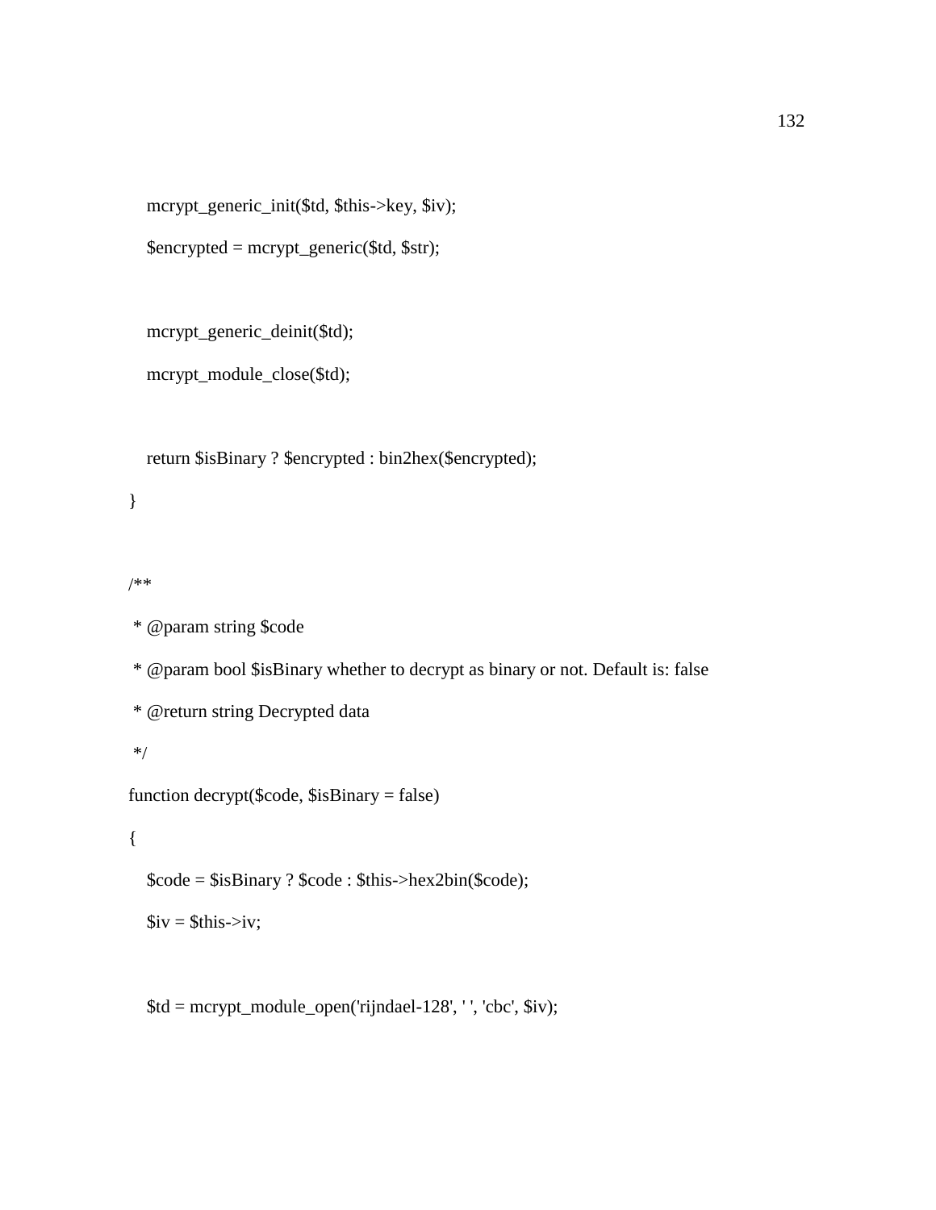```
    mcrypt_generic_init($td, $this->key, $iv);
    $encrypted = mcrypt_generic($td, $str);

    mcrypt_generic_deinit($td);
    mcrypt_module_close($td);

    return $isBinary ? $encrypted : bin2hex($encrypted);
}

/**
 * @param string $code
 * @param bool $isBinary whether to decrypt as binary or not. Default is: false
 * @return string Decrypted data
 */
function decrypt($code, $isBinary = false)
{
    $code = $isBinary ? $code : $this->hex2bin($code);
    $iv = $this->iv;

    $td = mcrypt_module_open('rijndael-128', ' ', 'cbc', $iv);
```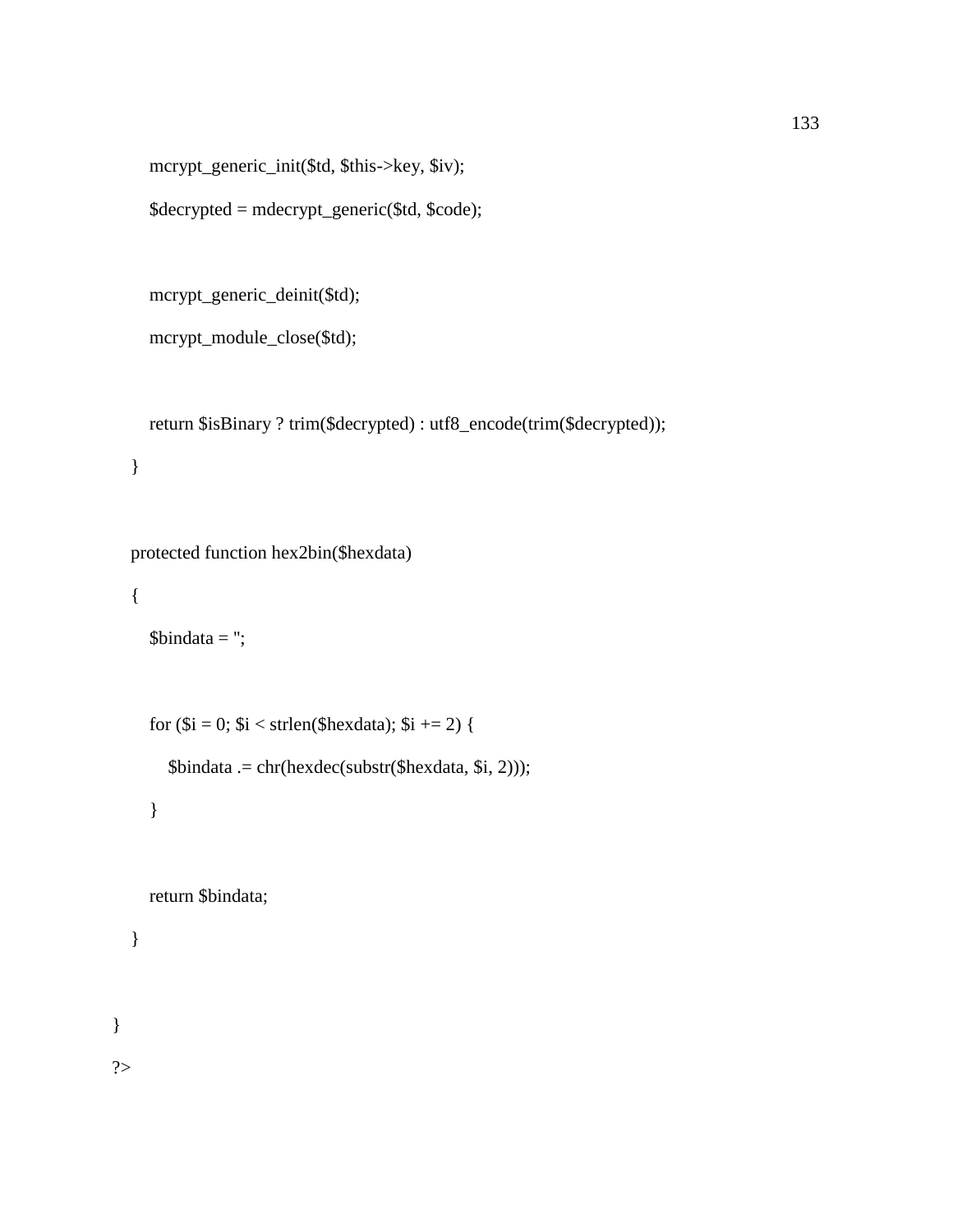```
        mcrypt_generic_init($td, $this->key, $iv);
        $decrypted = mdecrypt_generic($td, $code);

        mcrypt_generic_deinit($td);
        mcrypt_module_close($td);

        return $isBinary ? trim($decrypted) : utf8_encode(trim($decrypted));
    }

    protected function hex2bin($hexdata)
    {
        $bindata = '';

        for ($i = 0; $i < strlen($hexdata); $i += 2) {
            $bindata .= chr(hexdec(substr($hexdata, $i, 2)));
        }

        return $bindata;
    }

}
?>
```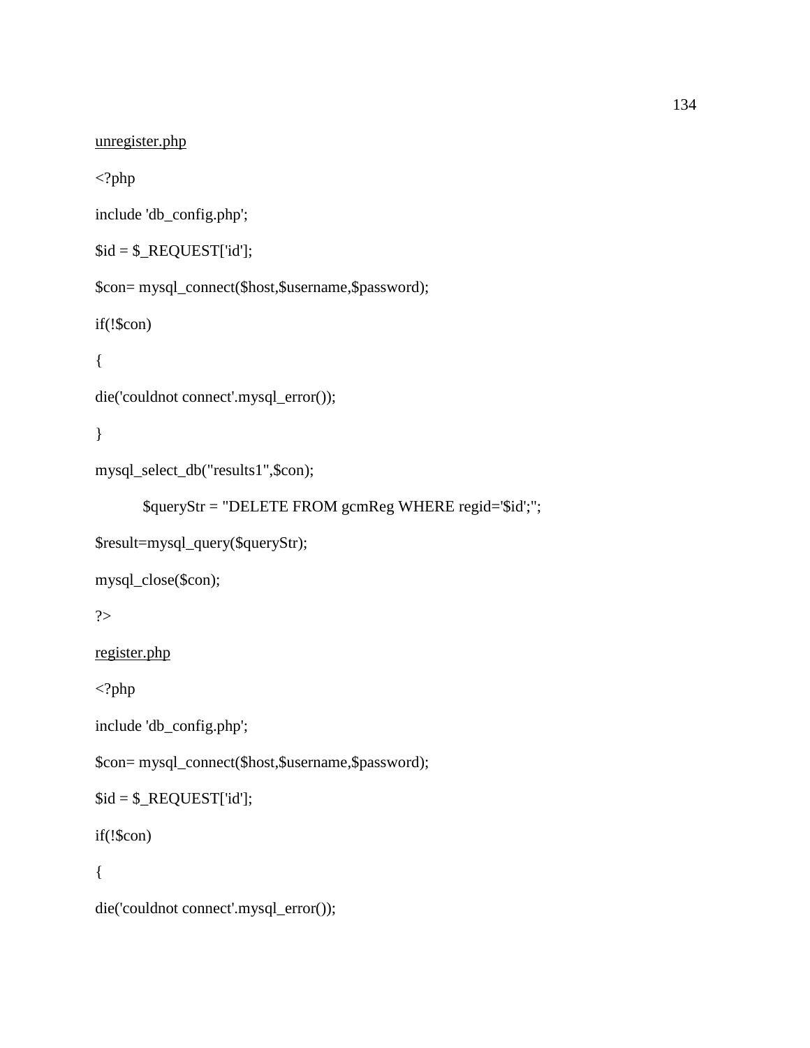unregister.php

```php
<?php
include 'db_config.php';
$id = $_REQUEST['id'];
$con= mysql_connect($host,$username,$password);
if(!$con)
{
die('couldnot connect'.mysql_error());
}
mysql_select_db("results1",$con);
        $queryStr = "DELETE FROM gcmReg WHERE regid='$id';";
$result=mysql_query($queryStr);
mysql_close($con);
?>
```

register.php

```php
<?php
include 'db_config.php';
$con= mysql_connect($host,$username,$password);
$id = $_REQUEST['id'];
if(!$con)
{
die('couldnot connect'.mysql_error());
```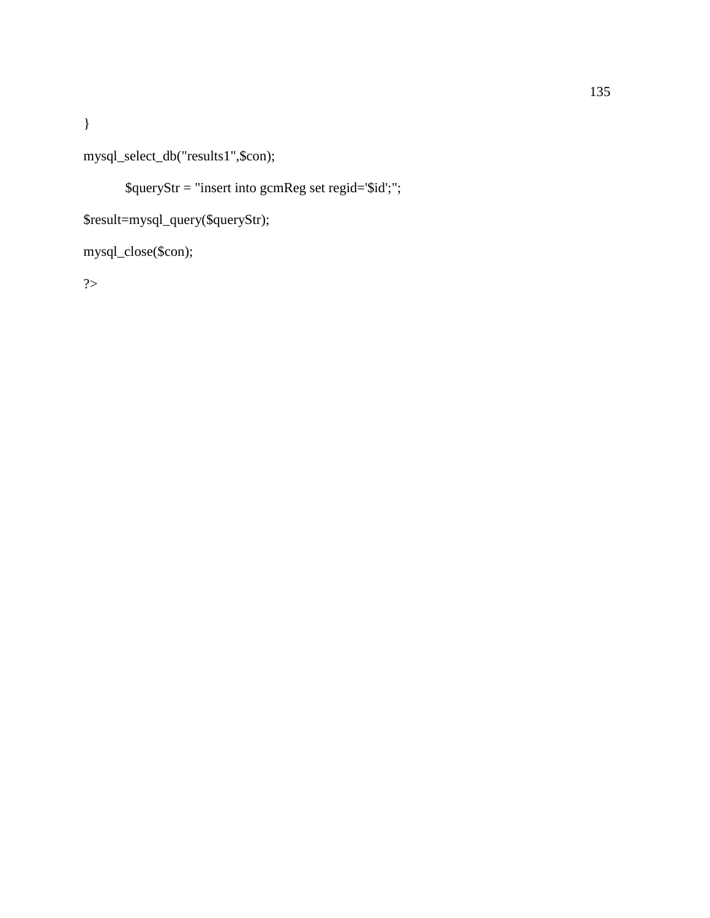```
}

mysql_select_db("results1",$con);

        $queryStr = "insert into gcmReg set regid='$id';";

$result=mysql_query($queryStr);

mysql_close($con);

?>
```